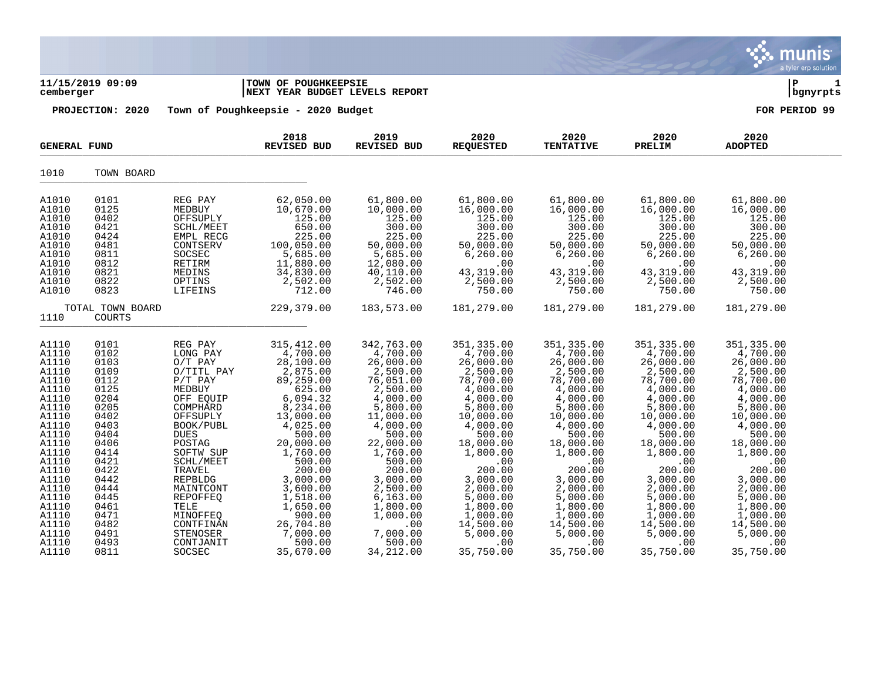**11/15/2019 09:09** | **TOWN OF POUGHKEEPSIE** | **P 1**
**cemberger** | **NEXT YEAR BUDGET LEVELS REPORT** | **bgnyrpts**

**PROJECTION: 2020 Town of Poughkeepsie - 2020 Budget** **FOR PERIOD 99**

| GENERAL FUND | | | 2018 REVISED BUD | 2019 REVISED BUD | 2020 REQUESTED | 2020 TENTATIVE | 2020 PRELIM | 2020 ADOPTED |
|---|---|---|---|---|---|---|---|---|
| 1010 | TOWN BOARD | | | | | | | |
| A1010 | 0101 | REG PAY | 62,050.00 | 61,800.00 | 61,800.00 | 61,800.00 | 61,800.00 | 61,800.00 |
| A1010 | 0125 | MEDBUY | 10,670.00 | 10,000.00 | 16,000.00 | 16,000.00 | 16,000.00 | 16,000.00 |
| A1010 | 0402 | OFFSUPLY | 125.00 | 125.00 | 125.00 | 125.00 | 125.00 | 125.00 |
| A1010 | 0421 | SCHL/MEET | 650.00 | 300.00 | 300.00 | 300.00 | 300.00 | 300.00 |
| A1010 | 0424 | EMPL RECG | 225.00 | 225.00 | 225.00 | 225.00 | 225.00 | 225.00 |
| A1010 | 0481 | CONTSERV | 100,050.00 | 50,000.00 | 50,000.00 | 50,000.00 | 50,000.00 | 50,000.00 |
| A1010 | 0811 | SOCSEC | 5,685.00 | 5,685.00 | 6,260.00 | 6,260.00 | 6,260.00 | 6,260.00 |
| A1010 | 0812 | RETIRM | 11,880.00 | 12,080.00 | .00 | .00 | .00 | .00 |
| A1010 | 0821 | MEDINS | 34,830.00 | 40,110.00 | 43,319.00 | 43,319.00 | 43,319.00 | 43,319.00 |
| A1010 | 0822 | OPTINS | 2,502.00 | 2,502.00 | 2,500.00 | 2,500.00 | 2,500.00 | 2,500.00 |
| A1010 | 0823 | LIFEINS | 712.00 | 746.00 | 750.00 | 750.00 | 750.00 | 750.00 |
| TOTAL TOWN BOARD | | | 229,379.00 | 183,573.00 | 181,279.00 | 181,279.00 | 181,279.00 | 181,279.00 |
| 1110 | COURTS | | | | | | | |
| A1110 | 0101 | REG PAY | 315,412.00 | 342,763.00 | 351,335.00 | 351,335.00 | 351,335.00 | 351,335.00 |
| A1110 | 0102 | LONG PAY | 4,700.00 | 4,700.00 | 4,700.00 | 4,700.00 | 4,700.00 | 4,700.00 |
| A1110 | 0103 | O/T PAY | 28,100.00 | 26,000.00 | 26,000.00 | 26,000.00 | 26,000.00 | 26,000.00 |
| A1110 | 0109 | O/TITL PAY | 2,875.00 | 2,500.00 | 2,500.00 | 2,500.00 | 2,500.00 | 2,500.00 |
| A1110 | 0112 | P/T PAY | 89,259.00 | 76,051.00 | 78,700.00 | 78,700.00 | 78,700.00 | 78,700.00 |
| A1110 | 0125 | MEDBUY | 625.00 | 2,500.00 | 4,000.00 | 4,000.00 | 4,000.00 | 4,000.00 |
| A1110 | 0204 | OFF EQUIP | 6,094.32 | 4,000.00 | 4,000.00 | 4,000.00 | 4,000.00 | 4,000.00 |
| A1110 | 0205 | COMPHARD | 8,234.00 | 5,800.00 | 5,800.00 | 5,800.00 | 5,800.00 | 5,800.00 |
| A1110 | 0402 | OFFSUPLY | 13,000.00 | 11,000.00 | 10,000.00 | 10,000.00 | 10,000.00 | 10,000.00 |
| A1110 | 0403 | BOOK/PUBL | 4,025.00 | 4,000.00 | 4,000.00 | 4,000.00 | 4,000.00 | 4,000.00 |
| A1110 | 0404 | DUES | 500.00 | 500.00 | 500.00 | 500.00 | 500.00 | 500.00 |
| A1110 | 0406 | POSTAG | 20,000.00 | 22,000.00 | 18,000.00 | 18,000.00 | 18,000.00 | 18,000.00 |
| A1110 | 0414 | SOFTW SUP | 1,760.00 | 1,760.00 | 1,800.00 | 1,800.00 | 1,800.00 | 1,800.00 |
| A1110 | 0421 | SCHL/MEET | 500.00 | 500.00 | .00 | .00 | .00 | .00 |
| A1110 | 0422 | TRAVEL | 200.00 | 200.00 | 200.00 | 200.00 | 200.00 | 200.00 |
| A1110 | 0442 | REPBLDG | 3,000.00 | 3,000.00 | 3,000.00 | 3,000.00 | 3,000.00 | 3,000.00 |
| A1110 | 0444 | MAINTCONT | 3,600.00 | 2,500.00 | 2,000.00 | 2,000.00 | 2,000.00 | 2,000.00 |
| A1110 | 0445 | REPOFFEQ | 1,518.00 | 6,163.00 | 5,000.00 | 5,000.00 | 5,000.00 | 5,000.00 |
| A1110 | 0461 | TELE | 1,650.00 | 1,800.00 | 1,800.00 | 1,800.00 | 1,800.00 | 1,800.00 |
| A1110 | 0471 | MINOFFEQ | 900.00 | 1,000.00 | 1,000.00 | 1,000.00 | 1,000.00 | 1,000.00 |
| A1110 | 0482 | CONTFINAN | 26,704.80 | .00 | 14,500.00 | 14,500.00 | 14,500.00 | 14,500.00 |
| A1110 | 0491 | STENOSER | 7,000.00 | 7,000.00 | 5,000.00 | 5,000.00 | 5,000.00 | 5,000.00 |
| A1110 | 0493 | CONTJANIT | 500.00 | 500.00 | .00 | .00 | .00 | .00 |
| A1110 | 0811 | SOCSEC | 35,670.00 | 34,212.00 | 35,750.00 | 35,750.00 | 35,750.00 | 35,750.00 |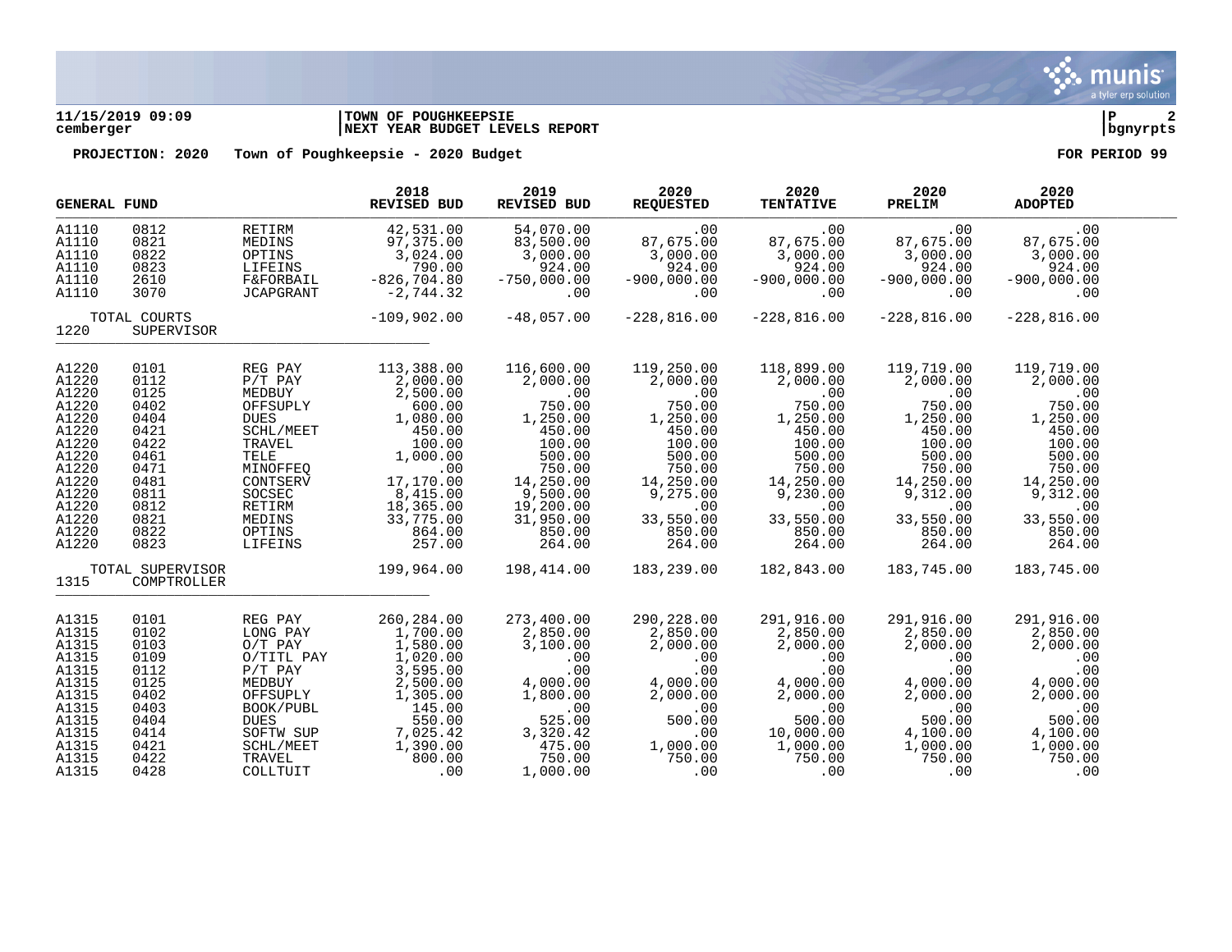**11/15/2019 09:09** | **TOWN OF POUGHKEEPSIE** | **P 2**
**cemberger** | **NEXT YEAR BUDGET LEVELS REPORT** | **bgnyrpts**

**PROJECTION: 2020 Town of Poughkeepsie - 2020 Budget** **FOR PERIOD 99**

| GENERAL FUND | | | 2018 REVISED BUD | 2019 REVISED BUD | 2020 REQUESTED | 2020 TENTATIVE | 2020 PRELIM | 2020 ADOPTED |
|---|---|---|---|---|---|---|---|---|
| A1110 | 0812 | RETIRM | 42,531.00 | 54,070.00 | .00 | .00 | .00 | .00 |
| A1110 | 0821 | MEDINS | 97,375.00 | 83,500.00 | 87,675.00 | 87,675.00 | 87,675.00 | 87,675.00 |
| A1110 | 0822 | OPTINS | 3,024.00 | 3,000.00 | 3,000.00 | 3,000.00 | 3,000.00 | 3,000.00 |
| A1110 | 0823 | LIFEINS | 790.00 | 924.00 | 924.00 | 924.00 | 924.00 | 924.00 |
| A1110 | 2610 | F&FORBAIL | -826,704.80 | -750,000.00 | -900,000.00 | -900,000.00 | -900,000.00 | -900,000.00 |
| A1110 | 3070 | JCAPGRANT | -2,744.32 | .00 | .00 | .00 | .00 | .00 |
| TOTAL COURTS | | | -109,902.00 | -48,057.00 | -228,816.00 | -228,816.00 | -228,816.00 | -228,816.00 |
| 1220 | SUPERVISOR | | | | | | | |
| A1220 | 0101 | REG PAY | 113,388.00 | 116,600.00 | 119,250.00 | 118,899.00 | 119,719.00 | 119,719.00 |
| A1220 | 0112 | P/T PAY | 2,000.00 | 2,000.00 | 2,000.00 | 2,000.00 | 2,000.00 | 2,000.00 |
| A1220 | 0125 | MEDBUY | 2,500.00 | .00 | .00 | .00 | .00 | .00 |
| A1220 | 0402 | OFFSUPLY | 600.00 | 750.00 | 750.00 | 750.00 | 750.00 | 750.00 |
| A1220 | 0404 | DUES | 1,080.00 | 1,250.00 | 1,250.00 | 1,250.00 | 1,250.00 | 1,250.00 |
| A1220 | 0421 | SCHL/MEET | 450.00 | 450.00 | 450.00 | 450.00 | 450.00 | 450.00 |
| A1220 | 0422 | TRAVEL | 100.00 | 100.00 | 100.00 | 100.00 | 100.00 | 100.00 |
| A1220 | 0461 | TELE | 1,000.00 | 500.00 | 500.00 | 500.00 | 500.00 | 500.00 |
| A1220 | 0471 | MINOFFEQ | .00 | 750.00 | 750.00 | 750.00 | 750.00 | 750.00 |
| A1220 | 0481 | CONTSERV | 17,170.00 | 14,250.00 | 14,250.00 | 14,250.00 | 14,250.00 | 14,250.00 |
| A1220 | 0811 | SOCSEC | 8,415.00 | 9,500.00 | 9,275.00 | 9,230.00 | 9,312.00 | 9,312.00 |
| A1220 | 0812 | RETIRM | 18,365.00 | 19,200.00 | .00 | .00 | .00 | .00 |
| A1220 | 0821 | MEDINS | 33,775.00 | 31,950.00 | 33,550.00 | 33,550.00 | 33,550.00 | 33,550.00 |
| A1220 | 0822 | OPTINS | 864.00 | 850.00 | 850.00 | 850.00 | 850.00 | 850.00 |
| A1220 | 0823 | LIFEINS | 257.00 | 264.00 | 264.00 | 264.00 | 264.00 | 264.00 |
| TOTAL SUPERVISOR | | | 199,964.00 | 198,414.00 | 183,239.00 | 182,843.00 | 183,745.00 | 183,745.00 |
| 1315 | COMPTROLLER | | | | | | | |
| A1315 | 0101 | REG PAY | 260,284.00 | 273,400.00 | 290,228.00 | 291,916.00 | 291,916.00 | 291,916.00 |
| A1315 | 0102 | LONG PAY | 1,700.00 | 2,850.00 | 2,850.00 | 2,850.00 | 2,850.00 | 2,850.00 |
| A1315 | 0103 | O/T PAY | 1,580.00 | 3,100.00 | 2,000.00 | 2,000.00 | 2,000.00 | 2,000.00 |
| A1315 | 0109 | O/TITL PAY | 1,020.00 | .00 | .00 | .00 | .00 | .00 |
| A1315 | 0112 | P/T PAY | 3,595.00 | .00 | .00 | .00 | .00 | .00 |
| A1315 | 0125 | MEDBUY | 2,500.00 | 4,000.00 | 4,000.00 | 4,000.00 | 4,000.00 | 4,000.00 |
| A1315 | 0402 | OFFSUPLY | 1,305.00 | 1,800.00 | 2,000.00 | 2,000.00 | 2,000.00 | 2,000.00 |
| A1315 | 0403 | BOOK/PUBL | 145.00 | .00 | .00 | .00 | .00 | .00 |
| A1315 | 0404 | DUES | 550.00 | 525.00 | 500.00 | 500.00 | 500.00 | 500.00 |
| A1315 | 0414 | SOFTW SUP | 7,025.42 | 3,320.42 | .00 | 10,000.00 | 4,100.00 | 4,100.00 |
| A1315 | 0421 | SCHL/MEET | 1,390.00 | 475.00 | 1,000.00 | 1,000.00 | 1,000.00 | 1,000.00 |
| A1315 | 0422 | TRAVEL | 800.00 | 750.00 | 750.00 | 750.00 | 750.00 | 750.00 |
| A1315 | 0428 | COLLTUIT | .00 | 1,000.00 | .00 | .00 | .00 | .00 |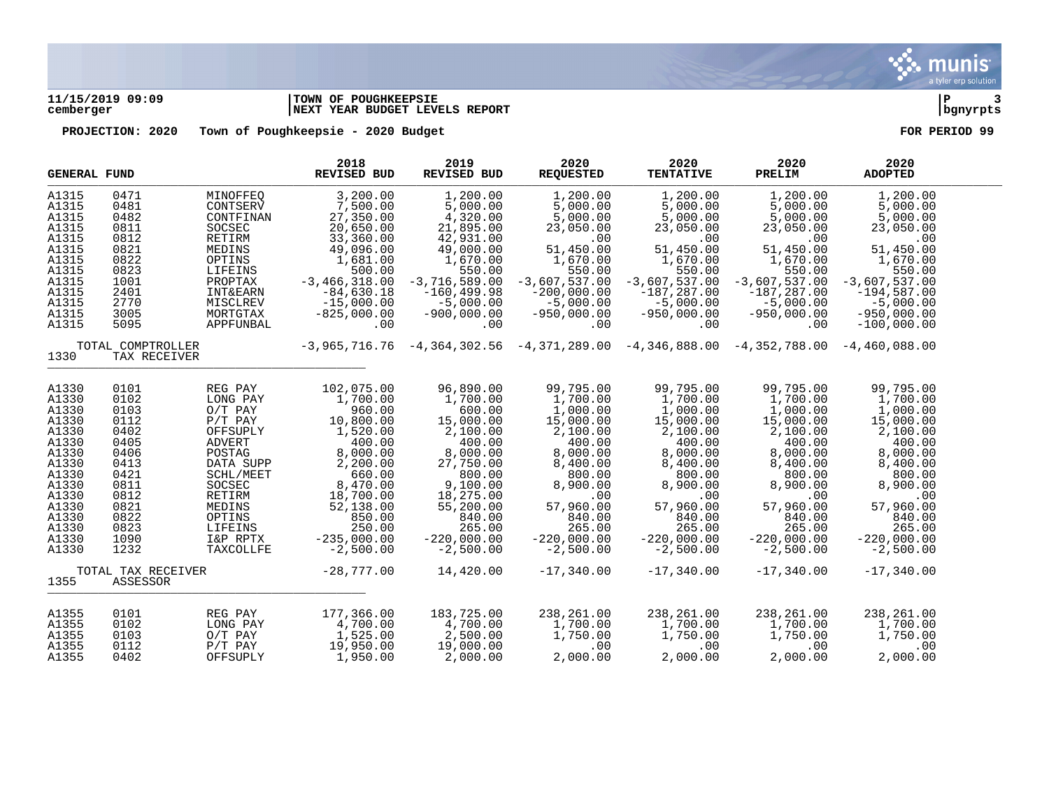**11/15/2019 09:09** | **TOWN OF POUGHKEEPSIE**
**cemberger** | **NEXT YEAR BUDGET LEVELS REPORT** | **bgnyrpts**

**PROJECTION: 2020 Town of Poughkeepsie - 2020 Budget** **FOR PERIOD 99**

| GENERAL FUND | | | 2018 REVISED BUD | 2019 REVISED BUD | 2020 REQUESTED | 2020 TENTATIVE | 2020 PRELIM | 2020 ADOPTED |
|---|---|---|---|---|---|---|---|---|
| A1315 | 0471 | MINOFFEQ | 3,200.00 | 1,200.00 | 1,200.00 | 1,200.00 | 1,200.00 | 1,200.00 |
| A1315 | 0481 | CONTSERV | 7,500.00 | 5,000.00 | 5,000.00 | 5,000.00 | 5,000.00 | 5,000.00 |
| A1315 | 0482 | CONTFINAN | 27,350.00 | 4,320.00 | 5,000.00 | 5,000.00 | 5,000.00 | 5,000.00 |
| A1315 | 0811 | SOCSEC | 20,650.00 | 21,895.00 | 23,050.00 | 23,050.00 | 23,050.00 | 23,050.00 |
| A1315 | 0812 | RETIRM | 33,360.00 | 42,931.00 | .00 | .00 | .00 | .00 |
| A1315 | 0821 | MEDINS | 49,096.00 | 49,000.00 | 51,450.00 | 51,450.00 | 51,450.00 | 51,450.00 |
| A1315 | 0822 | OPTINS | 1,681.00 | 1,670.00 | 1,670.00 | 1,670.00 | 1,670.00 | 1,670.00 |
| A1315 | 0823 | LIFEINS | 500.00 | 550.00 | 550.00 | 550.00 | 550.00 | 550.00 |
| A1315 | 1001 | PROPTAX | -3,466,318.00 | -3,716,589.00 | -3,607,537.00 | -3,607,537.00 | -3,607,537.00 | -3,607,537.00 |
| A1315 | 2401 | INT&EARN | -84,630.18 | -160,499.98 | -200,000.00 | -187,287.00 | -187,287.00 | -194,587.00 |
| A1315 | 2770 | MISCLREV | -15,000.00 | -5,000.00 | -5,000.00 | -5,000.00 | -5,000.00 | -5,000.00 |
| A1315 | 3005 | MORTGTAX | -825,000.00 | -900,000.00 | -950,000.00 | -950,000.00 | -950,000.00 | -950,000.00 |
| A1315 | 5095 | APPFUNBAL | .00 | .00 | .00 | .00 | .00 | -100,000.00 |
| | TOTAL COMPTROLLER | | -3,965,716.76 | -4,364,302.56 | -4,371,289.00 | -4,346,888.00 | -4,352,788.00 | -4,460,088.00 |
| 1330 | TAX RECEIVER | | | | | | | |
| A1330 | 0101 | REG PAY | 102,075.00 | 96,890.00 | 99,795.00 | 99,795.00 | 99,795.00 | 99,795.00 |
| A1330 | 0102 | LONG PAY | 1,700.00 | 1,700.00 | 1,700.00 | 1,700.00 | 1,700.00 | 1,700.00 |
| A1330 | 0103 | O/T PAY | 960.00 | 600.00 | 1,000.00 | 1,000.00 | 1,000.00 | 1,000.00 |
| A1330 | 0112 | P/T PAY | 10,800.00 | 15,000.00 | 15,000.00 | 15,000.00 | 15,000.00 | 15,000.00 |
| A1330 | 0402 | OFFSUPLY | 1,520.00 | 2,100.00 | 2,100.00 | 2,100.00 | 2,100.00 | 2,100.00 |
| A1330 | 0405 | ADVERT | 400.00 | 400.00 | 400.00 | 400.00 | 400.00 | 400.00 |
| A1330 | 0406 | POSTAG | 8,000.00 | 8,000.00 | 8,000.00 | 8,000.00 | 8,000.00 | 8,000.00 |
| A1330 | 0413 | DATA SUPP | 2,200.00 | 27,750.00 | 8,400.00 | 8,400.00 | 8,400.00 | 8,400.00 |
| A1330 | 0421 | SCHL/MEET | 660.00 | 800.00 | 800.00 | 800.00 | 800.00 | 800.00 |
| A1330 | 0811 | SOCSEC | 8,470.00 | 9,100.00 | 8,900.00 | 8,900.00 | 8,900.00 | 8,900.00 |
| A1330 | 0812 | RETIRM | 18,700.00 | 18,275.00 | .00 | .00 | .00 | .00 |
| A1330 | 0821 | MEDINS | 52,138.00 | 55,200.00 | 57,960.00 | 57,960.00 | 57,960.00 | 57,960.00 |
| A1330 | 0822 | OPTINS | 850.00 | 840.00 | 840.00 | 840.00 | 840.00 | 840.00 |
| A1330 | 0823 | LIFEINS | 250.00 | 265.00 | 265.00 | 265.00 | 265.00 | 265.00 |
| A1330 | 1090 | I&P RPTX | -235,000.00 | -220,000.00 | -220,000.00 | -220,000.00 | -220,000.00 | -220,000.00 |
| A1330 | 1232 | TAXCOLLFE | -2,500.00 | -2,500.00 | -2,500.00 | -2,500.00 | -2,500.00 | -2,500.00 |
| | TOTAL TAX RECEIVER | | -28,777.00 | 14,420.00 | -17,340.00 | -17,340.00 | -17,340.00 | -17,340.00 |
| 1355 | ASSESSOR | | | | | | | |
| A1355 | 0101 | REG PAY | 177,366.00 | 183,725.00 | 238,261.00 | 238,261.00 | 238,261.00 | 238,261.00 |
| A1355 | 0102 | LONG PAY | 4,700.00 | 4,700.00 | 1,700.00 | 1,700.00 | 1,700.00 | 1,700.00 |
| A1355 | 0103 | O/T PAY | 1,525.00 | 2,500.00 | 1,750.00 | 1,750.00 | 1,750.00 | 1,750.00 |
| A1355 | 0112 | P/T PAY | 19,950.00 | 19,000.00 | .00 | .00 | .00 | .00 |
| A1355 | 0402 | OFFSUPLY | 1,950.00 | 2,000.00 | 2,000.00 | 2,000.00 | 2,000.00 | 2,000.00 |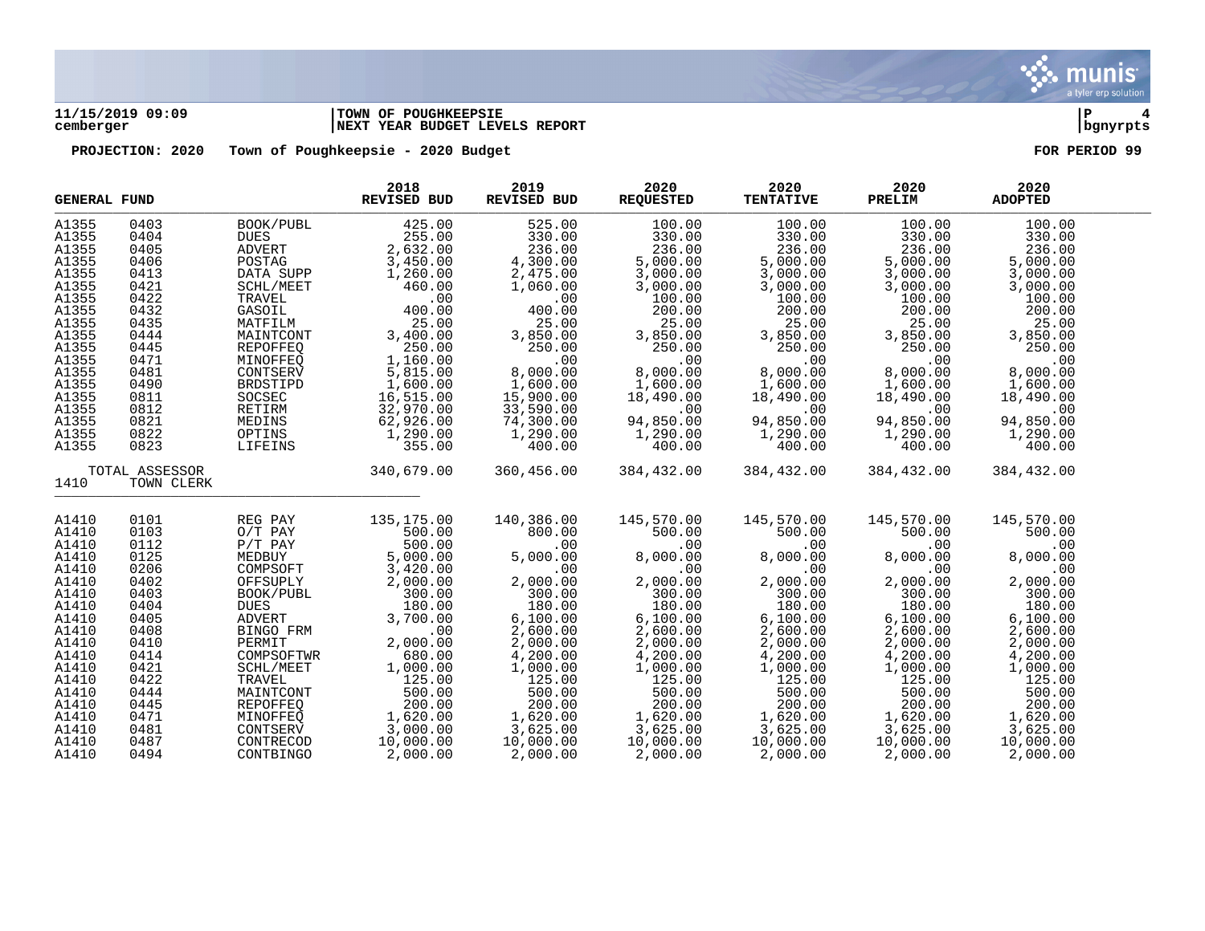**11/15/2019 09:09** | **TOWN OF POUGHKEEPSIE** | **P 4**
**cemberger** | **NEXT YEAR BUDGET LEVELS REPORT** | **bgnyrpts**

**PROJECTION: 2020 Town of Poughkeepsie - 2020 Budget** **FOR PERIOD 99**

| GENERAL FUND | | | 2018 REVISED BUD | 2019 REVISED BUD | 2020 REQUESTED | 2020 TENTATIVE | 2020 PRELIM | 2020 ADOPTED |
|---|---|---|---|---|---|---|---|---|
| A1355 | 0403 | BOOK/PUBL | 425.00 | 525.00 | 100.00 | 100.00 | 100.00 | 100.00 |
| A1355 | 0404 | DUES | 255.00 | 330.00 | 330.00 | 330.00 | 330.00 | 330.00 |
| A1355 | 0405 | ADVERT | 2,632.00 | 236.00 | 236.00 | 236.00 | 236.00 | 236.00 |
| A1355 | 0406 | POSTAG | 3,450.00 | 4,300.00 | 5,000.00 | 5,000.00 | 5,000.00 | 5,000.00 |
| A1355 | 0413 | DATA SUPP | 1,260.00 | 2,475.00 | 3,000.00 | 3,000.00 | 3,000.00 | 3,000.00 |
| A1355 | 0421 | SCHL/MEET | 460.00 | 1,060.00 | 3,000.00 | 3,000.00 | 3,000.00 | 3,000.00 |
| A1355 | 0422 | TRAVEL | .00 | .00 | 100.00 | 100.00 | 100.00 | 100.00 |
| A1355 | 0432 | GASOIL | 400.00 | 400.00 | 200.00 | 200.00 | 200.00 | 200.00 |
| A1355 | 0435 | MATFILM | 25.00 | 25.00 | 25.00 | 25.00 | 25.00 | 25.00 |
| A1355 | 0444 | MAINTCONT | 3,400.00 | 3,850.00 | 3,850.00 | 3,850.00 | 3,850.00 | 3,850.00 |
| A1355 | 0445 | REPOFFEQ | 250.00 | 250.00 | 250.00 | 250.00 | 250.00 | 250.00 |
| A1355 | 0471 | MINOFFEQ | 1,160.00 | .00 | .00 | .00 | .00 | .00 |
| A1355 | 0481 | CONTSERV | 5,815.00 | 8,000.00 | 8,000.00 | 8,000.00 | 8,000.00 | 8,000.00 |
| A1355 | 0490 | BRDSTIPD | 1,600.00 | 1,600.00 | 1,600.00 | 1,600.00 | 1,600.00 | 1,600.00 |
| A1355 | 0811 | SOCSEC | 16,515.00 | 15,900.00 | 18,490.00 | 18,490.00 | 18,490.00 | 18,490.00 |
| A1355 | 0812 | RETIRM | 32,970.00 | 33,590.00 | .00 | .00 | .00 | .00 |
| A1355 | 0821 | MEDINS | 62,926.00 | 74,300.00 | 94,850.00 | 94,850.00 | 94,850.00 | 94,850.00 |
| A1355 | 0822 | OPTINS | 1,290.00 | 1,290.00 | 1,290.00 | 1,290.00 | 1,290.00 | 1,290.00 |
| A1355 | 0823 | LIFEINS | 355.00 | 400.00 | 400.00 | 400.00 | 400.00 | 400.00 |
| TOTAL ASSESSOR | | | 340,679.00 | 360,456.00 | 384,432.00 | 384,432.00 | 384,432.00 | 384,432.00 |
| 1410 | TOWN CLERK | | | | | | | |
| A1410 | 0101 | REG PAY | 135,175.00 | 140,386.00 | 145,570.00 | 145,570.00 | 145,570.00 | 145,570.00 |
| A1410 | 0103 | O/T PAY | 500.00 | 800.00 | 500.00 | 500.00 | 500.00 | 500.00 |
| A1410 | 0112 | P/T PAY | 500.00 | .00 | .00 | .00 | .00 | .00 |
| A1410 | 0125 | MEDBUY | 5,000.00 | 5,000.00 | 8,000.00 | 8,000.00 | 8,000.00 | 8,000.00 |
| A1410 | 0206 | COMPSOFT | 3,420.00 | .00 | .00 | .00 | .00 | .00 |
| A1410 | 0402 | OFFSUPLY | 2,000.00 | 2,000.00 | 2,000.00 | 2,000.00 | 2,000.00 | 2,000.00 |
| A1410 | 0403 | BOOK/PUBL | 300.00 | 300.00 | 300.00 | 300.00 | 300.00 | 300.00 |
| A1410 | 0404 | DUES | 180.00 | 180.00 | 180.00 | 180.00 | 180.00 | 180.00 |
| A1410 | 0405 | ADVERT | 3,700.00 | 6,100.00 | 6,100.00 | 6,100.00 | 6,100.00 | 6,100.00 |
| A1410 | 0408 | BINGO FRM | .00 | 2,600.00 | 2,600.00 | 2,600.00 | 2,600.00 | 2,600.00 |
| A1410 | 0410 | PERMIT | 2,000.00 | 2,000.00 | 2,000.00 | 2,000.00 | 2,000.00 | 2,000.00 |
| A1410 | 0414 | COMPSOFTWR | 680.00 | 4,200.00 | 4,200.00 | 4,200.00 | 4,200.00 | 4,200.00 |
| A1410 | 0421 | SCHL/MEET | 1,000.00 | 1,000.00 | 1,000.00 | 1,000.00 | 1,000.00 | 1,000.00 |
| A1410 | 0422 | TRAVEL | 125.00 | 125.00 | 125.00 | 125.00 | 125.00 | 125.00 |
| A1410 | 0444 | MAINTCONT | 500.00 | 500.00 | 500.00 | 500.00 | 500.00 | 500.00 |
| A1410 | 0445 | REPOFFEQ | 200.00 | 200.00 | 200.00 | 200.00 | 200.00 | 200.00 |
| A1410 | 0471 | MINOFFEQ | 1,620.00 | 1,620.00 | 1,620.00 | 1,620.00 | 1,620.00 | 1,620.00 |
| A1410 | 0481 | CONTSERV | 3,000.00 | 3,625.00 | 3,625.00 | 3,625.00 | 3,625.00 | 3,625.00 |
| A1410 | 0487 | CONTRECOD | 10,000.00 | 10,000.00 | 10,000.00 | 10,000.00 | 10,000.00 | 10,000.00 |
| A1410 | 0494 | CONTBINGO | 2,000.00 | 2,000.00 | 2,000.00 | 2,000.00 | 2,000.00 | 2,000.00 |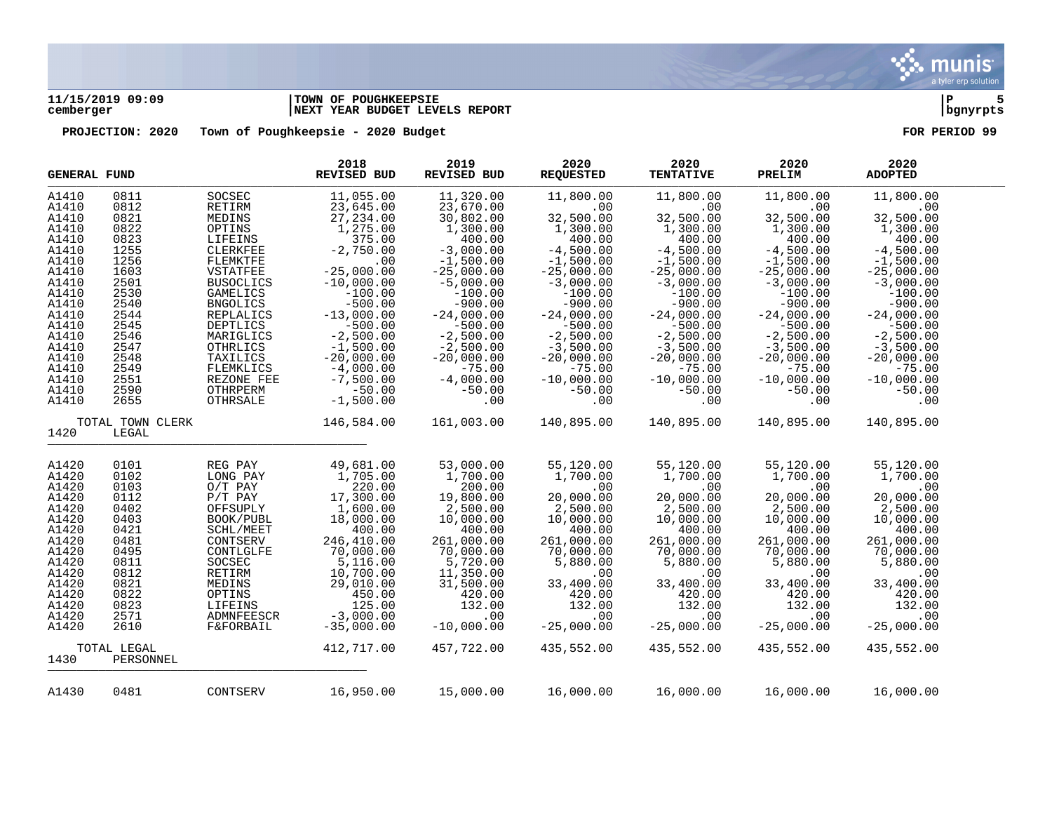**11/15/2019 09:09** | **TOWN OF POUGHKEEPSIE**
**cemberger** | **NEXT YEAR BUDGET LEVELS REPORT** | **bgnyrpts**

**PROJECTION: 2020 Town of Poughkeepsie - 2020 Budget** **FOR PERIOD 99**

| GENERAL FUND | | | 2018 REVISED BUD | 2019 REVISED BUD | 2020 REQUESTED | 2020 TENTATIVE | 2020 PRELIM | 2020 ADOPTED |
|---|---|---|---|---|---|---|---|---|
| A1410 | 0811 | SOCSEC | 11,055.00 | 11,320.00 | 11,800.00 | 11,800.00 | 11,800.00 | 11,800.00 |
| A1410 | 0812 | RETIRM | 23,645.00 | 23,670.00 | .00 | .00 | .00 | .00 |
| A1410 | 0821 | MEDINS | 27,234.00 | 30,802.00 | 32,500.00 | 32,500.00 | 32,500.00 | 32,500.00 |
| A1410 | 0822 | OPTINS | 1,275.00 | 1,300.00 | 1,300.00 | 1,300.00 | 1,300.00 | 1,300.00 |
| A1410 | 0823 | LIFEINS | 375.00 | 400.00 | 400.00 | 400.00 | 400.00 | 400.00 |
| A1410 | 1255 | CLERKFEE | -2,750.00 | -3,000.00 | -4,500.00 | -4,500.00 | -4,500.00 | -4,500.00 |
| A1410 | 1256 | FLEMKTFE | .00 | -1,500.00 | -1,500.00 | -1,500.00 | -1,500.00 | -1,500.00 |
| A1410 | 1603 | VSTATFEE | -25,000.00 | -25,000.00 | -25,000.00 | -25,000.00 | -25,000.00 | -25,000.00 |
| A1410 | 2501 | BUSOCLICS | -10,000.00 | -5,000.00 | -3,000.00 | -3,000.00 | -3,000.00 | -3,000.00 |
| A1410 | 2530 | GAMELICS | -100.00 | -100.00 | -100.00 | -100.00 | -100.00 | -100.00 |
| A1410 | 2540 | BNGOLICS | -500.00 | -900.00 | -900.00 | -900.00 | -900.00 | -900.00 |
| A1410 | 2544 | REPLALICS | -13,000.00 | -24,000.00 | -24,000.00 | -24,000.00 | -24,000.00 | -24,000.00 |
| A1410 | 2545 | DEPTLICS | -500.00 | -500.00 | -500.00 | -500.00 | -500.00 | -500.00 |
| A1410 | 2546 | MARIGLICS | -2,500.00 | -2,500.00 | -2,500.00 | -2,500.00 | -2,500.00 | -2,500.00 |
| A1410 | 2547 | OTHRLICS | -1,500.00 | -2,500.00 | -3,500.00 | -3,500.00 | -3,500.00 | -3,500.00 |
| A1410 | 2548 | TAXILICS | -20,000.00 | -20,000.00 | -20,000.00 | -20,000.00 | -20,000.00 | -20,000.00 |
| A1410 | 2549 | FLEMKLICS | -4,000.00 | -75.00 | -75.00 | -75.00 | -75.00 | -75.00 |
| A1410 | 2551 | REZONE FEE | -7,500.00 | -4,000.00 | -10,000.00 | -10,000.00 | -10,000.00 | -10,000.00 |
| A1410 | 2590 | OTHRPERM | -50.00 | -50.00 | -50.00 | -50.00 | -50.00 | -50.00 |
| A1410 | 2655 | OTHRSALE | -1,500.00 | .00 | .00 | .00 | .00 | .00 |
| TOTAL TOWN CLERK | | | 146,584.00 | 161,003.00 | 140,895.00 | 140,895.00 | 140,895.00 | 140,895.00 |
| 1420 | LEGAL | | | | | | | |
| A1420 | 0101 | REG PAY | 49,681.00 | 53,000.00 | 55,120.00 | 55,120.00 | 55,120.00 | 55,120.00 |
| A1420 | 0102 | LONG PAY | 1,705.00 | 1,700.00 | 1,700.00 | 1,700.00 | 1,700.00 | 1,700.00 |
| A1420 | 0103 | O/T PAY | 220.00 | 200.00 | .00 | .00 | .00 | .00 |
| A1420 | 0112 | P/T PAY | 17,300.00 | 19,800.00 | 20,000.00 | 20,000.00 | 20,000.00 | 20,000.00 |
| A1420 | 0402 | OFFSUPLY | 1,600.00 | 2,500.00 | 2,500.00 | 2,500.00 | 2,500.00 | 2,500.00 |
| A1420 | 0403 | BOOK/PUBL | 18,000.00 | 10,000.00 | 10,000.00 | 10,000.00 | 10,000.00 | 10,000.00 |
| A1420 | 0421 | SCHL/MEET | 400.00 | 400.00 | 400.00 | 400.00 | 400.00 | 400.00 |
| A1420 | 0481 | CONTSERV | 246,410.00 | 261,000.00 | 261,000.00 | 261,000.00 | 261,000.00 | 261,000.00 |
| A1420 | 0495 | CONTLGLFE | 70,000.00 | 70,000.00 | 70,000.00 | 70,000.00 | 70,000.00 | 70,000.00 |
| A1420 | 0811 | SOCSEC | 5,116.00 | 5,720.00 | 5,880.00 | 5,880.00 | 5,880.00 | 5,880.00 |
| A1420 | 0812 | RETIRM | 10,700.00 | 11,350.00 | .00 | .00 | .00 | .00 |
| A1420 | 0821 | MEDINS | 29,010.00 | 31,500.00 | 33,400.00 | 33,400.00 | 33,400.00 | 33,400.00 |
| A1420 | 0822 | OPTINS | 450.00 | 420.00 | 420.00 | 420.00 | 420.00 | 420.00 |
| A1420 | 0823 | LIFEINS | 125.00 | 132.00 | 132.00 | 132.00 | 132.00 | 132.00 |
| A1420 | 2571 | ADMNFEESCR | -3,000.00 | .00 | .00 | .00 | .00 | .00 |
| A1420 | 2610 | F&FORBAIL | -35,000.00 | -10,000.00 | -25,000.00 | -25,000.00 | -25,000.00 | -25,000.00 |
| TOTAL LEGAL | | | 412,717.00 | 457,722.00 | 435,552.00 | 435,552.00 | 435,552.00 | 435,552.00 |
| 1430 | PERSONNEL | | | | | | | |
| A1430 | 0481 | CONTSERV | 16,950.00 | 15,000.00 | 16,000.00 | 16,000.00 | 16,000.00 | 16,000.00 |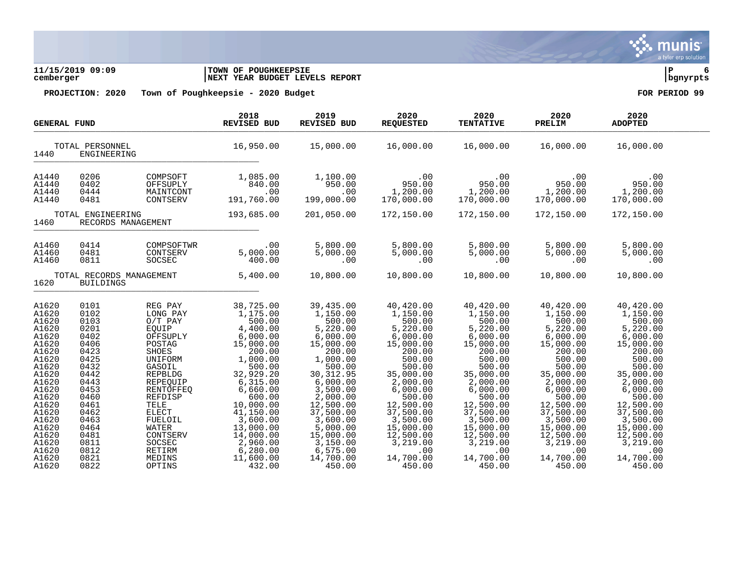**TOWN OF POUGHKEEPSIE**
**NEXT YEAR BUDGET LEVELS REPORT**

11/15/2019 09:09
cemberger

bgnyrpts

**PROJECTION: 2020 Town of Poughkeepsie - 2020 Budget** **FOR PERIOD 99**

| GENERAL FUND | | | 2018 REVISED BUD | 2019 REVISED BUD | 2020 REQUESTED | 2020 TENTATIVE | 2020 PRELIM | 2020 ADOPTED |
|---|---|---|---|---|---|---|---|---|
| TOTAL PERSONNEL | | | 16,950.00 | 15,000.00 | 16,000.00 | 16,000.00 | 16,000.00 | 16,000.00 |
| 1440 | ENGINEERING | | | | | | | |
| A1440 | 0206 | COMPSOFT | 1,085.00 | 1,100.00 | .00 | .00 | .00 | .00 |
| A1440 | 0402 | OFFSUPLY | 840.00 | 950.00 | 950.00 | 950.00 | 950.00 | 950.00 |
| A1440 | 0444 | MAINTCONT | .00 | .00 | 1,200.00 | 1,200.00 | 1,200.00 | 1,200.00 |
| A1440 | 0481 | CONTSERV | 191,760.00 | 199,000.00 | 170,000.00 | 170,000.00 | 170,000.00 | 170,000.00 |
| TOTAL ENGINEERING | | | 193,685.00 | 201,050.00 | 172,150.00 | 172,150.00 | 172,150.00 | 172,150.00 |
| 1460 | RECORDS MANAGEMENT | | | | | | | |
| A1460 | 0414 | COMPSOFTWR | .00 | 5,800.00 | 5,800.00 | 5,800.00 | 5,800.00 | 5,800.00 |
| A1460 | 0481 | CONTSERV | 5,000.00 | 5,000.00 | 5,000.00 | 5,000.00 | 5,000.00 | 5,000.00 |
| A1460 | 0811 | SOCSEC | 400.00 | .00 | .00 | .00 | .00 | .00 |
| TOTAL RECORDS MANAGEMENT | | | 5,400.00 | 10,800.00 | 10,800.00 | 10,800.00 | 10,800.00 | 10,800.00 |
| 1620 | BUILDINGS | | | | | | | |
| A1620 | 0101 | REG PAY | 38,725.00 | 39,435.00 | 40,420.00 | 40,420.00 | 40,420.00 | 40,420.00 |
| A1620 | 0102 | LONG PAY | 1,175.00 | 1,150.00 | 1,150.00 | 1,150.00 | 1,150.00 | 1,150.00 |
| A1620 | 0103 | O/T PAY | 500.00 | 500.00 | 500.00 | 500.00 | 500.00 | 500.00 |
| A1620 | 0201 | EQUIP | 4,400.00 | 5,220.00 | 5,220.00 | 5,220.00 | 5,220.00 | 5,220.00 |
| A1620 | 0402 | OFFSUPLY | 6,000.00 | 6,000.00 | 6,000.00 | 6,000.00 | 6,000.00 | 6,000.00 |
| A1620 | 0406 | POSTAG | 15,000.00 | 15,000.00 | 15,000.00 | 15,000.00 | 15,000.00 | 15,000.00 |
| A1620 | 0423 | SHOES | 200.00 | 200.00 | 200.00 | 200.00 | 200.00 | 200.00 |
| A1620 | 0425 | UNIFORM | 1,000.00 | 1,000.00 | 500.00 | 500.00 | 500.00 | 500.00 |
| A1620 | 0432 | GASOIL | 500.00 | 500.00 | 500.00 | 500.00 | 500.00 | 500.00 |
| A1620 | 0442 | REPBLDG | 32,929.20 | 30,312.95 | 35,000.00 | 35,000.00 | 35,000.00 | 35,000.00 |
| A1620 | 0443 | REPEQUIP | 6,315.00 | 6,000.00 | 2,000.00 | 2,000.00 | 2,000.00 | 2,000.00 |
| A1620 | 0453 | RENTOFFEQ | 6,660.00 | 3,500.00 | 6,000.00 | 6,000.00 | 6,000.00 | 6,000.00 |
| A1620 | 0460 | REFDISP | 600.00 | 2,000.00 | 500.00 | 500.00 | 500.00 | 500.00 |
| A1620 | 0461 | TELE | 10,000.00 | 12,500.00 | 12,500.00 | 12,500.00 | 12,500.00 | 12,500.00 |
| A1620 | 0462 | ELECT | 41,150.00 | 37,500.00 | 37,500.00 | 37,500.00 | 37,500.00 | 37,500.00 |
| A1620 | 0463 | FUELOIL | 3,600.00 | 3,600.00 | 3,500.00 | 3,500.00 | 3,500.00 | 3,500.00 |
| A1620 | 0464 | WATER | 13,000.00 | 5,000.00 | 15,000.00 | 15,000.00 | 15,000.00 | 15,000.00 |
| A1620 | 0481 | CONTSERV | 14,000.00 | 15,000.00 | 12,500.00 | 12,500.00 | 12,500.00 | 12,500.00 |
| A1620 | 0811 | SOCSEC | 2,960.00 | 3,150.00 | 3,219.00 | 3,219.00 | 3,219.00 | 3,219.00 |
| A1620 | 0812 | RETIRM | 6,280.00 | 6,575.00 | .00 | .00 | .00 | .00 |
| A1620 | 0821 | MEDINS | 11,600.00 | 14,700.00 | 14,700.00 | 14,700.00 | 14,700.00 | 14,700.00 |
| A1620 | 0822 | OPTINS | 432.00 | 450.00 | 450.00 | 450.00 | 450.00 | 450.00 |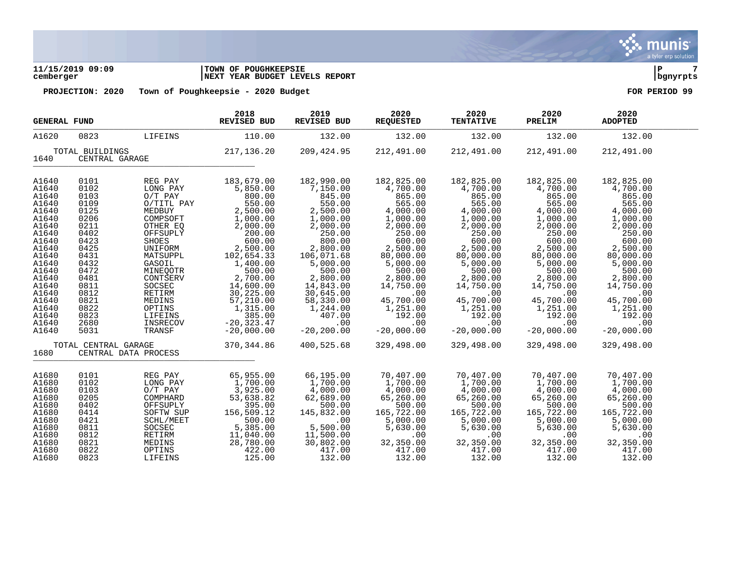**11/15/2019 09:09** | **TOWN OF POUGHKEEPSIE** | **P 7**
**cemberger** | **NEXT YEAR BUDGET LEVELS REPORT** | **bgnyrpts**

**PROJECTION: 2020 Town of Poughkeepsie - 2020 Budget** **FOR PERIOD 99**

| GENERAL FUND | | | 2018 REVISED BUD | 2019 REVISED BUD | 2020 REQUESTED | 2020 TENTATIVE | 2020 PRELIM | 2020 ADOPTED |
|---|---|---|---|---|---|---|---|---|
| A1620 | 0823 | LIFEINS | 110.00 | 132.00 | 132.00 | 132.00 | 132.00 | 132.00 |
| | TOTAL BUILDINGS | | 217,136.20 | 209,424.95 | 212,491.00 | 212,491.00 | 212,491.00 | 212,491.00 |
| 1640 | CENTRAL GARAGE | | | | | | | |
| A1640 | 0101 | REG PAY | 183,679.00 | 182,990.00 | 182,825.00 | 182,825.00 | 182,825.00 | 182,825.00 |
| A1640 | 0102 | LONG PAY | 5,850.00 | 7,150.00 | 4,700.00 | 4,700.00 | 4,700.00 | 4,700.00 |
| A1640 | 0103 | O/T PAY | 800.00 | 845.00 | 865.00 | 865.00 | 865.00 | 865.00 |
| A1640 | 0109 | O/TITL PAY | 550.00 | 550.00 | 565.00 | 565.00 | 565.00 | 565.00 |
| A1640 | 0125 | MEDBUY | 2,500.00 | 2,500.00 | 4,000.00 | 4,000.00 | 4,000.00 | 4,000.00 |
| A1640 | 0206 | COMPSOFT | 1,000.00 | 1,000.00 | 1,000.00 | 1,000.00 | 1,000.00 | 1,000.00 |
| A1640 | 0211 | OTHER EQ | 2,000.00 | 2,000.00 | 2,000.00 | 2,000.00 | 2,000.00 | 2,000.00 |
| A1640 | 0402 | OFFSUPLY | 200.00 | 250.00 | 250.00 | 250.00 | 250.00 | 250.00 |
| A1640 | 0423 | SHOES | 600.00 | 800.00 | 600.00 | 600.00 | 600.00 | 600.00 |
| A1640 | 0425 | UNIFORM | 2,500.00 | 2,800.00 | 2,500.00 | 2,500.00 | 2,500.00 | 2,500.00 |
| A1640 | 0431 | MATSUPPL | 102,654.33 | 106,071.68 | 80,000.00 | 80,000.00 | 80,000.00 | 80,000.00 |
| A1640 | 0432 | GASOIL | 1,400.00 | 5,000.00 | 5,000.00 | 5,000.00 | 5,000.00 | 5,000.00 |
| A1640 | 0472 | MINEQOTR | 500.00 | 500.00 | 500.00 | 500.00 | 500.00 | 500.00 |
| A1640 | 0481 | CONTSERV | 2,700.00 | 2,800.00 | 2,800.00 | 2,800.00 | 2,800.00 | 2,800.00 |
| A1640 | 0811 | SOCSEC | 14,600.00 | 14,843.00 | 14,750.00 | 14,750.00 | 14,750.00 | 14,750.00 |
| A1640 | 0812 | RETIRM | 30,225.00 | 30,645.00 | .00 | .00 | .00 | .00 |
| A1640 | 0821 | MEDINS | 57,210.00 | 58,330.00 | 45,700.00 | 45,700.00 | 45,700.00 | 45,700.00 |
| A1640 | 0822 | OPTINS | 1,315.00 | 1,244.00 | 1,251.00 | 1,251.00 | 1,251.00 | 1,251.00 |
| A1640 | 0823 | LIFEINS | 385.00 | 407.00 | 192.00 | 192.00 | 192.00 | 192.00 |
| A1640 | 2680 | INSRECOV | -20,323.47 | .00 | .00 | .00 | .00 | .00 |
| A1640 | 5031 | TRANSF | -20,000.00 | -20,200.00 | -20,000.00 | -20,000.00 | -20,000.00 | -20,000.00 |
| | TOTAL CENTRAL GARAGE | | 370,344.86 | 400,525.68 | 329,498.00 | 329,498.00 | 329,498.00 | 329,498.00 |
| 1680 | CENTRAL DATA PROCESS | | | | | | | |
| A1680 | 0101 | REG PAY | 65,955.00 | 66,195.00 | 70,407.00 | 70,407.00 | 70,407.00 | 70,407.00 |
| A1680 | 0102 | LONG PAY | 1,700.00 | 1,700.00 | 1,700.00 | 1,700.00 | 1,700.00 | 1,700.00 |
| A1680 | 0103 | O/T PAY | 3,925.00 | 4,000.00 | 4,000.00 | 4,000.00 | 4,000.00 | 4,000.00 |
| A1680 | 0205 | COMPHARD | 53,638.82 | 62,689.00 | 65,260.00 | 65,260.00 | 65,260.00 | 65,260.00 |
| A1680 | 0402 | OFFSUPLY | 395.00 | 500.00 | 500.00 | 500.00 | 500.00 | 500.00 |
| A1680 | 0414 | SOFTW SUP | 156,509.12 | 145,832.00 | 165,722.00 | 165,722.00 | 165,722.00 | 165,722.00 |
| A1680 | 0421 | SCHL/MEET | 500.00 | .00 | 5,000.00 | 5,000.00 | 5,000.00 | 5,000.00 |
| A1680 | 0811 | SOCSEC | 5,385.00 | 5,500.00 | 5,630.00 | 5,630.00 | 5,630.00 | 5,630.00 |
| A1680 | 0812 | RETIRM | 11,040.00 | 11,500.00 | .00 | .00 | .00 | .00 |
| A1680 | 0821 | MEDINS | 28,780.00 | 30,802.00 | 32,350.00 | 32,350.00 | 32,350.00 | 32,350.00 |
| A1680 | 0822 | OPTINS | 422.00 | 417.00 | 417.00 | 417.00 | 417.00 | 417.00 |
| A1680 | 0823 | LIFEINS | 125.00 | 132.00 | 132.00 | 132.00 | 132.00 | 132.00 |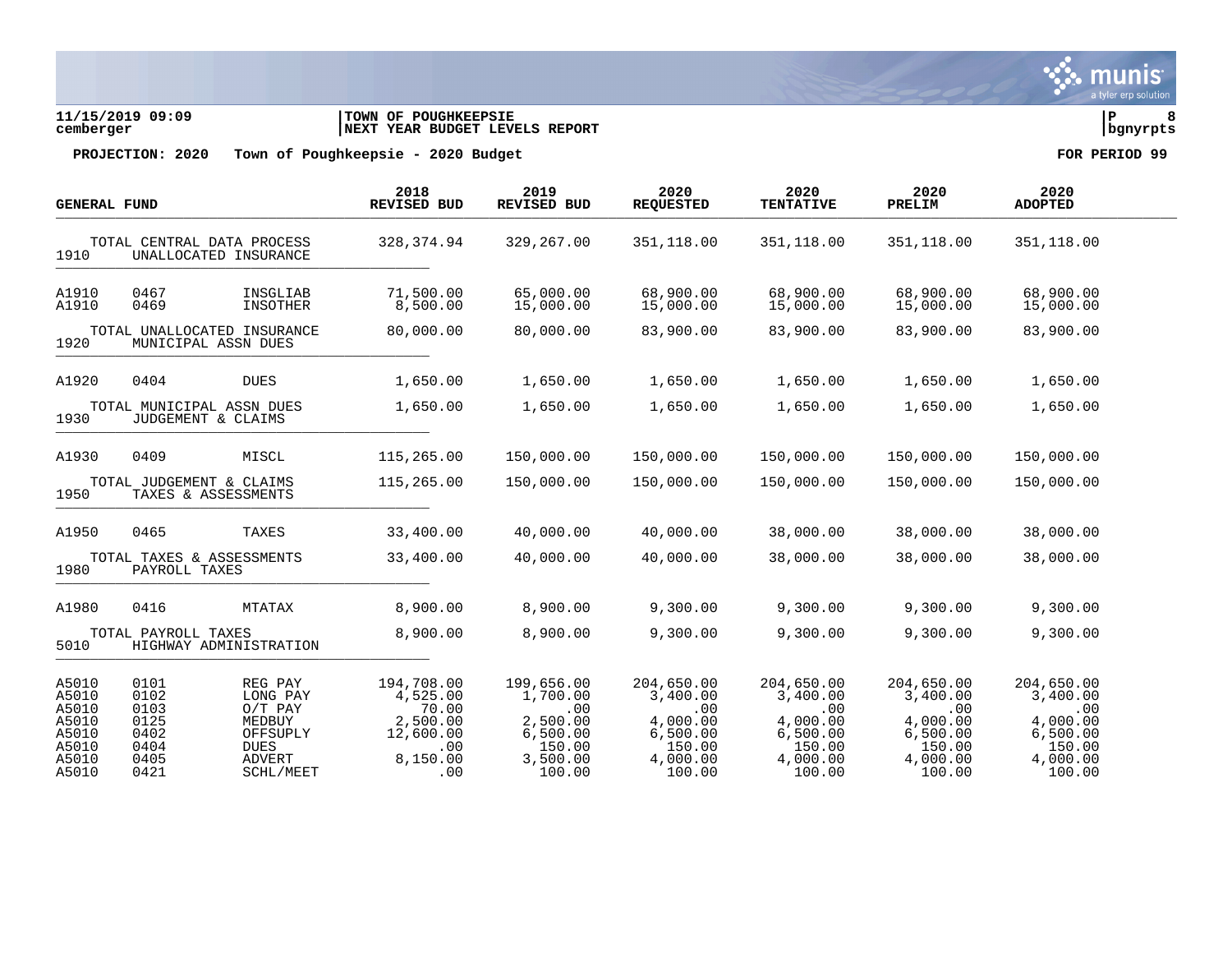**11/15/2019 09:09** | **TOWN OF POUGHKEEPSIE** | **P 8**
**cemberger** | **NEXT YEAR BUDGET LEVELS REPORT** | **bgnyrpts**

**PROJECTION: 2020 Town of Poughkeepsie - 2020 Budget** **FOR PERIOD 99**

| GENERAL FUND | | | 2018 REVISED BUD | 2019 REVISED BUD | 2020 REQUESTED | 2020 TENTATIVE | 2020 PRELIM | 2020 ADOPTED |
|---|---|---|---|---|---|---|---|---|
| TOTAL CENTRAL DATA PROCESS | | | 328,374.94 | 329,267.00 | 351,118.00 | 351,118.00 | 351,118.00 | 351,118.00 |
| 1910 | UNALLOCATED INSURANCE | | | | | | | |
| A1910 | 0467 | INSGLIAB | 71,500.00 | 65,000.00 | 68,900.00 | 68,900.00 | 68,900.00 | 68,900.00 |
| A1910 | 0469 | INSOTHER | 8,500.00 | 15,000.00 | 15,000.00 | 15,000.00 | 15,000.00 | 15,000.00 |
| TOTAL UNALLOCATED INSURANCE | | | 80,000.00 | 80,000.00 | 83,900.00 | 83,900.00 | 83,900.00 | 83,900.00 |
| 1920 | MUNICIPAL ASSN DUES | | | | | | | |
| A1920 | 0404 | DUES | 1,650.00 | 1,650.00 | 1,650.00 | 1,650.00 | 1,650.00 | 1,650.00 |
| TOTAL MUNICIPAL ASSN DUES | | | 1,650.00 | 1,650.00 | 1,650.00 | 1,650.00 | 1,650.00 | 1,650.00 |
| 1930 | JUDGEMENT & CLAIMS | | | | | | | |
| A1930 | 0409 | MISCL | 115,265.00 | 150,000.00 | 150,000.00 | 150,000.00 | 150,000.00 | 150,000.00 |
| TOTAL JUDGEMENT & CLAIMS | | | 115,265.00 | 150,000.00 | 150,000.00 | 150,000.00 | 150,000.00 | 150,000.00 |
| 1950 | TAXES & ASSESSMENTS | | | | | | | |
| A1950 | 0465 | TAXES | 33,400.00 | 40,000.00 | 40,000.00 | 38,000.00 | 38,000.00 | 38,000.00 |
| TOTAL TAXES & ASSESSMENTS | | | 33,400.00 | 40,000.00 | 40,000.00 | 38,000.00 | 38,000.00 | 38,000.00 |
| 1980 | PAYROLL TAXES | | | | | | | |
| A1980 | 0416 | MTATAX | 8,900.00 | 8,900.00 | 9,300.00 | 9,300.00 | 9,300.00 | 9,300.00 |
| TOTAL PAYROLL TAXES | | | 8,900.00 | 8,900.00 | 9,300.00 | 9,300.00 | 9,300.00 | 9,300.00 |
| 5010 | HIGHWAY ADMINISTRATION | | | | | | | |
| A5010 | 0101 | REG PAY | 194,708.00 | 199,656.00 | 204,650.00 | 204,650.00 | 204,650.00 | 204,650.00 |
| A5010 | 0102 | LONG PAY | 4,525.00 | 1,700.00 | 3,400.00 | 3,400.00 | 3,400.00 | 3,400.00 |
| A5010 | 0103 | O/T PAY | 70.00 | .00 | .00 | .00 | .00 | .00 |
| A5010 | 0125 | MEDBUY | 2,500.00 | 2,500.00 | 4,000.00 | 4,000.00 | 4,000.00 | 4,000.00 |
| A5010 | 0402 | OFFSUPLY | 12,600.00 | 6,500.00 | 6,500.00 | 6,500.00 | 6,500.00 | 6,500.00 |
| A5010 | 0404 | DUES | .00 | 150.00 | 150.00 | 150.00 | 150.00 | 150.00 |
| A5010 | 0405 | ADVERT | 8,150.00 | 3,500.00 | 4,000.00 | 4,000.00 | 4,000.00 | 4,000.00 |
| A5010 | 0421 | SCHL/MEET | .00 | 100.00 | 100.00 | 100.00 | 100.00 | 100.00 |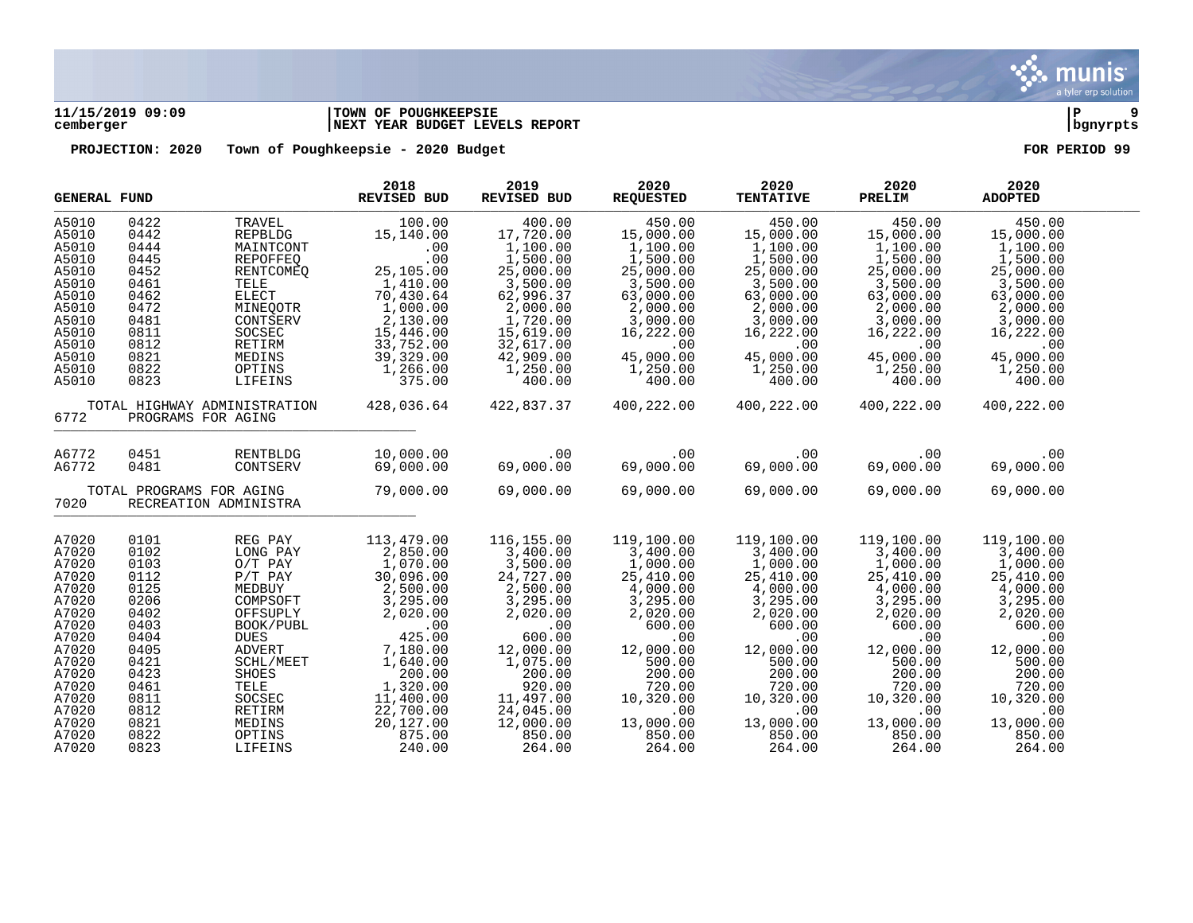**PROJECTION: 2020 Town of Poughkeepsie - 2020 Budget**

**FOR PERIOD 99**

| GENERAL FUND | | | 2018 REVISED BUD | 2019 REVISED BUD | 2020 REQUESTED | 2020 TENTATIVE | 2020 PRELIM | 2020 ADOPTED |
|---|---|---|---|---|---|---|---|---|
| A5010 | 0422 | TRAVEL | 100.00 | 400.00 | 450.00 | 450.00 | 450.00 | 450.00 |
| A5010 | 0442 | REPBLDG | 15,140.00 | 17,720.00 | 15,000.00 | 15,000.00 | 15,000.00 | 15,000.00 |
| A5010 | 0444 | MAINTCONT | .00 | 1,100.00 | 1,100.00 | 1,100.00 | 1,100.00 | 1,100.00 |
| A5010 | 0445 | REPOFFEQ | .00 | 1,500.00 | 1,500.00 | 1,500.00 | 1,500.00 | 1,500.00 |
| A5010 | 0452 | RENTCOMEQ | 25,105.00 | 25,000.00 | 25,000.00 | 25,000.00 | 25,000.00 | 25,000.00 |
| A5010 | 0461 | TELE | 1,410.00 | 3,500.00 | 3,500.00 | 3,500.00 | 3,500.00 | 3,500.00 |
| A5010 | 0462 | ELECT | 70,430.64 | 62,996.37 | 63,000.00 | 63,000.00 | 63,000.00 | 63,000.00 |
| A5010 | 0472 | MINEQOTR | 1,000.00 | 2,000.00 | 2,000.00 | 2,000.00 | 2,000.00 | 2,000.00 |
| A5010 | 0481 | CONTSERV | 2,130.00 | 1,720.00 | 3,000.00 | 3,000.00 | 3,000.00 | 3,000.00 |
| A5010 | 0811 | SOCSEC | 15,446.00 | 15,619.00 | 16,222.00 | 16,222.00 | 16,222.00 | 16,222.00 |
| A5010 | 0812 | RETIRM | 33,752.00 | 32,617.00 | .00 | .00 | .00 | .00 |
| A5010 | 0821 | MEDINS | 39,329.00 | 42,909.00 | 45,000.00 | 45,000.00 | 45,000.00 | 45,000.00 |
| A5010 | 0822 | OPTINS | 1,266.00 | 1,250.00 | 1,250.00 | 1,250.00 | 1,250.00 | 1,250.00 |
| A5010 | 0823 | LIFEINS | 375.00 | 400.00 | 400.00 | 400.00 | 400.00 | 400.00 |
| TOTAL HIGHWAY ADMINISTRATION | | | 428,036.64 | 422,837.37 | 400,222.00 | 400,222.00 | 400,222.00 | 400,222.00 |
| 6772 | PROGRAMS FOR AGING | | | | | | | |
| A6772 | 0451 | RENTBLDG | 10,000.00 | .00 | .00 | .00 | .00 | .00 |
| A6772 | 0481 | CONTSERV | 69,000.00 | 69,000.00 | 69,000.00 | 69,000.00 | 69,000.00 | 69,000.00 |
| TOTAL PROGRAMS FOR AGING | | | 79,000.00 | 69,000.00 | 69,000.00 | 69,000.00 | 69,000.00 | 69,000.00 |
| 7020 | RECREATION ADMINISTRA | | | | | | | |
| A7020 | 0101 | REG PAY | 113,479.00 | 116,155.00 | 119,100.00 | 119,100.00 | 119,100.00 | 119,100.00 |
| A7020 | 0102 | LONG PAY | 2,850.00 | 3,400.00 | 3,400.00 | 3,400.00 | 3,400.00 | 3,400.00 |
| A7020 | 0103 | O/T PAY | 1,070.00 | 3,500.00 | 1,000.00 | 1,000.00 | 1,000.00 | 1,000.00 |
| A7020 | 0112 | P/T PAY | 30,096.00 | 24,727.00 | 25,410.00 | 25,410.00 | 25,410.00 | 25,410.00 |
| A7020 | 0125 | MEDBUY | 2,500.00 | 2,500.00 | 4,000.00 | 4,000.00 | 4,000.00 | 4,000.00 |
| A7020 | 0206 | COMPSOFT | 3,295.00 | 3,295.00 | 3,295.00 | 3,295.00 | 3,295.00 | 3,295.00 |
| A7020 | 0402 | OFFSUPLY | 2,020.00 | 2,020.00 | 2,020.00 | 2,020.00 | 2,020.00 | 2,020.00 |
| A7020 | 0403 | BOOK/PUBL | .00 | .00 | 600.00 | 600.00 | 600.00 | 600.00 |
| A7020 | 0404 | DUES | 425.00 | 600.00 | .00 | .00 | .00 | .00 |
| A7020 | 0405 | ADVERT | 7,180.00 | 12,000.00 | 12,000.00 | 12,000.00 | 12,000.00 | 12,000.00 |
| A7020 | 0421 | SCHL/MEET | 1,640.00 | 1,075.00 | 500.00 | 500.00 | 500.00 | 500.00 |
| A7020 | 0423 | SHOES | 200.00 | 200.00 | 200.00 | 200.00 | 200.00 | 200.00 |
| A7020 | 0461 | TELE | 1,320.00 | 920.00 | 720.00 | 720.00 | 720.00 | 720.00 |
| A7020 | 0811 | SOCSEC | 11,400.00 | 11,497.00 | 10,320.00 | 10,320.00 | 10,320.00 | 10,320.00 |
| A7020 | 0812 | RETIRM | 22,700.00 | 24,045.00 | .00 | .00 | .00 | .00 |
| A7020 | 0821 | MEDINS | 20,127.00 | 12,000.00 | 13,000.00 | 13,000.00 | 13,000.00 | 13,000.00 |
| A7020 | 0822 | OPTINS | 875.00 | 850.00 | 850.00 | 850.00 | 850.00 | 850.00 |
| A7020 | 0823 | LIFEINS | 240.00 | 264.00 | 264.00 | 264.00 | 264.00 | 264.00 |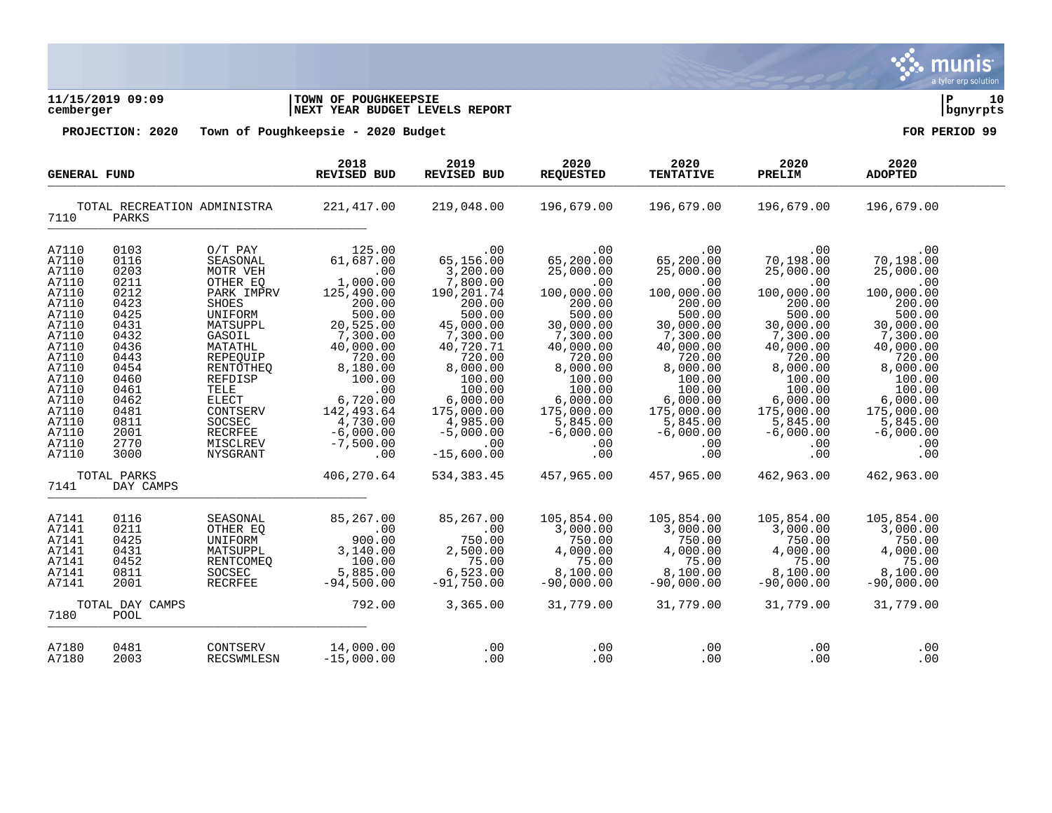11/15/2019 09:09 | TOWN OF POUGHKEEPSIE | P 10
cemberger | NEXT YEAR BUDGET LEVELS REPORT | bgnyrpts

**PROJECTION: 2020 Town of Poughkeepsie - 2020 Budget FOR PERIOD 99**

| GENERAL FUND | | | 2018 REVISED BUD | 2019 REVISED BUD | 2020 REQUESTED | 2020 TENTATIVE | 2020 PRELIM | 2020 ADOPTED |
|---|---|---|---|---|---|---|---|---|
| TOTAL RECREATION ADMINISTRA | | | 221,417.00 | 219,048.00 | 196,679.00 | 196,679.00 | 196,679.00 | 196,679.00 |
| 7110 | PARKS | | | | | | | |
| A7110 | 0103 | O/T PAY | 125.00 | .00 | .00 | .00 | .00 | .00 |
| A7110 | 0116 | SEASONAL | 61,687.00 | 65,156.00 | 65,200.00 | 65,200.00 | 70,198.00 | 70,198.00 |
| A7110 | 0203 | MOTR VEH | .00 | 3,200.00 | 25,000.00 | 25,000.00 | 25,000.00 | 25,000.00 |
| A7110 | 0211 | OTHER EQ | 1,000.00 | 7,800.00 | .00 | .00 | .00 | .00 |
| A7110 | 0212 | PARK IMPRV | 125,490.00 | 190,201.74 | 100,000.00 | 100,000.00 | 100,000.00 | 100,000.00 |
| A7110 | 0423 | SHOES | 200.00 | 200.00 | 200.00 | 200.00 | 200.00 | 200.00 |
| A7110 | 0425 | UNIFORM | 500.00 | 500.00 | 500.00 | 500.00 | 500.00 | 500.00 |
| A7110 | 0431 | MATSUPPL | 20,525.00 | 45,000.00 | 30,000.00 | 30,000.00 | 30,000.00 | 30,000.00 |
| A7110 | 0432 | GASOIL | 7,300.00 | 7,300.00 | 7,300.00 | 7,300.00 | 7,300.00 | 7,300.00 |
| A7110 | 0436 | MATATHL | 40,000.00 | 40,720.71 | 40,000.00 | 40,000.00 | 40,000.00 | 40,000.00 |
| A7110 | 0443 | REPEQUIP | 720.00 | 720.00 | 720.00 | 720.00 | 720.00 | 720.00 |
| A7110 | 0454 | RENTOTHEQ | 8,180.00 | 8,000.00 | 8,000.00 | 8,000.00 | 8,000.00 | 8,000.00 |
| A7110 | 0460 | REFDISP | 100.00 | 100.00 | 100.00 | 100.00 | 100.00 | 100.00 |
| A7110 | 0461 | TELE | .00 | 100.00 | 100.00 | 100.00 | 100.00 | 100.00 |
| A7110 | 0462 | ELECT | 6,720.00 | 6,000.00 | 6,000.00 | 6,000.00 | 6,000.00 | 6,000.00 |
| A7110 | 0481 | CONTSERV | 142,493.64 | 175,000.00 | 175,000.00 | 175,000.00 | 175,000.00 | 175,000.00 |
| A7110 | 0811 | SOCSEC | 4,730.00 | 4,985.00 | 5,845.00 | 5,845.00 | 5,845.00 | 5,845.00 |
| A7110 | 2001 | RECRFEE | -6,000.00 | -5,000.00 | -6,000.00 | -6,000.00 | -6,000.00 | -6,000.00 |
| A7110 | 2770 | MISCLREV | -7,500.00 | .00 | .00 | .00 | .00 | .00 |
| A7110 | 3000 | NYSGRANT | .00 | -15,600.00 | .00 | .00 | .00 | .00 |
| TOTAL PARKS | | | 406,270.64 | 534,383.45 | 457,965.00 | 457,965.00 | 462,963.00 | 462,963.00 |
| 7141 | DAY CAMPS | | | | | | | |
| A7141 | 0116 | SEASONAL | 85,267.00 | 85,267.00 | 105,854.00 | 105,854.00 | 105,854.00 | 105,854.00 |
| A7141 | 0211 | OTHER EQ | .00 | .00 | 3,000.00 | 3,000.00 | 3,000.00 | 3,000.00 |
| A7141 | 0425 | UNIFORM | 900.00 | 750.00 | 750.00 | 750.00 | 750.00 | 750.00 |
| A7141 | 0431 | MATSUPPL | 3,140.00 | 2,500.00 | 4,000.00 | 4,000.00 | 4,000.00 | 4,000.00 |
| A7141 | 0452 | RENTCOMEQ | 100.00 | 75.00 | 75.00 | 75.00 | 75.00 | 75.00 |
| A7141 | 0811 | SOCSEC | 5,885.00 | 6,523.00 | 8,100.00 | 8,100.00 | 8,100.00 | 8,100.00 |
| A7141 | 2001 | RECRFEE | -94,500.00 | -91,750.00 | -90,000.00 | -90,000.00 | -90,000.00 | -90,000.00 |
| TOTAL DAY CAMPS | | | 792.00 | 3,365.00 | 31,779.00 | 31,779.00 | 31,779.00 | 31,779.00 |
| 7180 | POOL | | | | | | | |
| A7180 | 0481 | CONTSERV | 14,000.00 | .00 | .00 | .00 | .00 | .00 |
| A7180 | 2003 | RECSWMLESN | -15,000.00 | .00 | .00 | .00 | .00 | .00 |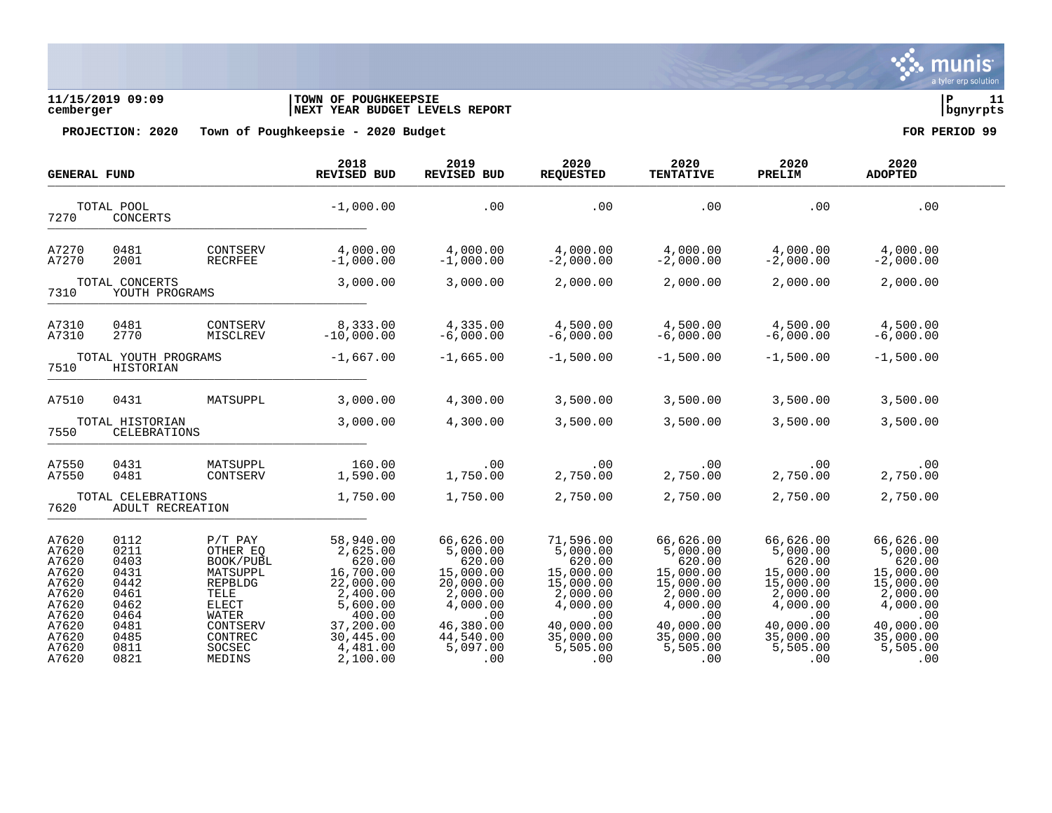**11/15/2019 09:09** | **TOWN OF POUGHKEEPSIE** | **P 11**
**cemberger** | **NEXT YEAR BUDGET LEVELS REPORT** | **bgnyrpts**

**PROJECTION: 2020 Town of Poughkeepsie - 2020 Budget** **FOR PERIOD 99**

| GENERAL FUND | | | 2018 REVISED BUD | 2019 REVISED BUD | 2020 REQUESTED | 2020 TENTATIVE | 2020 PRELIM | 2020 ADOPTED |
|---|---|---|---|---|---|---|---|---|
| TOTAL POOL | | | -1,000.00 | .00 | .00 | .00 | .00 | .00 |
| 7270 | CONCERTS | | | | | | | |
| A7270 | 0481 | CONTSERV | 4,000.00 | 4,000.00 | 4,000.00 | 4,000.00 | 4,000.00 | 4,000.00 |
| A7270 | 2001 | RECRFEE | -1,000.00 | -1,000.00 | -2,000.00 | -2,000.00 | -2,000.00 | -2,000.00 |
| TOTAL CONCERTS | | | 3,000.00 | 3,000.00 | 2,000.00 | 2,000.00 | 2,000.00 | 2,000.00 |
| 7310 | YOUTH PROGRAMS | | | | | | | |
| A7310 | 0481 | CONTSERV | 8,333.00 | 4,335.00 | 4,500.00 | 4,500.00 | 4,500.00 | 4,500.00 |
| A7310 | 2770 | MISCLREV | -10,000.00 | -6,000.00 | -6,000.00 | -6,000.00 | -6,000.00 | -6,000.00 |
| TOTAL YOUTH PROGRAMS | | | -1,667.00 | -1,665.00 | -1,500.00 | -1,500.00 | -1,500.00 | -1,500.00 |
| 7510 | HISTORIAN | | | | | | | |
| A7510 | 0431 | MATSUPPL | 3,000.00 | 4,300.00 | 3,500.00 | 3,500.00 | 3,500.00 | 3,500.00 |
| TOTAL HISTORIAN | | | 3,000.00 | 4,300.00 | 3,500.00 | 3,500.00 | 3,500.00 | 3,500.00 |
| 7550 | CELEBRATIONS | | | | | | | |
| A7550 | 0431 | MATSUPPL | 160.00 | .00 | .00 | .00 | .00 | .00 |
| A7550 | 0481 | CONTSERV | 1,590.00 | 1,750.00 | 2,750.00 | 2,750.00 | 2,750.00 | 2,750.00 |
| TOTAL CELEBRATIONS | | | 1,750.00 | 1,750.00 | 2,750.00 | 2,750.00 | 2,750.00 | 2,750.00 |
| 7620 | ADULT RECREATION | | | | | | | |
| A7620 | 0112 | P/T PAY | 58,940.00 | 66,626.00 | 71,596.00 | 66,626.00 | 66,626.00 | 66,626.00 |
| A7620 | 0211 | OTHER EQ | 2,625.00 | 5,000.00 | 5,000.00 | 5,000.00 | 5,000.00 | 5,000.00 |
| A7620 | 0403 | BOOK/PUBL | 620.00 | 620.00 | 620.00 | 620.00 | 620.00 | 620.00 |
| A7620 | 0431 | MATSUPPL | 16,700.00 | 15,000.00 | 15,000.00 | 15,000.00 | 15,000.00 | 15,000.00 |
| A7620 | 0442 | REPBLDG | 22,000.00 | 20,000.00 | 15,000.00 | 15,000.00 | 15,000.00 | 15,000.00 |
| A7620 | 0461 | TELE | 2,400.00 | 2,000.00 | 2,000.00 | 2,000.00 | 2,000.00 | 2,000.00 |
| A7620 | 0462 | ELECT | 5,600.00 | 4,000.00 | 4,000.00 | 4,000.00 | 4,000.00 | 4,000.00 |
| A7620 | 0464 | WATER | 400.00 | .00 | .00 | .00 | .00 | .00 |
| A7620 | 0481 | CONTSERV | 37,200.00 | 46,380.00 | 40,000.00 | 40,000.00 | 40,000.00 | 40,000.00 |
| A7620 | 0485 | CONTREC | 30,445.00 | 44,540.00 | 35,000.00 | 35,000.00 | 35,000.00 | 35,000.00 |
| A7620 | 0811 | SOCSEC | 4,481.00 | 5,097.00 | 5,505.00 | 5,505.00 | 5,505.00 | 5,505.00 |
| A7620 | 0821 | MEDINS | 2,100.00 | .00 | .00 | .00 | .00 | .00 |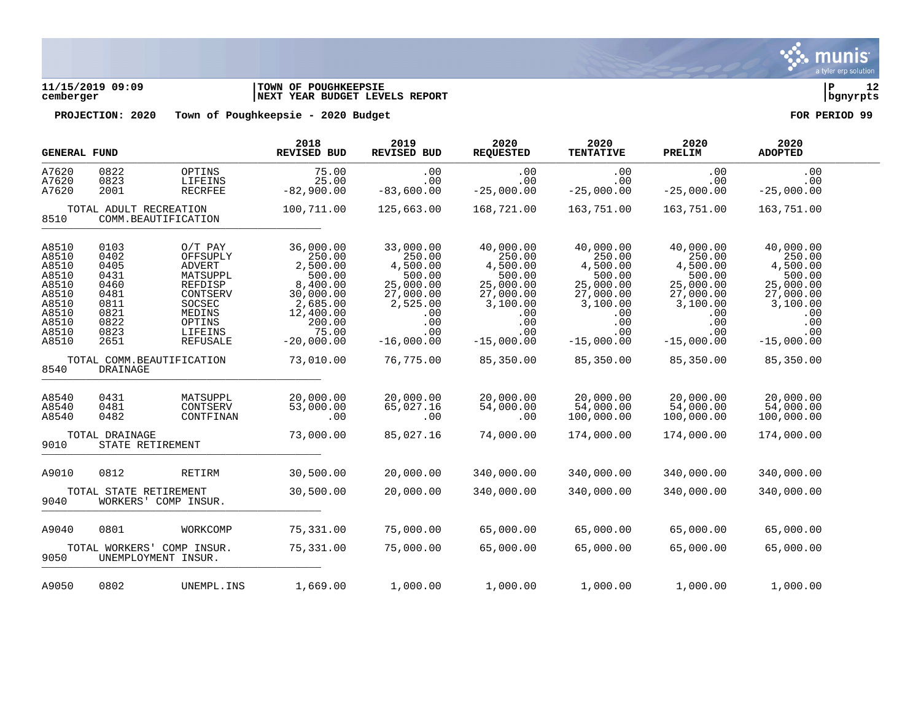**11/15/2019 09:09** | **TOWN OF POUGHKEEPSIE** | **P 12**
**cemberger** | **NEXT YEAR BUDGET LEVELS REPORT** | **bgnyrpts**

**PROJECTION: 2020 Town of Poughkeepsie - 2020 Budget** **FOR PERIOD 99**

| GENERAL FUND | | | 2018 REVISED BUD | 2019 REVISED BUD | 2020 REQUESTED | 2020 TENTATIVE | 2020 PRELIM | 2020 ADOPTED |
|---|---|---|---|---|---|---|---|---|
| A7620 | 0822 | OPTINS | 75.00 | .00 | .00 | .00 | .00 | .00 |
| A7620 | 0823 | LIFEINS | 25.00 | .00 | .00 | .00 | .00 | .00 |
| A7620 | 2001 | RECRFEE | -82,900.00 | -83,600.00 | -25,000.00 | -25,000.00 | -25,000.00 | -25,000.00 |
| TOTAL ADULT RECREATION | | | 100,711.00 | 125,663.00 | 168,721.00 | 163,751.00 | 163,751.00 | 163,751.00 |
| 8510 | COMM.BEAUTIFICATION | | | | | | | |
| A8510 | 0103 | O/T PAY | 36,000.00 | 33,000.00 | 40,000.00 | 40,000.00 | 40,000.00 | 40,000.00 |
| A8510 | 0402 | OFFSUPLY | 250.00 | 250.00 | 250.00 | 250.00 | 250.00 | 250.00 |
| A8510 | 0405 | ADVERT | 2,500.00 | 4,500.00 | 4,500.00 | 4,500.00 | 4,500.00 | 4,500.00 |
| A8510 | 0431 | MATSUPPL | 500.00 | 500.00 | 500.00 | 500.00 | 500.00 | 500.00 |
| A8510 | 0460 | REFDISP | 8,400.00 | 25,000.00 | 25,000.00 | 25,000.00 | 25,000.00 | 25,000.00 |
| A8510 | 0481 | CONTSERV | 30,000.00 | 27,000.00 | 27,000.00 | 27,000.00 | 27,000.00 | 27,000.00 |
| A8510 | 0811 | SOCSEC | 2,685.00 | 2,525.00 | 3,100.00 | 3,100.00 | 3,100.00 | 3,100.00 |
| A8510 | 0821 | MEDINS | 12,400.00 | .00 | .00 | .00 | .00 | .00 |
| A8510 | 0822 | OPTINS | 200.00 | .00 | .00 | .00 | .00 | .00 |
| A8510 | 0823 | LIFEINS | 75.00 | .00 | .00 | .00 | .00 | .00 |
| A8510 | 2651 | REFUSALE | -20,000.00 | -16,000.00 | -15,000.00 | -15,000.00 | -15,000.00 | -15,000.00 |
| TOTAL COMM.BEAUTIFICATION | | | 73,010.00 | 76,775.00 | 85,350.00 | 85,350.00 | 85,350.00 | 85,350.00 |
| 8540 | DRAINAGE | | | | | | | |
| A8540 | 0431 | MATSUPPL | 20,000.00 | 20,000.00 | 20,000.00 | 20,000.00 | 20,000.00 | 20,000.00 |
| A8540 | 0481 | CONTSERV | 53,000.00 | 65,027.16 | 54,000.00 | 54,000.00 | 54,000.00 | 54,000.00 |
| A8540 | 0482 | CONTFINAN | .00 | .00 | .00 | 100,000.00 | 100,000.00 | 100,000.00 |
| TOTAL DRAINAGE | | | 73,000.00 | 85,027.16 | 74,000.00 | 174,000.00 | 174,000.00 | 174,000.00 |
| 9010 | STATE RETIREMENT | | | | | | | |
| A9010 | 0812 | RETIRM | 30,500.00 | 20,000.00 | 340,000.00 | 340,000.00 | 340,000.00 | 340,000.00 |
| TOTAL STATE RETIREMENT | | | 30,500.00 | 20,000.00 | 340,000.00 | 340,000.00 | 340,000.00 | 340,000.00 |
| 9040 | WORKERS' COMP INSUR. | | | | | | | |
| A9040 | 0801 | WORKCOMP | 75,331.00 | 75,000.00 | 65,000.00 | 65,000.00 | 65,000.00 | 65,000.00 |
| TOTAL WORKERS' COMP INSUR. | | | 75,331.00 | 75,000.00 | 65,000.00 | 65,000.00 | 65,000.00 | 65,000.00 |
| 9050 | UNEMPLOYMENT INSUR. | | | | | | | |
| A9050 | 0802 | UNEMPL.INS | 1,669.00 | 1,000.00 | 1,000.00 | 1,000.00 | 1,000.00 | 1,000.00 |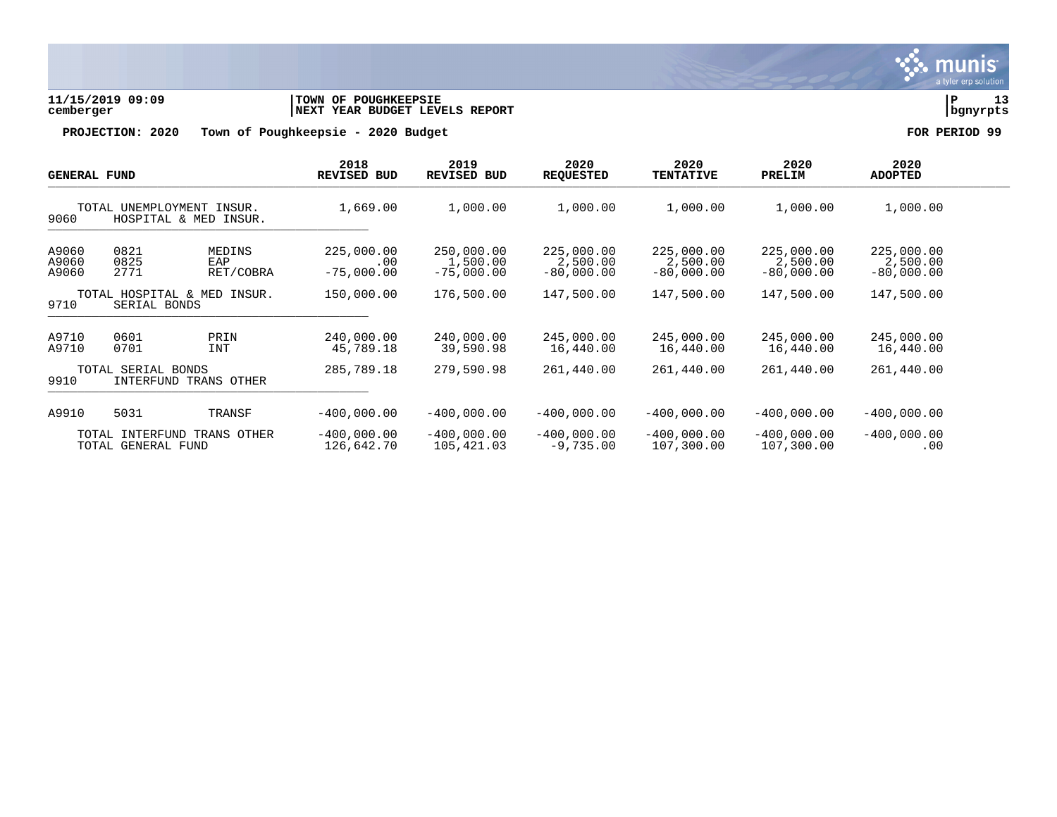**TOWN OF POUGHKEEPSIE**
**NEXT YEAR BUDGET LEVELS REPORT**

11/15/2019 09:09
cemberger

**PROJECTION: 2020 Town of Poughkeepsie - 2020 Budget** — **FOR PERIOD 99**

| GENERAL FUND | | | 2018 REVISED BUD | 2019 REVISED BUD | 2020 REQUESTED | 2020 TENTATIVE | 2020 PRELIM | 2020 ADOPTED |
|---|---|---|---|---|---|---|---|---|
| TOTAL UNEMPLOYMENT INSUR. | | | 1,669.00 | 1,000.00 | 1,000.00 | 1,000.00 | 1,000.00 | 1,000.00 |
| 9060 | HOSPITAL & MED INSUR. | | | | | | | |
| A9060 | 0821 | MEDINS | 225,000.00 | 250,000.00 | 225,000.00 | 225,000.00 | 225,000.00 | 225,000.00 |
| A9060 | 0825 | EAP | .00 | 1,500.00 | 2,500.00 | 2,500.00 | 2,500.00 | 2,500.00 |
| A9060 | 2771 | RET/COBRA | -75,000.00 | -75,000.00 | -80,000.00 | -80,000.00 | -80,000.00 | -80,000.00 |
| TOTAL HOSPITAL & MED INSUR. | | | 150,000.00 | 176,500.00 | 147,500.00 | 147,500.00 | 147,500.00 | 147,500.00 |
| 9710 | SERIAL BONDS | | | | | | | |
| A9710 | 0601 | PRIN | 240,000.00 | 240,000.00 | 245,000.00 | 245,000.00 | 245,000.00 | 245,000.00 |
| A9710 | 0701 | INT | 45,789.18 | 39,590.98 | 16,440.00 | 16,440.00 | 16,440.00 | 16,440.00 |
| TOTAL SERIAL BONDS | | | 285,789.18 | 279,590.98 | 261,440.00 | 261,440.00 | 261,440.00 | 261,440.00 |
| 9910 | INTERFUND TRANS OTHER | | | | | | | |
| A9910 | 5031 | TRANSF | -400,000.00 | -400,000.00 | -400,000.00 | -400,000.00 | -400,000.00 | -400,000.00 |
| TOTAL INTERFUND TRANS OTHER | | | -400,000.00 | -400,000.00 | -400,000.00 | -400,000.00 | -400,000.00 | -400,000.00 |
| TOTAL GENERAL FUND | | | 126,642.70 | 105,421.03 | -9,735.00 | 107,300.00 | 107,300.00 | .00 |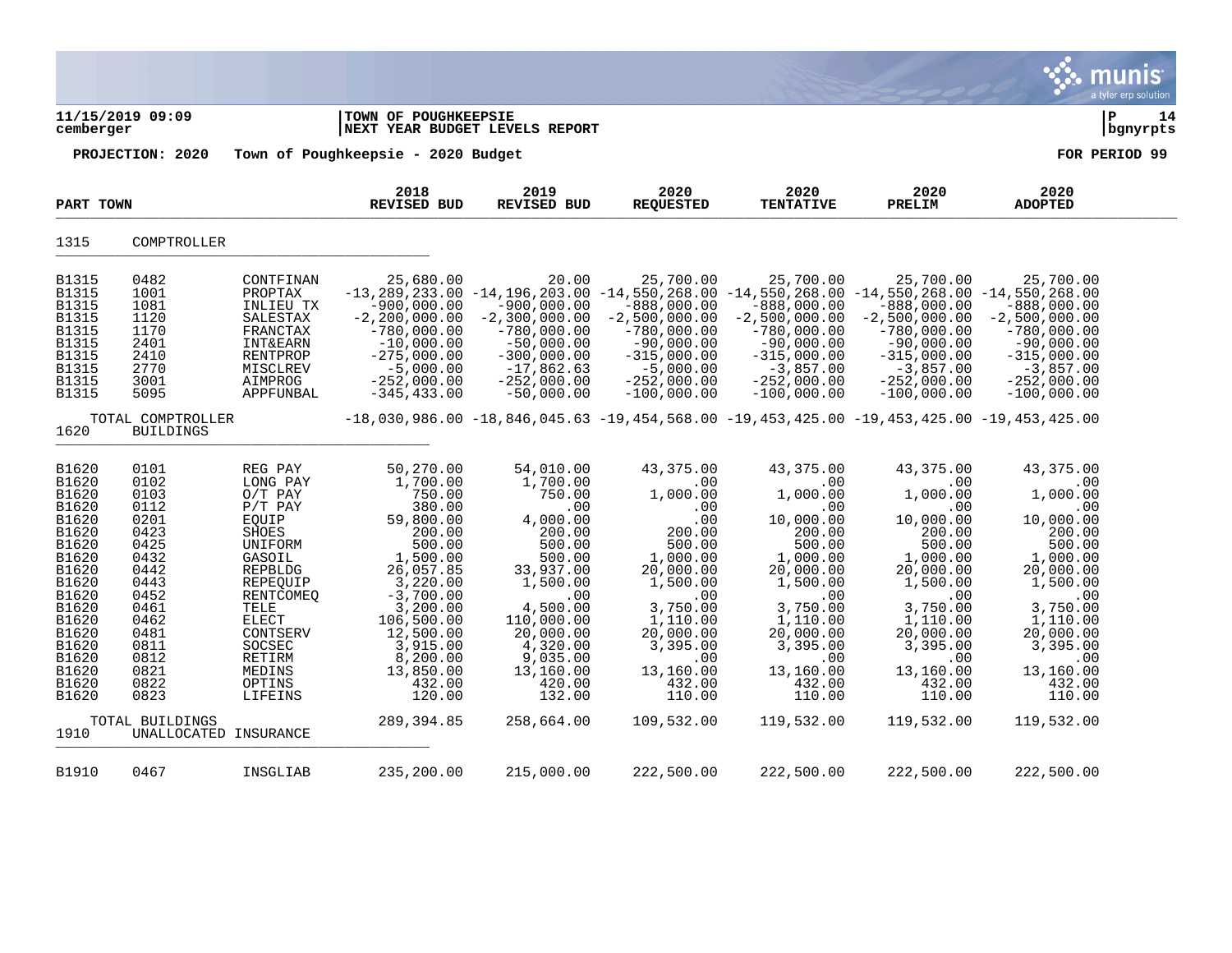**11/15/2019 09:09** | **TOWN OF POUGHKEEPSIE** | **P 14**
**cemberger** | **NEXT YEAR BUDGET LEVELS REPORT** | **bgnyrpts**

**PROJECTION: 2020 Town of Poughkeepsie - 2020 Budget** **FOR PERIOD 99**

| PART TOWN | | | 2018 REVISED BUD | 2019 REVISED BUD | 2020 REQUESTED | 2020 TENTATIVE | 2020 PRELIM | 2020 ADOPTED |
|---|---|---|---|---|---|---|---|---|
| 1315 | COMPTROLLER | | | | | | | |
| B1315 | 0482 | CONTFINAN | 25,680.00 | 20.00 | 25,700.00 | 25,700.00 | 25,700.00 | 25,700.00 |
| B1315 | 1001 | PROPTAX | -13,289,233.00 | -14,196,203.00 | -14,550,268.00 | -14,550,268.00 | -14,550,268.00 | -14,550,268.00 |
| B1315 | 1081 | INLIEU TX | -900,000.00 | -900,000.00 | -888,000.00 | -888,000.00 | -888,000.00 | -888,000.00 |
| B1315 | 1120 | SALESTAX | -2,200,000.00 | -2,300,000.00 | -2,500,000.00 | -2,500,000.00 | -2,500,000.00 | -2,500,000.00 |
| B1315 | 1170 | FRANCTAX | -780,000.00 | -780,000.00 | -780,000.00 | -780,000.00 | -780,000.00 | -780,000.00 |
| B1315 | 2401 | INT&EARN | -10,000.00 | -50,000.00 | -90,000.00 | -90,000.00 | -90,000.00 | -90,000.00 |
| B1315 | 2410 | RENTPROP | -275,000.00 | -300,000.00 | -315,000.00 | -315,000.00 | -315,000.00 | -315,000.00 |
| B1315 | 2770 | MISCLREV | -5,000.00 | -17,862.63 | -5,000.00 | -3,857.00 | -3,857.00 | -3,857.00 |
| B1315 | 3001 | AIMPROG | -252,000.00 | -252,000.00 | -252,000.00 | -252,000.00 | -252,000.00 | -252,000.00 |
| B1315 | 5095 | APPFUNBAL | -345,433.00 | -50,000.00 | -100,000.00 | -100,000.00 | -100,000.00 | -100,000.00 |
| | TOTAL COMPTROLLER | | -18,030,986.00 | -18,846,045.63 | -19,454,568.00 | -19,453,425.00 | -19,453,425.00 | -19,453,425.00 |
| 1620 | BUILDINGS | | | | | | | |
| B1620 | 0101 | REG PAY | 50,270.00 | 54,010.00 | 43,375.00 | 43,375.00 | 43,375.00 | 43,375.00 |
| B1620 | 0102 | LONG PAY | 1,700.00 | 1,700.00 | .00 | .00 | .00 | .00 |
| B1620 | 0103 | O/T PAY | 750.00 | 750.00 | 1,000.00 | 1,000.00 | 1,000.00 | 1,000.00 |
| B1620 | 0112 | P/T PAY | 380.00 | .00 | .00 | .00 | .00 | .00 |
| B1620 | 0201 | EQUIP | 59,800.00 | 4,000.00 | .00 | 10,000.00 | 10,000.00 | 10,000.00 |
| B1620 | 0423 | SHOES | 200.00 | 200.00 | 200.00 | 200.00 | 200.00 | 200.00 |
| B1620 | 0425 | UNIFORM | 500.00 | 500.00 | 500.00 | 500.00 | 500.00 | 500.00 |
| B1620 | 0432 | GASOIL | 1,500.00 | 500.00 | 1,000.00 | 1,000.00 | 1,000.00 | 1,000.00 |
| B1620 | 0442 | REPBLDG | 26,057.85 | 33,937.00 | 20,000.00 | 20,000.00 | 20,000.00 | 20,000.00 |
| B1620 | 0443 | REPEQUIP | 3,220.00 | 1,500.00 | 1,500.00 | 1,500.00 | 1,500.00 | 1,500.00 |
| B1620 | 0452 | RENTCOMEQ | -3,700.00 | .00 | .00 | .00 | .00 | .00 |
| B1620 | 0461 | TELE | 3,200.00 | 4,500.00 | 3,750.00 | 3,750.00 | 3,750.00 | 3,750.00 |
| B1620 | 0462 | ELECT | 106,500.00 | 110,000.00 | 1,110.00 | 1,110.00 | 1,110.00 | 1,110.00 |
| B1620 | 0481 | CONTSERV | 12,500.00 | 20,000.00 | 20,000.00 | 20,000.00 | 20,000.00 | 20,000.00 |
| B1620 | 0811 | SOCSEC | 3,915.00 | 4,320.00 | 3,395.00 | 3,395.00 | 3,395.00 | 3,395.00 |
| B1620 | 0812 | RETIRM | 8,200.00 | 9,035.00 | .00 | .00 | .00 | .00 |
| B1620 | 0821 | MEDINS | 13,850.00 | 13,160.00 | 13,160.00 | 13,160.00 | 13,160.00 | 13,160.00 |
| B1620 | 0822 | OPTINS | 432.00 | 420.00 | 432.00 | 432.00 | 432.00 | 432.00 |
| B1620 | 0823 | LIFEINS | 120.00 | 132.00 | 110.00 | 110.00 | 110.00 | 110.00 |
| | TOTAL BUILDINGS | | 289,394.85 | 258,664.00 | 109,532.00 | 119,532.00 | 119,532.00 | 119,532.00 |
| 1910 | UNALLOCATED INSURANCE | | | | | | | |
| B1910 | 0467 | INSGLIAB | 235,200.00 | 215,000.00 | 222,500.00 | 222,500.00 | 222,500.00 | 222,500.00 |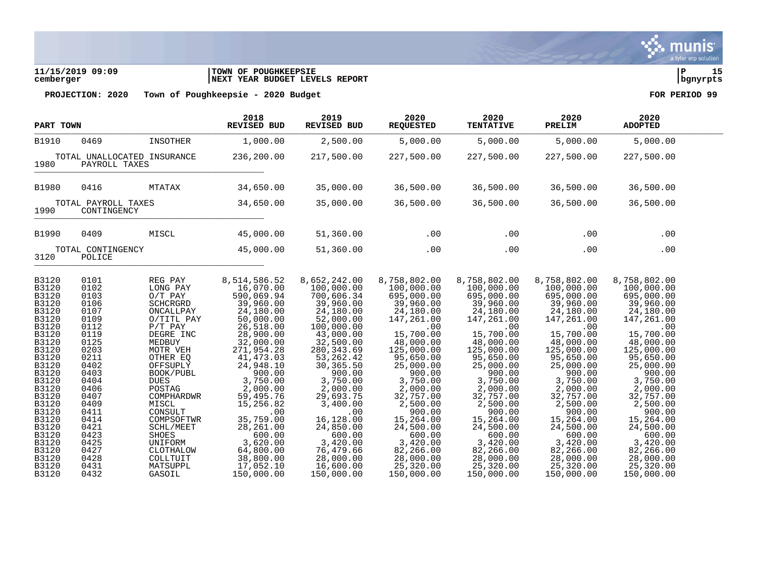**11/15/2019 09:09** | **TOWN OF POUGHKEEPSIE** | **NEXT YEAR BUDGET LEVELS REPORT**

cemberger | bgnyrpts

**PROJECTION: 2020 Town of Poughkeepsie - 2020 Budget** **FOR PERIOD 99**

| PART | TOWN | | 2018 REVISED BUD | 2019 REVISED BUD | 2020 REQUESTED | 2020 TENTATIVE | 2020 PRELIM | 2020 ADOPTED |
|---|---|---|---|---|---|---|---|---|
| B1910 | 0469 | INSOTHER | 1,000.00 | 2,500.00 | 5,000.00 | 5,000.00 | 5,000.00 | 5,000.00 |
| | TOTAL UNALLOCATED INSURANCE | | 236,200.00 | 217,500.00 | 227,500.00 | 227,500.00 | 227,500.00 | 227,500.00 |
| 1980 | PAYROLL TAXES | | | | | | | |
| B1980 | 0416 | MTATAX | 34,650.00 | 35,000.00 | 36,500.00 | 36,500.00 | 36,500.00 | 36,500.00 |
| | TOTAL PAYROLL TAXES | | 34,650.00 | 35,000.00 | 36,500.00 | 36,500.00 | 36,500.00 | 36,500.00 |
| 1990 | CONTINGENCY | | | | | | | |
| B1990 | 0409 | MISCL | 45,000.00 | 51,360.00 | .00 | .00 | .00 | .00 |
| | TOTAL CONTINGENCY | | 45,000.00 | 51,360.00 | .00 | .00 | .00 | .00 |
| 3120 | POLICE | | | | | | | |
| B3120 | 0101 | REG PAY | 8,514,586.52 | 8,652,242.00 | 8,758,802.00 | 8,758,802.00 | 8,758,802.00 | 8,758,802.00 |
| B3120 | 0102 | LONG PAY | 16,070.00 | 100,000.00 | 100,000.00 | 100,000.00 | 100,000.00 | 100,000.00 |
| B3120 | 0103 | O/T PAY | 590,069.94 | 700,606.34 | 695,000.00 | 695,000.00 | 695,000.00 | 695,000.00 |
| B3120 | 0106 | SCHCRGRD | 39,960.00 | 39,960.00 | 39,960.00 | 39,960.00 | 39,960.00 | 39,960.00 |
| B3120 | 0107 | ONCALLPAY | 24,180.00 | 24,180.00 | 24,180.00 | 24,180.00 | 24,180.00 | 24,180.00 |
| B3120 | 0109 | O/TITL PAY | 50,000.00 | 52,000.00 | 147,261.00 | 147,261.00 | 147,261.00 | 147,261.00 |
| B3120 | 0112 | P/T PAY | 26,518.00 | 100,000.00 | .00 | .00 | .00 | .00 |
| B3120 | 0119 | DEGRE INC | 28,900.00 | 43,000.00 | 15,700.00 | 15,700.00 | 15,700.00 | 15,700.00 |
| B3120 | 0125 | MEDBUY | 32,000.00 | 32,500.00 | 48,000.00 | 48,000.00 | 48,000.00 | 48,000.00 |
| B3120 | 0203 | MOTR VEH | 271,954.28 | 280,343.69 | 125,000.00 | 125,000.00 | 125,000.00 | 125,000.00 |
| B3120 | 0211 | OTHER EQ | 41,473.03 | 53,262.42 | 95,650.00 | 95,650.00 | 95,650.00 | 95,650.00 |
| B3120 | 0402 | OFFSUPLY | 24,948.10 | 30,365.50 | 25,000.00 | 25,000.00 | 25,000.00 | 25,000.00 |
| B3120 | 0403 | BOOK/PUBL | 900.00 | 900.00 | 900.00 | 900.00 | 900.00 | 900.00 |
| B3120 | 0404 | DUES | 3,750.00 | 3,750.00 | 3,750.00 | 3,750.00 | 3,750.00 | 3,750.00 |
| B3120 | 0406 | POSTAG | 2,000.00 | 2,000.00 | 2,000.00 | 2,000.00 | 2,000.00 | 2,000.00 |
| B3120 | 0407 | COMPHARDWR | 59,495.76 | 29,693.75 | 32,757.00 | 32,757.00 | 32,757.00 | 32,757.00 |
| B3120 | 0409 | MISCL | 15,256.82 | 3,400.00 | 2,500.00 | 2,500.00 | 2,500.00 | 2,500.00 |
| B3120 | 0411 | CONSULT | .00 | .00 | 900.00 | 900.00 | 900.00 | 900.00 |
| B3120 | 0414 | COMPSOFTWR | 35,759.00 | 16,128.00 | 15,264.00 | 15,264.00 | 15,264.00 | 15,264.00 |
| B3120 | 0421 | SCHL/MEET | 28,261.00 | 24,850.00 | 24,500.00 | 24,500.00 | 24,500.00 | 24,500.00 |
| B3120 | 0423 | SHOES | 600.00 | 600.00 | 600.00 | 600.00 | 600.00 | 600.00 |
| B3120 | 0425 | UNIFORM | 3,620.00 | 3,420.00 | 3,420.00 | 3,420.00 | 3,420.00 | 3,420.00 |
| B3120 | 0427 | CLOTHALOW | 64,800.00 | 76,479.66 | 82,266.00 | 82,266.00 | 82,266.00 | 82,266.00 |
| B3120 | 0428 | COLLTUIT | 38,800.00 | 28,000.00 | 28,000.00 | 28,000.00 | 28,000.00 | 28,000.00 |
| B3120 | 0431 | MATSUPPL | 17,052.10 | 16,600.00 | 25,320.00 | 25,320.00 | 25,320.00 | 25,320.00 |
| B3120 | 0432 | GASOIL | 150,000.00 | 150,000.00 | 150,000.00 | 150,000.00 | 150,000.00 | 150,000.00 |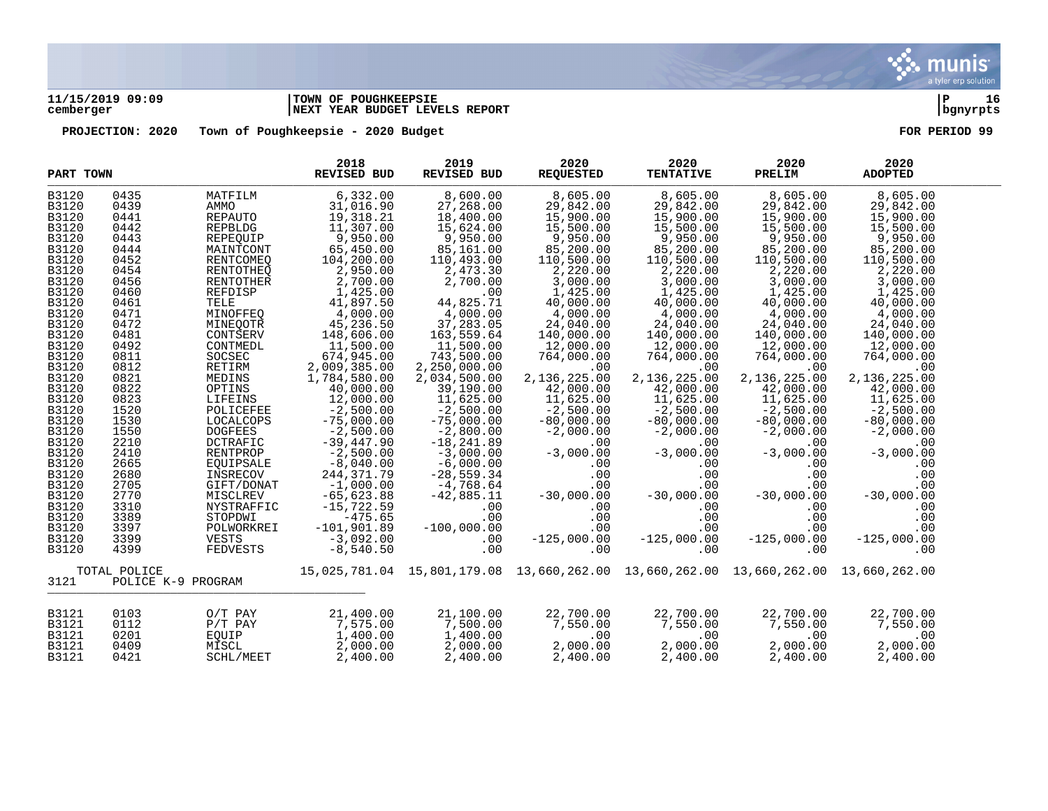**11/15/2019 09:09** | **TOWN OF POUGHKEEPSIE** | **P 16**
**cemberger** | **NEXT YEAR BUDGET LEVELS REPORT** | **bgnyrpts**

**PROJECTION: 2020 Town of Poughkeepsie - 2020 Budget** **FOR PERIOD 99**

| PART TOWN | | | 2018 REVISED BUD | 2019 REVISED BUD | 2020 REQUESTED | 2020 TENTATIVE | 2020 PRELIM | 2020 ADOPTED |
|---|---|---|---|---|---|---|---|---|
| B3120 | 0435 | MATFILM | 6,332.00 | 8,600.00 | 8,605.00 | 8,605.00 | 8,605.00 | 8,605.00 |
| B3120 | 0439 | AMMO | 31,016.90 | 27,268.00 | 29,842.00 | 29,842.00 | 29,842.00 | 29,842.00 |
| B3120 | 0441 | REPAUTO | 19,318.21 | 18,400.00 | 15,900.00 | 15,900.00 | 15,900.00 | 15,900.00 |
| B3120 | 0442 | REPBLDG | 11,307.00 | 15,624.00 | 15,500.00 | 15,500.00 | 15,500.00 | 15,500.00 |
| B3120 | 0443 | REPEQUIP | 9,950.00 | 9,950.00 | 9,950.00 | 9,950.00 | 9,950.00 | 9,950.00 |
| B3120 | 0444 | MAINTCONT | 65,450.00 | 85,161.00 | 85,200.00 | 85,200.00 | 85,200.00 | 85,200.00 |
| B3120 | 0452 | RENTCOMEQ | 104,200.00 | 110,493.00 | 110,500.00 | 110,500.00 | 110,500.00 | 110,500.00 |
| B3120 | 0454 | RENTOTHEQ | 2,950.00 | 2,473.30 | 2,220.00 | 2,220.00 | 2,220.00 | 2,220.00 |
| B3120 | 0456 | RENTOTHER | 2,700.00 | 2,700.00 | 3,000.00 | 3,000.00 | 3,000.00 | 3,000.00 |
| B3120 | 0460 | REFDISP | 1,425.00 | .00 | 1,425.00 | 1,425.00 | 1,425.00 | 1,425.00 |
| B3120 | 0461 | TELE | 41,897.50 | 44,825.71 | 40,000.00 | 40,000.00 | 40,000.00 | 40,000.00 |
| B3120 | 0471 | MINOFFEQ | 4,000.00 | 4,000.00 | 4,000.00 | 4,000.00 | 4,000.00 | 4,000.00 |
| B3120 | 0472 | MINEQOTR | 45,236.50 | 37,283.05 | 24,040.00 | 24,040.00 | 24,040.00 | 24,040.00 |
| B3120 | 0481 | CONTSERV | 148,606.00 | 163,559.64 | 140,000.00 | 140,000.00 | 140,000.00 | 140,000.00 |
| B3120 | 0492 | CONTMEDL | 11,500.00 | 11,500.00 | 12,000.00 | 12,000.00 | 12,000.00 | 12,000.00 |
| B3120 | 0811 | SOCSEC | 674,945.00 | 743,500.00 | 764,000.00 | 764,000.00 | 764,000.00 | 764,000.00 |
| B3120 | 0812 | RETIRM | 2,009,385.00 | 2,250,000.00 | .00 | .00 | .00 | .00 |
| B3120 | 0821 | MEDINS | 1,784,580.00 | 2,034,500.00 | 2,136,225.00 | 2,136,225.00 | 2,136,225.00 | 2,136,225.00 |
| B3120 | 0822 | OPTINS | 40,000.00 | 39,190.00 | 42,000.00 | 42,000.00 | 42,000.00 | 42,000.00 |
| B3120 | 0823 | LIFEINS | 12,000.00 | 11,625.00 | 11,625.00 | 11,625.00 | 11,625.00 | 11,625.00 |
| B3120 | 1520 | POLICEFEE | -2,500.00 | -2,500.00 | -2,500.00 | -2,500.00 | -2,500.00 | -2,500.00 |
| B3120 | 1530 | LOCALCOPS | -75,000.00 | -75,000.00 | -80,000.00 | -80,000.00 | -80,000.00 | -80,000.00 |
| B3120 | 1550 | DOGFEES | -2,500.00 | -2,800.00 | -2,000.00 | -2,000.00 | -2,000.00 | -2,000.00 |
| B3120 | 2210 | DCTRAFIC | -39,447.90 | -18,241.89 | .00 | .00 | .00 | .00 |
| B3120 | 2410 | RENTPROP | -2,500.00 | -3,000.00 | -3,000.00 | -3,000.00 | -3,000.00 | -3,000.00 |
| B3120 | 2665 | EQUIPSALE | -8,040.00 | -6,000.00 | .00 | .00 | .00 | .00 |
| B3120 | 2680 | INSRECOV | 244,371.79 | -28,559.34 | .00 | .00 | .00 | .00 |
| B3120 | 2705 | GIFT/DONAT | -1,000.00 | -4,768.64 | .00 | .00 | .00 | .00 |
| B3120 | 2770 | MISCLREV | -65,623.88 | -42,885.11 | -30,000.00 | -30,000.00 | -30,000.00 | -30,000.00 |
| B3120 | 3310 | NYSTRAFFIC | -15,722.59 | .00 | .00 | .00 | .00 | .00 |
| B3120 | 3389 | STOPDWI | -475.65 | .00 | .00 | .00 | .00 | .00 |
| B3120 | 3397 | POLWORKREI | -101,901.89 | -100,000.00 | .00 | .00 | .00 | .00 |
| B3120 | 3399 | VESTS | -3,092.00 | .00 | -125,000.00 | -125,000.00 | -125,000.00 | -125,000.00 |
| B3120 | 4399 | FEDVESTS | -8,540.50 | .00 | .00 | .00 | .00 | .00 |
| | TOTAL POLICE | | 15,025,781.04 | 15,801,179.08 | 13,660,262.00 | 13,660,262.00 | 13,660,262.00 | 13,660,262.00 |
| 3121 | POLICE K-9 PROGRAM | | | | | | | |
| B3121 | 0103 | O/T PAY | 21,400.00 | 21,100.00 | 22,700.00 | 22,700.00 | 22,700.00 | 22,700.00 |
| B3121 | 0112 | P/T PAY | 7,575.00 | 7,500.00 | 7,550.00 | 7,550.00 | 7,550.00 | 7,550.00 |
| B3121 | 0201 | EQUIP | 1,400.00 | 1,400.00 | .00 | .00 | .00 | .00 |
| B3121 | 0409 | MISCL | 2,000.00 | 2,000.00 | 2,000.00 | 2,000.00 | 2,000.00 | 2,000.00 |
| B3121 | 0421 | SCHL/MEET | 2,400.00 | 2,400.00 | 2,400.00 | 2,400.00 | 2,400.00 | 2,400.00 |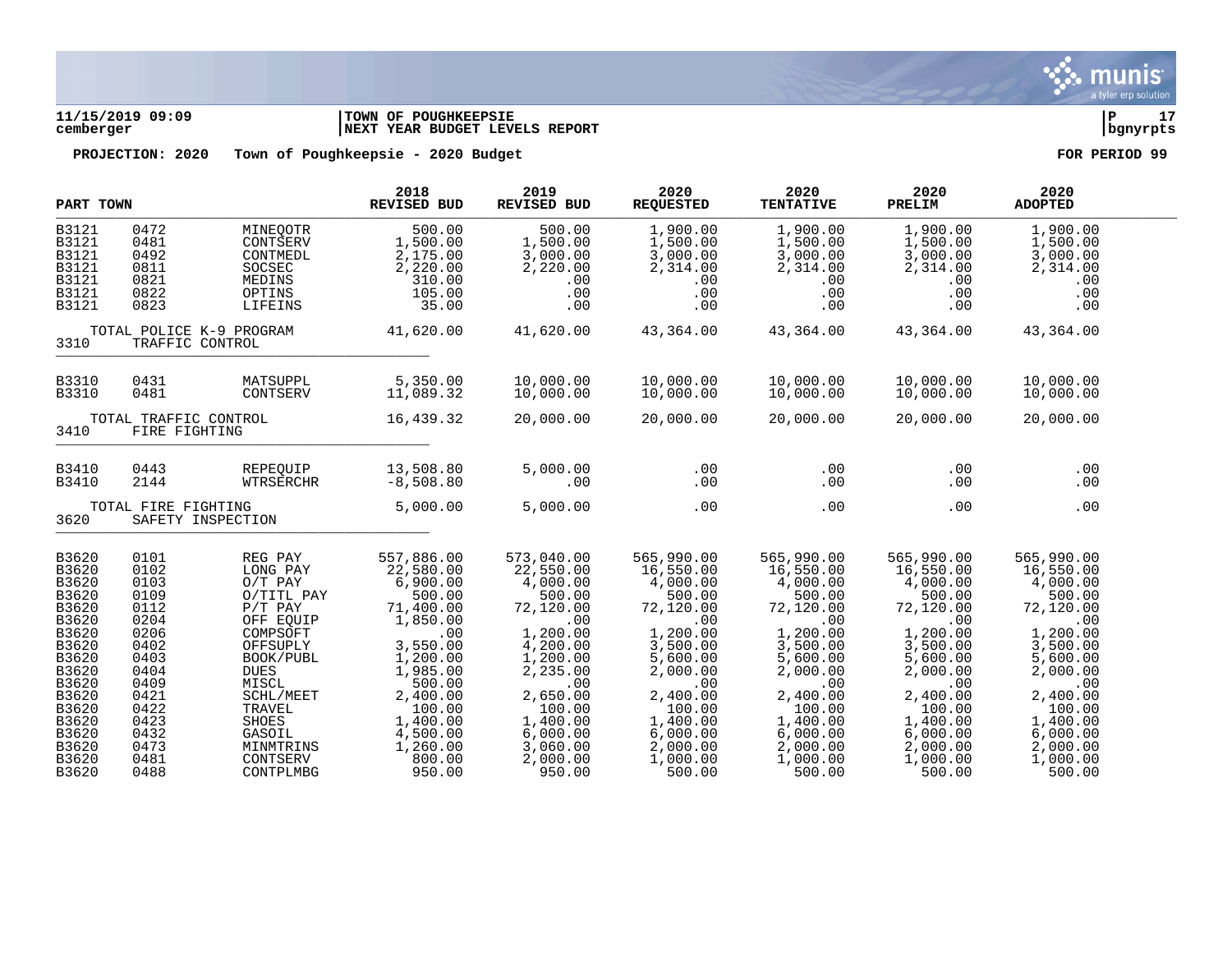**11/15/2019 09:09** — **TOWN OF POUGHKEEPSIE**
**cemberger** — **NEXT YEAR BUDGET LEVELS REPORT**

**PROJECTION: 2020 Town of Poughkeepsie - 2020 Budget** — **FOR PERIOD 99**

| PART TOWN | | | 2018 REVISED BUD | 2019 REVISED BUD | 2020 REQUESTED | 2020 TENTATIVE | 2020 PRELIM | 2020 ADOPTED |
|---|---|---|---|---|---|---|---|---|
| B3121 | 0472 | MINEQOTR | 500.00 | 500.00 | 1,900.00 | 1,900.00 | 1,900.00 | 1,900.00 |
| B3121 | 0481 | CONTSERV | 1,500.00 | 1,500.00 | 1,500.00 | 1,500.00 | 1,500.00 | 1,500.00 |
| B3121 | 0492 | CONTMEDL | 2,175.00 | 3,000.00 | 3,000.00 | 3,000.00 | 3,000.00 | 3,000.00 |
| B3121 | 0811 | SOCSEC | 2,220.00 | 2,220.00 | 2,314.00 | 2,314.00 | 2,314.00 | 2,314.00 |
| B3121 | 0821 | MEDINS | 310.00 | .00 | .00 | .00 | .00 | .00 |
| B3121 | 0822 | OPTINS | 105.00 | .00 | .00 | .00 | .00 | .00 |
| B3121 | 0823 | LIFEINS | 35.00 | .00 | .00 | .00 | .00 | .00 |
| TOTAL POLICE K-9 PROGRAM | | | 41,620.00 | 41,620.00 | 43,364.00 | 43,364.00 | 43,364.00 | 43,364.00 |
| 3310 | TRAFFIC CONTROL | | | | | | | |
| B3310 | 0431 | MATSUPPL | 5,350.00 | 10,000.00 | 10,000.00 | 10,000.00 | 10,000.00 | 10,000.00 |
| B3310 | 0481 | CONTSERV | 11,089.32 | 10,000.00 | 10,000.00 | 10,000.00 | 10,000.00 | 10,000.00 |
| TOTAL TRAFFIC CONTROL | | | 16,439.32 | 20,000.00 | 20,000.00 | 20,000.00 | 20,000.00 | 20,000.00 |
| 3410 | FIRE FIGHTING | | | | | | | |
| B3410 | 0443 | REPEQUIP | 13,508.80 | 5,000.00 | .00 | .00 | .00 | .00 |
| B3410 | 2144 | WTRSERCHR | -8,508.80 | .00 | .00 | .00 | .00 | .00 |
| TOTAL FIRE FIGHTING | | | 5,000.00 | 5,000.00 | .00 | .00 | .00 | .00 |
| 3620 | SAFETY INSPECTION | | | | | | | |
| B3620 | 0101 | REG PAY | 557,886.00 | 573,040.00 | 565,990.00 | 565,990.00 | 565,990.00 | 565,990.00 |
| B3620 | 0102 | LONG PAY | 22,580.00 | 22,550.00 | 16,550.00 | 16,550.00 | 16,550.00 | 16,550.00 |
| B3620 | 0103 | O/T PAY | 6,900.00 | 4,000.00 | 4,000.00 | 4,000.00 | 4,000.00 | 4,000.00 |
| B3620 | 0109 | O/TITL PAY | 500.00 | 500.00 | 500.00 | 500.00 | 500.00 | 500.00 |
| B3620 | 0112 | P/T PAY | 71,400.00 | 72,120.00 | 72,120.00 | 72,120.00 | 72,120.00 | 72,120.00 |
| B3620 | 0204 | OFF EQUIP | 1,850.00 | .00 | .00 | .00 | .00 | .00 |
| B3620 | 0206 | COMPSOFT | .00 | 1,200.00 | 1,200.00 | 1,200.00 | 1,200.00 | 1,200.00 |
| B3620 | 0402 | OFFSUPLY | 3,550.00 | 4,200.00 | 3,500.00 | 3,500.00 | 3,500.00 | 3,500.00 |
| B3620 | 0403 | BOOK/PUBL | 1,200.00 | 1,200.00 | 5,600.00 | 5,600.00 | 5,600.00 | 5,600.00 |
| B3620 | 0404 | DUES | 1,985.00 | 2,235.00 | 2,000.00 | 2,000.00 | 2,000.00 | 2,000.00 |
| B3620 | 0409 | MISCL | 500.00 | .00 | .00 | .00 | .00 | .00 |
| B3620 | 0421 | SCHL/MEET | 2,400.00 | 2,650.00 | 2,400.00 | 2,400.00 | 2,400.00 | 2,400.00 |
| B3620 | 0422 | TRAVEL | 100.00 | 100.00 | 100.00 | 100.00 | 100.00 | 100.00 |
| B3620 | 0423 | SHOES | 1,400.00 | 1,400.00 | 1,400.00 | 1,400.00 | 1,400.00 | 1,400.00 |
| B3620 | 0432 | GASOIL | 4,500.00 | 6,000.00 | 6,000.00 | 6,000.00 | 6,000.00 | 6,000.00 |
| B3620 | 0473 | MINMTRINS | 1,260.00 | 3,060.00 | 2,000.00 | 2,000.00 | 2,000.00 | 2,000.00 |
| B3620 | 0481 | CONTSERV | 800.00 | 2,000.00 | 1,000.00 | 1,000.00 | 1,000.00 | 1,000.00 |
| B3620 | 0488 | CONTPLMBG | 950.00 | 950.00 | 500.00 | 500.00 | 500.00 | 500.00 |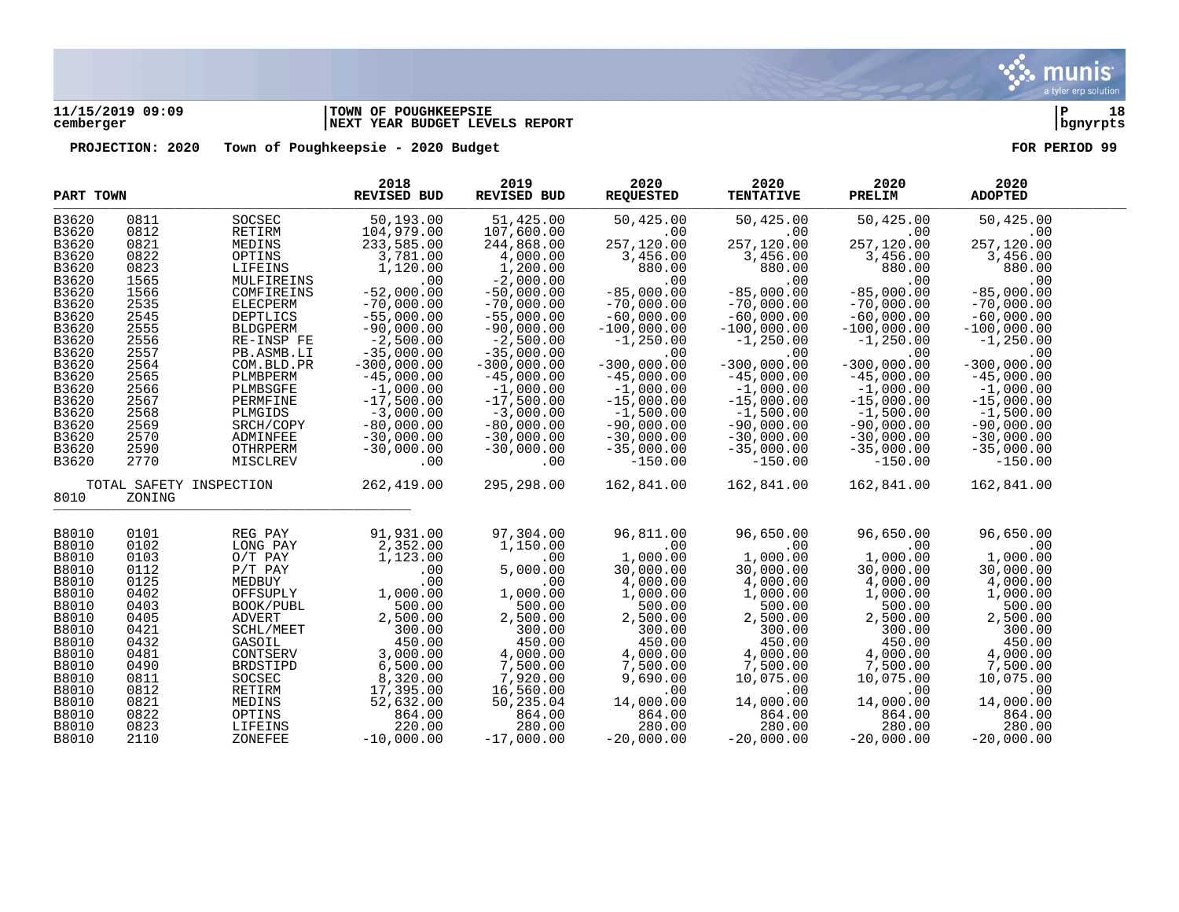**11/15/2019 09:09** | **TOWN OF POUGHKEEPSIE** | **P 18**
**cemberger** | **NEXT YEAR BUDGET LEVELS REPORT** | **bgnyrpts**

**PROJECTION: 2020 Town of Poughkeepsie - 2020 Budget FOR PERIOD 99**

| PART TOWN | | | 2018 REVISED BUD | 2019 REVISED BUD | 2020 REQUESTED | 2020 TENTATIVE | 2020 PRELIM | 2020 ADOPTED |
|---|---|---|---|---|---|---|---|---|
| B3620 | 0811 | SOCSEC | 50,193.00 | 51,425.00 | 50,425.00 | 50,425.00 | 50,425.00 | 50,425.00 |
| B3620 | 0812 | RETIRM | 104,979.00 | 107,600.00 | .00 | .00 | .00 | .00 |
| B3620 | 0821 | MEDINS | 233,585.00 | 244,868.00 | 257,120.00 | 257,120.00 | 257,120.00 | 257,120.00 |
| B3620 | 0822 | OPTINS | 3,781.00 | 4,000.00 | 3,456.00 | 3,456.00 | 3,456.00 | 3,456.00 |
| B3620 | 0823 | LIFEINS | 1,120.00 | 1,200.00 | 880.00 | 880.00 | 880.00 | 880.00 |
| B3620 | 1565 | MULFIREINS | .00 | -2,000.00 | .00 | .00 | .00 | .00 |
| B3620 | 1566 | COMFIREINS | -52,000.00 | -50,000.00 | -85,000.00 | -85,000.00 | -85,000.00 | -85,000.00 |
| B3620 | 2535 | ELECPERM | -70,000.00 | -70,000.00 | -70,000.00 | -70,000.00 | -70,000.00 | -70,000.00 |
| B3620 | 2545 | DEPTLICS | -55,000.00 | -55,000.00 | -60,000.00 | -60,000.00 | -60,000.00 | -60,000.00 |
| B3620 | 2555 | BLDGPERM | -90,000.00 | -90,000.00 | -100,000.00 | -100,000.00 | -100,000.00 | -100,000.00 |
| B3620 | 2556 | RE-INSP FE | -2,500.00 | -2,500.00 | -1,250.00 | -1,250.00 | -1,250.00 | -1,250.00 |
| B3620 | 2557 | PB.ASMB.LI | -35,000.00 | -35,000.00 | .00 | .00 | .00 | .00 |
| B3620 | 2564 | COM.BLD.PR | -300,000.00 | -300,000.00 | -300,000.00 | -300,000.00 | -300,000.00 | -300,000.00 |
| B3620 | 2565 | PLMBPERM | -45,000.00 | -45,000.00 | -45,000.00 | -45,000.00 | -45,000.00 | -45,000.00 |
| B3620 | 2566 | PLMBSGFE | -1,000.00 | -1,000.00 | -1,000.00 | -1,000.00 | -1,000.00 | -1,000.00 |
| B3620 | 2567 | PERMFINE | -17,500.00 | -17,500.00 | -15,000.00 | -15,000.00 | -15,000.00 | -15,000.00 |
| B3620 | 2568 | PLMGIDS | -3,000.00 | -3,000.00 | -1,500.00 | -1,500.00 | -1,500.00 | -1,500.00 |
| B3620 | 2569 | SRCH/COPY | -80,000.00 | -80,000.00 | -90,000.00 | -90,000.00 | -90,000.00 | -90,000.00 |
| B3620 | 2570 | ADMINFEE | -30,000.00 | -30,000.00 | -30,000.00 | -30,000.00 | -30,000.00 | -30,000.00 |
| B3620 | 2590 | OTHRPERM | -30,000.00 | -30,000.00 | -35,000.00 | -35,000.00 | -35,000.00 | -35,000.00 |
| B3620 | 2770 | MISCLREV | .00 | .00 | -150.00 | -150.00 | -150.00 | -150.00 |
| TOTAL SAFETY INSPECTION | | | 262,419.00 | 295,298.00 | 162,841.00 | 162,841.00 | 162,841.00 | 162,841.00 |
| 8010 | ZONING | | | | | | | |
| B8010 | 0101 | REG PAY | 91,931.00 | 97,304.00 | 96,811.00 | 96,650.00 | 96,650.00 | 96,650.00 |
| B8010 | 0102 | LONG PAY | 2,352.00 | 1,150.00 | .00 | .00 | .00 | .00 |
| B8010 | 0103 | O/T PAY | 1,123.00 | .00 | 1,000.00 | 1,000.00 | 1,000.00 | 1,000.00 |
| B8010 | 0112 | P/T PAY | .00 | 5,000.00 | 30,000.00 | 30,000.00 | 30,000.00 | 30,000.00 |
| B8010 | 0125 | MEDBUY | .00 | .00 | 4,000.00 | 4,000.00 | 4,000.00 | 4,000.00 |
| B8010 | 0402 | OFFSUPLY | 1,000.00 | 1,000.00 | 1,000.00 | 1,000.00 | 1,000.00 | 1,000.00 |
| B8010 | 0403 | BOOK/PUBL | 500.00 | 500.00 | 500.00 | 500.00 | 500.00 | 500.00 |
| B8010 | 0405 | ADVERT | 2,500.00 | 2,500.00 | 2,500.00 | 2,500.00 | 2,500.00 | 2,500.00 |
| B8010 | 0421 | SCHL/MEET | 300.00 | 300.00 | 300.00 | 300.00 | 300.00 | 300.00 |
| B8010 | 0432 | GASOIL | 450.00 | 450.00 | 450.00 | 450.00 | 450.00 | 450.00 |
| B8010 | 0481 | CONTSERV | 3,000.00 | 4,000.00 | 4,000.00 | 4,000.00 | 4,000.00 | 4,000.00 |
| B8010 | 0490 | BRDSTIPD | 6,500.00 | 7,500.00 | 7,500.00 | 7,500.00 | 7,500.00 | 7,500.00 |
| B8010 | 0811 | SOCSEC | 8,320.00 | 7,920.00 | 9,690.00 | 10,075.00 | 10,075.00 | 10,075.00 |
| B8010 | 0812 | RETIRM | 17,395.00 | 16,560.00 | .00 | .00 | .00 | .00 |
| B8010 | 0821 | MEDINS | 52,632.00 | 50,235.04 | 14,000.00 | 14,000.00 | 14,000.00 | 14,000.00 |
| B8010 | 0822 | OPTINS | 864.00 | 864.00 | 864.00 | 864.00 | 864.00 | 864.00 |
| B8010 | 0823 | LIFEINS | 220.00 | 280.00 | 280.00 | 280.00 | 280.00 | 280.00 |
| B8010 | 2110 | ZONEFEE | -10,000.00 | -17,000.00 | -20,000.00 | -20,000.00 | -20,000.00 | -20,000.00 |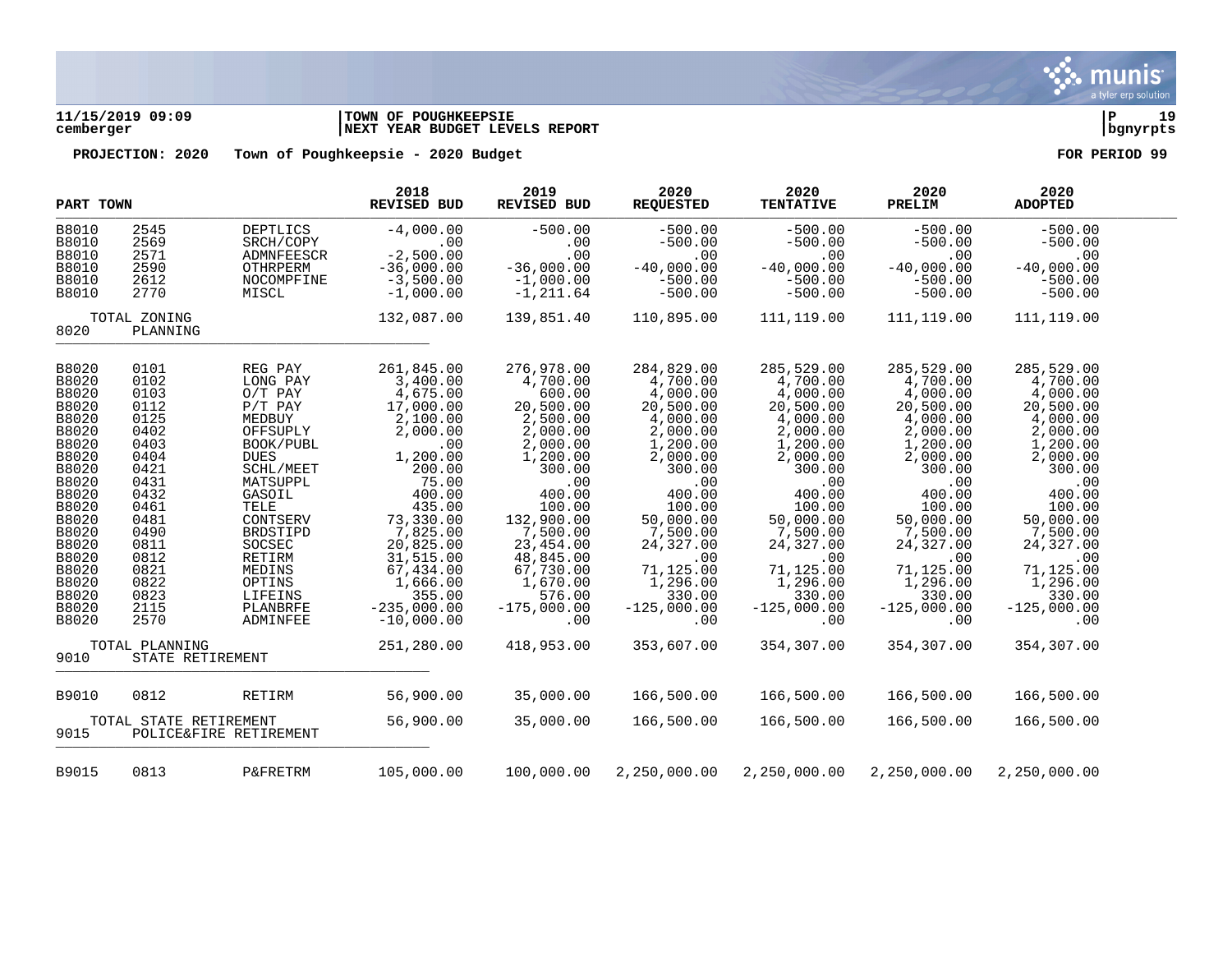**11/15/2019 09:09** | **TOWN OF POUGHKEEPSIE**
**cemberger** | **NEXT YEAR BUDGET LEVELS REPORT**

**PROJECTION: 2020    Town of Poughkeepsie - 2020 Budget**    **FOR PERIOD 99**

| PART TOWN | | | 2018 REVISED BUD | 2019 REVISED BUD | 2020 REQUESTED | 2020 TENTATIVE | 2020 PRELIM | 2020 ADOPTED |
|---|---|---|---|---|---|---|---|---|
| B8010 | 2545 | DEPTLICS | -4,000.00 | -500.00 | -500.00 | -500.00 | -500.00 | -500.00 |
| B8010 | 2569 | SRCH/COPY | .00 | .00 | -500.00 | -500.00 | -500.00 | -500.00 |
| B8010 | 2571 | ADMNFEESCR | -2,500.00 | .00 | .00 | .00 | .00 | .00 |
| B8010 | 2590 | OTHRPERM | -36,000.00 | -36,000.00 | -40,000.00 | -40,000.00 | -40,000.00 | -40,000.00 |
| B8010 | 2612 | NOCOMPFINE | -3,500.00 | -1,000.00 | -500.00 | -500.00 | -500.00 | -500.00 |
| B8010 | 2770 | MISCL | -1,000.00 | -1,211.64 | -500.00 | -500.00 | -500.00 | -500.00 |
| | TOTAL ZONING | | 132,087.00 | 139,851.40 | 110,895.00 | 111,119.00 | 111,119.00 | 111,119.00 |
| 8020 | PLANNING | | | | | | | |
| B8020 | 0101 | REG PAY | 261,845.00 | 276,978.00 | 284,829.00 | 285,529.00 | 285,529.00 | 285,529.00 |
| B8020 | 0102 | LONG PAY | 3,400.00 | 4,700.00 | 4,700.00 | 4,700.00 | 4,700.00 | 4,700.00 |
| B8020 | 0103 | O/T PAY | 4,675.00 | 600.00 | 4,000.00 | 4,000.00 | 4,000.00 | 4,000.00 |
| B8020 | 0112 | P/T PAY | 17,000.00 | 20,500.00 | 20,500.00 | 20,500.00 | 20,500.00 | 20,500.00 |
| B8020 | 0125 | MEDBUY | 2,100.00 | 2,500.00 | 4,000.00 | 4,000.00 | 4,000.00 | 4,000.00 |
| B8020 | 0402 | OFFSUPLY | 2,000.00 | 2,000.00 | 2,000.00 | 2,000.00 | 2,000.00 | 2,000.00 |
| B8020 | 0403 | BOOK/PUBL | .00 | 2,000.00 | 1,200.00 | 1,200.00 | 1,200.00 | 1,200.00 |
| B8020 | 0404 | DUES | 1,200.00 | 1,200.00 | 2,000.00 | 2,000.00 | 2,000.00 | 2,000.00 |
| B8020 | 0421 | SCHL/MEET | 200.00 | 300.00 | 300.00 | 300.00 | 300.00 | 300.00 |
| B8020 | 0431 | MATSUPPL | 75.00 | .00 | .00 | .00 | .00 | .00 |
| B8020 | 0432 | GASOIL | 400.00 | 400.00 | 400.00 | 400.00 | 400.00 | 400.00 |
| B8020 | 0461 | TELE | 435.00 | 100.00 | 100.00 | 100.00 | 100.00 | 100.00 |
| B8020 | 0481 | CONTSERV | 73,330.00 | 132,900.00 | 50,000.00 | 50,000.00 | 50,000.00 | 50,000.00 |
| B8020 | 0490 | BRDSTIPD | 7,825.00 | 7,500.00 | 7,500.00 | 7,500.00 | 7,500.00 | 7,500.00 |
| B8020 | 0811 | SOCSEC | 20,825.00 | 23,454.00 | 24,327.00 | 24,327.00 | 24,327.00 | 24,327.00 |
| B8020 | 0812 | RETIRM | 31,515.00 | 48,845.00 | .00 | .00 | .00 | .00 |
| B8020 | 0821 | MEDINS | 67,434.00 | 67,730.00 | 71,125.00 | 71,125.00 | 71,125.00 | 71,125.00 |
| B8020 | 0822 | OPTINS | 1,666.00 | 1,670.00 | 1,296.00 | 1,296.00 | 1,296.00 | 1,296.00 |
| B8020 | 0823 | LIFEINS | 355.00 | 576.00 | 330.00 | 330.00 | 330.00 | 330.00 |
| B8020 | 2115 | PLANBRFE | -235,000.00 | -175,000.00 | -125,000.00 | -125,000.00 | -125,000.00 | -125,000.00 |
| B8020 | 2570 | ADMINFEE | -10,000.00 | .00 | .00 | .00 | .00 | .00 |
| | TOTAL PLANNING | | 251,280.00 | 418,953.00 | 353,607.00 | 354,307.00 | 354,307.00 | 354,307.00 |
| 9010 | STATE RETIREMENT | | | | | | | |
| B9010 | 0812 | RETIRM | 56,900.00 | 35,000.00 | 166,500.00 | 166,500.00 | 166,500.00 | 166,500.00 |
| | TOTAL STATE RETIREMENT | | 56,900.00 | 35,000.00 | 166,500.00 | 166,500.00 | 166,500.00 | 166,500.00 |
| 9015 | POLICE&FIRE RETIREMENT | | | | | | | |
| B9015 | 0813 | P&FRETRM | 105,000.00 | 100,000.00 | 2,250,000.00 | 2,250,000.00 | 2,250,000.00 | 2,250,000.00 |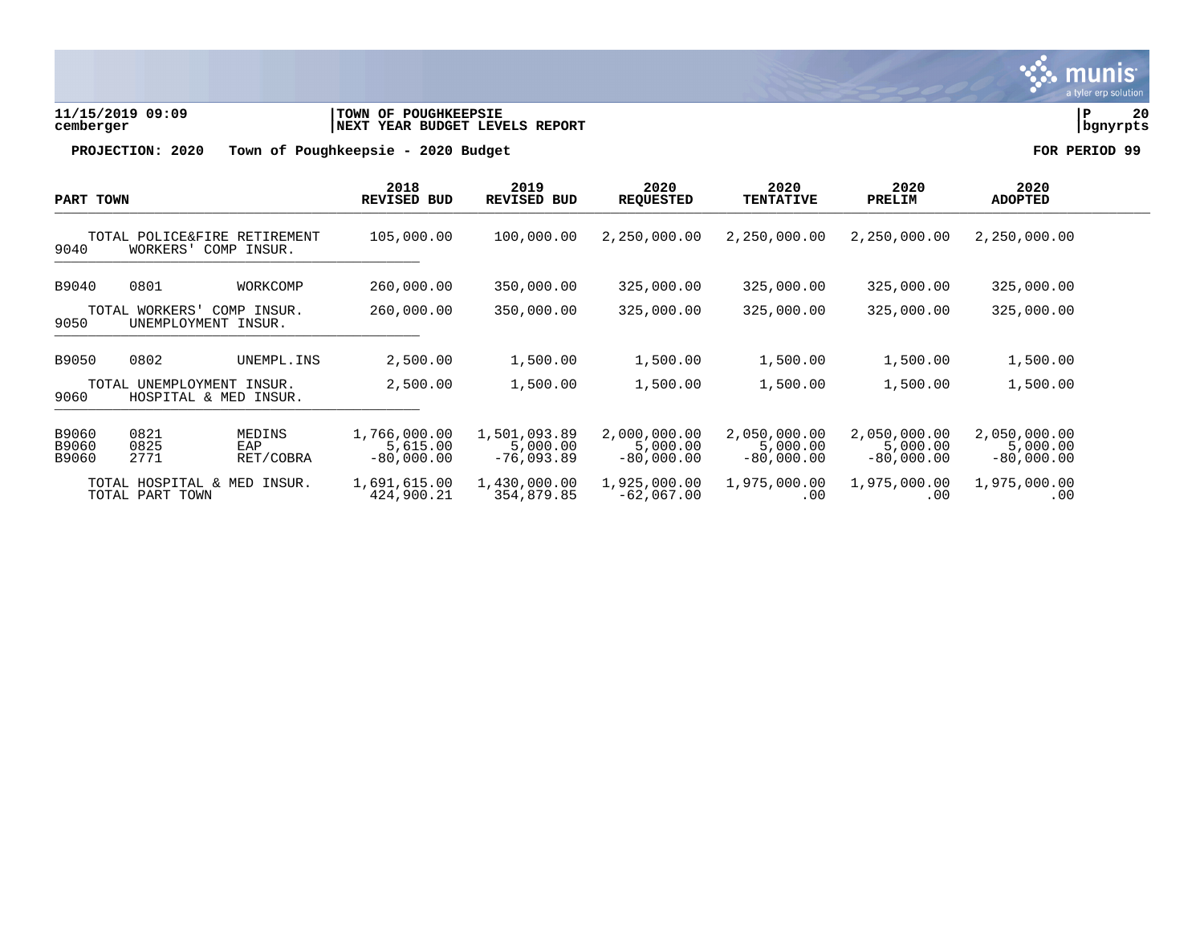**TOWN OF POUGHKEEPSIE**
**NEXT YEAR BUDGET LEVELS REPORT**

**PROJECTION: 2020 Town of Poughkeepsie - 2020 Budget** **FOR PERIOD 99**

| PART TOWN | | | 2018 REVISED BUD | 2019 REVISED BUD | 2020 REQUESTED | 2020 TENTATIVE | 2020 PRELIM | 2020 ADOPTED |
|---|---|---|---|---|---|---|---|---|
| TOTAL POLICE&FIRE RETIREMENT | | | 105,000.00 | 100,000.00 | 2,250,000.00 | 2,250,000.00 | 2,250,000.00 | 2,250,000.00 |
| 9040 | WORKERS' COMP INSUR. | | | | | | | |
| B9040 | 0801 | WORKCOMP | 260,000.00 | 350,000.00 | 325,000.00 | 325,000.00 | 325,000.00 | 325,000.00 |
| TOTAL WORKERS' COMP INSUR. | | | 260,000.00 | 350,000.00 | 325,000.00 | 325,000.00 | 325,000.00 | 325,000.00 |
| 9050 | UNEMPLOYMENT INSUR. | | | | | | | |
| B9050 | 0802 | UNEMPL.INS | 2,500.00 | 1,500.00 | 1,500.00 | 1,500.00 | 1,500.00 | 1,500.00 |
| TOTAL UNEMPLOYMENT INSUR. | | | 2,500.00 | 1,500.00 | 1,500.00 | 1,500.00 | 1,500.00 | 1,500.00 |
| 9060 | HOSPITAL & MED INSUR. | | | | | | | |
| B9060 | 0821 | MEDINS | 1,766,000.00 | 1,501,093.89 | 2,000,000.00 | 2,050,000.00 | 2,050,000.00 | 2,050,000.00 |
| B9060 | 0825 | EAP | 5,615.00 | 5,000.00 | 5,000.00 | 5,000.00 | 5,000.00 | 5,000.00 |
| B9060 | 2771 | RET/COBRA | -80,000.00 | -76,093.89 | -80,000.00 | -80,000.00 | -80,000.00 | -80,000.00 |
| TOTAL HOSPITAL & MED INSUR. | | | 1,691,615.00 | 1,430,000.00 | 1,925,000.00 | 1,975,000.00 | 1,975,000.00 | 1,975,000.00 |
| TOTAL PART TOWN | | | 424,900.21 | 354,879.85 | -62,067.00 | .00 | .00 | .00 |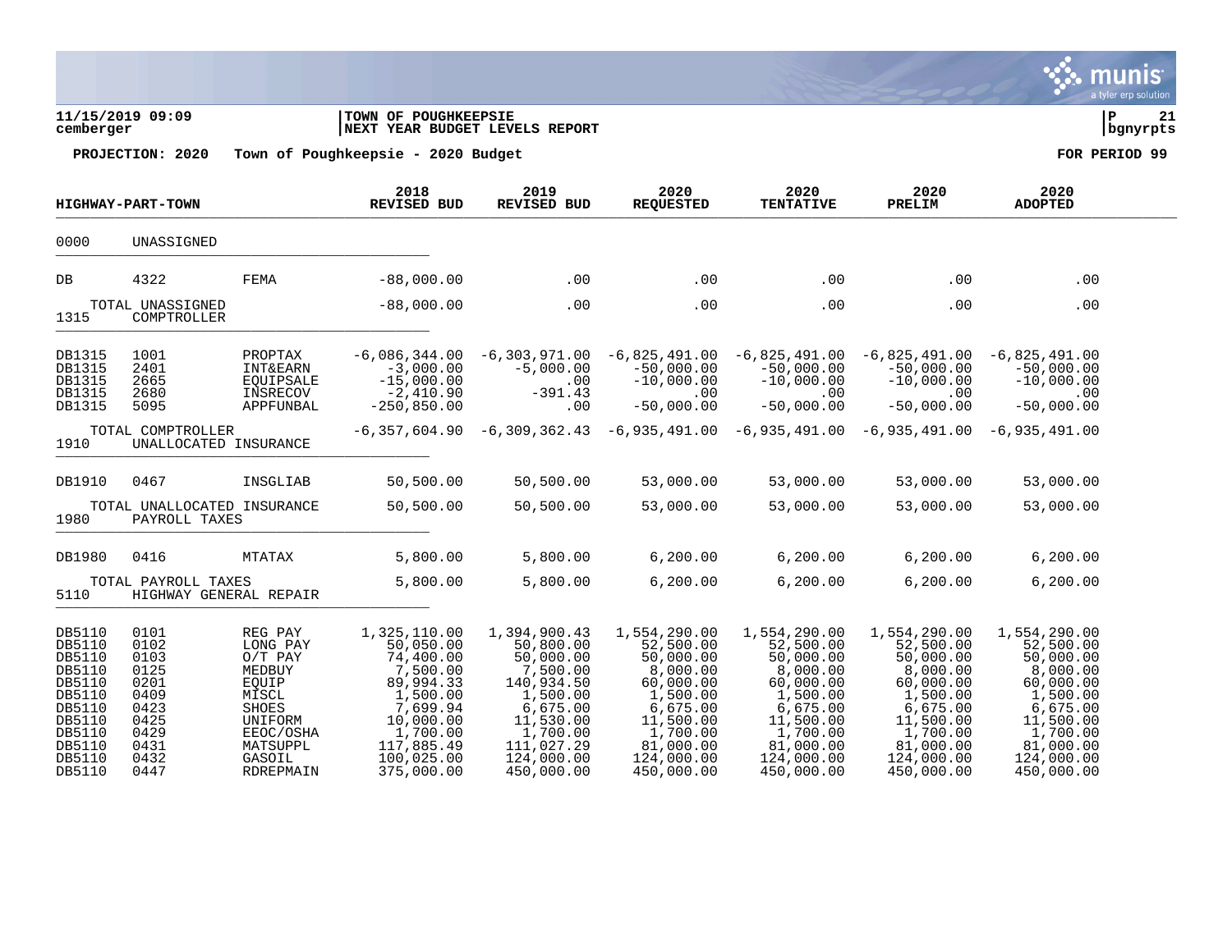**11/15/2019 09:09** | **TOWN OF POUGHKEEPSIE**
**cemberger** | **NEXT YEAR BUDGET LEVELS REPORT** | **bgnyrpts**

**PROJECTION: 2020 Town of Poughkeepsie - 2020 Budget** **FOR PERIOD 99**

| HIGHWAY-PART-TOWN | | | 2018 REVISED BUD | 2019 REVISED BUD | 2020 REQUESTED | 2020 TENTATIVE | 2020 PRELIM | 2020 ADOPTED |
|---|---|---|---|---|---|---|---|---|
| 0000 | UNASSIGNED | | | | | | | |
| DB | 4322 | FEMA | -88,000.00 | .00 | .00 | .00 | .00 | .00 |
| | TOTAL UNASSIGNED | | -88,000.00 | .00 | .00 | .00 | .00 | .00 |
| 1315 | COMPTROLLER | | | | | | | |
| DB1315 | 1001 | PROPTAX | -6,086,344.00 | -6,303,971.00 | -6,825,491.00 | -6,825,491.00 | -6,825,491.00 | -6,825,491.00 |
| DB1315 | 2401 | INT&EARN | -3,000.00 | -5,000.00 | -50,000.00 | -50,000.00 | -50,000.00 | -50,000.00 |
| DB1315 | 2665 | EQUIPSALE | -15,000.00 | .00 | -10,000.00 | -10,000.00 | -10,000.00 | -10,000.00 |
| DB1315 | 2680 | INSRECOV | -2,410.90 | -391.43 | .00 | .00 | .00 | .00 |
| DB1315 | 5095 | APPFUNBAL | -250,850.00 | .00 | -50,000.00 | -50,000.00 | -50,000.00 | -50,000.00 |
| | TOTAL COMPTROLLER | | -6,357,604.90 | -6,309,362.43 | -6,935,491.00 | -6,935,491.00 | -6,935,491.00 | -6,935,491.00 |
| 1910 | UNALLOCATED INSURANCE | | | | | | | |
| DB1910 | 0467 | INSGLIAB | 50,500.00 | 50,500.00 | 53,000.00 | 53,000.00 | 53,000.00 | 53,000.00 |
| | TOTAL UNALLOCATED INSURANCE | | 50,500.00 | 50,500.00 | 53,000.00 | 53,000.00 | 53,000.00 | 53,000.00 |
| 1980 | PAYROLL TAXES | | | | | | | |
| DB1980 | 0416 | MTATAX | 5,800.00 | 5,800.00 | 6,200.00 | 6,200.00 | 6,200.00 | 6,200.00 |
| | TOTAL PAYROLL TAXES | | 5,800.00 | 5,800.00 | 6,200.00 | 6,200.00 | 6,200.00 | 6,200.00 |
| 5110 | HIGHWAY GENERAL REPAIR | | | | | | | |
| DB5110 | 0101 | REG PAY | 1,325,110.00 | 1,394,900.43 | 1,554,290.00 | 1,554,290.00 | 1,554,290.00 | 1,554,290.00 |
| DB5110 | 0102 | LONG PAY | 50,050.00 | 50,800.00 | 52,500.00 | 52,500.00 | 52,500.00 | 52,500.00 |
| DB5110 | 0103 | O/T PAY | 74,400.00 | 50,000.00 | 50,000.00 | 50,000.00 | 50,000.00 | 50,000.00 |
| DB5110 | 0125 | MEDBUY | 7,500.00 | 7,500.00 | 8,000.00 | 8,000.00 | 8,000.00 | 8,000.00 |
| DB5110 | 0201 | EQUIP | 89,994.33 | 140,934.50 | 60,000.00 | 60,000.00 | 60,000.00 | 60,000.00 |
| DB5110 | 0409 | MISCL | 1,500.00 | 1,500.00 | 1,500.00 | 1,500.00 | 1,500.00 | 1,500.00 |
| DB5110 | 0423 | SHOES | 7,699.94 | 6,675.00 | 6,675.00 | 6,675.00 | 6,675.00 | 6,675.00 |
| DB5110 | 0425 | UNIFORM | 10,000.00 | 11,530.00 | 11,500.00 | 11,500.00 | 11,500.00 | 11,500.00 |
| DB5110 | 0429 | EEOC/OSHA | 1,700.00 | 1,700.00 | 1,700.00 | 1,700.00 | 1,700.00 | 1,700.00 |
| DB5110 | 0431 | MATSUPPL | 117,885.49 | 111,027.29 | 81,000.00 | 81,000.00 | 81,000.00 | 81,000.00 |
| DB5110 | 0432 | GASOIL | 100,025.00 | 124,000.00 | 124,000.00 | 124,000.00 | 124,000.00 | 124,000.00 |
| DB5110 | 0447 | RDREPMAIN | 375,000.00 | 450,000.00 | 450,000.00 | 450,000.00 | 450,000.00 | 450,000.00 |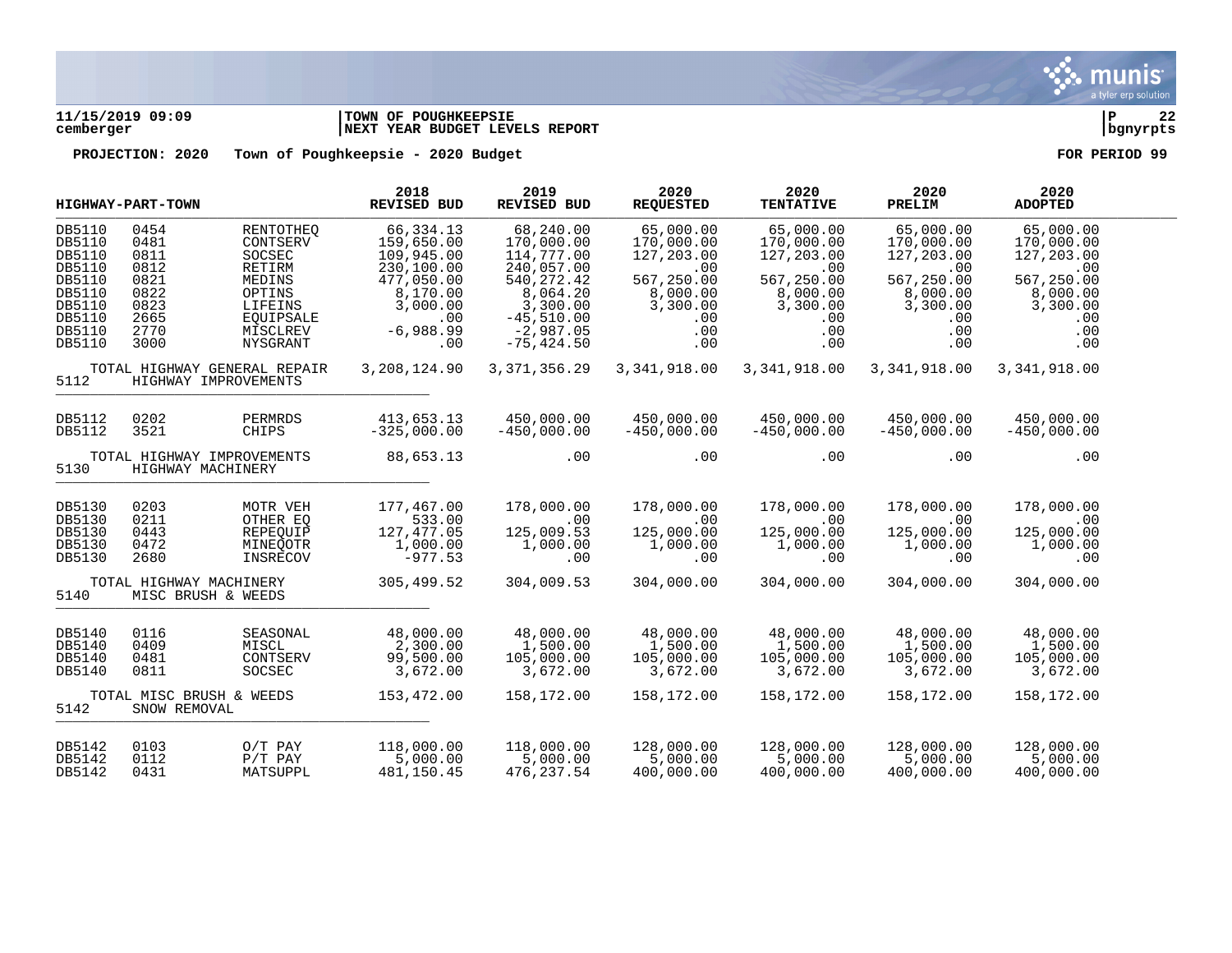**11/15/2019 09:09** | **TOWN OF POUGHKEEPSIE** | **NEXT YEAR BUDGET LEVELS REPORT**
cemberger | bgnyrpts

**PROJECTION: 2020 Town of Poughkeepsie - 2020 Budget** **FOR PERIOD 99**

| HIGHWAY-PART-TOWN | | | 2018 REVISED BUD | 2019 REVISED BUD | 2020 REQUESTED | 2020 TENTATIVE | 2020 PRELIM | 2020 ADOPTED |
|---|---|---|---|---|---|---|---|---|
| DB5110 | 0454 | RENTOTHEQ | 66,334.13 | 68,240.00 | 65,000.00 | 65,000.00 | 65,000.00 | 65,000.00 |
| DB5110 | 0481 | CONTSERV | 159,650.00 | 170,000.00 | 170,000.00 | 170,000.00 | 170,000.00 | 170,000.00 |
| DB5110 | 0811 | SOCSEC | 109,945.00 | 114,777.00 | 127,203.00 | 127,203.00 | 127,203.00 | 127,203.00 |
| DB5110 | 0812 | RETIRM | 230,100.00 | 240,057.00 | .00 | .00 | .00 | .00 |
| DB5110 | 0821 | MEDINS | 477,050.00 | 540,272.42 | 567,250.00 | 567,250.00 | 567,250.00 | 567,250.00 |
| DB5110 | 0822 | OPTINS | 8,170.00 | 8,064.20 | 8,000.00 | 8,000.00 | 8,000.00 | 8,000.00 |
| DB5110 | 0823 | LIFEINS | 3,000.00 | 3,300.00 | 3,300.00 | 3,300.00 | 3,300.00 | 3,300.00 |
| DB5110 | 2665 | EQUIPSALE | .00 | -45,510.00 | .00 | .00 | .00 | .00 |
| DB5110 | 2770 | MISCLREV | -6,988.99 | -2,987.05 | .00 | .00 | .00 | .00 |
| DB5110 | 3000 | NYSGRANT | .00 | -75,424.50 | .00 | .00 | .00 | .00 |
| | TOTAL HIGHWAY GENERAL REPAIR | | 3,208,124.90 | 3,371,356.29 | 3,341,918.00 | 3,341,918.00 | 3,341,918.00 | 3,341,918.00 |
| 5112 | HIGHWAY IMPROVEMENTS | | | | | | | |
| DB5112 | 0202 | PERMRDS | 413,653.13 | 450,000.00 | 450,000.00 | 450,000.00 | 450,000.00 | 450,000.00 |
| DB5112 | 3521 | CHIPS | -325,000.00 | -450,000.00 | -450,000.00 | -450,000.00 | -450,000.00 | -450,000.00 |
| | TOTAL HIGHWAY IMPROVEMENTS | | 88,653.13 | .00 | .00 | .00 | .00 | .00 |
| 5130 | HIGHWAY MACHINERY | | | | | | | |
| DB5130 | 0203 | MOTR VEH | 177,467.00 | 178,000.00 | 178,000.00 | 178,000.00 | 178,000.00 | 178,000.00 |
| DB5130 | 0211 | OTHER EQ | 533.00 | .00 | .00 | .00 | .00 | .00 |
| DB5130 | 0443 | REPEQUIP | 127,477.05 | 125,009.53 | 125,000.00 | 125,000.00 | 125,000.00 | 125,000.00 |
| DB5130 | 0472 | MINEQOTR | 1,000.00 | 1,000.00 | 1,000.00 | 1,000.00 | 1,000.00 | 1,000.00 |
| DB5130 | 2680 | INSRECOV | -977.53 | .00 | .00 | .00 | .00 | .00 |
| | TOTAL HIGHWAY MACHINERY | | 305,499.52 | 304,009.53 | 304,000.00 | 304,000.00 | 304,000.00 | 304,000.00 |
| 5140 | MISC BRUSH & WEEDS | | | | | | | |
| DB5140 | 0116 | SEASONAL | 48,000.00 | 48,000.00 | 48,000.00 | 48,000.00 | 48,000.00 | 48,000.00 |
| DB5140 | 0409 | MISCL | 2,300.00 | 1,500.00 | 1,500.00 | 1,500.00 | 1,500.00 | 1,500.00 |
| DB5140 | 0481 | CONTSERV | 99,500.00 | 105,000.00 | 105,000.00 | 105,000.00 | 105,000.00 | 105,000.00 |
| DB5140 | 0811 | SOCSEC | 3,672.00 | 3,672.00 | 3,672.00 | 3,672.00 | 3,672.00 | 3,672.00 |
| | TOTAL MISC BRUSH & WEEDS | | 153,472.00 | 158,172.00 | 158,172.00 | 158,172.00 | 158,172.00 | 158,172.00 |
| 5142 | SNOW REMOVAL | | | | | | | |
| DB5142 | 0103 | O/T PAY | 118,000.00 | 118,000.00 | 128,000.00 | 128,000.00 | 128,000.00 | 128,000.00 |
| DB5142 | 0112 | P/T PAY | 5,000.00 | 5,000.00 | 5,000.00 | 5,000.00 | 5,000.00 | 5,000.00 |
| DB5142 | 0431 | MATSUPPL | 481,150.45 | 476,237.54 | 400,000.00 | 400,000.00 | 400,000.00 | 400,000.00 |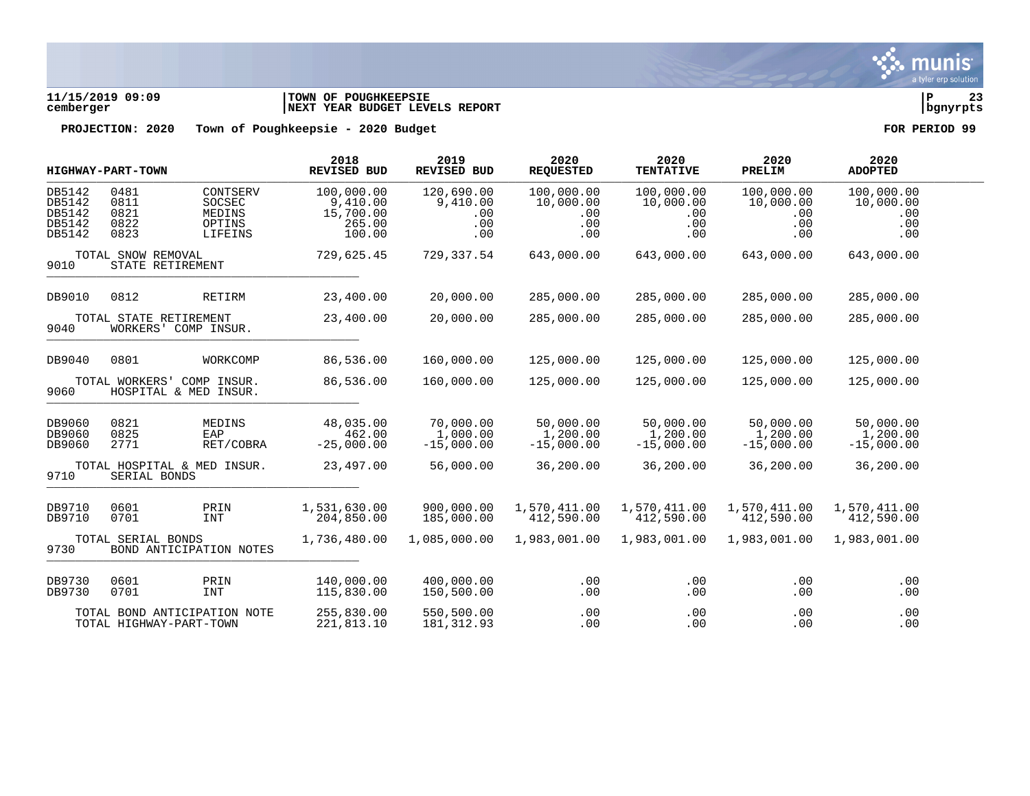11/15/2019 09:09 | TOWN OF POUGHKEEPSIE | P 23
cemberger | NEXT YEAR BUDGET LEVELS REPORT | bgnyrpts

**PROJECTION: 2020 Town of Poughkeepsie - 2020 Budget FOR PERIOD 99**

| HIGHWAY-PART-TOWN | | | 2018 REVISED BUD | 2019 REVISED BUD | 2020 REQUESTED | 2020 TENTATIVE | 2020 PRELIM | 2020 ADOPTED |
|---|---|---|---|---|---|---|---|---|
| DB5142 | 0481 | CONTSERV | 100,000.00 | 120,690.00 | 100,000.00 | 100,000.00 | 100,000.00 | 100,000.00 |
| DB5142 | 0811 | SOCSEC | 9,410.00 | 9,410.00 | 10,000.00 | 10,000.00 | 10,000.00 | 10,000.00 |
| DB5142 | 0821 | MEDINS | 15,700.00 | .00 | .00 | .00 | .00 | .00 |
| DB5142 | 0822 | OPTINS | 265.00 | .00 | .00 | .00 | .00 | .00 |
| DB5142 | 0823 | LIFEINS | 100.00 | .00 | .00 | .00 | .00 | .00 |
| TOTAL SNOW REMOVAL | | | 729,625.45 | 729,337.54 | 643,000.00 | 643,000.00 | 643,000.00 | 643,000.00 |
| 9010 | STATE RETIREMENT | | | | | | | |
| DB9010 | 0812 | RETIRM | 23,400.00 | 20,000.00 | 285,000.00 | 285,000.00 | 285,000.00 | 285,000.00 |
| TOTAL STATE RETIREMENT | | | 23,400.00 | 20,000.00 | 285,000.00 | 285,000.00 | 285,000.00 | 285,000.00 |
| 9040 | WORKERS' COMP INSUR. | | | | | | | |
| DB9040 | 0801 | WORKCOMP | 86,536.00 | 160,000.00 | 125,000.00 | 125,000.00 | 125,000.00 | 125,000.00 |
| TOTAL WORKERS' COMP INSUR. | | | 86,536.00 | 160,000.00 | 125,000.00 | 125,000.00 | 125,000.00 | 125,000.00 |
| 9060 | HOSPITAL & MED INSUR. | | | | | | | |
| DB9060 | 0821 | MEDINS | 48,035.00 | 70,000.00 | 50,000.00 | 50,000.00 | 50,000.00 | 50,000.00 |
| DB9060 | 0825 | EAP | 462.00 | 1,000.00 | 1,200.00 | 1,200.00 | 1,200.00 | 1,200.00 |
| DB9060 | 2771 | RET/COBRA | -25,000.00 | -15,000.00 | -15,000.00 | -15,000.00 | -15,000.00 | -15,000.00 |
| TOTAL HOSPITAL & MED INSUR. | | | 23,497.00 | 56,000.00 | 36,200.00 | 36,200.00 | 36,200.00 | 36,200.00 |
| 9710 | SERIAL BONDS | | | | | | | |
| DB9710 | 0601 | PRIN | 1,531,630.00 | 900,000.00 | 1,570,411.00 | 1,570,411.00 | 1,570,411.00 | 1,570,411.00 |
| DB9710 | 0701 | INT | 204,850.00 | 185,000.00 | 412,590.00 | 412,590.00 | 412,590.00 | 412,590.00 |
| TOTAL SERIAL BONDS | | | 1,736,480.00 | 1,085,000.00 | 1,983,001.00 | 1,983,001.00 | 1,983,001.00 | 1,983,001.00 |
| 9730 | BOND ANTICIPATION NOTES | | | | | | | |
| DB9730 | 0601 | PRIN | 140,000.00 | 400,000.00 | .00 | .00 | .00 | .00 |
| DB9730 | 0701 | INT | 115,830.00 | 150,500.00 | .00 | .00 | .00 | .00 |
| TOTAL BOND ANTICIPATION NOTE | | | 255,830.00 | 550,500.00 | .00 | .00 | .00 | .00 |
| TOTAL HIGHWAY-PART-TOWN | | | 221,813.10 | 181,312.93 | .00 | .00 | .00 | .00 |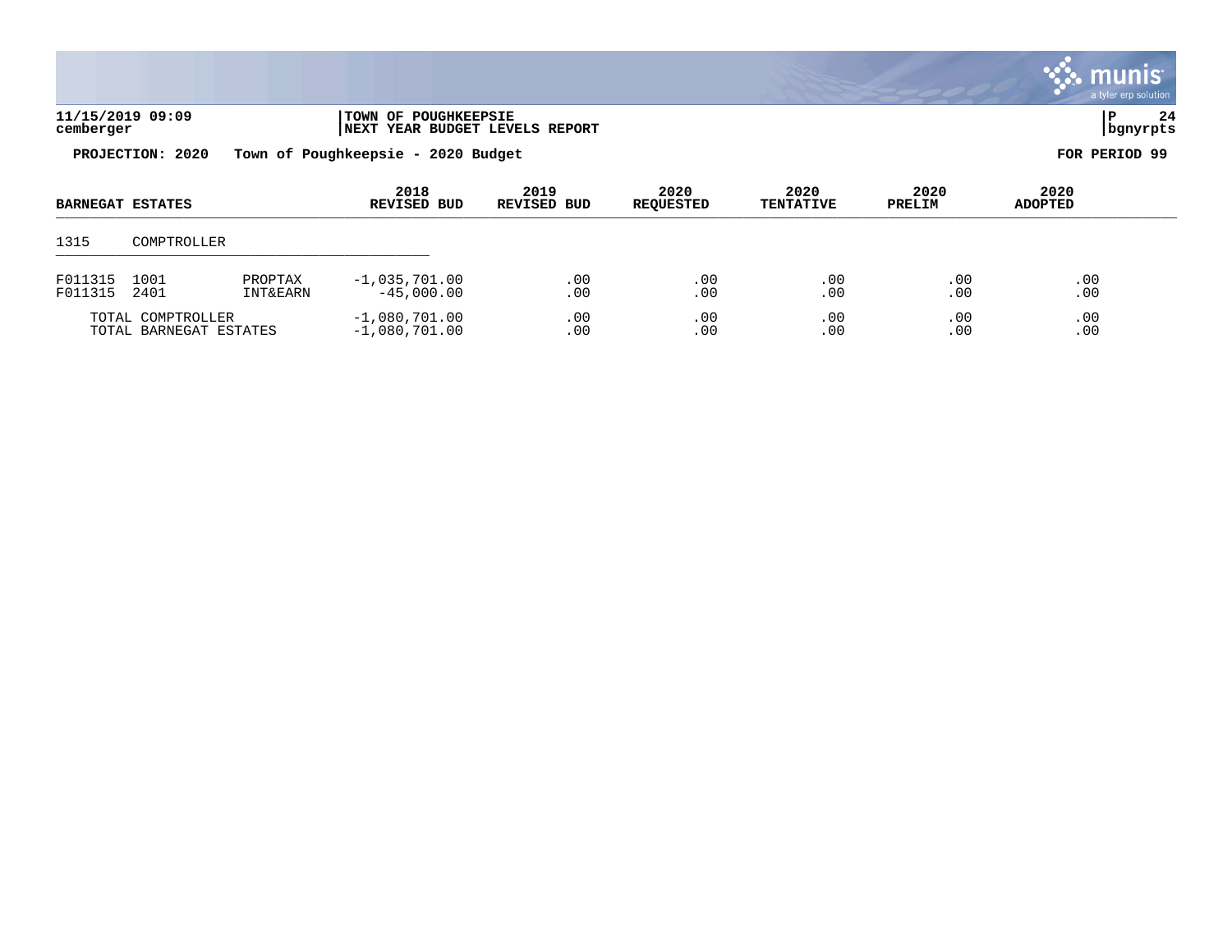**11/15/2019 09:09** | **TOWN OF POUGHKEEPSIE** | **P 24**
**cemberger** | **NEXT YEAR BUDGET LEVELS REPORT** | **bgnyrpts**

**PROJECTION: 2020 Town of Poughkeepsie - 2020 Budget** **FOR PERIOD 99**

| BARNEGAT ESTATES | | | 2018 REVISED BUD | 2019 REVISED BUD | 2020 REQUESTED | 2020 TENTATIVE | 2020 PRELIM | 2020 ADOPTED |
|---|---|---|---|---|---|---|---|---|
| 1315 | COMPTROLLER | | | | | | | |
| F011315 | 1001 | PROPTAX | -1,035,701.00 | .00 | .00 | .00 | .00 | .00 |
| F011315 | 2401 | INT&EARN | -45,000.00 | .00 | .00 | .00 | .00 | .00 |
| TOTAL COMPTROLLER | | | -1,080,701.00 | .00 | .00 | .00 | .00 | .00 |
| TOTAL BARNEGAT ESTATES | | | -1,080,701.00 | .00 | .00 | .00 | .00 | .00 |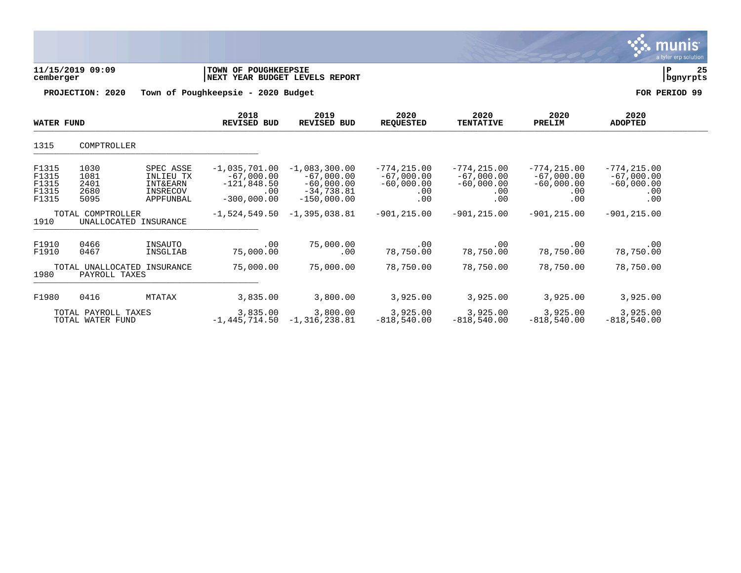11/15/2019 09:09 | TOWN OF POUGHKEEPSIE | P 25
cemberger | NEXT YEAR BUDGET LEVELS REPORT | bgnyrpts

**PROJECTION: 2020 Town of Poughkeepsie - 2020 Budget** **FOR PERIOD 99**

| WATER FUND | | | 2018 REVISED BUD | 2019 REVISED BUD | 2020 REQUESTED | 2020 TENTATIVE | 2020 PRELIM | 2020 ADOPTED |
|---|---|---|---|---|---|---|---|---|
| 1315 | COMPTROLLER | | | | | | | |
| F1315 | 1030 | SPEC ASSE | -1,035,701.00 | -1,083,300.00 | -774,215.00 | -774,215.00 | -774,215.00 | -774,215.00 |
| F1315 | 1081 | INLIEU TX | -67,000.00 | -67,000.00 | -67,000.00 | -67,000.00 | -67,000.00 | -67,000.00 |
| F1315 | 2401 | INT&EARN | -121,848.50 | -60,000.00 | -60,000.00 | -60,000.00 | -60,000.00 | -60,000.00 |
| F1315 | 2680 | INSRECOV | .00 | -34,738.81 | .00 | .00 | .00 | .00 |
| F1315 | 5095 | APPFUNBAL | -300,000.00 | -150,000.00 | .00 | .00 | .00 | .00 |
| | TOTAL COMPTROLLER | | -1,524,549.50 | -1,395,038.81 | -901,215.00 | -901,215.00 | -901,215.00 | -901,215.00 |
| 1910 | UNALLOCATED INSURANCE | | | | | | | |
| F1910 | 0466 | INSAUTO | .00 | 75,000.00 | .00 | .00 | .00 | .00 |
| F1910 | 0467 | INSGLIAB | 75,000.00 | .00 | 78,750.00 | 78,750.00 | 78,750.00 | 78,750.00 |
| | TOTAL UNALLOCATED INSURANCE | | 75,000.00 | 75,000.00 | 78,750.00 | 78,750.00 | 78,750.00 | 78,750.00 |
| 1980 | PAYROLL TAXES | | | | | | | |
| F1980 | 0416 | MTATAX | 3,835.00 | 3,800.00 | 3,925.00 | 3,925.00 | 3,925.00 | 3,925.00 |
| | TOTAL PAYROLL TAXES | | 3,835.00 | 3,800.00 | 3,925.00 | 3,925.00 | 3,925.00 | 3,925.00 |
| | TOTAL WATER FUND | | -1,445,714.50 | -1,316,238.81 | -818,540.00 | -818,540.00 | -818,540.00 | -818,540.00 |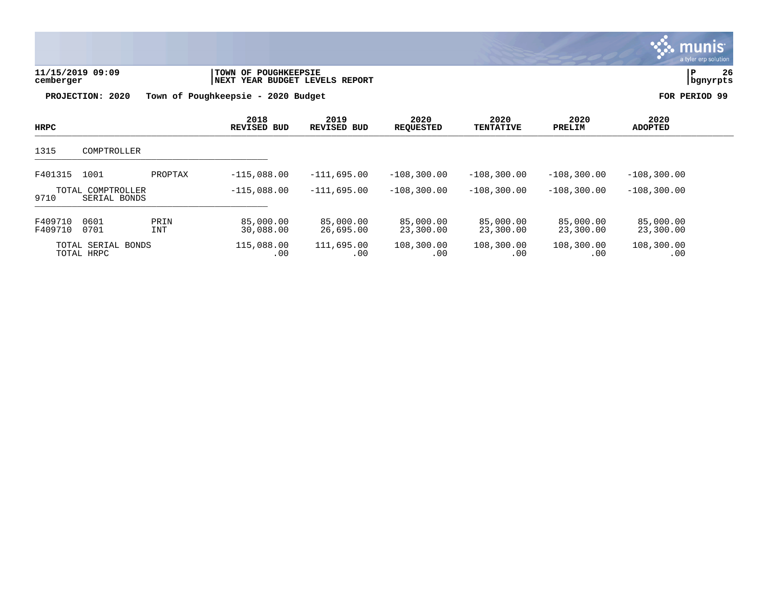11/15/2019 09:09 | TOWN OF POUGHKEEPSIE | P 26
cemberger | NEXT YEAR BUDGET LEVELS REPORT | bgnyrpts

**PROJECTION: 2020 Town of Poughkeepsie - 2020 Budget** **FOR PERIOD 99**

| HRPC | | | 2018 REVISED BUD | 2019 REVISED BUD | 2020 REQUESTED | 2020 TENTATIVE | 2020 PRELIM | 2020 ADOPTED |
|---|---|---|---|---|---|---|---|---|
| 1315 | COMPTROLLER | | | | | | | |
| F401315 | 1001 | PROPTAX | -115,088.00 | -111,695.00 | -108,300.00 | -108,300.00 | -108,300.00 | -108,300.00 |
| | TOTAL COMPTROLLER | | -115,088.00 | -111,695.00 | -108,300.00 | -108,300.00 | -108,300.00 | -108,300.00 |
| 9710 | SERIAL BONDS | | | | | | | |
| F409710 | 0601 | PRIN | 85,000.00 | 85,000.00 | 85,000.00 | 85,000.00 | 85,000.00 | 85,000.00 |
| F409710 | 0701 | INT | 30,088.00 | 26,695.00 | 23,300.00 | 23,300.00 | 23,300.00 | 23,300.00 |
| | TOTAL SERIAL BONDS | | 115,088.00 | 111,695.00 | 108,300.00 | 108,300.00 | 108,300.00 | 108,300.00 |
| | TOTAL HRPC | | .00 | .00 | .00 | .00 | .00 | .00 |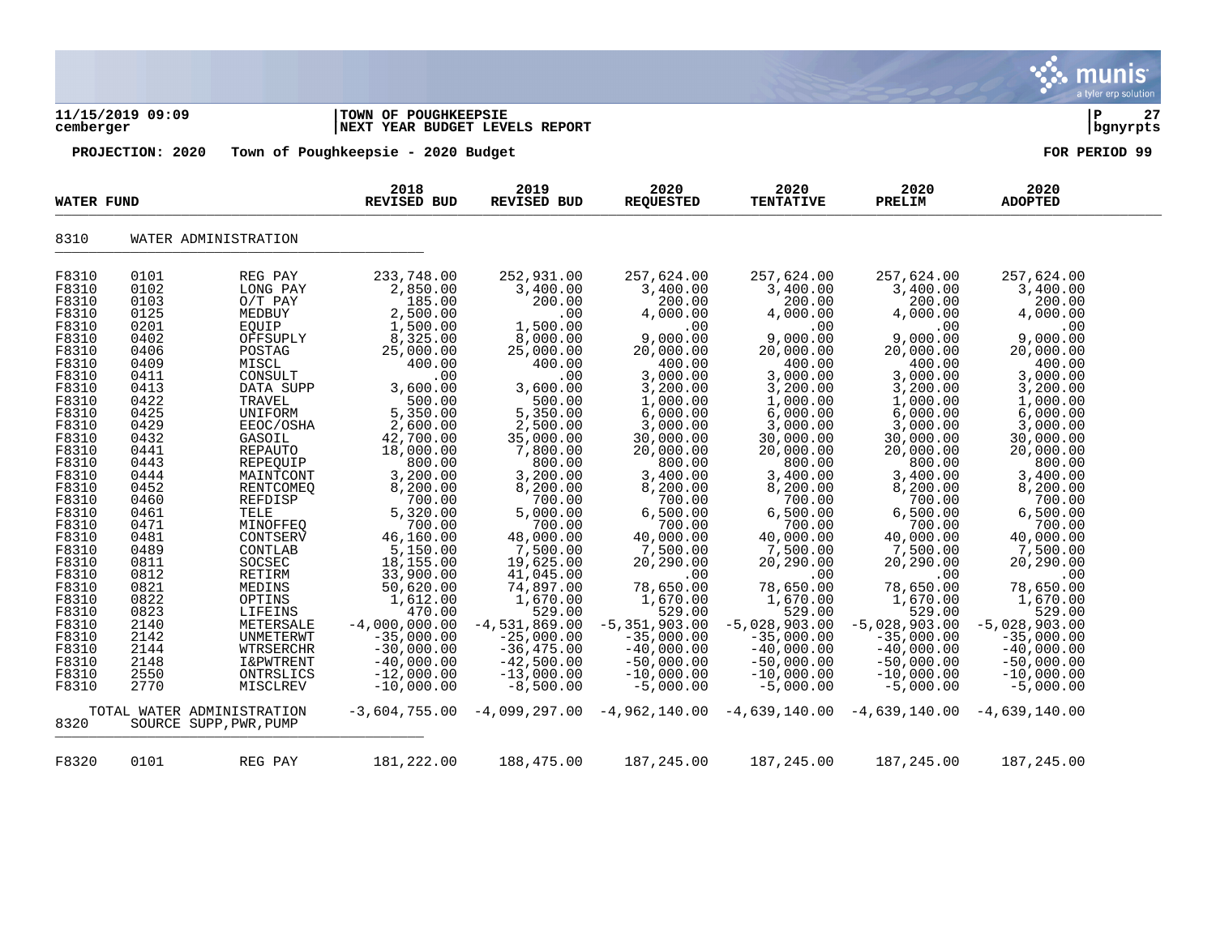**11/15/2019 09:09** | **TOWN OF POUGHKEEPSIE**
**cemberger** | **NEXT YEAR BUDGET LEVELS REPORT** | **bgnyrpts**

**PROJECTION: 2020** **Town of Poughkeepsie - 2020 Budget** **FOR PERIOD 99**

| WATER FUND | | | 2018 REVISED BUD | 2019 REVISED BUD | 2020 REQUESTED | 2020 TENTATIVE | 2020 PRELIM | 2020 ADOPTED |
|---|---|---|---|---|---|---|---|---|
| 8310 | WATER ADMINISTRATION | | | | | | | |
| F8310 | 0101 | REG PAY | 233,748.00 | 252,931.00 | 257,624.00 | 257,624.00 | 257,624.00 | 257,624.00 |
| F8310 | 0102 | LONG PAY | 2,850.00 | 3,400.00 | 3,400.00 | 3,400.00 | 3,400.00 | 3,400.00 |
| F8310 | 0103 | O/T PAY | 185.00 | 200.00 | 200.00 | 200.00 | 200.00 | 200.00 |
| F8310 | 0125 | MEDBUY | 2,500.00 | .00 | 4,000.00 | 4,000.00 | 4,000.00 | 4,000.00 |
| F8310 | 0201 | EQUIP | 1,500.00 | 1,500.00 | .00 | .00 | .00 | .00 |
| F8310 | 0402 | OFFSUPLY | 8,325.00 | 8,000.00 | 9,000.00 | 9,000.00 | 9,000.00 | 9,000.00 |
| F8310 | 0406 | POSTAG | 25,000.00 | 25,000.00 | 20,000.00 | 20,000.00 | 20,000.00 | 20,000.00 |
| F8310 | 0409 | MISCL | 400.00 | 400.00 | 400.00 | 400.00 | 400.00 | 400.00 |
| F8310 | 0411 | CONSULT | .00 | .00 | 3,000.00 | 3,000.00 | 3,000.00 | 3,000.00 |
| F8310 | 0413 | DATA SUPP | 3,600.00 | 3,600.00 | 3,200.00 | 3,200.00 | 3,200.00 | 3,200.00 |
| F8310 | 0422 | TRAVEL | 500.00 | 500.00 | 1,000.00 | 1,000.00 | 1,000.00 | 1,000.00 |
| F8310 | 0425 | UNIFORM | 5,350.00 | 5,350.00 | 6,000.00 | 6,000.00 | 6,000.00 | 6,000.00 |
| F8310 | 0429 | EEOC/OSHA | 2,600.00 | 2,500.00 | 3,000.00 | 3,000.00 | 3,000.00 | 3,000.00 |
| F8310 | 0432 | GASOIL | 42,700.00 | 35,000.00 | 30,000.00 | 30,000.00 | 30,000.00 | 30,000.00 |
| F8310 | 0441 | REPAUTO | 18,000.00 | 7,800.00 | 20,000.00 | 20,000.00 | 20,000.00 | 20,000.00 |
| F8310 | 0443 | REPEQUIP | 800.00 | 800.00 | 800.00 | 800.00 | 800.00 | 800.00 |
| F8310 | 0444 | MAINTCONT | 3,200.00 | 3,200.00 | 3,400.00 | 3,400.00 | 3,400.00 | 3,400.00 |
| F8310 | 0452 | RENTCOMEQ | 8,200.00 | 8,200.00 | 8,200.00 | 8,200.00 | 8,200.00 | 8,200.00 |
| F8310 | 0460 | REFDISP | 700.00 | 700.00 | 700.00 | 700.00 | 700.00 | 700.00 |
| F8310 | 0461 | TELE | 5,320.00 | 5,000.00 | 6,500.00 | 6,500.00 | 6,500.00 | 6,500.00 |
| F8310 | 0471 | MINOFFEQ | 700.00 | 700.00 | 700.00 | 700.00 | 700.00 | 700.00 |
| F8310 | 0481 | CONTSERV | 46,160.00 | 48,000.00 | 40,000.00 | 40,000.00 | 40,000.00 | 40,000.00 |
| F8310 | 0489 | CONTLAB | 5,150.00 | 7,500.00 | 7,500.00 | 7,500.00 | 7,500.00 | 7,500.00 |
| F8310 | 0811 | SOCSEC | 18,155.00 | 19,625.00 | 20,290.00 | 20,290.00 | 20,290.00 | 20,290.00 |
| F8310 | 0812 | RETIRM | 33,900.00 | 41,045.00 | .00 | .00 | .00 | .00 |
| F8310 | 0821 | MEDINS | 50,620.00 | 74,897.00 | 78,650.00 | 78,650.00 | 78,650.00 | 78,650.00 |
| F8310 | 0822 | OPTINS | 1,612.00 | 1,670.00 | 1,670.00 | 1,670.00 | 1,670.00 | 1,670.00 |
| F8310 | 0823 | LIFEINS | 470.00 | 529.00 | 529.00 | 529.00 | 529.00 | 529.00 |
| F8310 | 2140 | METERSALE | -4,000,000.00 | -4,531,869.00 | -5,351,903.00 | -5,028,903.00 | -5,028,903.00 | -5,028,903.00 |
| F8310 | 2142 | UNMETERWT | -35,000.00 | -25,000.00 | -35,000.00 | -35,000.00 | -35,000.00 | -35,000.00 |
| F8310 | 2144 | WTRSERCHR | -30,000.00 | -36,475.00 | -40,000.00 | -40,000.00 | -40,000.00 | -40,000.00 |
| F8310 | 2148 | I&PWTRENT | -40,000.00 | -42,500.00 | -50,000.00 | -50,000.00 | -50,000.00 | -50,000.00 |
| F8310 | 2550 | ONTRSLICS | -12,000.00 | -13,000.00 | -10,000.00 | -10,000.00 | -10,000.00 | -10,000.00 |
| F8310 | 2770 | MISCLREV | -10,000.00 | -8,500.00 | -5,000.00 | -5,000.00 | -5,000.00 | -5,000.00 |
| | TOTAL WATER ADMINISTRATION | | -3,604,755.00 | -4,099,297.00 | -4,962,140.00 | -4,639,140.00 | -4,639,140.00 | -4,639,140.00 |
| 8320 | SOURCE SUPP,PWR,PUMP | | | | | | | |
| F8320 | 0101 | REG PAY | 181,222.00 | 188,475.00 | 187,245.00 | 187,245.00 | 187,245.00 | 187,245.00 |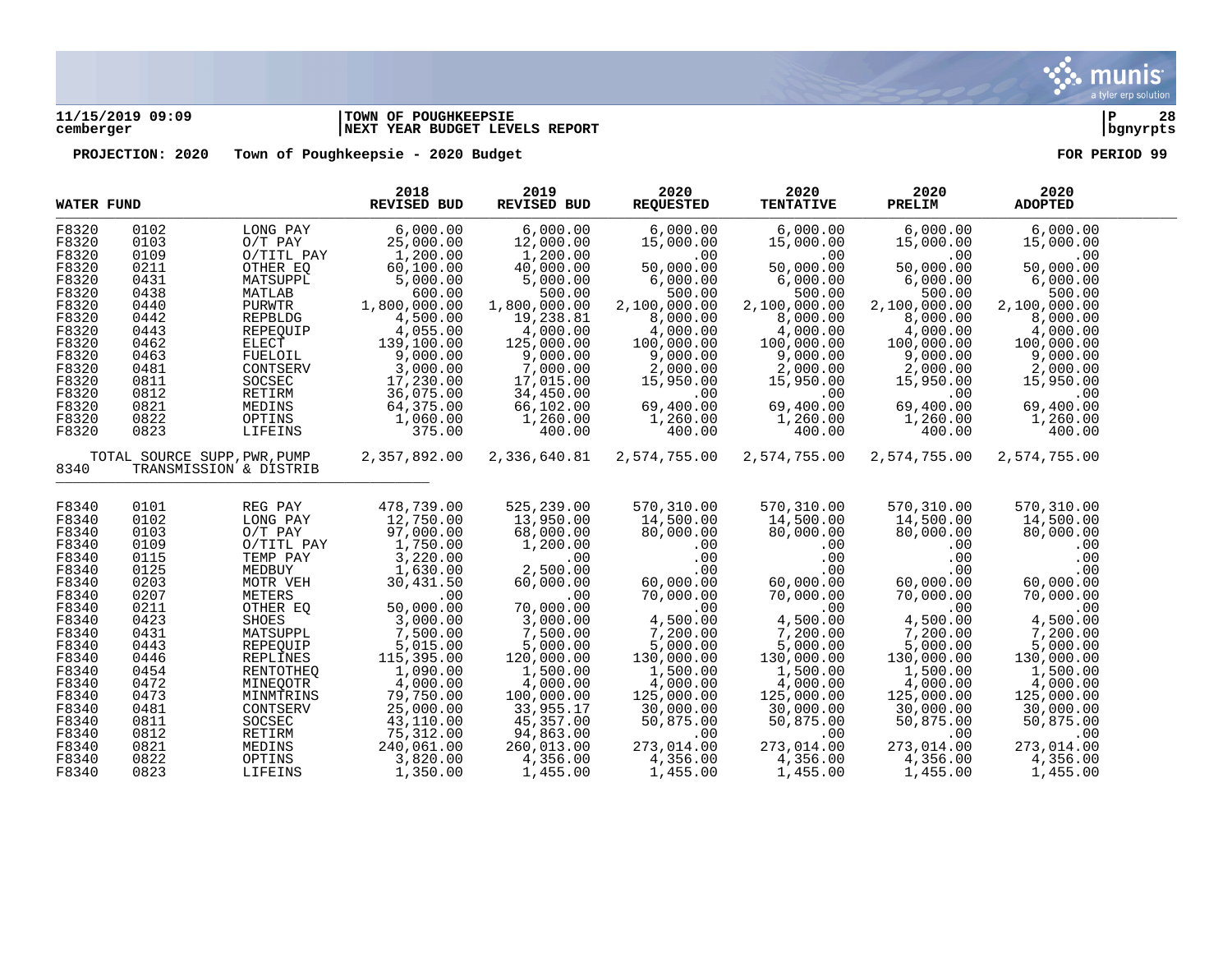**11/15/2019 09:09** | **TOWN OF POUGHKEEPSIE** | **P 28**
**cemberger** | **NEXT YEAR BUDGET LEVELS REPORT** | **bgnyrpts**

**PROJECTION: 2020 Town of Poughkeepsie - 2020 Budget** **FOR PERIOD 99**

| WATER FUND | | | 2018 REVISED BUD | 2019 REVISED BUD | 2020 REQUESTED | 2020 TENTATIVE | 2020 PRELIM | 2020 ADOPTED |
|---|---|---|---|---|---|---|---|---|
| F8320 | 0102 | LONG PAY | 6,000.00 | 6,000.00 | 6,000.00 | 6,000.00 | 6,000.00 | 6,000.00 |
| F8320 | 0103 | O/T PAY | 25,000.00 | 12,000.00 | 15,000.00 | 15,000.00 | 15,000.00 | 15,000.00 |
| F8320 | 0109 | O/TITL PAY | 1,200.00 | 1,200.00 | .00 | .00 | .00 | .00 |
| F8320 | 0211 | OTHER EQ | 60,100.00 | 40,000.00 | 50,000.00 | 50,000.00 | 50,000.00 | 50,000.00 |
| F8320 | 0431 | MATSUPPL | 5,000.00 | 5,000.00 | 6,000.00 | 6,000.00 | 6,000.00 | 6,000.00 |
| F8320 | 0438 | MATLAB | 600.00 | 500.00 | 500.00 | 500.00 | 500.00 | 500.00 |
| F8320 | 0440 | PURWTR | 1,800,000.00 | 1,800,000.00 | 2,100,000.00 | 2,100,000.00 | 2,100,000.00 | 2,100,000.00 |
| F8320 | 0442 | REPBLDG | 4,500.00 | 19,238.81 | 8,000.00 | 8,000.00 | 8,000.00 | 8,000.00 |
| F8320 | 0443 | REPEQUIP | 4,055.00 | 4,000.00 | 4,000.00 | 4,000.00 | 4,000.00 | 4,000.00 |
| F8320 | 0462 | ELECT | 139,100.00 | 125,000.00 | 100,000.00 | 100,000.00 | 100,000.00 | 100,000.00 |
| F8320 | 0463 | FUELOIL | 9,000.00 | 9,000.00 | 9,000.00 | 9,000.00 | 9,000.00 | 9,000.00 |
| F8320 | 0481 | CONTSERV | 3,000.00 | 7,000.00 | 2,000.00 | 2,000.00 | 2,000.00 | 2,000.00 |
| F8320 | 0811 | SOCSEC | 17,230.00 | 17,015.00 | 15,950.00 | 15,950.00 | 15,950.00 | 15,950.00 |
| F8320 | 0812 | RETIRM | 36,075.00 | 34,450.00 | .00 | .00 | .00 | .00 |
| F8320 | 0821 | MEDINS | 64,375.00 | 66,102.00 | 69,400.00 | 69,400.00 | 69,400.00 | 69,400.00 |
| F8320 | 0822 | OPTINS | 1,060.00 | 1,260.00 | 1,260.00 | 1,260.00 | 1,260.00 | 1,260.00 |
| F8320 | 0823 | LIFEINS | 375.00 | 400.00 | 400.00 | 400.00 | 400.00 | 400.00 |
| TOTAL SOURCE SUPP,PWR,PUMP | | | 2,357,892.00 | 2,336,640.81 | 2,574,755.00 | 2,574,755.00 | 2,574,755.00 | 2,574,755.00 |
| 8340 | TRANSMISSION & DISTRIB | | | | | | | |
| F8340 | 0101 | REG PAY | 478,739.00 | 525,239.00 | 570,310.00 | 570,310.00 | 570,310.00 | 570,310.00 |
| F8340 | 0102 | LONG PAY | 12,750.00 | 13,950.00 | 14,500.00 | 14,500.00 | 14,500.00 | 14,500.00 |
| F8340 | 0103 | O/T PAY | 97,000.00 | 68,000.00 | 80,000.00 | 80,000.00 | 80,000.00 | 80,000.00 |
| F8340 | 0109 | O/TITL PAY | 1,750.00 | 1,200.00 | .00 | .00 | .00 | .00 |
| F8340 | 0115 | TEMP PAY | 3,220.00 | .00 | .00 | .00 | .00 | .00 |
| F8340 | 0125 | MEDBUY | 1,630.00 | 2,500.00 | .00 | .00 | .00 | .00 |
| F8340 | 0203 | MOTR VEH | 30,431.50 | 60,000.00 | 60,000.00 | 60,000.00 | 60,000.00 | 60,000.00 |
| F8340 | 0207 | METERS | .00 | .00 | 70,000.00 | 70,000.00 | 70,000.00 | 70,000.00 |
| F8340 | 0211 | OTHER EQ | 50,000.00 | 70,000.00 | .00 | .00 | .00 | .00 |
| F8340 | 0423 | SHOES | 3,000.00 | 3,000.00 | 4,500.00 | 4,500.00 | 4,500.00 | 4,500.00 |
| F8340 | 0431 | MATSUPPL | 7,500.00 | 7,500.00 | 7,200.00 | 7,200.00 | 7,200.00 | 7,200.00 |
| F8340 | 0443 | REPEQUIP | 5,015.00 | 5,000.00 | 5,000.00 | 5,000.00 | 5,000.00 | 5,000.00 |
| F8340 | 0446 | REPLINES | 115,395.00 | 120,000.00 | 130,000.00 | 130,000.00 | 130,000.00 | 130,000.00 |
| F8340 | 0454 | RENTOTHEQ | 1,090.00 | 1,500.00 | 1,500.00 | 1,500.00 | 1,500.00 | 1,500.00 |
| F8340 | 0472 | MINEQOTR | 4,000.00 | 4,000.00 | 4,000.00 | 4,000.00 | 4,000.00 | 4,000.00 |
| F8340 | 0473 | MINMTRINS | 79,750.00 | 100,000.00 | 125,000.00 | 125,000.00 | 125,000.00 | 125,000.00 |
| F8340 | 0481 | CONTSERV | 25,000.00 | 33,955.17 | 30,000.00 | 30,000.00 | 30,000.00 | 30,000.00 |
| F8340 | 0811 | SOCSEC | 43,110.00 | 45,357.00 | 50,875.00 | 50,875.00 | 50,875.00 | 50,875.00 |
| F8340 | 0812 | RETIRM | 75,312.00 | 94,863.00 | .00 | .00 | .00 | .00 |
| F8340 | 0821 | MEDINS | 240,061.00 | 260,013.00 | 273,014.00 | 273,014.00 | 273,014.00 | 273,014.00 |
| F8340 | 0822 | OPTINS | 3,820.00 | 4,356.00 | 4,356.00 | 4,356.00 | 4,356.00 | 4,356.00 |
| F8340 | 0823 | LIFEINS | 1,350.00 | 1,455.00 | 1,455.00 | 1,455.00 | 1,455.00 | 1,455.00 |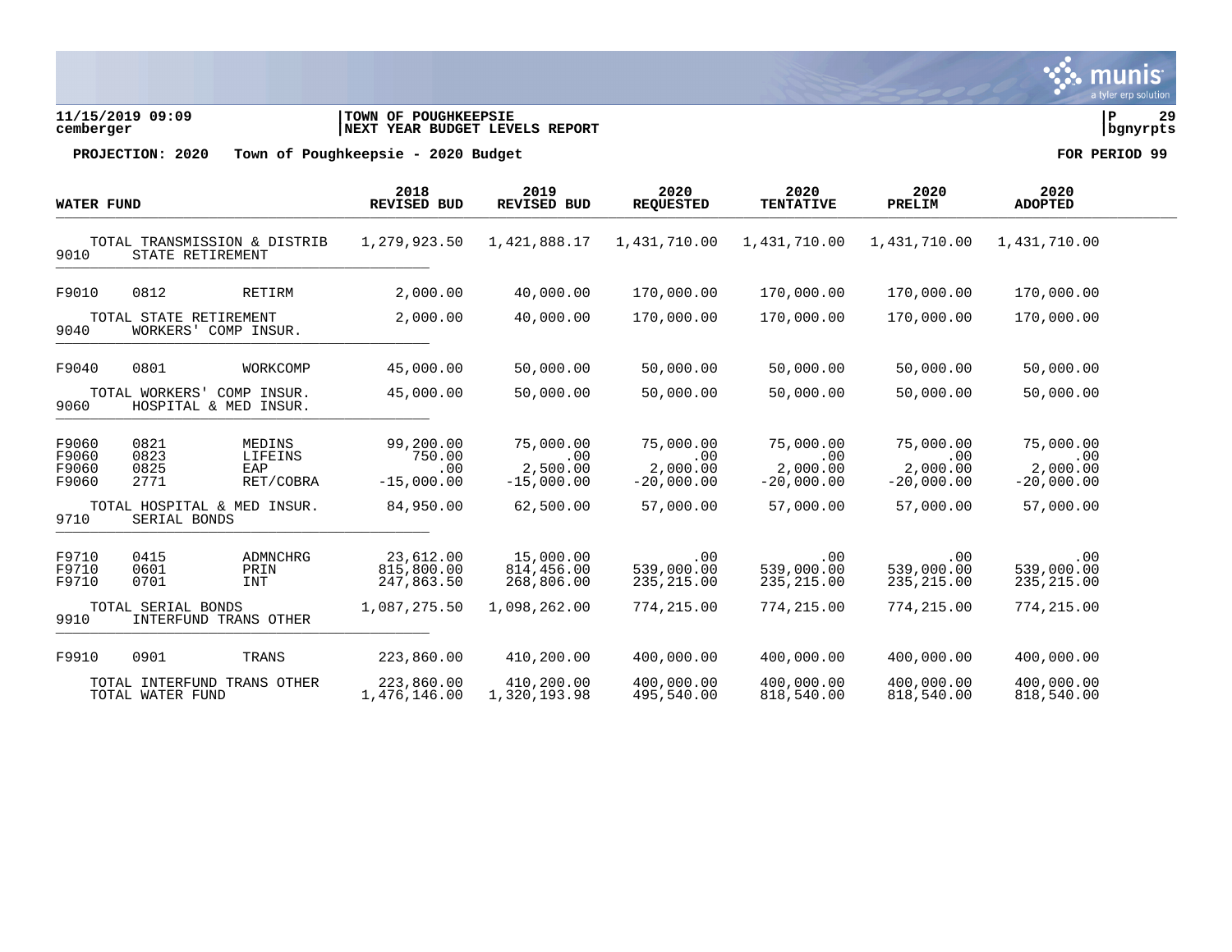**11/15/2019 09:09** | **TOWN OF POUGHKEEPSIE** | **NEXT YEAR BUDGET LEVELS REPORT**

**cemberger** | **bgnyrpts**

**PROJECTION: 2020 Town of Poughkeepsie - 2020 Budget** **FOR PERIOD 99**

| WATER FUND | | | 2018 REVISED BUD | 2019 REVISED BUD | 2020 REQUESTED | 2020 TENTATIVE | 2020 PRELIM | 2020 ADOPTED |
|---|---|---|---|---|---|---|---|---|
| TOTAL TRANSMISSION & DISTRIB | | | 1,279,923.50 | 1,421,888.17 | 1,431,710.00 | 1,431,710.00 | 1,431,710.00 | 1,431,710.00 |
| 9010 | STATE RETIREMENT | | | | | | | |
| F9010 | 0812 | RETIRM | 2,000.00 | 40,000.00 | 170,000.00 | 170,000.00 | 170,000.00 | 170,000.00 |
| TOTAL STATE RETIREMENT | | | 2,000.00 | 40,000.00 | 170,000.00 | 170,000.00 | 170,000.00 | 170,000.00 |
| 9040 | WORKERS' COMP INSUR. | | | | | | | |
| F9040 | 0801 | WORKCOMP | 45,000.00 | 50,000.00 | 50,000.00 | 50,000.00 | 50,000.00 | 50,000.00 |
| TOTAL WORKERS' COMP INSUR. | | | 45,000.00 | 50,000.00 | 50,000.00 | 50,000.00 | 50,000.00 | 50,000.00 |
| 9060 | HOSPITAL & MED INSUR. | | | | | | | |
| F9060 | 0821 | MEDINS | 99,200.00 | 75,000.00 | 75,000.00 | 75,000.00 | 75,000.00 | 75,000.00 |
| F9060 | 0823 | LIFEINS | 750.00 | .00 | .00 | .00 | .00 | .00 |
| F9060 | 0825 | EAP | .00 | 2,500.00 | 2,000.00 | 2,000.00 | 2,000.00 | 2,000.00 |
| F9060 | 2771 | RET/COBRA | -15,000.00 | -15,000.00 | -20,000.00 | -20,000.00 | -20,000.00 | -20,000.00 |
| TOTAL HOSPITAL & MED INSUR. | | | 84,950.00 | 62,500.00 | 57,000.00 | 57,000.00 | 57,000.00 | 57,000.00 |
| 9710 | SERIAL BONDS | | | | | | | |
| F9710 | 0415 | ADMNCHRG | 23,612.00 | 15,000.00 | .00 | .00 | .00 | .00 |
| F9710 | 0601 | PRIN | 815,800.00 | 814,456.00 | 539,000.00 | 539,000.00 | 539,000.00 | 539,000.00 |
| F9710 | 0701 | INT | 247,863.50 | 268,806.00 | 235,215.00 | 235,215.00 | 235,215.00 | 235,215.00 |
| TOTAL SERIAL BONDS | | | 1,087,275.50 | 1,098,262.00 | 774,215.00 | 774,215.00 | 774,215.00 | 774,215.00 |
| 9910 | INTERFUND TRANS OTHER | | | | | | | |
| F9910 | 0901 | TRANS | 223,860.00 | 410,200.00 | 400,000.00 | 400,000.00 | 400,000.00 | 400,000.00 |
| TOTAL INTERFUND TRANS OTHER | | | 223,860.00 | 410,200.00 | 400,000.00 | 400,000.00 | 400,000.00 | 400,000.00 |
| TOTAL WATER FUND | | | 1,476,146.00 | 1,320,193.98 | 495,540.00 | 818,540.00 | 818,540.00 | 818,540.00 |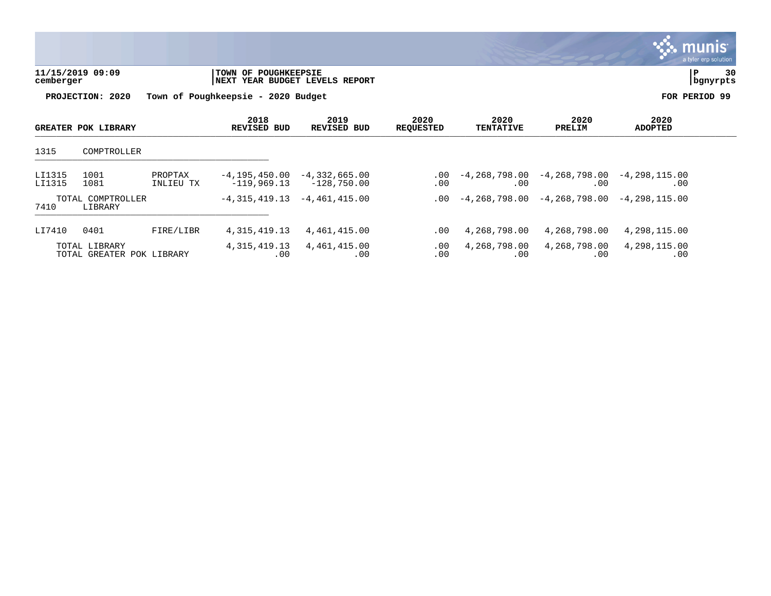**11/15/2019 09:09** | **TOWN OF POUGHKEEPSIE**
**cemberger** | **NEXT YEAR BUDGET LEVELS REPORT**

**PROJECTION: 2020 Town of Poughkeepsie - 2020 Budget** **FOR PERIOD 99**

| GREATER POK LIBRARY | | | 2018 REVISED BUD | 2019 REVISED BUD | 2020 REQUESTED | 2020 TENTATIVE | 2020 PRELIM | 2020 ADOPTED |
|---|---|---|---|---|---|---|---|---|
| 1315 | COMPTROLLER | | | | | | | |
| LI1315 | 1001 | PROPTAX | -4,195,450.00 | -4,332,665.00 | .00 | -4,268,798.00 | -4,268,798.00 | -4,298,115.00 |
| LI1315 | 1081 | INLIEU TX | -119,969.13 | -128,750.00 | .00 | .00 | .00 | .00 |
| | TOTAL COMPTROLLER | | -4,315,419.13 | -4,461,415.00 | .00 | -4,268,798.00 | -4,268,798.00 | -4,298,115.00 |
| 7410 | LIBRARY | | | | | | | |
| LI7410 | 0401 | FIRE/LIBR | 4,315,419.13 | 4,461,415.00 | .00 | 4,268,798.00 | 4,268,798.00 | 4,298,115.00 |
| | TOTAL LIBRARY | | 4,315,419.13 | 4,461,415.00 | .00 | 4,268,798.00 | 4,268,798.00 | 4,298,115.00 |
| | TOTAL GREATER POK LIBRARY | | .00 | .00 | .00 | .00 | .00 | .00 |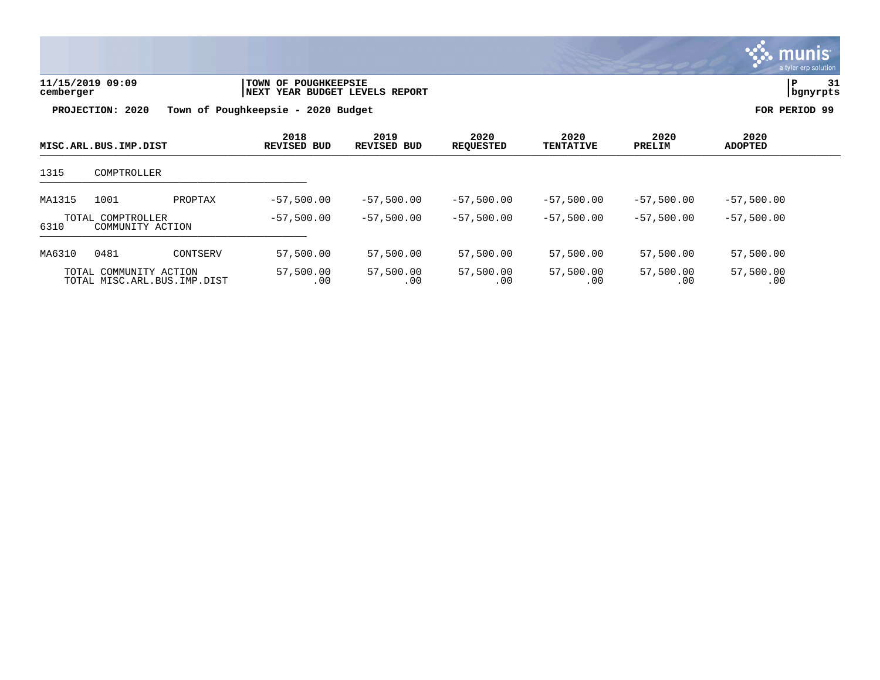**11/15/2019 09:09** | **TOWN OF POUGHKEEPSIE** | **P 31**
**cemberger** | **NEXT YEAR BUDGET LEVELS REPORT** | **bgnyrpts**

**PROJECTION: 2020 Town of Poughkeepsie - 2020 Budget** **FOR PERIOD 99**

| MISC.ARL.BUS.IMP.DIST | | | 2018 REVISED BUD | 2019 REVISED BUD | 2020 REQUESTED | 2020 TENTATIVE | 2020 PRELIM | 2020 ADOPTED |
|---|---|---|---|---|---|---|---|---|
| 1315 | COMPTROLLER | | | | | | | |
| MA1315 | 1001 | PROPTAX | -57,500.00 | -57,500.00 | -57,500.00 | -57,500.00 | -57,500.00 | -57,500.00 |
| | TOTAL COMPTROLLER | | -57,500.00 | -57,500.00 | -57,500.00 | -57,500.00 | -57,500.00 | -57,500.00 |
| 6310 | COMMUNITY ACTION | | | | | | | |
| MA6310 | 0481 | CONTSERV | 57,500.00 | 57,500.00 | 57,500.00 | 57,500.00 | 57,500.00 | 57,500.00 |
| | TOTAL COMMUNITY ACTION | | 57,500.00 | 57,500.00 | 57,500.00 | 57,500.00 | 57,500.00 | 57,500.00 |
| | TOTAL MISC.ARL.BUS.IMP.DIST | | .00 | .00 | .00 | .00 | .00 | .00 |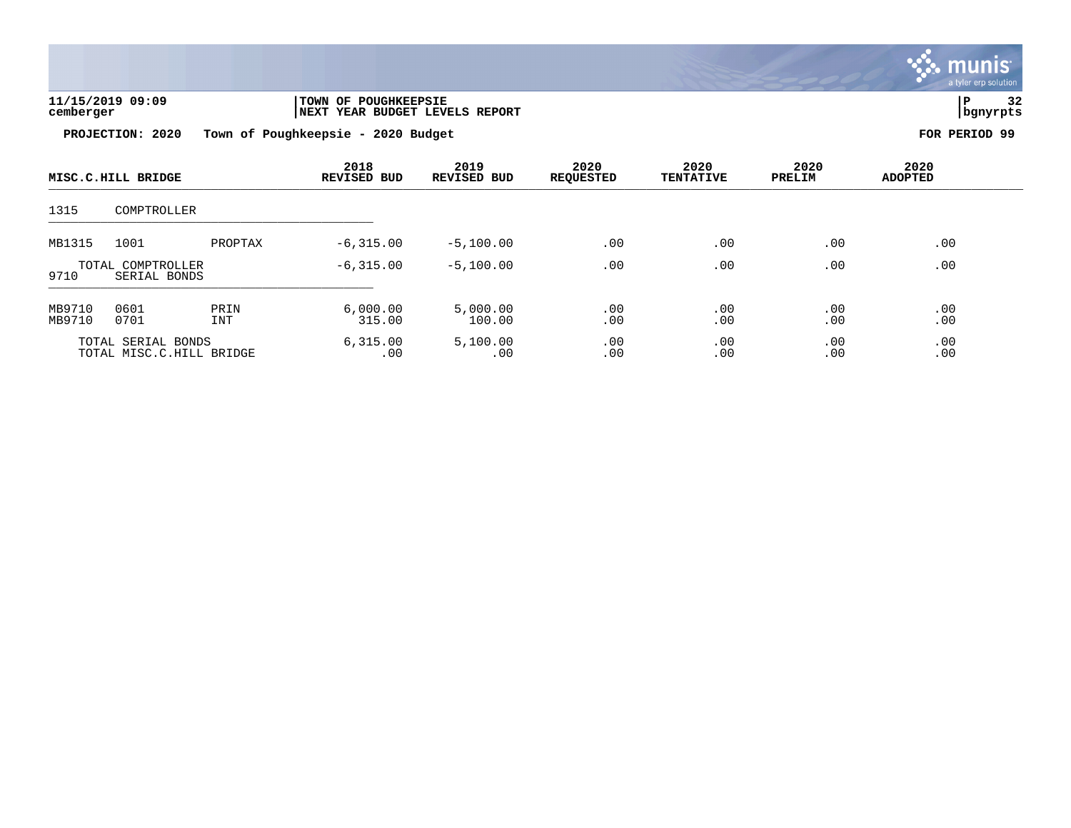**11/15/2019 09:09** | **TOWN OF POUGHKEEPSIE**
**cemberger** | **NEXT YEAR BUDGET LEVELS REPORT** | **P 32** | **bgnyrpts**

**PROJECTION: 2020 Town of Poughkeepsie - 2020 Budget** **FOR PERIOD 99**

| MISC.C.HILL BRIDGE | | | 2018 REVISED BUD | 2019 REVISED BUD | 2020 REQUESTED | 2020 TENTATIVE | 2020 PRELIM | 2020 ADOPTED |
|---|---|---|---|---|---|---|---|---|
| 1315 | COMPTROLLER | | | | | | | |
| MB1315 | 1001 | PROPTAX | -6,315.00 | -5,100.00 | .00 | .00 | .00 | .00 |
| | TOTAL COMPTROLLER | | -6,315.00 | -5,100.00 | .00 | .00 | .00 | .00 |
| 9710 | SERIAL BONDS | | | | | | | |
| MB9710 | 0601 | PRIN | 6,000.00 | 5,000.00 | .00 | .00 | .00 | .00 |
| MB9710 | 0701 | INT | 315.00 | 100.00 | .00 | .00 | .00 | .00 |
| | TOTAL SERIAL BONDS | | 6,315.00 | 5,100.00 | .00 | .00 | .00 | .00 |
| | TOTAL MISC.C.HILL BRIDGE | | .00 | .00 | .00 | .00 | .00 | .00 |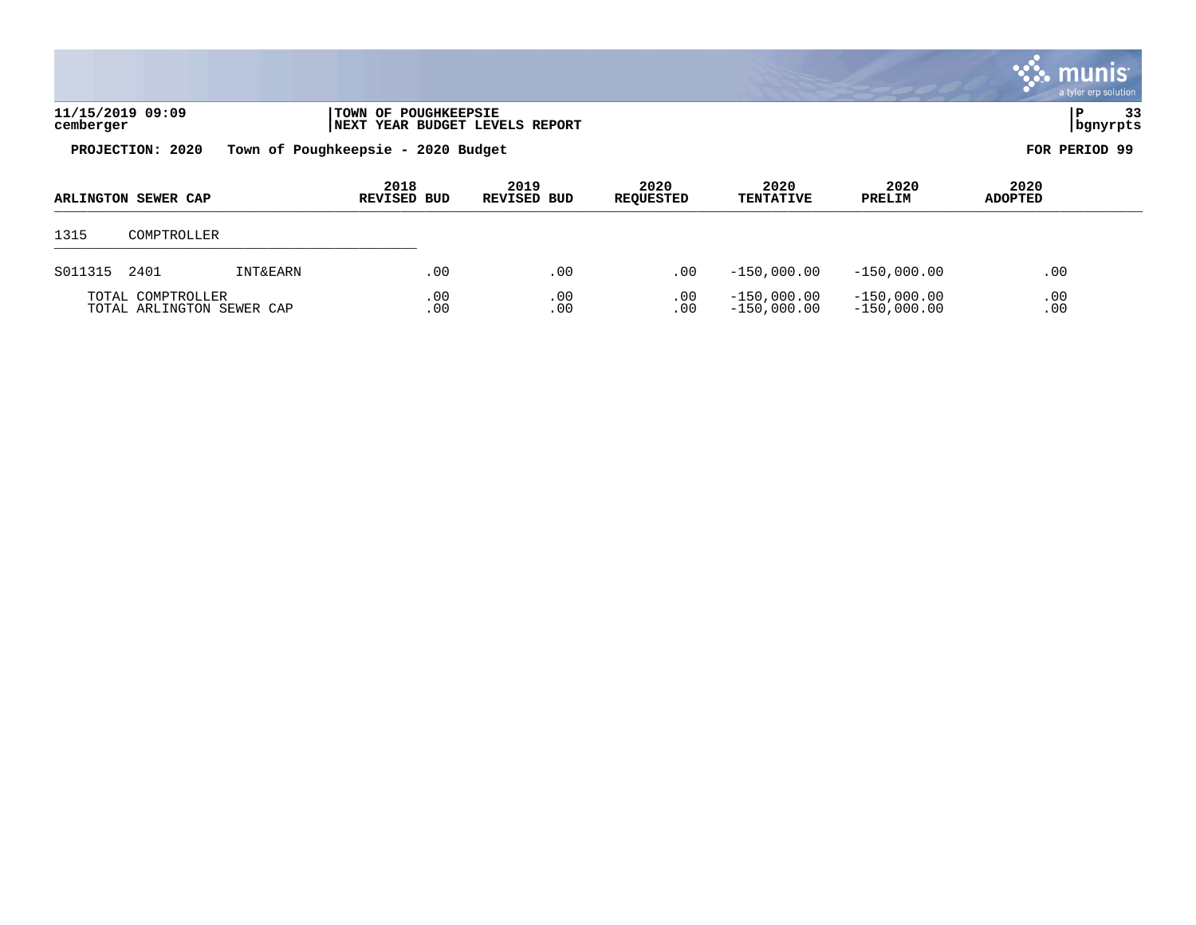**11/15/2019 09:09** | **TOWN OF POUGHKEEPSIE** | **P 33**
**cemberger** | **NEXT YEAR BUDGET LEVELS REPORT** | **bgnyrpts**

**PROJECTION: 2020 Town of Poughkeepsie - 2020 Budget** **FOR PERIOD 99**

| ARLINGTON SEWER CAP | | | 2018 REVISED BUD | 2019 REVISED BUD | 2020 REQUESTED | 2020 TENTATIVE | 2020 PRELIM | 2020 ADOPTED |
|---|---|---|---|---|---|---|---|---|
| 1315 | COMPTROLLER | | | | | | | |
| S011315 | 2401 | INT&EARN | .00 | .00 | .00 | -150,000.00 | -150,000.00 | .00 |
| TOTAL COMPTROLLER | | | .00 | .00 | .00 | -150,000.00 | -150,000.00 | .00 |
| TOTAL ARLINGTON SEWER CAP | | | .00 | .00 | .00 | -150,000.00 | -150,000.00 | .00 |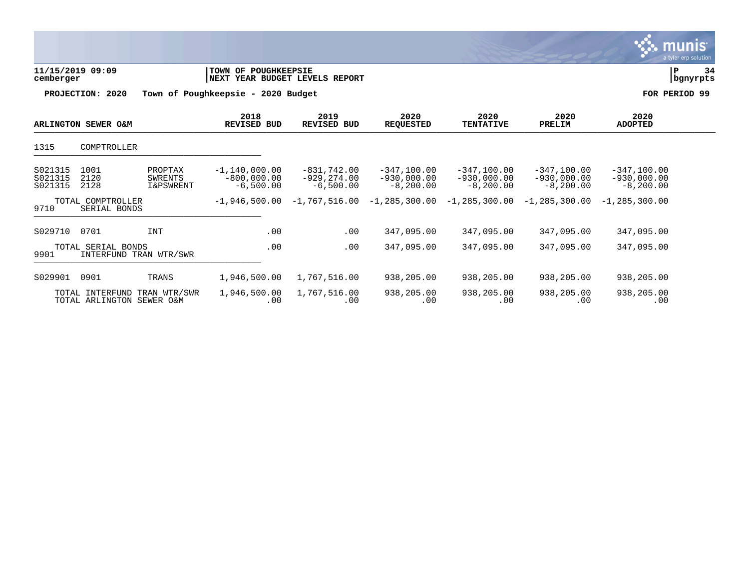**11/15/2019 09:09** | **TOWN OF POUGHKEEPSIE** | **P 34**
**cemberger** | **NEXT YEAR BUDGET LEVELS REPORT** | **bgnyrpts**

**PROJECTION: 2020 Town of Poughkeepsie - 2020 Budget** **FOR PERIOD 99**

| ARLINGTON SEWER O&M | | | 2018 REVISED BUD | 2019 REVISED BUD | 2020 REQUESTED | 2020 TENTATIVE | 2020 PRELIM | 2020 ADOPTED |
|---|---|---|---|---|---|---|---|---|
| 1315 | COMPTROLLER | | | | | | | |
| S021315 | 1001 | PROPTAX | -1,140,000.00 | -831,742.00 | -347,100.00 | -347,100.00 | -347,100.00 | -347,100.00 |
| S021315 | 2120 | SWRENTS | -800,000.00 | -929,274.00 | -930,000.00 | -930,000.00 | -930,000.00 | -930,000.00 |
| S021315 | 2128 | I&PSWRENT | -6,500.00 | -6,500.00 | -8,200.00 | -8,200.00 | -8,200.00 | -8,200.00 |
| | TOTAL COMPTROLLER | | -1,946,500.00 | -1,767,516.00 | -1,285,300.00 | -1,285,300.00 | -1,285,300.00 | -1,285,300.00 |
| 9710 | SERIAL BONDS | | | | | | | |
| S029710 | 0701 | INT | .00 | .00 | 347,095.00 | 347,095.00 | 347,095.00 | 347,095.00 |
| | TOTAL SERIAL BONDS | | .00 | .00 | 347,095.00 | 347,095.00 | 347,095.00 | 347,095.00 |
| 9901 | INTERFUND TRAN WTR/SWR | | | | | | | |
| S029901 | 0901 | TRANS | 1,946,500.00 | 1,767,516.00 | 938,205.00 | 938,205.00 | 938,205.00 | 938,205.00 |
| | TOTAL INTERFUND TRAN WTR/SWR | | 1,946,500.00 | 1,767,516.00 | 938,205.00 | 938,205.00 | 938,205.00 | 938,205.00 |
| | TOTAL ARLINGTON SEWER O&M | | .00 | .00 | .00 | .00 | .00 | .00 |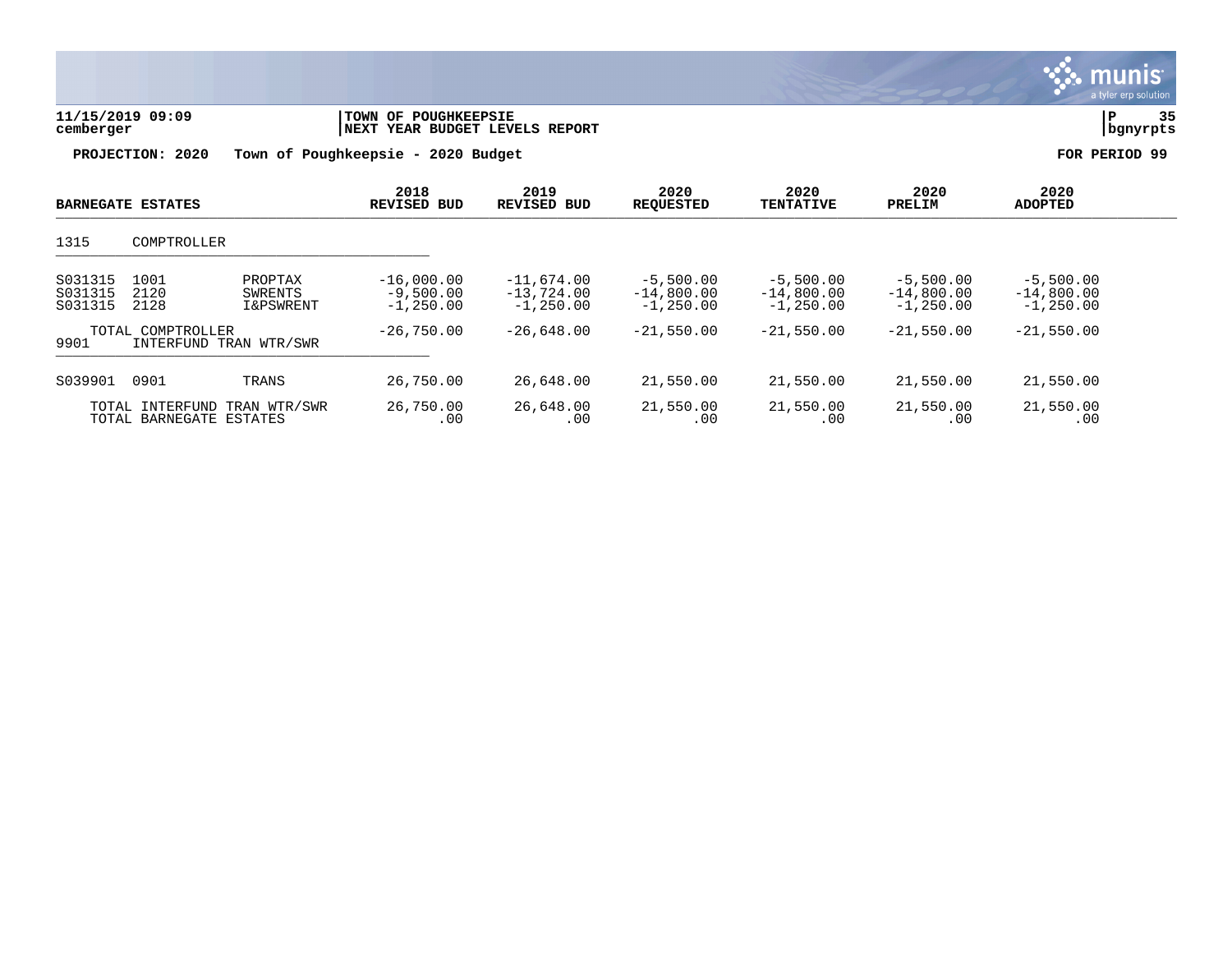**11/15/2019 09:09** — **TOWN OF POUGHKEEPSIE**
cemberger — **NEXT YEAR BUDGET LEVELS REPORT** — bgnyrpts

**PROJECTION: 2020 Town of Poughkeepsie - 2020 Budget** — **FOR PERIOD 99**

| BARNEGATE ESTATES | | | 2018 REVISED BUD | 2019 REVISED BUD | 2020 REQUESTED | 2020 TENTATIVE | 2020 PRELIM | 2020 ADOPTED |
|---|---|---|---|---|---|---|---|---|
| 1315 | COMPTROLLER | | | | | | | |
| S031315 | 1001 | PROPTAX | -16,000.00 | -11,674.00 | -5,500.00 | -5,500.00 | -5,500.00 | -5,500.00 |
| S031315 | 2120 | SWRENTS | -9,500.00 | -13,724.00 | -14,800.00 | -14,800.00 | -14,800.00 | -14,800.00 |
| S031315 | 2128 | I&PSWRENT | -1,250.00 | -1,250.00 | -1,250.00 | -1,250.00 | -1,250.00 | -1,250.00 |
| | TOTAL COMPTROLLER | | -26,750.00 | -26,648.00 | -21,550.00 | -21,550.00 | -21,550.00 | -21,550.00 |
| 9901 | INTERFUND TRAN WTR/SWR | | | | | | | |
| S039901 | 0901 | TRANS | 26,750.00 | 26,648.00 | 21,550.00 | 21,550.00 | 21,550.00 | 21,550.00 |
| | TOTAL INTERFUND TRAN WTR/SWR | | 26,750.00 | 26,648.00 | 21,550.00 | 21,550.00 | 21,550.00 | 21,550.00 |
| | TOTAL BARNEGATE ESTATES | | .00 | .00 | .00 | .00 | .00 | .00 |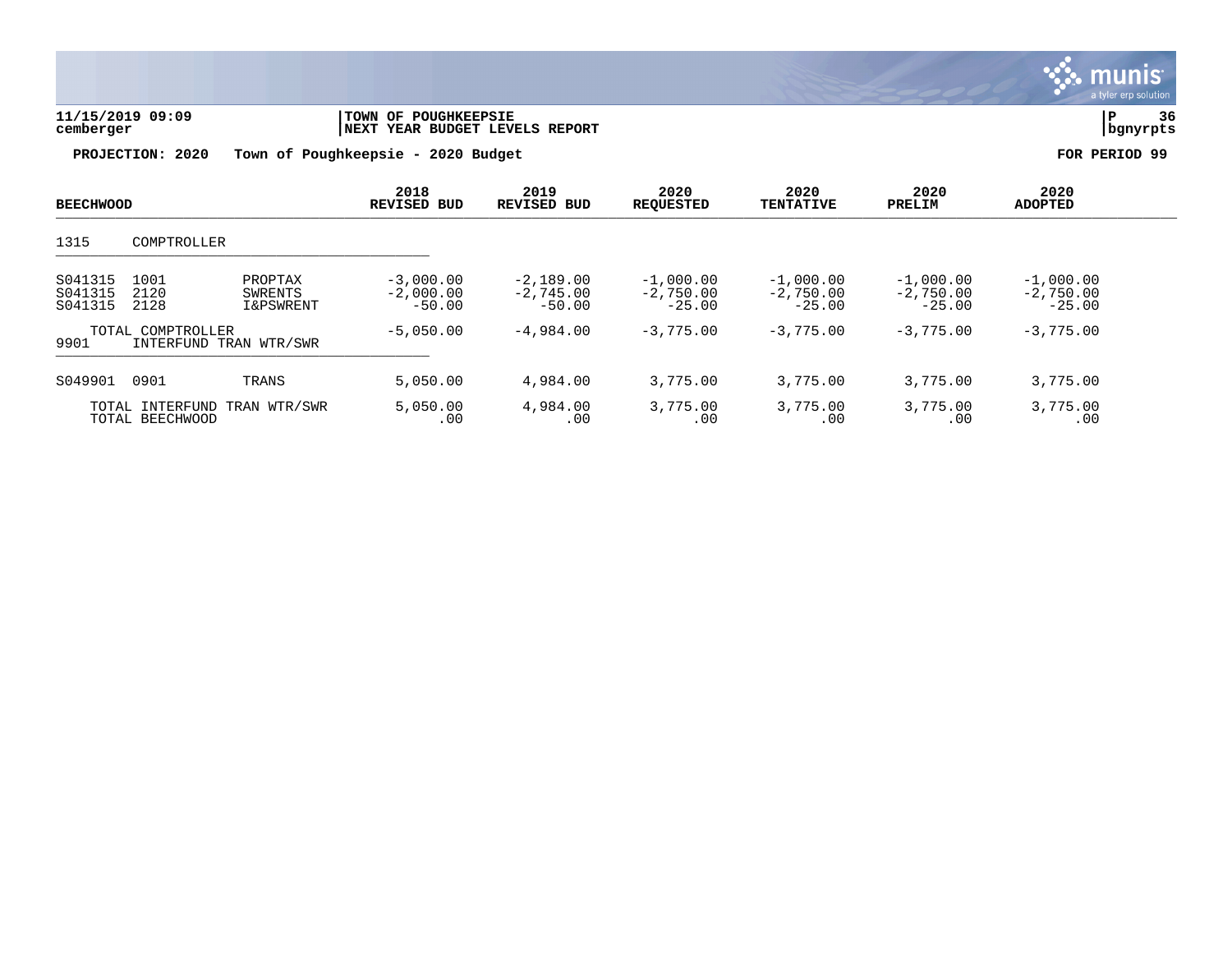**TOWN OF POUGHKEEPSIE**
**NEXT YEAR BUDGET LEVELS REPORT**

**PROJECTION: 2020 Town of Poughkeepsie - 2020 Budget** **FOR PERIOD 99**

| BEECHWOOD | | | 2018 REVISED BUD | 2019 REVISED BUD | 2020 REQUESTED | 2020 TENTATIVE | 2020 PRELIM | 2020 ADOPTED |
|---|---|---|---|---|---|---|---|---|
| 1315 | COMPTROLLER | | | | | | | |
| S041315 | 1001 | PROPTAX | -3,000.00 | -2,189.00 | -1,000.00 | -1,000.00 | -1,000.00 | -1,000.00 |
| S041315 | 2120 | SWRENTS | -2,000.00 | -2,745.00 | -2,750.00 | -2,750.00 | -2,750.00 | -2,750.00 |
| S041315 | 2128 | I&PSWRENT | -50.00 | -50.00 | -25.00 | -25.00 | -25.00 | -25.00 |
| | TOTAL COMPTROLLER | | -5,050.00 | -4,984.00 | -3,775.00 | -3,775.00 | -3,775.00 | -3,775.00 |
| 9901 | INTERFUND TRAN WTR/SWR | | | | | | | |
| S049901 | 0901 | TRANS | 5,050.00 | 4,984.00 | 3,775.00 | 3,775.00 | 3,775.00 | 3,775.00 |
| | TOTAL INTERFUND TRAN WTR/SWR | | 5,050.00 | 4,984.00 | 3,775.00 | 3,775.00 | 3,775.00 | 3,775.00 |
| | TOTAL BEECHWOOD | | .00 | .00 | .00 | .00 | .00 | .00 |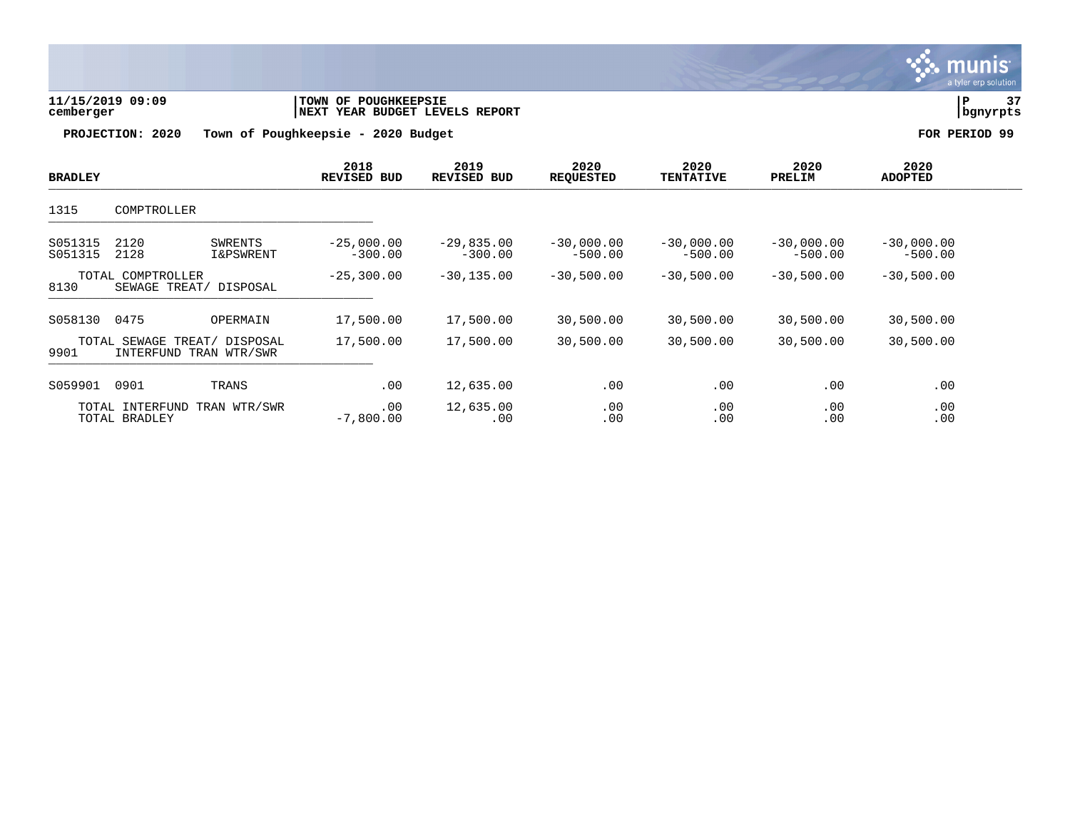**11/15/2019 09:09** | **TOWN OF POUGHKEEPSIE**
**cemberger** | **NEXT YEAR BUDGET LEVELS REPORT**

**PROJECTION: 2020 Town of Poughkeepsie - 2020 Budget** **FOR PERIOD 99**

| BRADLEY | | | 2018 REVISED BUD | 2019 REVISED BUD | 2020 REQUESTED | 2020 TENTATIVE | 2020 PRELIM | 2020 ADOPTED |
|---|---|---|---|---|---|---|---|---|
| 1315 | COMPTROLLER | | | | | | | |
| S051315 | 2120 | SWRENTS | -25,000.00 | -29,835.00 | -30,000.00 | -30,000.00 | -30,000.00 | -30,000.00 |
| S051315 | 2128 | I&PSWRENT | -300.00 | -300.00 | -500.00 | -500.00 | -500.00 | -500.00 |
| | TOTAL COMPTROLLER | | -25,300.00 | -30,135.00 | -30,500.00 | -30,500.00 | -30,500.00 | -30,500.00 |
| 8130 | SEWAGE TREAT/ DISPOSAL | | | | | | | |
| S058130 | 0475 | OPERMAIN | 17,500.00 | 17,500.00 | 30,500.00 | 30,500.00 | 30,500.00 | 30,500.00 |
| | TOTAL SEWAGE TREAT/ DISPOSAL | | 17,500.00 | 17,500.00 | 30,500.00 | 30,500.00 | 30,500.00 | 30,500.00 |
| 9901 | INTERFUND TRAN WTR/SWR | | | | | | | |
| S059901 | 0901 | TRANS | .00 | 12,635.00 | .00 | .00 | .00 | .00 |
| | TOTAL INTERFUND TRAN WTR/SWR | | .00 | 12,635.00 | .00 | .00 | .00 | .00 |
| | TOTAL BRADLEY | | -7,800.00 | .00 | .00 | .00 | .00 | .00 |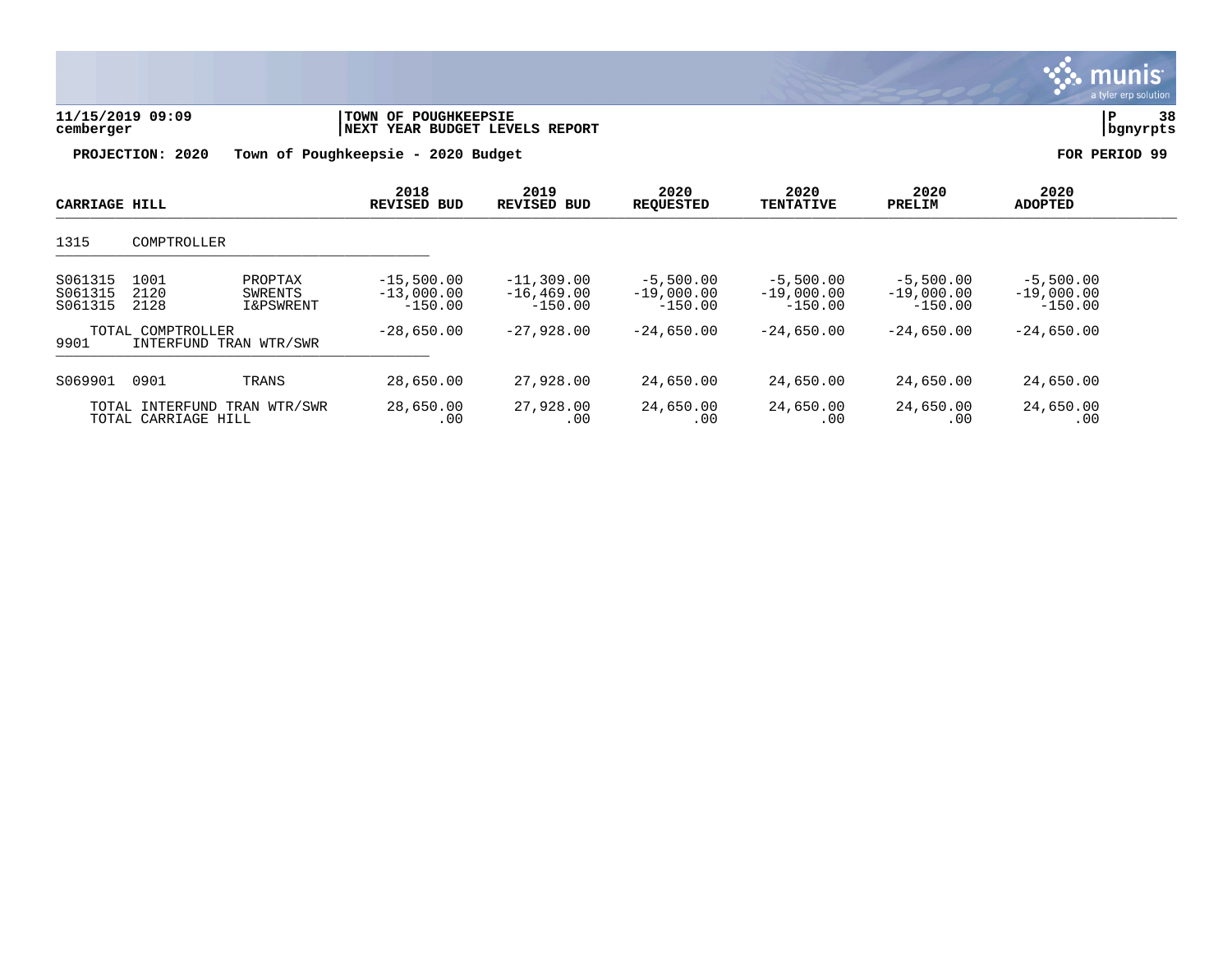**11/15/2019 09:09** — **TOWN OF POUGHKEEPSIE**
**cemberger** — **NEXT YEAR BUDGET LEVELS REPORT** — **bgnyrpts**

**PROJECTION: 2020 Town of Poughkeepsie - 2020 Budget** — **FOR PERIOD 99**

| CARRIAGE HILL | | | 2018 REVISED BUD | 2019 REVISED BUD | 2020 REQUESTED | 2020 TENTATIVE | 2020 PRELIM | 2020 ADOPTED |
|---|---|---|---|---|---|---|---|---|
| 1315 | COMPTROLLER | | | | | | | |
| S061315 | 1001 | PROPTAX | -15,500.00 | -11,309.00 | -5,500.00 | -5,500.00 | -5,500.00 | -5,500.00 |
| S061315 | 2120 | SWRENTS | -13,000.00 | -16,469.00 | -19,000.00 | -19,000.00 | -19,000.00 | -19,000.00 |
| S061315 | 2128 | I&PSWRENT | -150.00 | -150.00 | -150.00 | -150.00 | -150.00 | -150.00 |
| | TOTAL COMPTROLLER | | -28,650.00 | -27,928.00 | -24,650.00 | -24,650.00 | -24,650.00 | -24,650.00 |
| 9901 | INTERFUND TRAN WTR/SWR | | | | | | | |
| S069901 | 0901 | TRANS | 28,650.00 | 27,928.00 | 24,650.00 | 24,650.00 | 24,650.00 | 24,650.00 |
| | TOTAL INTERFUND TRAN WTR/SWR | | 28,650.00 | 27,928.00 | 24,650.00 | 24,650.00 | 24,650.00 | 24,650.00 |
| | TOTAL CARRIAGE HILL | | .00 | .00 | .00 | .00 | .00 | .00 |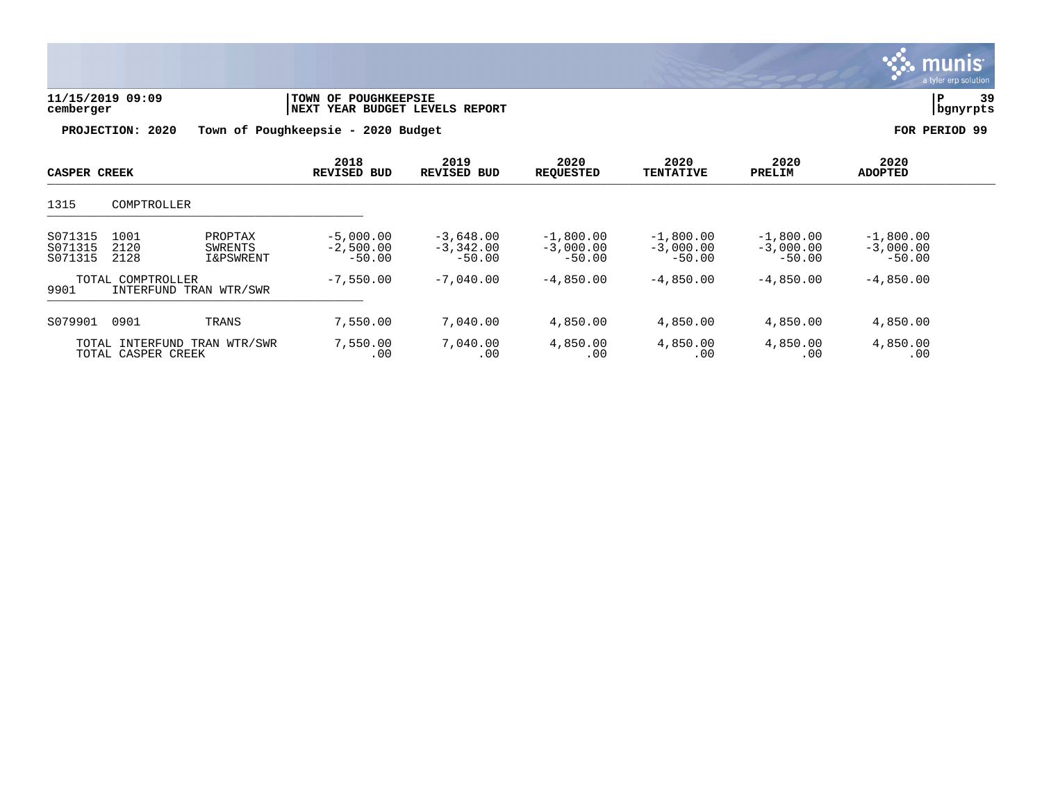**TOWN OF POUGHKEEPSIE**
**NEXT YEAR BUDGET LEVELS REPORT**

11/15/2019 09:09
cemberger

**PROJECTION: 2020 Town of Poughkeepsie - 2020 Budget** **FOR PERIOD 99**

| CASPER CREEK | | | 2018 REVISED BUD | 2019 REVISED BUD | 2020 REQUESTED | 2020 TENTATIVE | 2020 PRELIM | 2020 ADOPTED |
|---|---|---|---|---|---|---|---|---|
| 1315 | COMPTROLLER | | | | | | | |
| S071315 | 1001 | PROPTAX | -5,000.00 | -3,648.00 | -1,800.00 | -1,800.00 | -1,800.00 | -1,800.00 |
| S071315 | 2120 | SWRENTS | -2,500.00 | -3,342.00 | -3,000.00 | -3,000.00 | -3,000.00 | -3,000.00 |
| S071315 | 2128 | I&PSWRENT | -50.00 | -50.00 | -50.00 | -50.00 | -50.00 | -50.00 |
| | TOTAL COMPTROLLER | | -7,550.00 | -7,040.00 | -4,850.00 | -4,850.00 | -4,850.00 | -4,850.00 |
| 9901 | INTERFUND TRAN WTR/SWR | | | | | | | |
| S079901 | 0901 | TRANS | 7,550.00 | 7,040.00 | 4,850.00 | 4,850.00 | 4,850.00 | 4,850.00 |
| | TOTAL INTERFUND TRAN WTR/SWR | | 7,550.00 | 7,040.00 | 4,850.00 | 4,850.00 | 4,850.00 | 4,850.00 |
| | TOTAL CASPER CREEK | | .00 | .00 | .00 | .00 | .00 | .00 |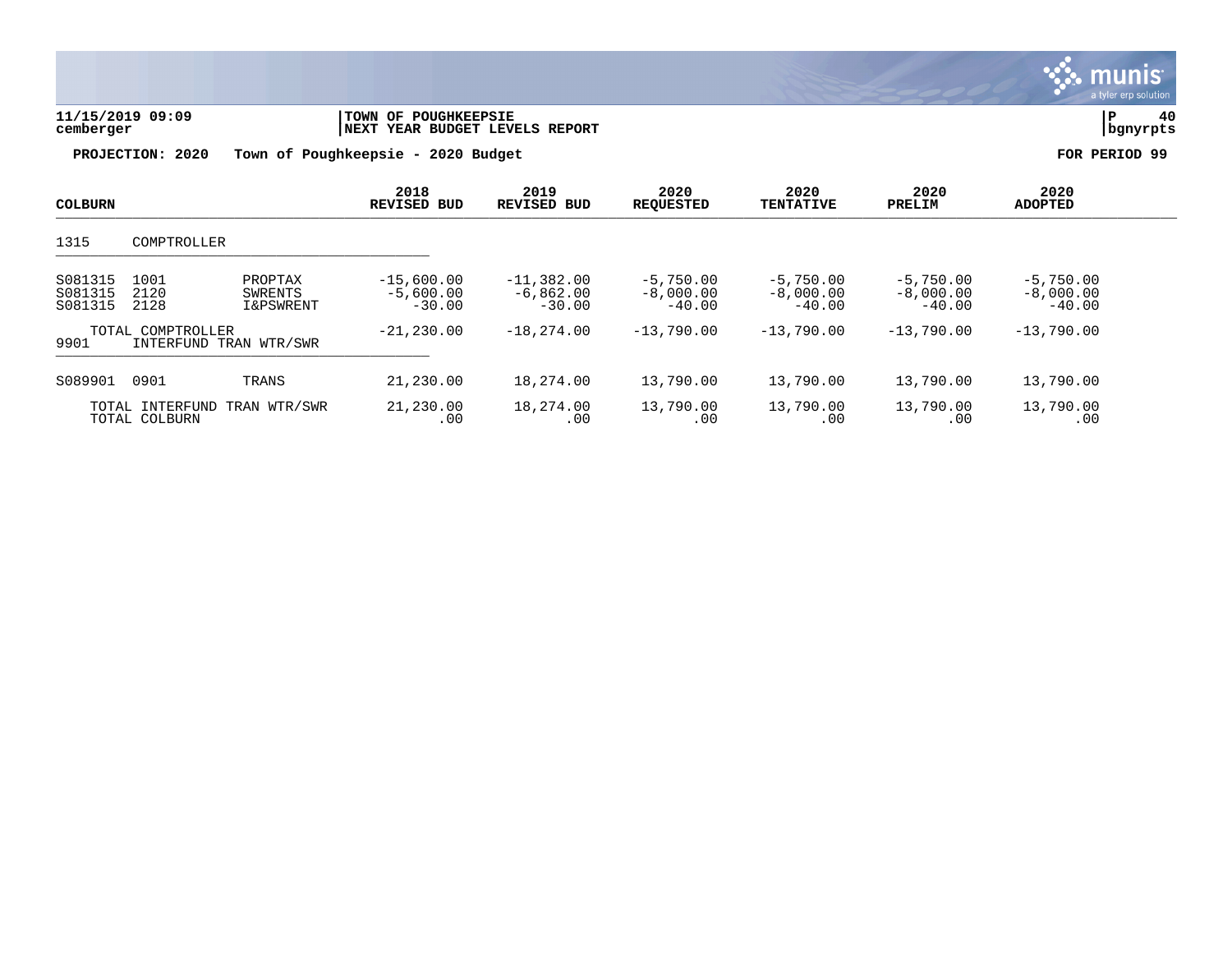11/15/2019 09:09 | TOWN OF POUGHKEEPSIE
cemberger | NEXT YEAR BUDGET LEVELS REPORT | bgnyrpts

**PROJECTION: 2020 Town of Poughkeepsie - 2020 Budget** — FOR PERIOD 99

| COLBURN | | | 2018 REVISED BUD | 2019 REVISED BUD | 2020 REQUESTED | 2020 TENTATIVE | 2020 PRELIM | 2020 ADOPTED |
|---|---|---|---|---|---|---|---|---|
| 1315 | COMPTROLLER | | | | | | | |
| S081315 | 1001 | PROPTAX | -15,600.00 | -11,382.00 | -5,750.00 | -5,750.00 | -5,750.00 | -5,750.00 |
| S081315 | 2120 | SWRENTS | -5,600.00 | -6,862.00 | -8,000.00 | -8,000.00 | -8,000.00 | -8,000.00 |
| S081315 | 2128 | I&PSWRENT | -30.00 | -30.00 | -40.00 | -40.00 | -40.00 | -40.00 |
| | TOTAL COMPTROLLER | | -21,230.00 | -18,274.00 | -13,790.00 | -13,790.00 | -13,790.00 | -13,790.00 |
| 9901 | INTERFUND TRAN WTR/SWR | | | | | | | |
| S089901 | 0901 | TRANS | 21,230.00 | 18,274.00 | 13,790.00 | 13,790.00 | 13,790.00 | 13,790.00 |
| | TOTAL INTERFUND TRAN WTR/SWR | | 21,230.00 | 18,274.00 | 13,790.00 | 13,790.00 | 13,790.00 | 13,790.00 |
| | TOTAL COLBURN | | .00 | .00 | .00 | .00 | .00 | .00 |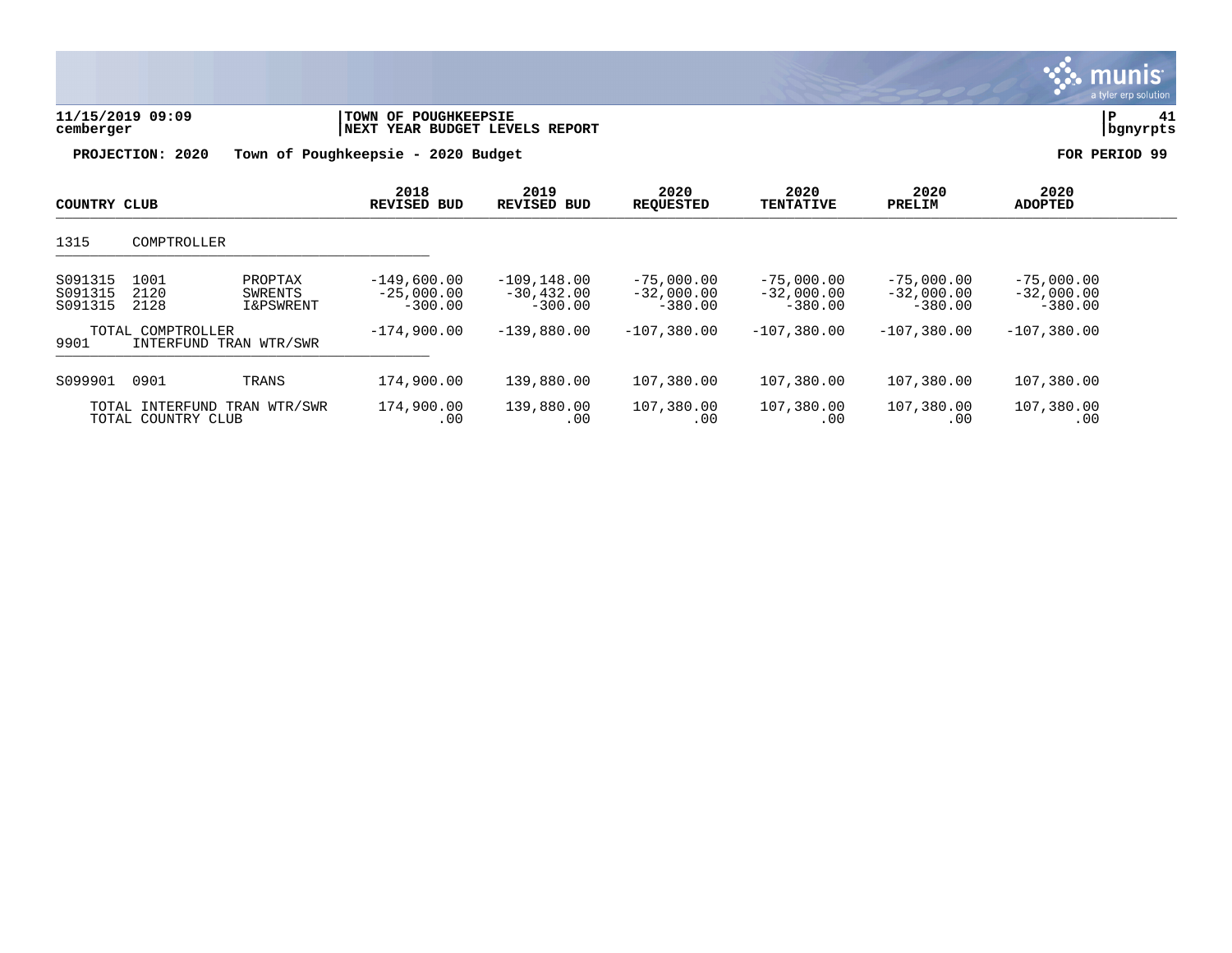**11/15/2019 09:09** cemberger

**TOWN OF POUGHKEEPSIE**
**NEXT YEAR BUDGET LEVELS REPORT**

**PROJECTION: 2020 Town of Poughkeepsie - 2020 Budget** **FOR PERIOD 99**

| COUNTRY CLUB | | | 2018 REVISED BUD | 2019 REVISED BUD | 2020 REQUESTED | 2020 TENTATIVE | 2020 PRELIM | 2020 ADOPTED |
|---|---|---|---|---|---|---|---|---|
| 1315 | COMPTROLLER | | | | | | | |
| S091315 | 1001 | PROPTAX | -149,600.00 | -109,148.00 | -75,000.00 | -75,000.00 | -75,000.00 | -75,000.00 |
| S091315 | 2120 | SWRENTS | -25,000.00 | -30,432.00 | -32,000.00 | -32,000.00 | -32,000.00 | -32,000.00 |
| S091315 | 2128 | I&PSWRENT | -300.00 | -300.00 | -380.00 | -380.00 | -380.00 | -380.00 |
| | TOTAL COMPTROLLER | | -174,900.00 | -139,880.00 | -107,380.00 | -107,380.00 | -107,380.00 | -107,380.00 |
| 9901 | INTERFUND TRAN WTR/SWR | | | | | | | |
| S099901 | 0901 | TRANS | 174,900.00 | 139,880.00 | 107,380.00 | 107,380.00 | 107,380.00 | 107,380.00 |
| | TOTAL INTERFUND TRAN WTR/SWR | | 174,900.00 | 139,880.00 | 107,380.00 | 107,380.00 | 107,380.00 | 107,380.00 |
| | TOTAL COUNTRY CLUB | | .00 | .00 | .00 | .00 | .00 | .00 |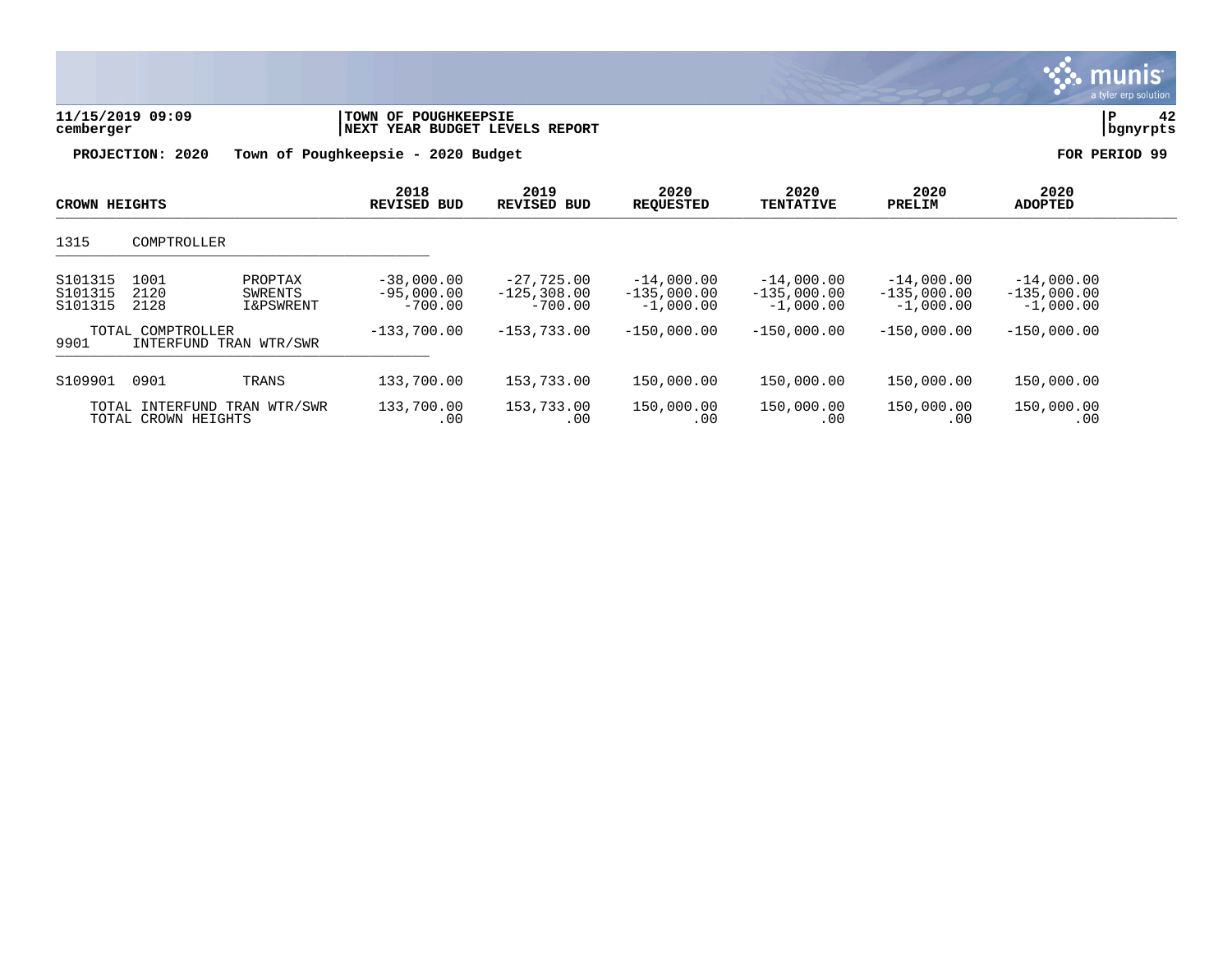11/15/2019 09:09 | TOWN OF POUGHKEEPSIE | P 42
cemberger | NEXT YEAR BUDGET LEVELS REPORT | bgnyrpts

**PROJECTION: 2020 Town of Poughkeepsie - 2020 Budget** **FOR PERIOD 99**

| CROWN HEIGHTS | | | 2018 REVISED BUD | 2019 REVISED BUD | 2020 REQUESTED | 2020 TENTATIVE | 2020 PRELIM | 2020 ADOPTED |
|---|---|---|---|---|---|---|---|---|
| 1315 | COMPTROLLER | | | | | | | |
| S101315 | 1001 | PROPTAX | -38,000.00 | -27,725.00 | -14,000.00 | -14,000.00 | -14,000.00 | -14,000.00 |
| S101315 | 2120 | SWRENTS | -95,000.00 | -125,308.00 | -135,000.00 | -135,000.00 | -135,000.00 | -135,000.00 |
| S101315 | 2128 | I&PSWRENT | -700.00 | -700.00 | -1,000.00 | -1,000.00 | -1,000.00 | -1,000.00 |
| | TOTAL COMPTROLLER | | -133,700.00 | -153,733.00 | -150,000.00 | -150,000.00 | -150,000.00 | -150,000.00 |
| 9901 | INTERFUND TRAN WTR/SWR | | | | | | | |
| S109901 | 0901 | TRANS | 133,700.00 | 153,733.00 | 150,000.00 | 150,000.00 | 150,000.00 | 150,000.00 |
| | TOTAL INTERFUND TRAN WTR/SWR | | 133,700.00 | 153,733.00 | 150,000.00 | 150,000.00 | 150,000.00 | 150,000.00 |
| | TOTAL CROWN HEIGHTS | | .00 | .00 | .00 | .00 | .00 | .00 |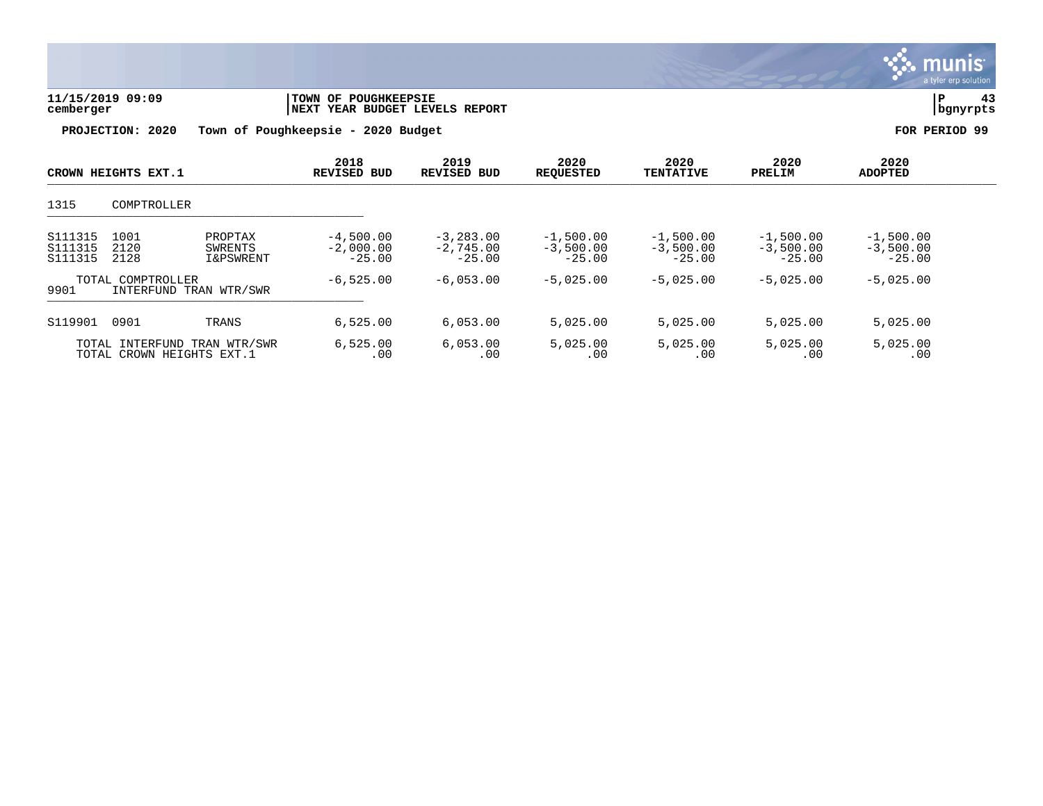**11/15/2019 09:09** | **TOWN OF POUGHKEEPSIE** | **P 43**
**cemberger** | **NEXT YEAR BUDGET LEVELS REPORT** | **bgnyrpts**

**PROJECTION: 2020 Town of Poughkeepsie - 2020 Budget** **FOR PERIOD 99**

| CROWN HEIGHTS EXT.1 | | | 2018 REVISED BUD | 2019 REVISED BUD | 2020 REQUESTED | 2020 TENTATIVE | 2020 PRELIM | 2020 ADOPTED |
|---|---|---|---|---|---|---|---|---|
| 1315 | COMPTROLLER | | | | | | | |
| S111315 | 1001 | PROPTAX | -4,500.00 | -3,283.00 | -1,500.00 | -1,500.00 | -1,500.00 | -1,500.00 |
| S111315 | 2120 | SWRENTS | -2,000.00 | -2,745.00 | -3,500.00 | -3,500.00 | -3,500.00 | -3,500.00 |
| S111315 | 2128 | I&PSWRENT | -25.00 | -25.00 | -25.00 | -25.00 | -25.00 | -25.00 |
| | TOTAL COMPTROLLER | | -6,525.00 | -6,053.00 | -5,025.00 | -5,025.00 | -5,025.00 | -5,025.00 |
| 9901 | INTERFUND TRAN WTR/SWR | | | | | | | |
| S119901 | 0901 | TRANS | 6,525.00 | 6,053.00 | 5,025.00 | 5,025.00 | 5,025.00 | 5,025.00 |
| | TOTAL INTERFUND TRAN WTR/SWR | | 6,525.00 | 6,053.00 | 5,025.00 | 5,025.00 | 5,025.00 | 5,025.00 |
| | TOTAL CROWN HEIGHTS EXT.1 | | .00 | .00 | .00 | .00 | .00 | .00 |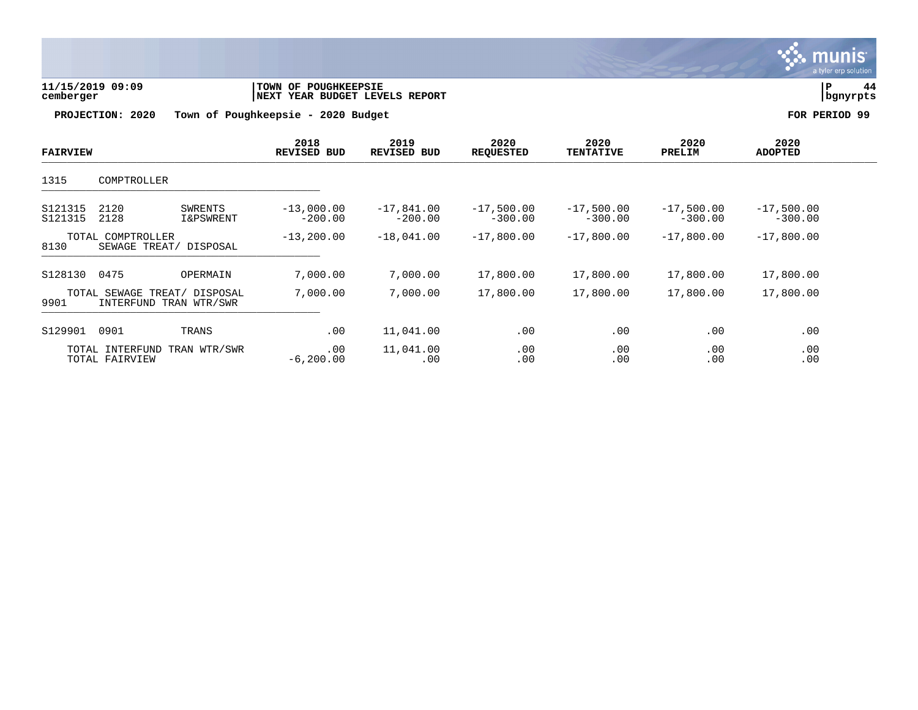**11/15/2019 09:09** | **TOWN OF POUGHKEEPSIE**
**cemberger** | **NEXT YEAR BUDGET LEVELS REPORT**

**PROJECTION: 2020 Town of Poughkeepsie - 2020 Budget** — **FOR PERIOD 99**

| FAIRVIEW | | | 2018 REVISED BUD | 2019 REVISED BUD | 2020 REQUESTED | 2020 TENTATIVE | 2020 PRELIM | 2020 ADOPTED |
|---|---|---|---|---|---|---|---|---|
| 1315 | COMPTROLLER | | | | | | | |
| S121315 | 2120 | SWRENTS | -13,000.00 | -17,841.00 | -17,500.00 | -17,500.00 | -17,500.00 | -17,500.00 |
| S121315 | 2128 | I&PSWRENT | -200.00 | -200.00 | -300.00 | -300.00 | -300.00 | -300.00 |
| | TOTAL COMPTROLLER | | -13,200.00 | -18,041.00 | -17,800.00 | -17,800.00 | -17,800.00 | -17,800.00 |
| 8130 | SEWAGE TREAT/ DISPOSAL | | | | | | | |
| S128130 | 0475 | OPERMAIN | 7,000.00 | 7,000.00 | 17,800.00 | 17,800.00 | 17,800.00 | 17,800.00 |
| | TOTAL SEWAGE TREAT/ DISPOSAL | | 7,000.00 | 7,000.00 | 17,800.00 | 17,800.00 | 17,800.00 | 17,800.00 |
| 9901 | INTERFUND TRAN WTR/SWR | | | | | | | |
| S129901 | 0901 | TRANS | .00 | 11,041.00 | .00 | .00 | .00 | .00 |
| | TOTAL INTERFUND TRAN WTR/SWR | | .00 | 11,041.00 | .00 | .00 | .00 | .00 |
| | TOTAL FAIRVIEW | | -6,200.00 | .00 | .00 | .00 | .00 | .00 |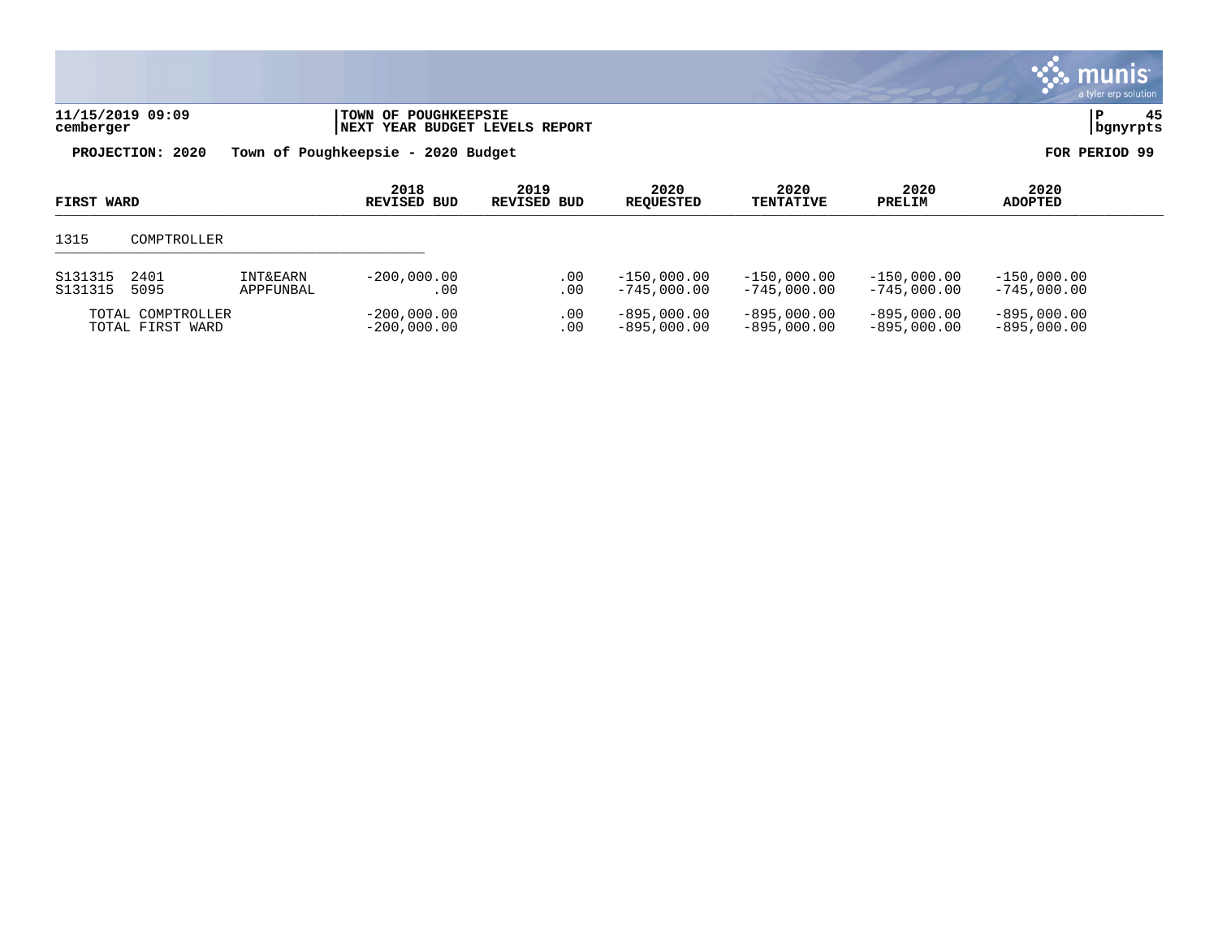11/15/2019 09:09 | TOWN OF POUGHKEEPSIE
cemberger | NEXT YEAR BUDGET LEVELS REPORT

**PROJECTION: 2020 Town of Poughkeepsie - 2020 Budget** — **FOR PERIOD 99**

| FIRST WARD | | | 2018 REVISED BUD | 2019 REVISED BUD | 2020 REQUESTED | 2020 TENTATIVE | 2020 PRELIM | 2020 ADOPTED |
|---|---|---|---|---|---|---|---|---|
| 1315 | COMPTROLLER | | | | | | | |
| S131315 | 2401 | INT&EARN | -200,000.00 | .00 | -150,000.00 | -150,000.00 | -150,000.00 | -150,000.00 |
| S131315 | 5095 | APPFUNBAL | .00 | .00 | -745,000.00 | -745,000.00 | -745,000.00 | -745,000.00 |
| TOTAL COMPTROLLER | | | -200,000.00 | .00 | -895,000.00 | -895,000.00 | -895,000.00 | -895,000.00 |
| TOTAL FIRST WARD | | | -200,000.00 | .00 | -895,000.00 | -895,000.00 | -895,000.00 | -895,000.00 |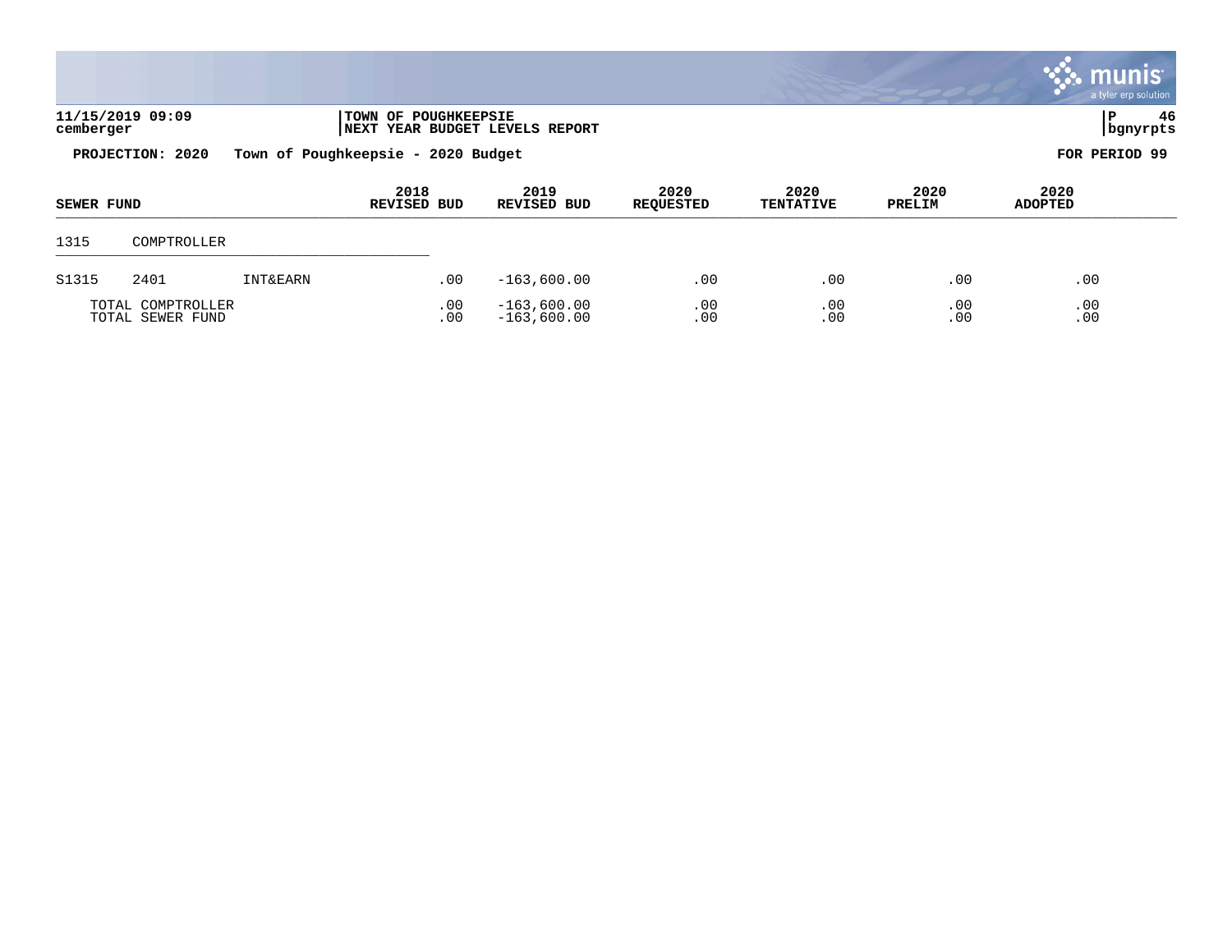11/15/2019 09:09
cemberger

TOWN OF POUGHKEEPSIE
NEXT YEAR BUDGET LEVELS REPORT

**PROJECTION: 2020 Town of Poughkeepsie - 2020 Budget** **FOR PERIOD 99**

| SEWER FUND | | | 2018 REVISED BUD | 2019 REVISED BUD | 2020 REQUESTED | 2020 TENTATIVE | 2020 PRELIM | 2020 ADOPTED |
|---|---|---|---|---|---|---|---|---|
| 1315 | COMPTROLLER | | | | | | | |
| S1315 | 2401 | INT&EARN | .00 | -163,600.00 | .00 | .00 | .00 | .00 |
| TOTAL COMPTROLLER | | | .00 | -163,600.00 | .00 | .00 | .00 | .00 |
| TOTAL SEWER FUND | | | .00 | -163,600.00 | .00 | .00 | .00 | .00 |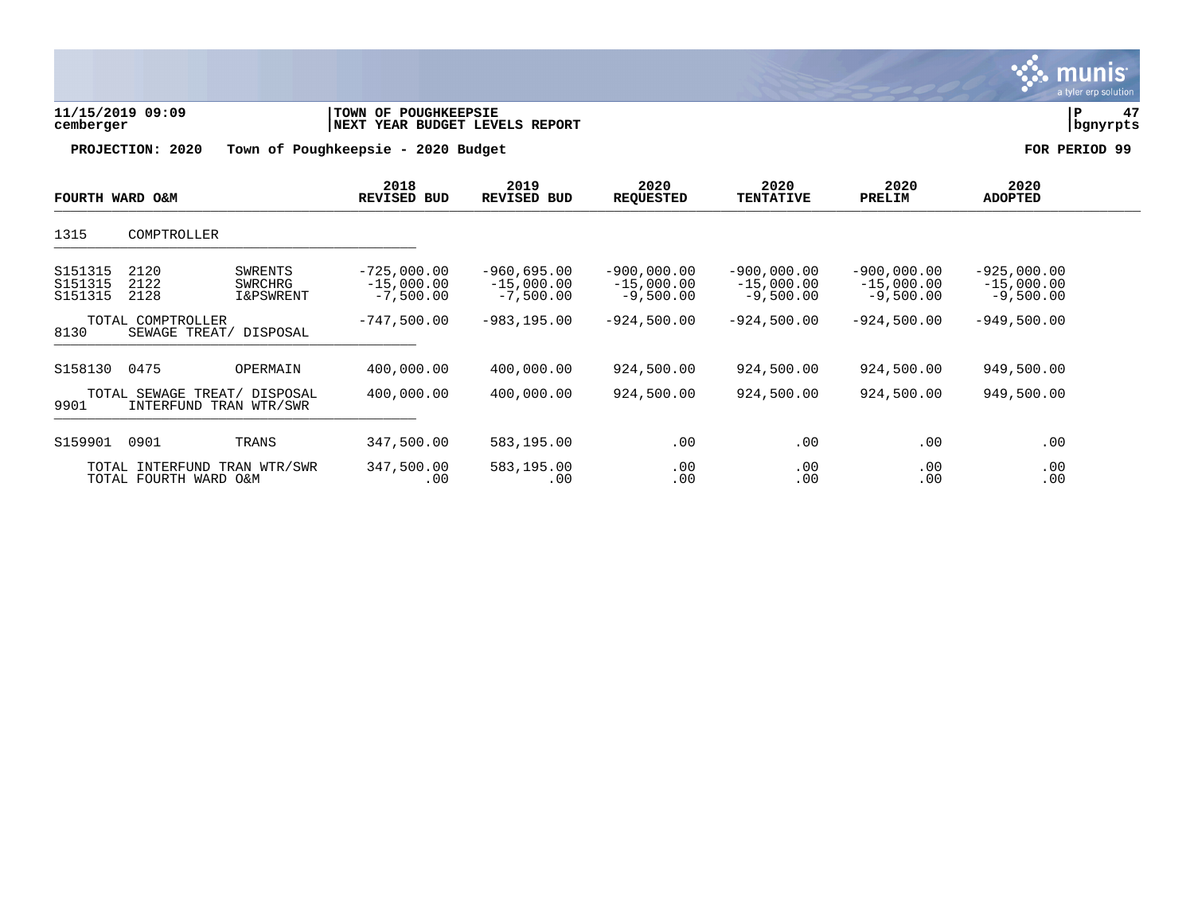**11/15/2019 09:09** | **TOWN OF POUGHKEEPSIE**
**cemberger** | **NEXT YEAR BUDGET LEVELS REPORT** | **bgnyrpts**

**PROJECTION: 2020 Town of Poughkeepsie - 2020 Budget** — **FOR PERIOD 99**

| FOURTH WARD O&M | | | 2018 REVISED BUD | 2019 REVISED BUD | 2020 REQUESTED | 2020 TENTATIVE | 2020 PRELIM | 2020 ADOPTED |
|---|---|---|---|---|---|---|---|---|
| 1315 | COMPTROLLER | | | | | | | |
| S151315 | 2120 | SWRENTS | -725,000.00 | -960,695.00 | -900,000.00 | -900,000.00 | -900,000.00 | -925,000.00 |
| S151315 | 2122 | SWRCHRG | -15,000.00 | -15,000.00 | -15,000.00 | -15,000.00 | -15,000.00 | -15,000.00 |
| S151315 | 2128 | I&PSWRENT | -7,500.00 | -7,500.00 | -9,500.00 | -9,500.00 | -9,500.00 | -9,500.00 |
| | TOTAL COMPTROLLER | | -747,500.00 | -983,195.00 | -924,500.00 | -924,500.00 | -924,500.00 | -949,500.00 |
| 8130 | SEWAGE TREAT/ DISPOSAL | | | | | | | |
| S158130 | 0475 | OPERMAIN | 400,000.00 | 400,000.00 | 924,500.00 | 924,500.00 | 924,500.00 | 949,500.00 |
| | TOTAL SEWAGE TREAT/ DISPOSAL | | 400,000.00 | 400,000.00 | 924,500.00 | 924,500.00 | 924,500.00 | 949,500.00 |
| 9901 | INTERFUND TRAN WTR/SWR | | | | | | | |
| S159901 | 0901 | TRANS | 347,500.00 | 583,195.00 | .00 | .00 | .00 | .00 |
| | TOTAL INTERFUND TRAN WTR/SWR | | 347,500.00 | 583,195.00 | .00 | .00 | .00 | .00 |
| | TOTAL FOURTH WARD O&M | | .00 | .00 | .00 | .00 | .00 | .00 |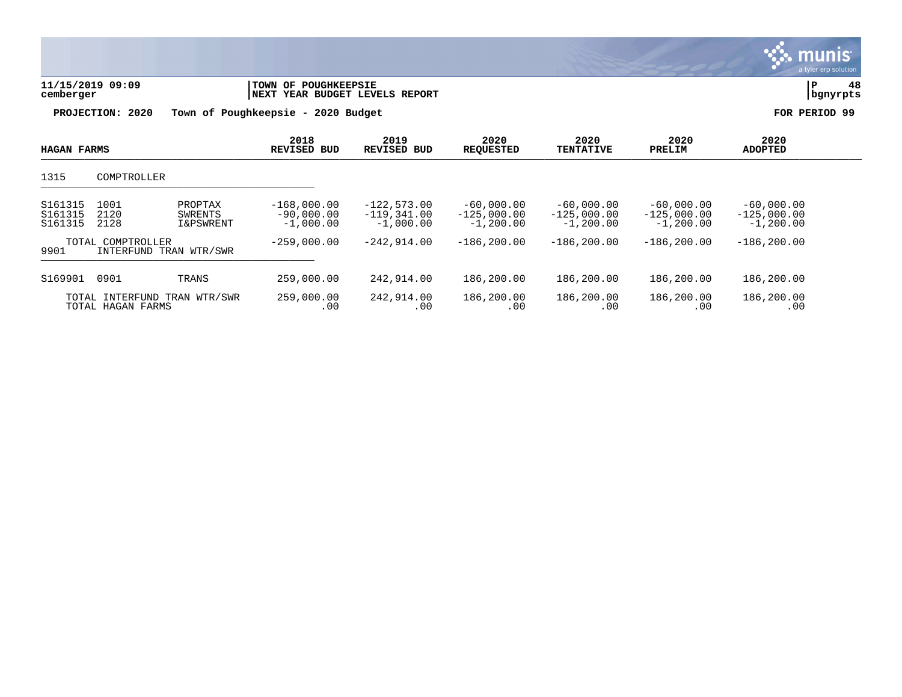11/15/2019 09:09 cemberger | TOWN OF POUGHKEEPSIE NEXT YEAR BUDGET LEVELS REPORT | P 48 bgnyrpts

**PROJECTION: 2020 Town of Poughkeepsie - 2020 Budget** **FOR PERIOD 99**

| HAGAN FARMS | | | 2018 REVISED BUD | 2019 REVISED BUD | 2020 REQUESTED | 2020 TENTATIVE | 2020 PRELIM | 2020 ADOPTED |
|---|---|---|---|---|---|---|---|---|
| 1315 | COMPTROLLER | | | | | | | |
| S161315 | 1001 | PROPTAX | -168,000.00 | -122,573.00 | -60,000.00 | -60,000.00 | -60,000.00 | -60,000.00 |
| S161315 | 2120 | SWRENTS | -90,000.00 | -119,341.00 | -125,000.00 | -125,000.00 | -125,000.00 | -125,000.00 |
| S161315 | 2128 | I&PSWRENT | -1,000.00 | -1,000.00 | -1,200.00 | -1,200.00 | -1,200.00 | -1,200.00 |
| | TOTAL COMPTROLLER | | -259,000.00 | -242,914.00 | -186,200.00 | -186,200.00 | -186,200.00 | -186,200.00 |
| 9901 | INTERFUND TRAN WTR/SWR | | | | | | | |
| S169901 | 0901 | TRANS | 259,000.00 | 242,914.00 | 186,200.00 | 186,200.00 | 186,200.00 | 186,200.00 |
| | TOTAL INTERFUND TRAN WTR/SWR | | 259,000.00 | 242,914.00 | 186,200.00 | 186,200.00 | 186,200.00 | 186,200.00 |
| | TOTAL HAGAN FARMS | | .00 | .00 | .00 | .00 | .00 | .00 |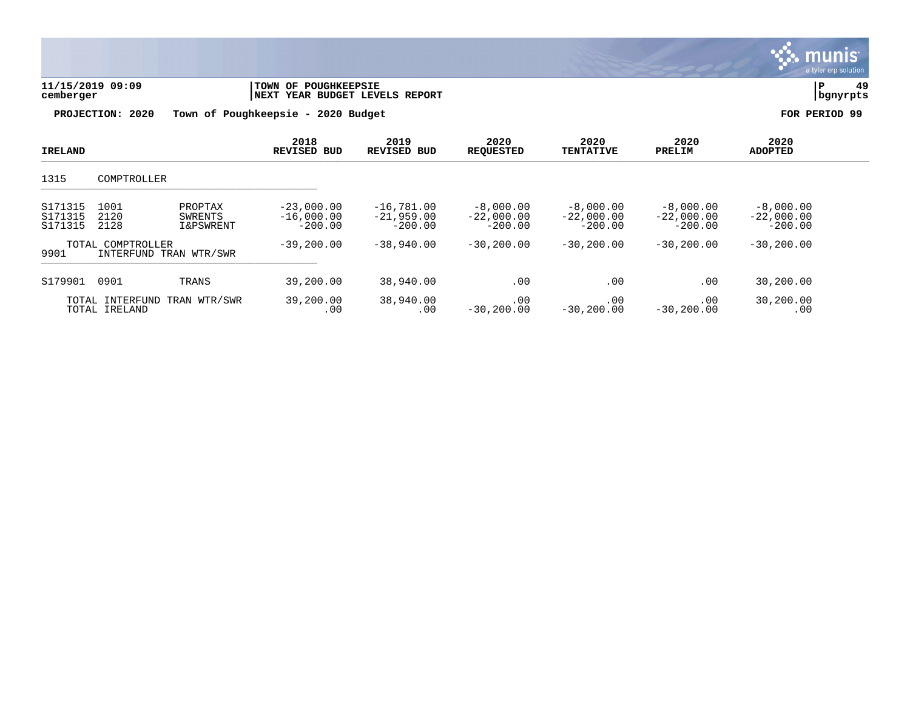**11/15/2019 09:09** | **TOWN OF POUGHKEEPSIE** | **P 49**
**cemberger** | **NEXT YEAR BUDGET LEVELS REPORT** | **bgnyrpts**

**PROJECTION: 2020 Town of Poughkeepsie - 2020 Budget** **FOR PERIOD 99**

| IRELAND | | | 2018 REVISED BUD | 2019 REVISED BUD | 2020 REQUESTED | 2020 TENTATIVE | 2020 PRELIM | 2020 ADOPTED |
|---|---|---|---|---|---|---|---|---|
| 1315 | COMPTROLLER | | | | | | | |
| S171315 | 1001 | PROPTAX | -23,000.00 | -16,781.00 | -8,000.00 | -8,000.00 | -8,000.00 | -8,000.00 |
| S171315 | 2120 | SWRENTS | -16,000.00 | -21,959.00 | -22,000.00 | -22,000.00 | -22,000.00 | -22,000.00 |
| S171315 | 2128 | I&PSWRENT | -200.00 | -200.00 | -200.00 | -200.00 | -200.00 | -200.00 |
| | TOTAL COMPTROLLER | | -39,200.00 | -38,940.00 | -30,200.00 | -30,200.00 | -30,200.00 | -30,200.00 |
| 9901 | INTERFUND TRAN WTR/SWR | | | | | | | |
| S179901 | 0901 | TRANS | 39,200.00 | 38,940.00 | .00 | .00 | .00 | 30,200.00 |
| | TOTAL INTERFUND TRAN WTR/SWR | | 39,200.00 | 38,940.00 | .00 | .00 | .00 | 30,200.00 |
| | TOTAL IRELAND | | .00 | .00 | -30,200.00 | -30,200.00 | -30,200.00 | .00 |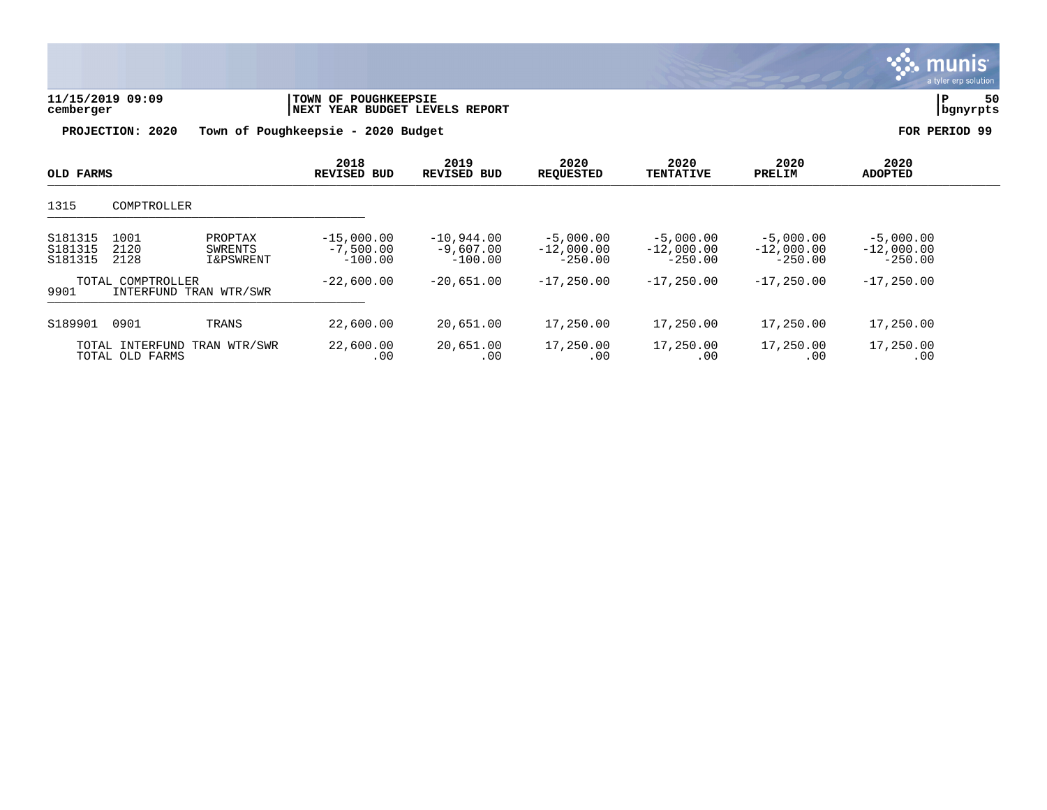**11/15/2019 09:09** | **TOWN OF POUGHKEEPSIE** | **NEXT YEAR BUDGET LEVELS REPORT**

cemberger | bgnyrpts

**PROJECTION: 2020 Town of Poughkeepsie - 2020 Budget** | **FOR PERIOD 99**

| OLD FARMS | | | 2018 REVISED BUD | 2019 REVISED BUD | 2020 REQUESTED | 2020 TENTATIVE | 2020 PRELIM | 2020 ADOPTED |
|---|---|---|---|---|---|---|---|---|
| 1315 | COMPTROLLER | | | | | | | |
| S181315 | 1001 | PROPTAX | -15,000.00 | -10,944.00 | -5,000.00 | -5,000.00 | -5,000.00 | -5,000.00 |
| S181315 | 2120 | SWRENTS | -7,500.00 | -9,607.00 | -12,000.00 | -12,000.00 | -12,000.00 | -12,000.00 |
| S181315 | 2128 | I&PSWRENT | -100.00 | -100.00 | -250.00 | -250.00 | -250.00 | -250.00 |
| | TOTAL COMPTROLLER | | -22,600.00 | -20,651.00 | -17,250.00 | -17,250.00 | -17,250.00 | -17,250.00 |
| 9901 | INTERFUND TRAN WTR/SWR | | | | | | | |
| S189901 | 0901 | TRANS | 22,600.00 | 20,651.00 | 17,250.00 | 17,250.00 | 17,250.00 | 17,250.00 |
| | TOTAL INTERFUND TRAN WTR/SWR | | 22,600.00 | 20,651.00 | 17,250.00 | 17,250.00 | 17,250.00 | 17,250.00 |
| | TOTAL OLD FARMS | | .00 | .00 | .00 | .00 | .00 | .00 |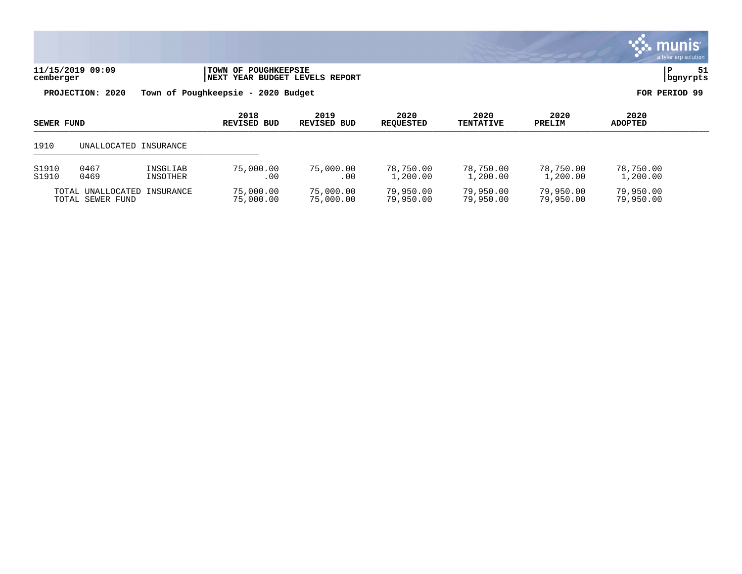11/15/2019 09:09 | TOWN OF POUGHKEEPSIE | P 51
cemberger | NEXT YEAR BUDGET LEVELS REPORT | bgnyrpts

**PROJECTION: 2020 Town of Poughkeepsie - 2020 Budget** **FOR PERIOD 99**

| SEWER FUND | | | 2018 REVISED BUD | 2019 REVISED BUD | 2020 REQUESTED | 2020 TENTATIVE | 2020 PRELIM | 2020 ADOPTED |
|---|---|---|---|---|---|---|---|---|
| 1910 | UNALLOCATED INSURANCE | | | | | | | |
| S1910 | 0467 | INSGLIAB | 75,000.00 | 75,000.00 | 78,750.00 | 78,750.00 | 78,750.00 | 78,750.00 |
| S1910 | 0469 | INSOTHER | .00 | .00 | 1,200.00 | 1,200.00 | 1,200.00 | 1,200.00 |
| | TOTAL UNALLOCATED INSURANCE | | 75,000.00 | 75,000.00 | 79,950.00 | 79,950.00 | 79,950.00 | 79,950.00 |
| | TOTAL SEWER FUND | | 75,000.00 | 75,000.00 | 79,950.00 | 79,950.00 | 79,950.00 | 79,950.00 |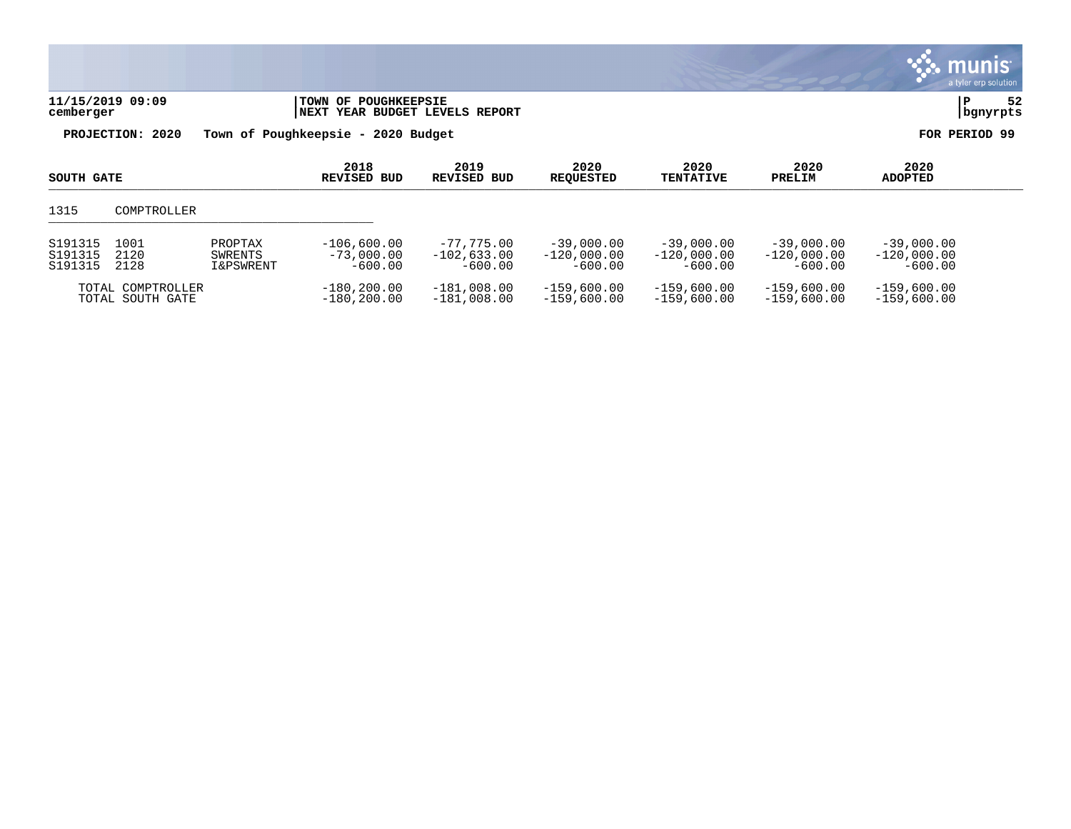**TOWN OF POUGHKEEPSIE**
**NEXT YEAR BUDGET LEVELS REPORT**

11/15/2019 09:09
cemberger

**PROJECTION: 2020 Town of Poughkeepsie - 2020 Budget** **FOR PERIOD 99**

| SOUTH GATE | | | 2018 REVISED BUD | 2019 REVISED BUD | 2020 REQUESTED | 2020 TENTATIVE | 2020 PRELIM | 2020 ADOPTED |
|---|---|---|---|---|---|---|---|---|
| 1315 | COMPTROLLER | | | | | | | |
| S191315 | 1001 | PROPTAX | -106,600.00 | -77,775.00 | -39,000.00 | -39,000.00 | -39,000.00 | -39,000.00 |
| S191315 | 2120 | SWRENTS | -73,000.00 | -102,633.00 | -120,000.00 | -120,000.00 | -120,000.00 | -120,000.00 |
| S191315 | 2128 | I&PSWRENT | -600.00 | -600.00 | -600.00 | -600.00 | -600.00 | -600.00 |
| TOTAL COMPTROLLER | | | -180,200.00 | -181,008.00 | -159,600.00 | -159,600.00 | -159,600.00 | -159,600.00 |
| TOTAL SOUTH GATE | | | -180,200.00 | -181,008.00 | -159,600.00 | -159,600.00 | -159,600.00 | -159,600.00 |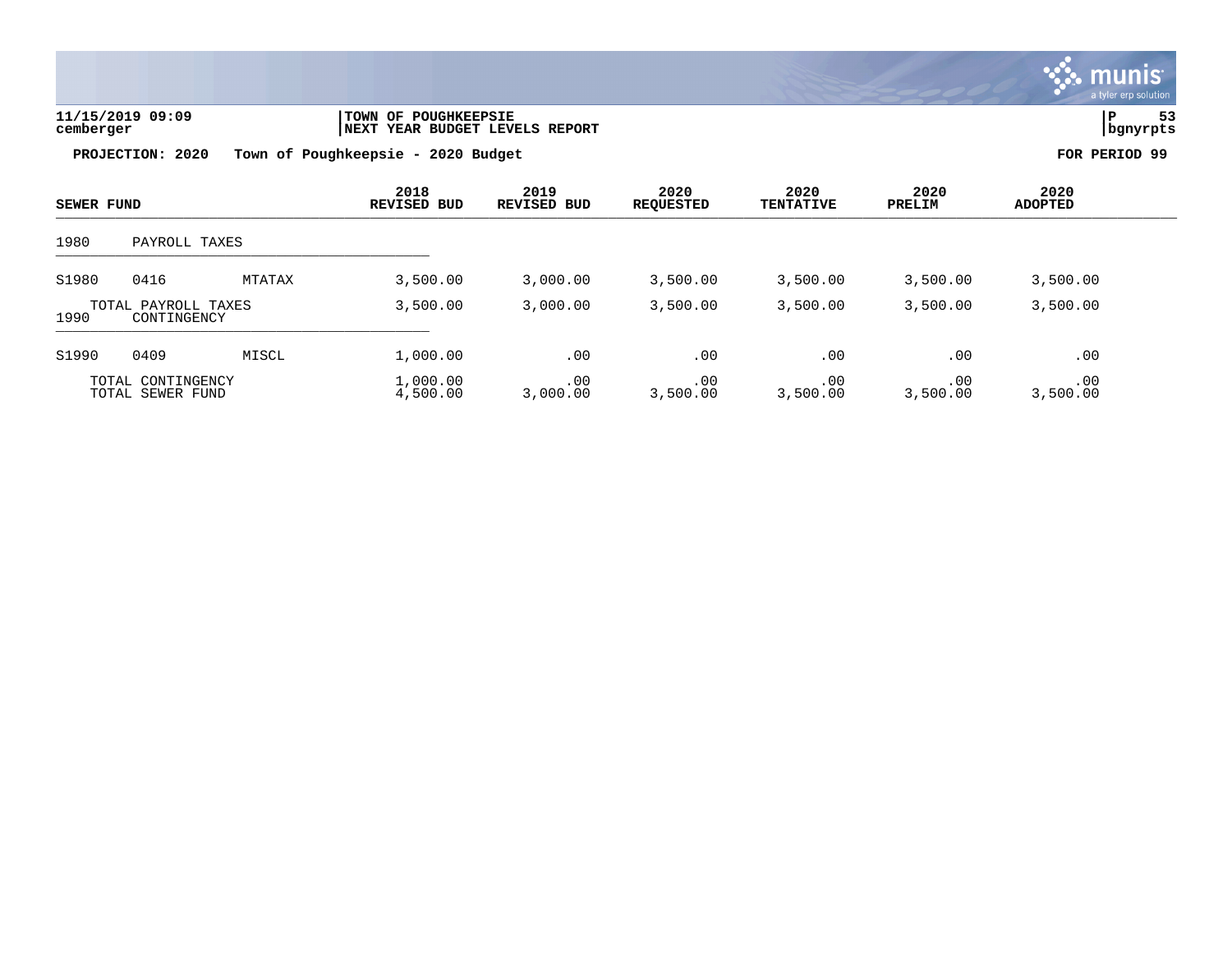**11/15/2019 09:09** | **TOWN OF POUGHKEEPSIE**
**cemberger** | **NEXT YEAR BUDGET LEVELS REPORT**

**PROJECTION: 2020 Town of Poughkeepsie - 2020 Budget** **FOR PERIOD 99**

| SEWER FUND | | | 2018 REVISED BUD | 2019 REVISED BUD | 2020 REQUESTED | 2020 TENTATIVE | 2020 PRELIM | 2020 ADOPTED |
|---|---|---|---|---|---|---|---|---|
| 1980 | PAYROLL TAXES | | | | | | | |
| S1980 | 0416 | MTATAX | 3,500.00 | 3,000.00 | 3,500.00 | 3,500.00 | 3,500.00 | 3,500.00 |
| | TOTAL PAYROLL TAXES | | 3,500.00 | 3,000.00 | 3,500.00 | 3,500.00 | 3,500.00 | 3,500.00 |
| 1990 | CONTINGENCY | | | | | | | |
| S1990 | 0409 | MISCL | 1,000.00 | .00 | .00 | .00 | .00 | .00 |
| | TOTAL CONTINGENCY | | 1,000.00 | .00 | .00 | .00 | .00 | .00 |
| | TOTAL SEWER FUND | | 4,500.00 | 3,000.00 | 3,500.00 | 3,500.00 | 3,500.00 | 3,500.00 |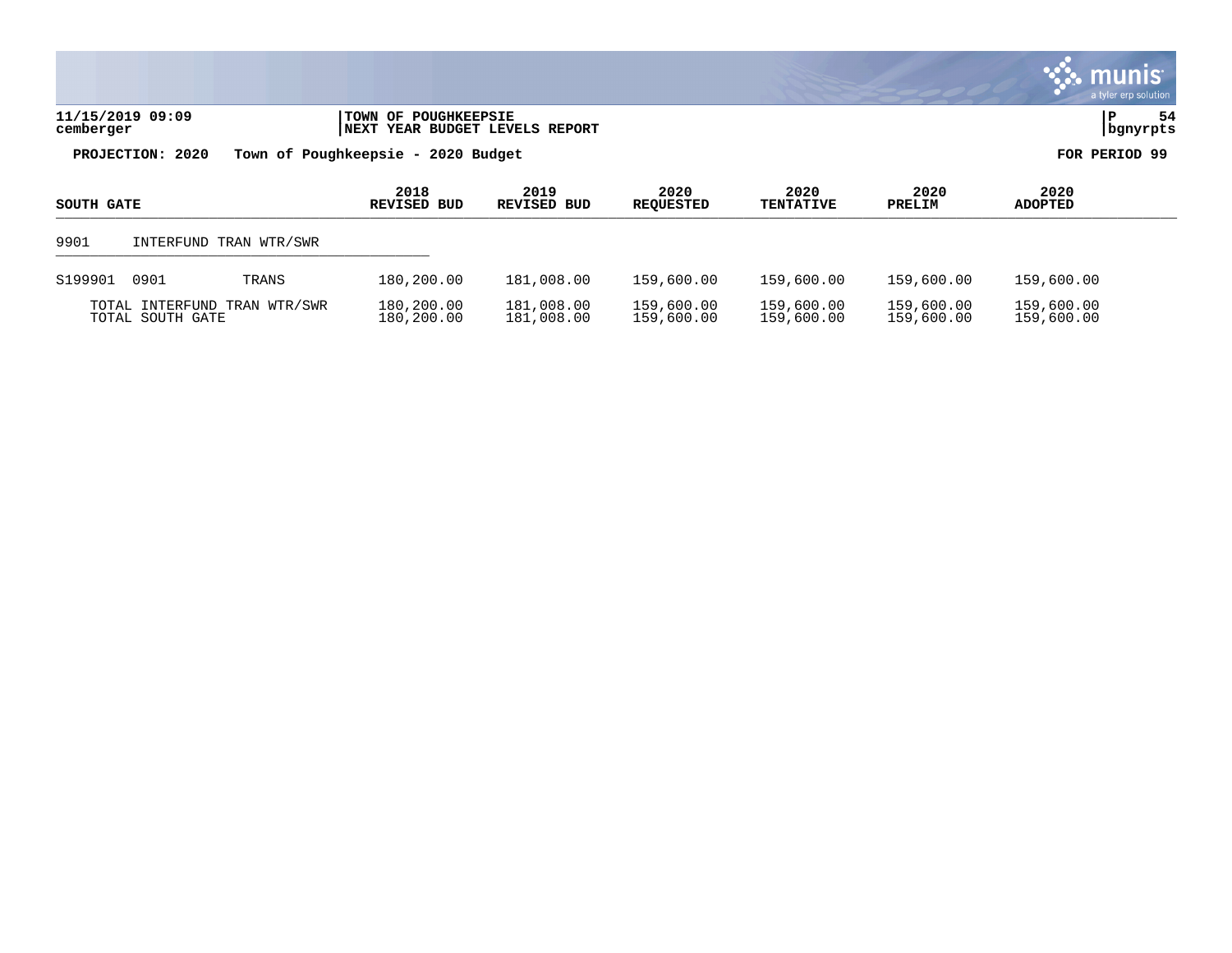**PROJECTION: 2020** Town of Poughkeepsie - 2020 Budget — FOR PERIOD 99

| SOUTH GATE | | | 2018 REVISED BUD | 2019 REVISED BUD | 2020 REQUESTED | 2020 TENTATIVE | 2020 PRELIM | 2020 ADOPTED |
|---|---|---|---|---|---|---|---|---|
| 9901 | INTERFUND TRAN WTR/SWR | | | | | | | |
| S199901 | 0901 | TRANS | 180,200.00 | 181,008.00 | 159,600.00 | 159,600.00 | 159,600.00 | 159,600.00 |
| TOTAL INTERFUND TRAN WTR/SWR | | | 180,200.00 | 181,008.00 | 159,600.00 | 159,600.00 | 159,600.00 | 159,600.00 |
| TOTAL SOUTH GATE | | | 180,200.00 | 181,008.00 | 159,600.00 | 159,600.00 | 159,600.00 | 159,600.00 |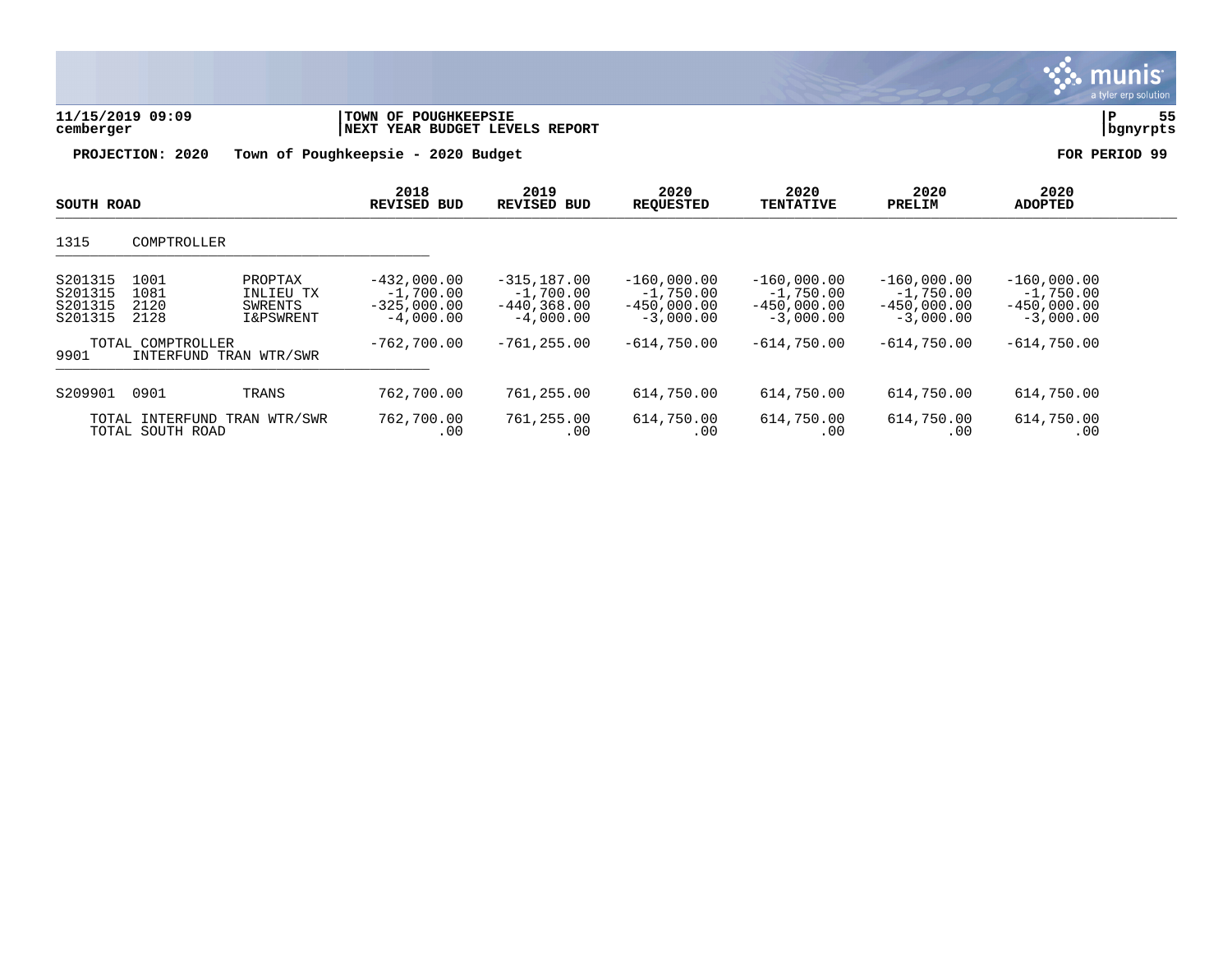**11/15/2019 09:09** | **TOWN OF POUGHKEEPSIE** | **NEXT YEAR BUDGET LEVELS REPORT** | **bgnyrpts**

**cemberger**

**PROJECTION: 2020 Town of Poughkeepsie - 2020 Budget** **FOR PERIOD 99**

| SOUTH ROAD | | | 2018 REVISED BUD | 2019 REVISED BUD | 2020 REQUESTED | 2020 TENTATIVE | 2020 PRELIM | 2020 ADOPTED |
|---|---|---|---|---|---|---|---|---|
| 1315 | COMPTROLLER | | | | | | | |
| S201315 | 1001 | PROPTAX | -432,000.00 | -315,187.00 | -160,000.00 | -160,000.00 | -160,000.00 | -160,000.00 |
| S201315 | 1081 | INLIEU TX | -1,700.00 | -1,700.00 | -1,750.00 | -1,750.00 | -1,750.00 | -1,750.00 |
| S201315 | 2120 | SWRENTS | -325,000.00 | -440,368.00 | -450,000.00 | -450,000.00 | -450,000.00 | -450,000.00 |
| S201315 | 2128 | I&PSWRENT | -4,000.00 | -4,000.00 | -3,000.00 | -3,000.00 | -3,000.00 | -3,000.00 |
| | TOTAL COMPTROLLER | | -762,700.00 | -761,255.00 | -614,750.00 | -614,750.00 | -614,750.00 | -614,750.00 |
| 9901 | INTERFUND TRAN WTR/SWR | | | | | | | |
| S209901 | 0901 | TRANS | 762,700.00 | 761,255.00 | 614,750.00 | 614,750.00 | 614,750.00 | 614,750.00 |
| | TOTAL INTERFUND TRAN WTR/SWR | | 762,700.00 | 761,255.00 | 614,750.00 | 614,750.00 | 614,750.00 | 614,750.00 |
| | TOTAL SOUTH ROAD | | .00 | .00 | .00 | .00 | .00 | .00 |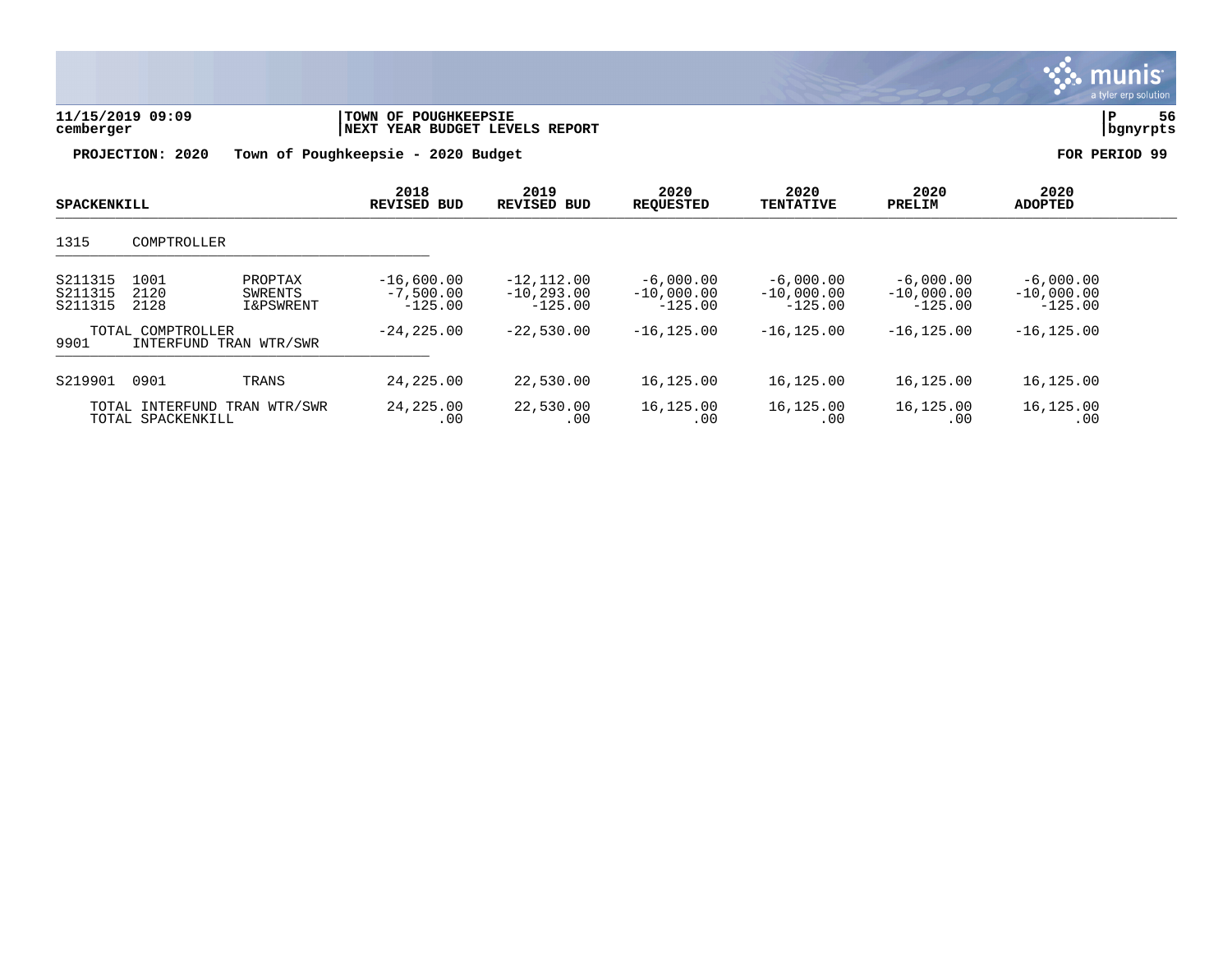**11/15/2019 09:09** | **TOWN OF POUGHKEEPSIE**
**cemberger** | **NEXT YEAR BUDGET LEVELS REPORT** | **bgnyrpts**

**PROJECTION: 2020 Town of Poughkeepsie - 2020 Budget** **FOR PERIOD 99**

| SPACKENKILL | | | 2018 REVISED BUD | 2019 REVISED BUD | 2020 REQUESTED | 2020 TENTATIVE | 2020 PRELIM | 2020 ADOPTED |
|---|---|---|---|---|---|---|---|---|
| 1315 | COMPTROLLER | | | | | | | |
| S211315 | 1001 | PROPTAX | -16,600.00 | -12,112.00 | -6,000.00 | -6,000.00 | -6,000.00 | -6,000.00 |
| S211315 | 2120 | SWRENTS | -7,500.00 | -10,293.00 | -10,000.00 | -10,000.00 | -10,000.00 | -10,000.00 |
| S211315 | 2128 | I&PSWRENT | -125.00 | -125.00 | -125.00 | -125.00 | -125.00 | -125.00 |
| | TOTAL COMPTROLLER | | -24,225.00 | -22,530.00 | -16,125.00 | -16,125.00 | -16,125.00 | -16,125.00 |
| 9901 | INTERFUND TRAN WTR/SWR | | | | | | | |
| S219901 | 0901 | TRANS | 24,225.00 | 22,530.00 | 16,125.00 | 16,125.00 | 16,125.00 | 16,125.00 |
| | TOTAL INTERFUND TRAN WTR/SWR | | 24,225.00 | 22,530.00 | 16,125.00 | 16,125.00 | 16,125.00 | 16,125.00 |
| | TOTAL SPACKENKILL | | .00 | .00 | .00 | .00 | .00 | .00 |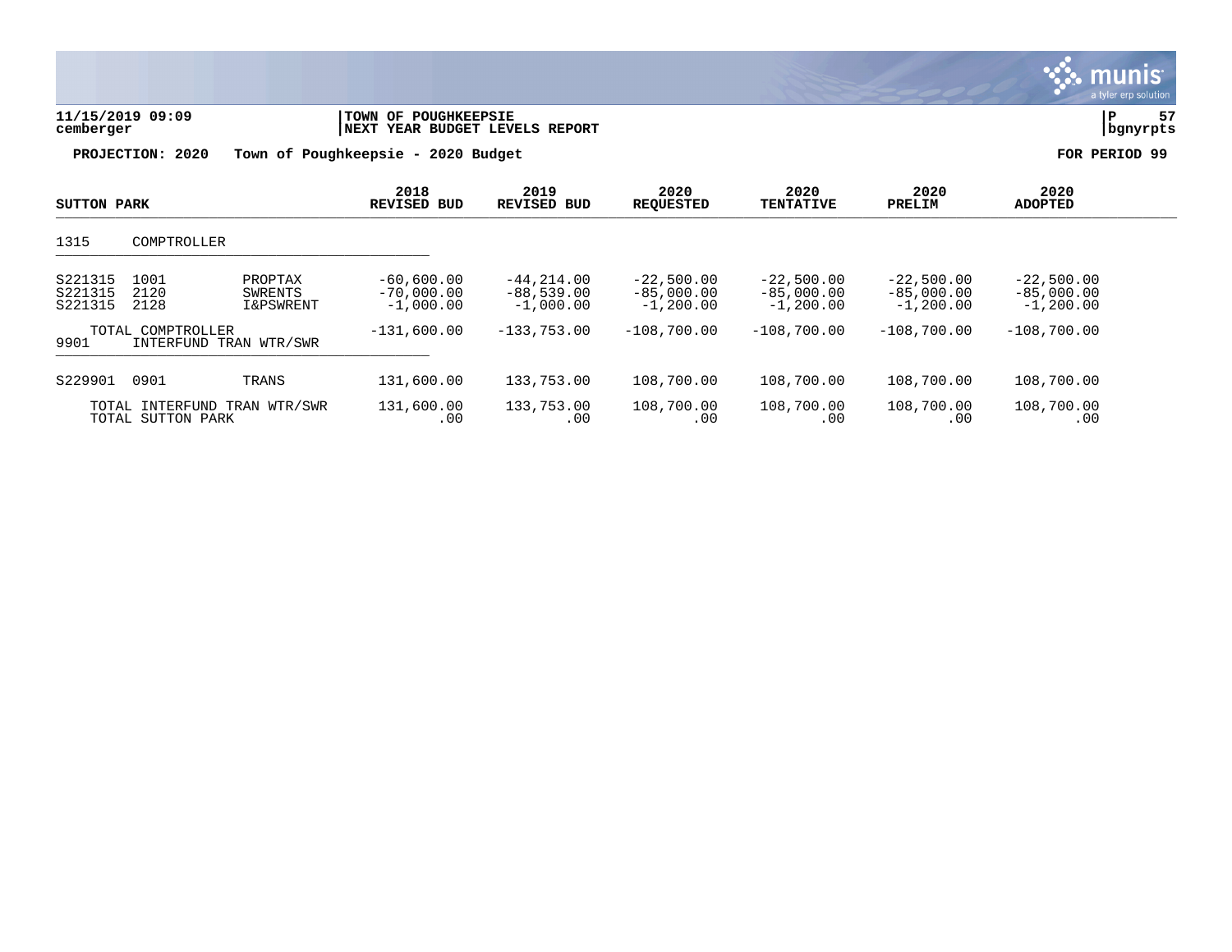**11/15/2019 09:09** | **TOWN OF POUGHKEEPSIE** | **P 57**
**cemberger** | **NEXT YEAR BUDGET LEVELS REPORT** | **bgnyrpts**

**PROJECTION: 2020    Town of Poughkeepsie - 2020 Budget**    **FOR PERIOD 99**

| SUTTON PARK | | | 2018 REVISED BUD | 2019 REVISED BUD | 2020 REQUESTED | 2020 TENTATIVE | 2020 PRELIM | 2020 ADOPTED |
|---|---|---|---|---|---|---|---|---|
| 1315 | COMPTROLLER | | | | | | | |
| S221315 | 1001 | PROPTAX | -60,600.00 | -44,214.00 | -22,500.00 | -22,500.00 | -22,500.00 | -22,500.00 |
| S221315 | 2120 | SWRENTS | -70,000.00 | -88,539.00 | -85,000.00 | -85,000.00 | -85,000.00 | -85,000.00 |
| S221315 | 2128 | I&PSWRENT | -1,000.00 | -1,000.00 | -1,200.00 | -1,200.00 | -1,200.00 | -1,200.00 |
| | TOTAL COMPTROLLER | | -131,600.00 | -133,753.00 | -108,700.00 | -108,700.00 | -108,700.00 | -108,700.00 |
| 9901 | INTERFUND TRAN WTR/SWR | | | | | | | |
| S229901 | 0901 | TRANS | 131,600.00 | 133,753.00 | 108,700.00 | 108,700.00 | 108,700.00 | 108,700.00 |
| | TOTAL INTERFUND TRAN WTR/SWR | | 131,600.00 | 133,753.00 | 108,700.00 | 108,700.00 | 108,700.00 | 108,700.00 |
| | TOTAL SUTTON PARK | | .00 | .00 | .00 | .00 | .00 | .00 |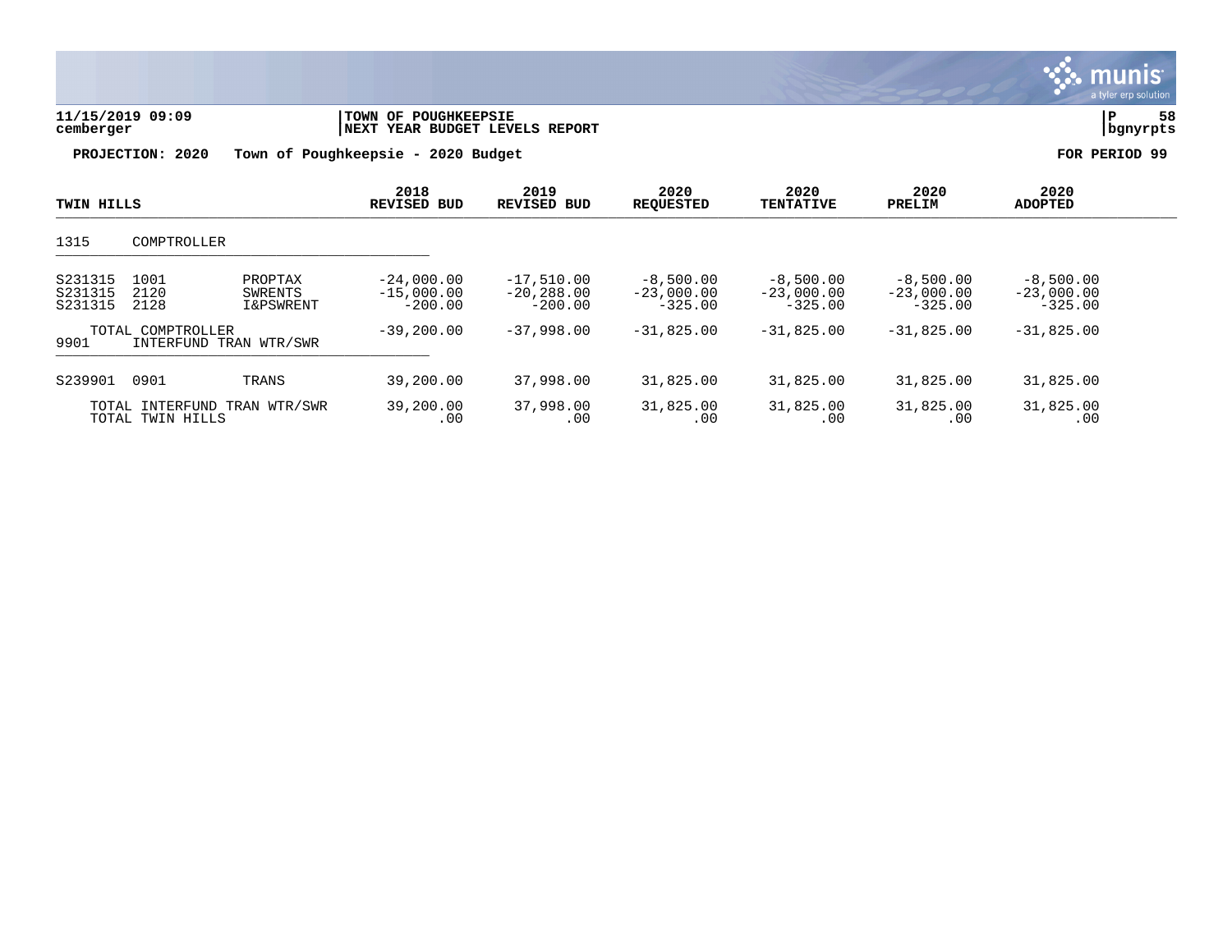**TOWN OF POUGHKEEPSIE**
**NEXT YEAR BUDGET LEVELS REPORT**

11/15/2019 09:09
cemberger

**PROJECTION: 2020 Town of Poughkeepsie - 2020 Budget** **FOR PERIOD 99**

| TWIN HILLS | | | 2018 REVISED BUD | 2019 REVISED BUD | 2020 REQUESTED | 2020 TENTATIVE | 2020 PRELIM | 2020 ADOPTED |
|---|---|---|---|---|---|---|---|---|
| 1315 | COMPTROLLER | | | | | | | |
| S231315 | 1001 | PROPTAX | -24,000.00 | -17,510.00 | -8,500.00 | -8,500.00 | -8,500.00 | -8,500.00 |
| S231315 | 2120 | SWRENTS | -15,000.00 | -20,288.00 | -23,000.00 | -23,000.00 | -23,000.00 | -23,000.00 |
| S231315 | 2128 | I&PSWRENT | -200.00 | -200.00 | -325.00 | -325.00 | -325.00 | -325.00 |
| | TOTAL COMPTROLLER | | -39,200.00 | -37,998.00 | -31,825.00 | -31,825.00 | -31,825.00 | -31,825.00 |
| 9901 | INTERFUND TRAN WTR/SWR | | | | | | | |
| S239901 | 0901 | TRANS | 39,200.00 | 37,998.00 | 31,825.00 | 31,825.00 | 31,825.00 | 31,825.00 |
| | TOTAL INTERFUND TRAN WTR/SWR | | 39,200.00 | 37,998.00 | 31,825.00 | 31,825.00 | 31,825.00 | 31,825.00 |
| | TOTAL TWIN HILLS | | .00 | .00 | .00 | .00 | .00 | .00 |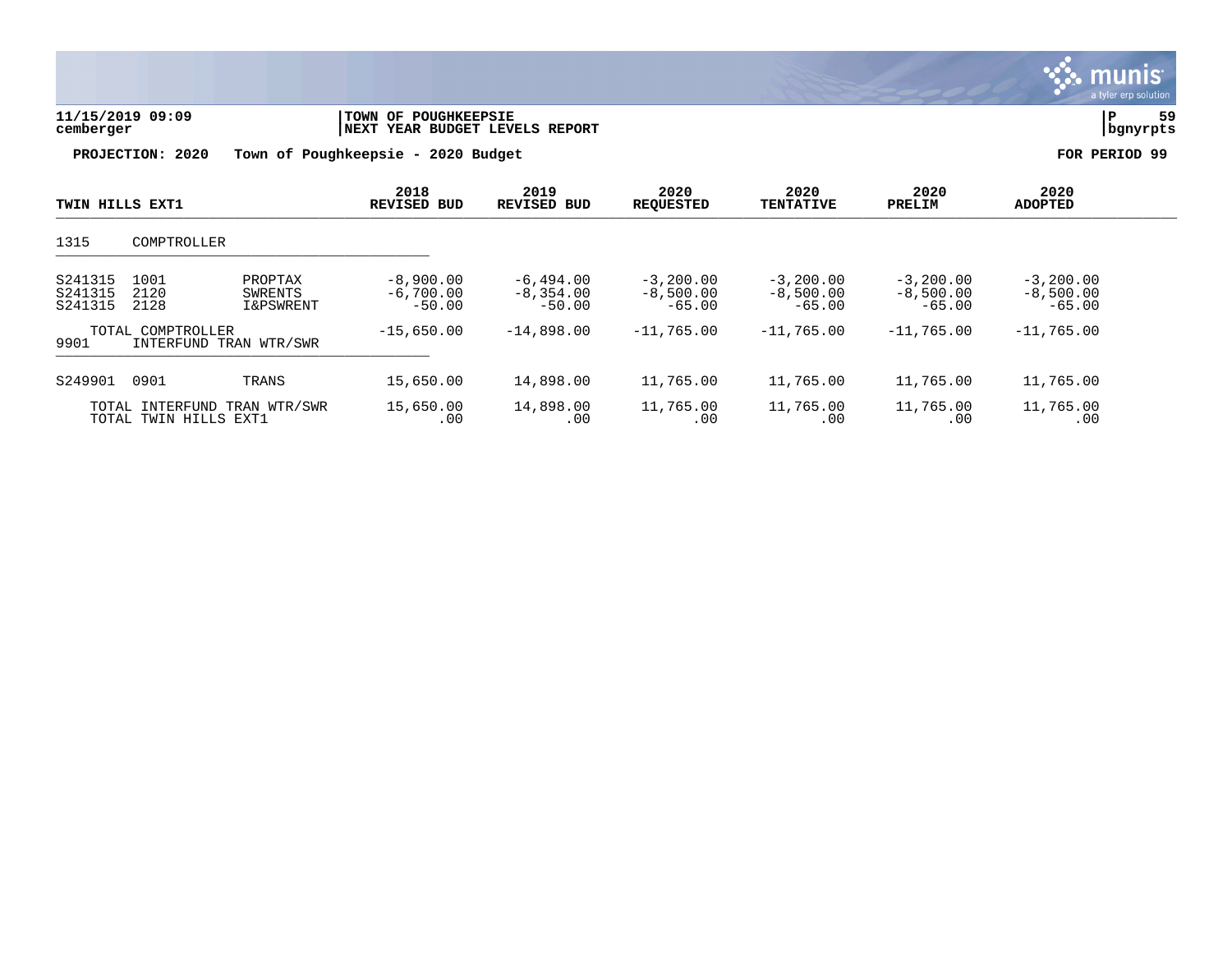**11/15/2019 09:09** | **TOWN OF POUGHKEEPSIE**
**cemberger** | **NEXT YEAR BUDGET LEVELS REPORT** | **bgnyrpts**

**PROJECTION: 2020 Town of Poughkeepsie - 2020 Budget** **FOR PERIOD 99**

| TWIN HILLS EXT1 | | | 2018 REVISED BUD | 2019 REVISED BUD | 2020 REQUESTED | 2020 TENTATIVE | 2020 PRELIM | 2020 ADOPTED |
|---|---|---|---|---|---|---|---|---|
| 1315 | COMPTROLLER | | | | | | | |
| S241315 | 1001 | PROPTAX | -8,900.00 | -6,494.00 | -3,200.00 | -3,200.00 | -3,200.00 | -3,200.00 |
| S241315 | 2120 | SWRENTS | -6,700.00 | -8,354.00 | -8,500.00 | -8,500.00 | -8,500.00 | -8,500.00 |
| S241315 | 2128 | I&PSWRENT | -50.00 | -50.00 | -65.00 | -65.00 | -65.00 | -65.00 |
| | TOTAL COMPTROLLER | | -15,650.00 | -14,898.00 | -11,765.00 | -11,765.00 | -11,765.00 | -11,765.00 |
| 9901 | INTERFUND TRAN WTR/SWR | | | | | | | |
| S249901 | 0901 | TRANS | 15,650.00 | 14,898.00 | 11,765.00 | 11,765.00 | 11,765.00 | 11,765.00 |
| | TOTAL INTERFUND TRAN WTR/SWR | | 15,650.00 | 14,898.00 | 11,765.00 | 11,765.00 | 11,765.00 | 11,765.00 |
| | TOTAL TWIN HILLS EXT1 | | .00 | .00 | .00 | .00 | .00 | .00 |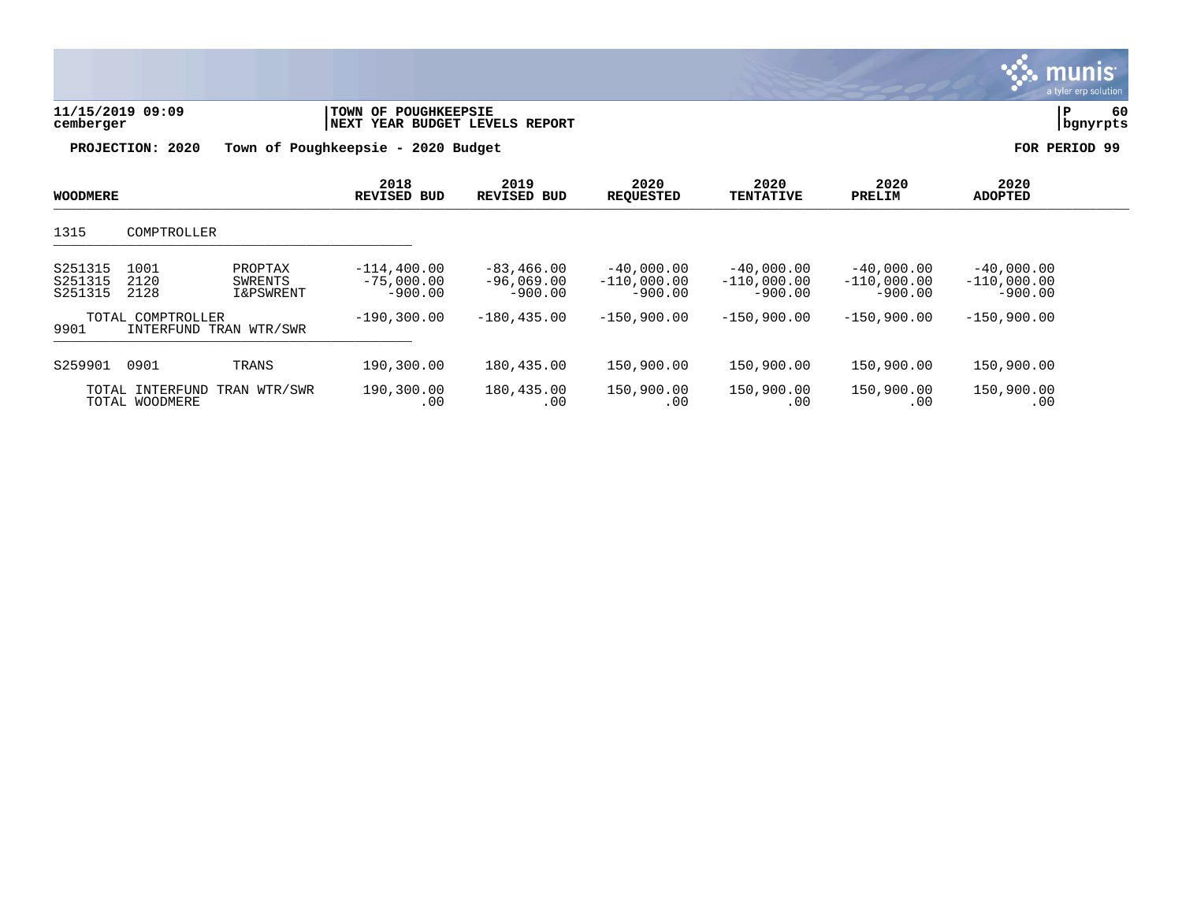11/15/2019 09:09 | TOWN OF POUGHKEEPSIE
cemberger | NEXT YEAR BUDGET LEVELS REPORT

**PROJECTION: 2020 Town of Poughkeepsie - 2020 Budget** **FOR PERIOD 99**

| WOODMERE | | | 2018 REVISED BUD | 2019 REVISED BUD | 2020 REQUESTED | 2020 TENTATIVE | 2020 PRELIM | 2020 ADOPTED |
|---|---|---|---|---|---|---|---|---|
| 1315 | COMPTROLLER | | | | | | | |
| S251315 | 1001 | PROPTAX | -114,400.00 | -83,466.00 | -40,000.00 | -40,000.00 | -40,000.00 | -40,000.00 |
| S251315 | 2120 | SWRENTS | -75,000.00 | -96,069.00 | -110,000.00 | -110,000.00 | -110,000.00 | -110,000.00 |
| S251315 | 2128 | I&PSWRENT | -900.00 | -900.00 | -900.00 | -900.00 | -900.00 | -900.00 |
| | TOTAL COMPTROLLER | | -190,300.00 | -180,435.00 | -150,900.00 | -150,900.00 | -150,900.00 | -150,900.00 |
| 9901 | INTERFUND TRAN WTR/SWR | | | | | | | |
| S259901 | 0901 | TRANS | 190,300.00 | 180,435.00 | 150,900.00 | 150,900.00 | 150,900.00 | 150,900.00 |
| | TOTAL INTERFUND TRAN WTR/SWR | | 190,300.00 | 180,435.00 | 150,900.00 | 150,900.00 | 150,900.00 | 150,900.00 |
| | TOTAL WOODMERE | | .00 | .00 | .00 | .00 | .00 | .00 |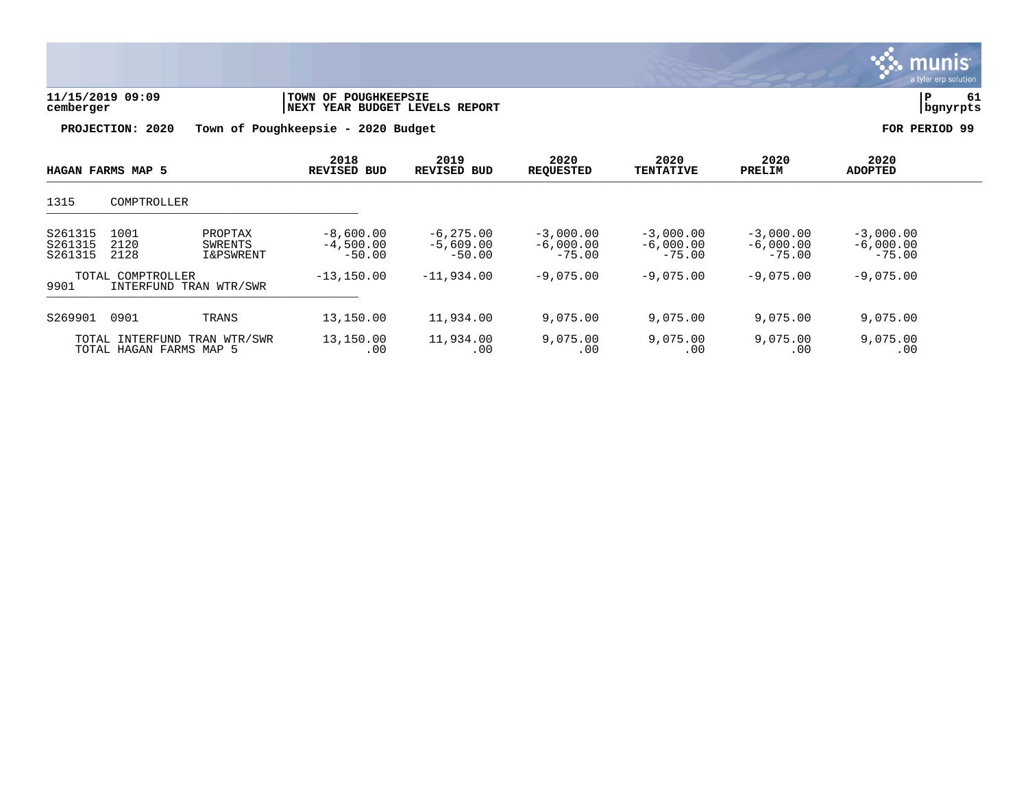**11/15/2019 09:09** | **TOWN OF POUGHKEEPSIE**
**cemberger** | **NEXT YEAR BUDGET LEVELS REPORT**

**PROJECTION: 2020 Town of Poughkeepsie - 2020 Budget** **FOR PERIOD 99**

| HAGAN FARMS MAP 5 | | | 2018 REVISED BUD | 2019 REVISED BUD | 2020 REQUESTED | 2020 TENTATIVE | 2020 PRELIM | 2020 ADOPTED |
|---|---|---|---|---|---|---|---|---|
| 1315 | COMPTROLLER | | | | | | | |
| S261315 | 1001 | PROPTAX | -8,600.00 | -6,275.00 | -3,000.00 | -3,000.00 | -3,000.00 | -3,000.00 |
| S261315 | 2120 | SWRENTS | -4,500.00 | -5,609.00 | -6,000.00 | -6,000.00 | -6,000.00 | -6,000.00 |
| S261315 | 2128 | I&PSWRENT | -50.00 | -50.00 | -75.00 | -75.00 | -75.00 | -75.00 |
| | TOTAL COMPTROLLER | | -13,150.00 | -11,934.00 | -9,075.00 | -9,075.00 | -9,075.00 | -9,075.00 |
| 9901 | INTERFUND TRAN WTR/SWR | | | | | | | |
| S269901 | 0901 | TRANS | 13,150.00 | 11,934.00 | 9,075.00 | 9,075.00 | 9,075.00 | 9,075.00 |
| | TOTAL INTERFUND TRAN WTR/SWR | | 13,150.00 | 11,934.00 | 9,075.00 | 9,075.00 | 9,075.00 | 9,075.00 |
| | TOTAL HAGAN FARMS MAP 5 | | .00 | .00 | .00 | .00 | .00 | .00 |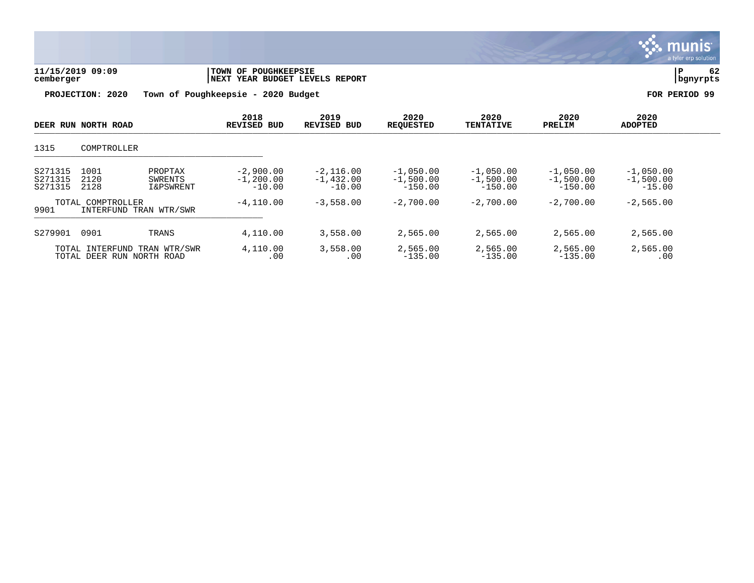**11/15/2019 09:09** | **TOWN OF POUGHKEEPSIE** | **P 62**
**cemberger** | **NEXT YEAR BUDGET LEVELS REPORT** | **bgnyrpts**

**PROJECTION: 2020 Town of Poughkeepsie - 2020 Budget** **FOR PERIOD 99**

| DEER RUN NORTH ROAD | | | 2018 REVISED BUD | 2019 REVISED BUD | 2020 REQUESTED | 2020 TENTATIVE | 2020 PRELIM | 2020 ADOPTED |
|---|---|---|---|---|---|---|---|---|
| 1315 | COMPTROLLER | | | | | | | |
| S271315 | 1001 | PROPTAX | -2,900.00 | -2,116.00 | -1,050.00 | -1,050.00 | -1,050.00 | -1,050.00 |
| S271315 | 2120 | SWRENTS | -1,200.00 | -1,432.00 | -1,500.00 | -1,500.00 | -1,500.00 | -1,500.00 |
| S271315 | 2128 | I&PSWRENT | -10.00 | -10.00 | -150.00 | -150.00 | -150.00 | -15.00 |
| | TOTAL COMPTROLLER | | -4,110.00 | -3,558.00 | -2,700.00 | -2,700.00 | -2,700.00 | -2,565.00 |
| 9901 | INTERFUND TRAN WTR/SWR | | | | | | | |
| S279901 | 0901 | TRANS | 4,110.00 | 3,558.00 | 2,565.00 | 2,565.00 | 2,565.00 | 2,565.00 |
| | TOTAL INTERFUND TRAN WTR/SWR | | 4,110.00 | 3,558.00 | 2,565.00 | 2,565.00 | 2,565.00 | 2,565.00 |
| | TOTAL DEER RUN NORTH ROAD | | .00 | .00 | -135.00 | -135.00 | -135.00 | .00 |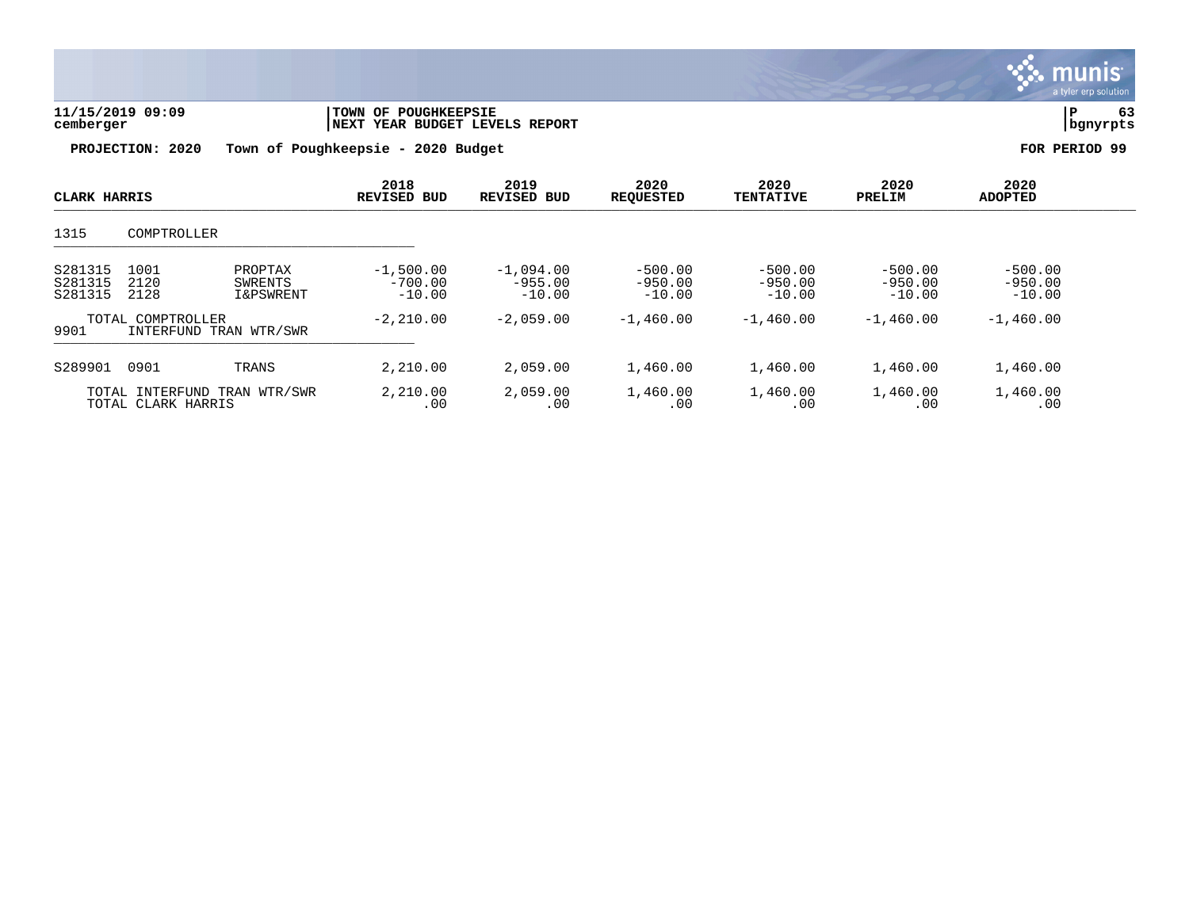**TOWN OF POUGHKEEPSIE**
**NEXT YEAR BUDGET LEVELS REPORT**

11/15/2019 09:09
cemberger

**PROJECTION: 2020 Town of Poughkeepsie - 2020 Budget**

**FOR PERIOD 99**

| CLARK HARRIS | | | 2018 REVISED BUD | 2019 REVISED BUD | 2020 REQUESTED | 2020 TENTATIVE | 2020 PRELIM | 2020 ADOPTED |
|---|---|---|---|---|---|---|---|---|
| 1315 | COMPTROLLER | | | | | | | |
| S281315 | 1001 | PROPTAX | -1,500.00 | -1,094.00 | -500.00 | -500.00 | -500.00 | -500.00 |
| S281315 | 2120 | SWRENTS | -700.00 | -955.00 | -950.00 | -950.00 | -950.00 | -950.00 |
| S281315 | 2128 | I&PSWRENT | -10.00 | -10.00 | -10.00 | -10.00 | -10.00 | -10.00 |
| | TOTAL COMPTROLLER | | -2,210.00 | -2,059.00 | -1,460.00 | -1,460.00 | -1,460.00 | -1,460.00 |
| 9901 | INTERFUND TRAN WTR/SWR | | | | | | | |
| S289901 | 0901 | TRANS | 2,210.00 | 2,059.00 | 1,460.00 | 1,460.00 | 1,460.00 | 1,460.00 |
| | TOTAL INTERFUND TRAN WTR/SWR | | 2,210.00 | 2,059.00 | 1,460.00 | 1,460.00 | 1,460.00 | 1,460.00 |
| | TOTAL CLARK HARRIS | | .00 | .00 | .00 | .00 | .00 | .00 |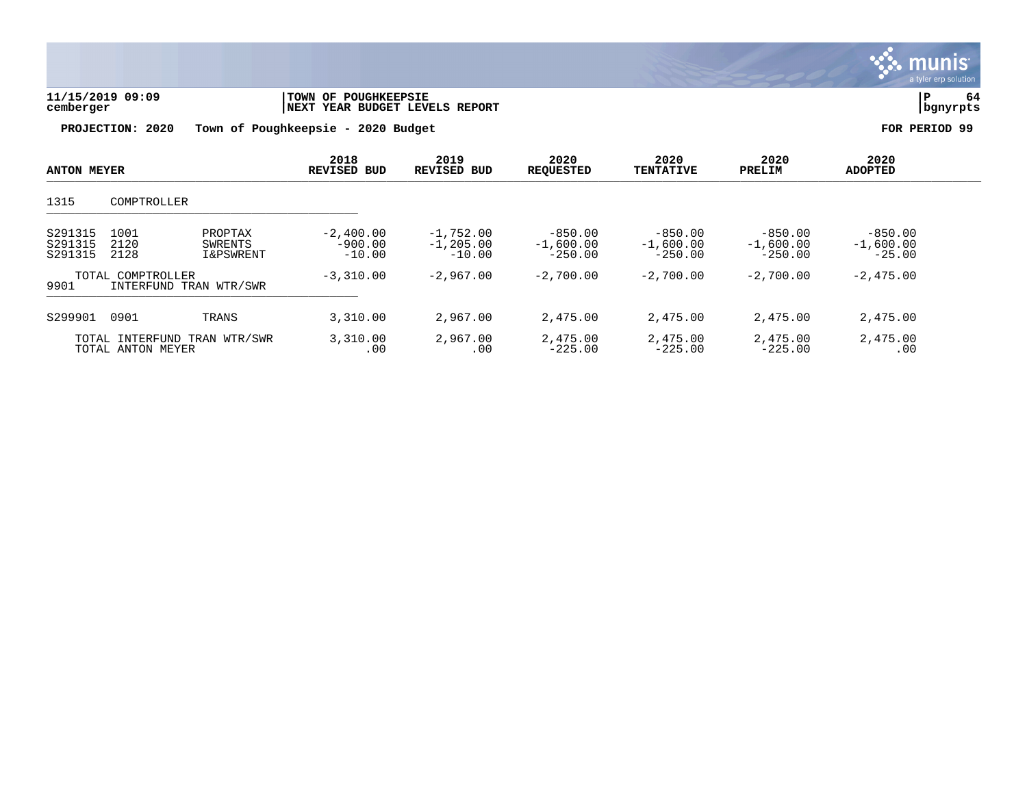**11/15/2019 09:09** | **TOWN OF POUGHKEEPSIE** | **P 64**
**cemberger** | **NEXT YEAR BUDGET LEVELS REPORT** | **bgnyrpts**

**PROJECTION: 2020 Town of Poughkeepsie - 2020 Budget** **FOR PERIOD 99**

| ANTON MEYER | | | 2018 REVISED BUD | 2019 REVISED BUD | 2020 REQUESTED | 2020 TENTATIVE | 2020 PRELIM | 2020 ADOPTED |
|---|---|---|---|---|---|---|---|---|
| 1315 | COMPTROLLER | | | | | | | |
| S291315 | 1001 | PROPTAX | -2,400.00 | -1,752.00 | -850.00 | -850.00 | -850.00 | -850.00 |
| S291315 | 2120 | SWRENTS | -900.00 | -1,205.00 | -1,600.00 | -1,600.00 | -1,600.00 | -1,600.00 |
| S291315 | 2128 | I&PSWRENT | -10.00 | -10.00 | -250.00 | -250.00 | -250.00 | -25.00 |
| | TOTAL COMPTROLLER | | -3,310.00 | -2,967.00 | -2,700.00 | -2,700.00 | -2,700.00 | -2,475.00 |
| 9901 | INTERFUND TRAN WTR/SWR | | | | | | | |
| S299901 | 0901 | TRANS | 3,310.00 | 2,967.00 | 2,475.00 | 2,475.00 | 2,475.00 | 2,475.00 |
| | TOTAL INTERFUND TRAN WTR/SWR | | 3,310.00 | 2,967.00 | 2,475.00 | 2,475.00 | 2,475.00 | 2,475.00 |
| | TOTAL ANTON MEYER | | .00 | .00 | -225.00 | -225.00 | -225.00 | .00 |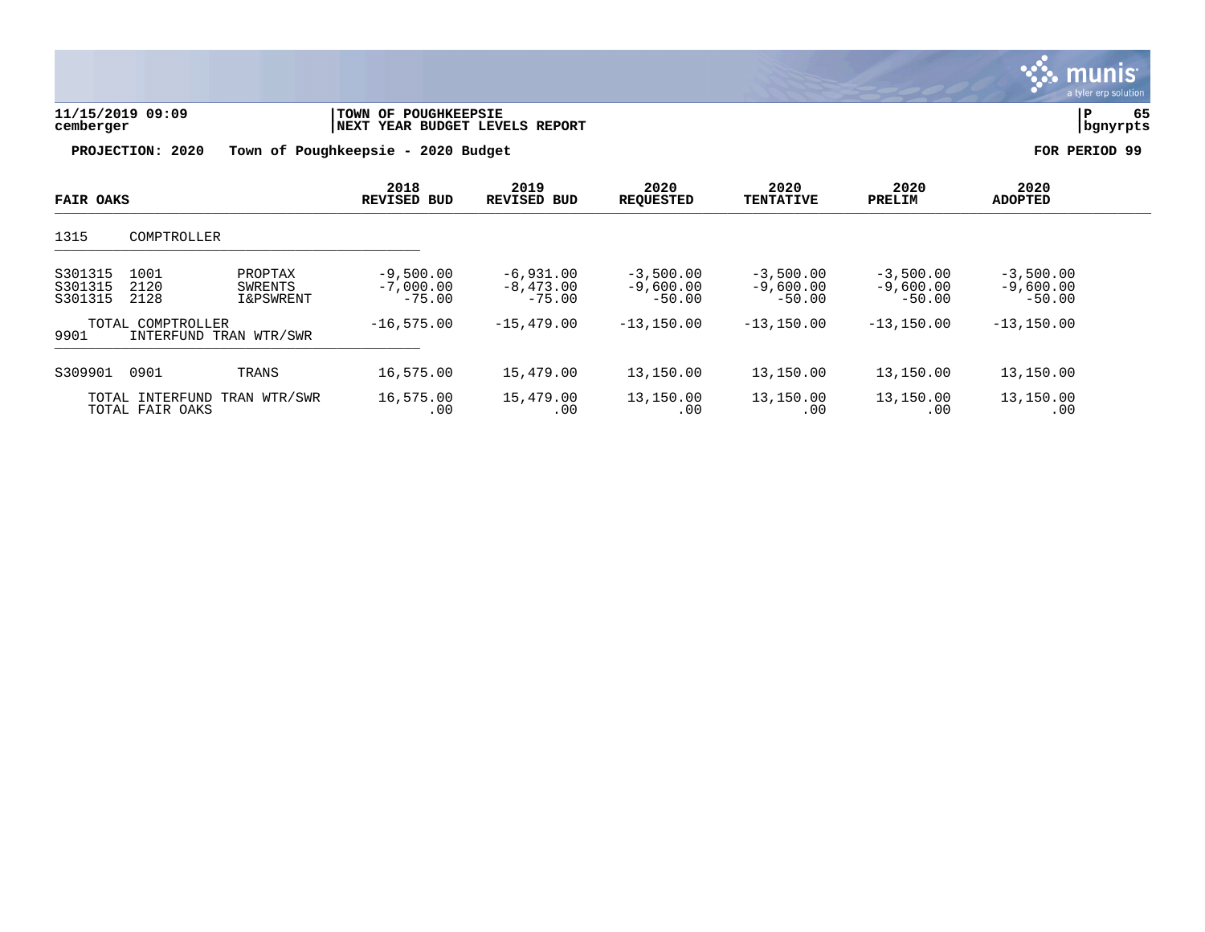**11/15/2019 09:09** | **TOWN OF POUGHKEEPSIE**
**cemberger** | **NEXT YEAR BUDGET LEVELS REPORT** | **bgnyrpts**

**PROJECTION: 2020 Town of Poughkeepsie - 2020 Budget** | **FOR PERIOD 99**

| FAIR OAKS | | | 2018 REVISED BUD | 2019 REVISED BUD | 2020 REQUESTED | 2020 TENTATIVE | 2020 PRELIM | 2020 ADOPTED |
|---|---|---|---|---|---|---|---|---|
| 1315 | COMPTROLLER | | | | | | | |
| S301315 | 1001 | PROPTAX | -9,500.00 | -6,931.00 | -3,500.00 | -3,500.00 | -3,500.00 | -3,500.00 |
| S301315 | 2120 | SWRENTS | -7,000.00 | -8,473.00 | -9,600.00 | -9,600.00 | -9,600.00 | -9,600.00 |
| S301315 | 2128 | I&PSWRENT | -75.00 | -75.00 | -50.00 | -50.00 | -50.00 | -50.00 |
| | TOTAL COMPTROLLER | | -16,575.00 | -15,479.00 | -13,150.00 | -13,150.00 | -13,150.00 | -13,150.00 |
| 9901 | INTERFUND TRAN WTR/SWR | | | | | | | |
| S309901 | 0901 | TRANS | 16,575.00 | 15,479.00 | 13,150.00 | 13,150.00 | 13,150.00 | 13,150.00 |
| | TOTAL INTERFUND TRAN WTR/SWR | | 16,575.00 | 15,479.00 | 13,150.00 | 13,150.00 | 13,150.00 | 13,150.00 |
| | TOTAL FAIR OAKS | | .00 | .00 | .00 | .00 | .00 | .00 |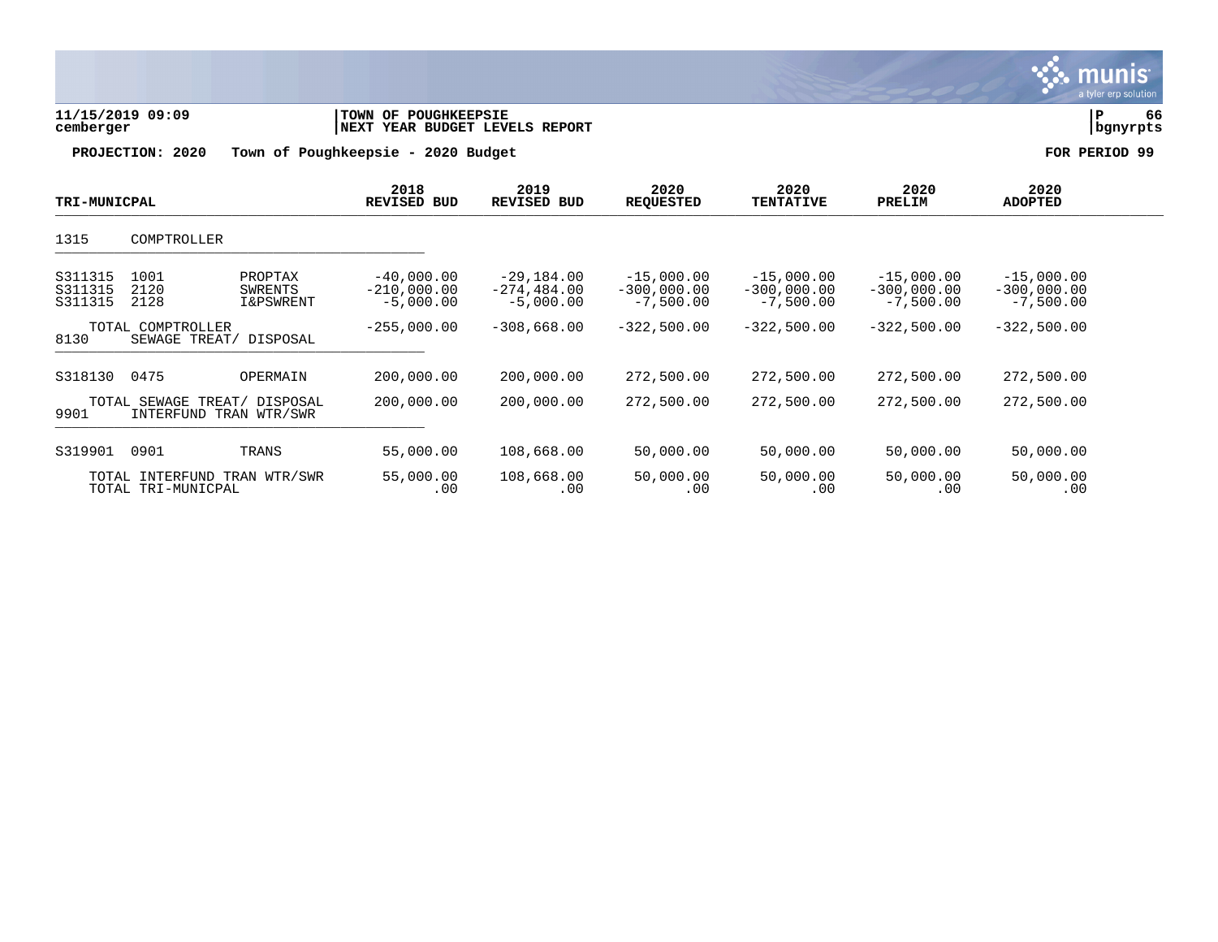**11/15/2019 09:09** | **TOWN OF POUGHKEEPSIE**
**cemberger** | **NEXT YEAR BUDGET LEVELS REPORT** | **bgnyrpts**

**PROJECTION: 2020 Town of Poughkeepsie - 2020 Budget** **FOR PERIOD 99**

| TRI-MUNICPAL | | | 2018 REVISED BUD | 2019 REVISED BUD | 2020 REQUESTED | 2020 TENTATIVE | 2020 PRELIM | 2020 ADOPTED |
|---|---|---|---|---|---|---|---|---|
| 1315 | COMPTROLLER | | | | | | | |
| S311315 | 1001 | PROPTAX | -40,000.00 | -29,184.00 | -15,000.00 | -15,000.00 | -15,000.00 | -15,000.00 |
| S311315 | 2120 | SWRENTS | -210,000.00 | -274,484.00 | -300,000.00 | -300,000.00 | -300,000.00 | -300,000.00 |
| S311315 | 2128 | I&PSWRENT | -5,000.00 | -5,000.00 | -7,500.00 | -7,500.00 | -7,500.00 | -7,500.00 |
| | TOTAL COMPTROLLER | | -255,000.00 | -308,668.00 | -322,500.00 | -322,500.00 | -322,500.00 | -322,500.00 |
| 8130 | SEWAGE TREAT/ DISPOSAL | | | | | | | |
| S318130 | 0475 | OPERMAIN | 200,000.00 | 200,000.00 | 272,500.00 | 272,500.00 | 272,500.00 | 272,500.00 |
| | TOTAL SEWAGE TREAT/ DISPOSAL | | 200,000.00 | 200,000.00 | 272,500.00 | 272,500.00 | 272,500.00 | 272,500.00 |
| 9901 | INTERFUND TRAN WTR/SWR | | | | | | | |
| S319901 | 0901 | TRANS | 55,000.00 | 108,668.00 | 50,000.00 | 50,000.00 | 50,000.00 | 50,000.00 |
| | TOTAL INTERFUND TRAN WTR/SWR | | 55,000.00 | 108,668.00 | 50,000.00 | 50,000.00 | 50,000.00 | 50,000.00 |
| | TOTAL TRI-MUNICPAL | | .00 | .00 | .00 | .00 | .00 | .00 |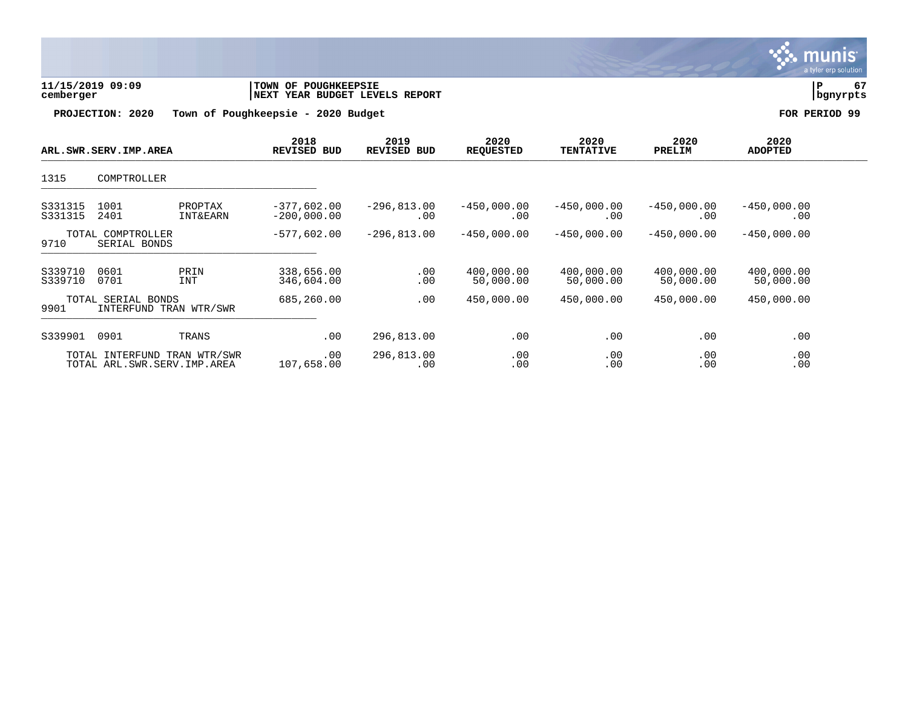**11/15/2019 09:09** | **TOWN OF POUGHKEEPSIE** | **P 67**
**cemberger** | **NEXT YEAR BUDGET LEVELS REPORT** | **bgnyrpts**

**PROJECTION: 2020 Town of Poughkeepsie - 2020 Budget** **FOR PERIOD 99**

| ARL.SWR.SERV.IMP.AREA | | | 2018 REVISED BUD | 2019 REVISED BUD | 2020 REQUESTED | 2020 TENTATIVE | 2020 PRELIM | 2020 ADOPTED |
|---|---|---|---|---|---|---|---|---|
| 1315 | COMPTROLLER | | | | | | | |
| S331315 | 1001 | PROPTAX | -377,602.00 | -296,813.00 | -450,000.00 | -450,000.00 | -450,000.00 | -450,000.00 |
| S331315 | 2401 | INT&EARN | -200,000.00 | .00 | .00 | .00 | .00 | .00 |
| | TOTAL COMPTROLLER | | -577,602.00 | -296,813.00 | -450,000.00 | -450,000.00 | -450,000.00 | -450,000.00 |
| 9710 | SERIAL BONDS | | | | | | | |
| S339710 | 0601 | PRIN | 338,656.00 | .00 | 400,000.00 | 400,000.00 | 400,000.00 | 400,000.00 |
| S339710 | 0701 | INT | 346,604.00 | .00 | 50,000.00 | 50,000.00 | 50,000.00 | 50,000.00 |
| | TOTAL SERIAL BONDS | | 685,260.00 | .00 | 450,000.00 | 450,000.00 | 450,000.00 | 450,000.00 |
| 9901 | INTERFUND TRAN WTR/SWR | | | | | | | |
| S339901 | 0901 | TRANS | .00 | 296,813.00 | .00 | .00 | .00 | .00 |
| | TOTAL INTERFUND TRAN WTR/SWR | | .00 | 296,813.00 | .00 | .00 | .00 | .00 |
| | TOTAL ARL.SWR.SERV.IMP.AREA | | 107,658.00 | .00 | .00 | .00 | .00 | .00 |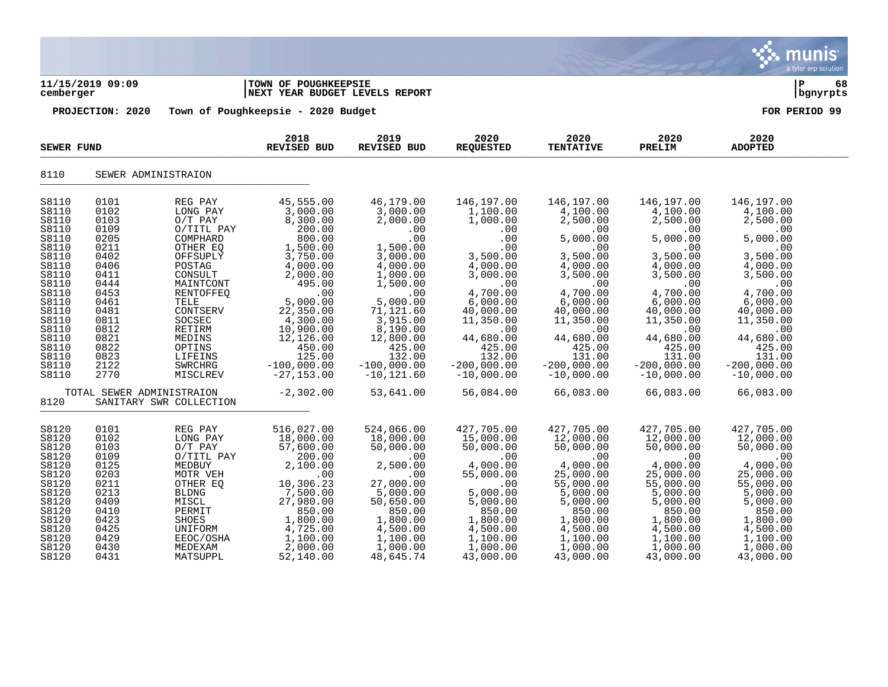**11/15/2019 09:09** | **TOWN OF POUGHKEEPSIE** | **P 68**
**cemberger** | **NEXT YEAR BUDGET LEVELS REPORT** | **bgnyrpts**

**PROJECTION: 2020 Town of Poughkeepsie - 2020 Budget FOR PERIOD 99**

| SEWER FUND | | | 2018 REVISED BUD | 2019 REVISED BUD | 2020 REQUESTED | 2020 TENTATIVE | 2020 PRELIM | 2020 ADOPTED |
|---|---|---|---|---|---|---|---|---|
| 8110 | SEWER ADMINISTRAION | | | | | | | |
| S8110 | 0101 | REG PAY | 45,555.00 | 46,179.00 | 146,197.00 | 146,197.00 | 146,197.00 | 146,197.00 |
| S8110 | 0102 | LONG PAY | 3,000.00 | 3,000.00 | 1,100.00 | 4,100.00 | 4,100.00 | 4,100.00 |
| S8110 | 0103 | O/T PAY | 8,300.00 | 2,000.00 | 1,000.00 | 2,500.00 | 2,500.00 | 2,500.00 |
| S8110 | 0109 | O/TITL PAY | 200.00 | .00 | .00 | .00 | .00 | .00 |
| S8110 | 0205 | COMPHARD | 800.00 | .00 | .00 | 5,000.00 | 5,000.00 | 5,000.00 |
| S8110 | 0211 | OTHER EQ | 1,500.00 | 1,500.00 | .00 | .00 | .00 | .00 |
| S8110 | 0402 | OFFSUPLY | 3,750.00 | 3,000.00 | 3,500.00 | 3,500.00 | 3,500.00 | 3,500.00 |
| S8110 | 0406 | POSTAG | 4,000.00 | 4,000.00 | 4,000.00 | 4,000.00 | 4,000.00 | 4,000.00 |
| S8110 | 0411 | CONSULT | 2,000.00 | 1,000.00 | 3,000.00 | 3,500.00 | 3,500.00 | 3,500.00 |
| S8110 | 0444 | MAINTCONT | 495.00 | 1,500.00 | .00 | .00 | .00 | .00 |
| S8110 | 0453 | RENTOFFEQ | .00 | .00 | 4,700.00 | 4,700.00 | 4,700.00 | 4,700.00 |
| S8110 | 0461 | TELE | 5,000.00 | 5,000.00 | 6,000.00 | 6,000.00 | 6,000.00 | 6,000.00 |
| S8110 | 0481 | CONTSERV | 22,350.00 | 71,121.60 | 40,000.00 | 40,000.00 | 40,000.00 | 40,000.00 |
| S8110 | 0811 | SOCSEC | 4,300.00 | 3,915.00 | 11,350.00 | 11,350.00 | 11,350.00 | 11,350.00 |
| S8110 | 0812 | RETIRM | 10,900.00 | 8,190.00 | .00 | .00 | .00 | .00 |
| S8110 | 0821 | MEDINS | 12,126.00 | 12,800.00 | 44,680.00 | 44,680.00 | 44,680.00 | 44,680.00 |
| S8110 | 0822 | OPTINS | 450.00 | 425.00 | 425.00 | 425.00 | 425.00 | 425.00 |
| S8110 | 0823 | LIFEINS | 125.00 | 132.00 | 132.00 | 131.00 | 131.00 | 131.00 |
| S8110 | 2122 | SWRCHRG | -100,000.00 | -100,000.00 | -200,000.00 | -200,000.00 | -200,000.00 | -200,000.00 |
| S8110 | 2770 | MISCLREV | -27,153.00 | -10,121.60 | -10,000.00 | -10,000.00 | -10,000.00 | -10,000.00 |
| | TOTAL SEWER ADMINISTRAION | | -2,302.00 | 53,641.00 | 56,084.00 | 66,083.00 | 66,083.00 | 66,083.00 |
| 8120 | SANITARY SWR COLLECTION | | | | | | | |
| S8120 | 0101 | REG PAY | 516,027.00 | 524,066.00 | 427,705.00 | 427,705.00 | 427,705.00 | 427,705.00 |
| S8120 | 0102 | LONG PAY | 18,000.00 | 18,000.00 | 15,000.00 | 12,000.00 | 12,000.00 | 12,000.00 |
| S8120 | 0103 | O/T PAY | 57,600.00 | 50,000.00 | 50,000.00 | 50,000.00 | 50,000.00 | 50,000.00 |
| S8120 | 0109 | O/TITL PAY | 200.00 | .00 | .00 | .00 | .00 | .00 |
| S8120 | 0125 | MEDBUY | 2,100.00 | 2,500.00 | 4,000.00 | 4,000.00 | 4,000.00 | 4,000.00 |
| S8120 | 0203 | MOTR VEH | .00 | .00 | 55,000.00 | 25,000.00 | 25,000.00 | 25,000.00 |
| S8120 | 0211 | OTHER EQ | 10,306.23 | 27,000.00 | .00 | 55,000.00 | 55,000.00 | 55,000.00 |
| S8120 | 0213 | BLDNG | 7,500.00 | 5,000.00 | 5,000.00 | 5,000.00 | 5,000.00 | 5,000.00 |
| S8120 | 0409 | MISCL | 27,980.00 | 50,650.00 | 5,000.00 | 5,000.00 | 5,000.00 | 5,000.00 |
| S8120 | 0410 | PERMIT | 850.00 | 850.00 | 850.00 | 850.00 | 850.00 | 850.00 |
| S8120 | 0423 | SHOES | 1,800.00 | 1,800.00 | 1,800.00 | 1,800.00 | 1,800.00 | 1,800.00 |
| S8120 | 0425 | UNIFORM | 4,725.00 | 4,500.00 | 4,500.00 | 4,500.00 | 4,500.00 | 4,500.00 |
| S8120 | 0429 | EEOC/OSHA | 1,100.00 | 1,100.00 | 1,100.00 | 1,100.00 | 1,100.00 | 1,100.00 |
| S8120 | 0430 | MEDEXAM | 2,000.00 | 1,000.00 | 1,000.00 | 1,000.00 | 1,000.00 | 1,000.00 |
| S8120 | 0431 | MATSUPPL | 52,140.00 | 48,645.74 | 43,000.00 | 43,000.00 | 43,000.00 | 43,000.00 |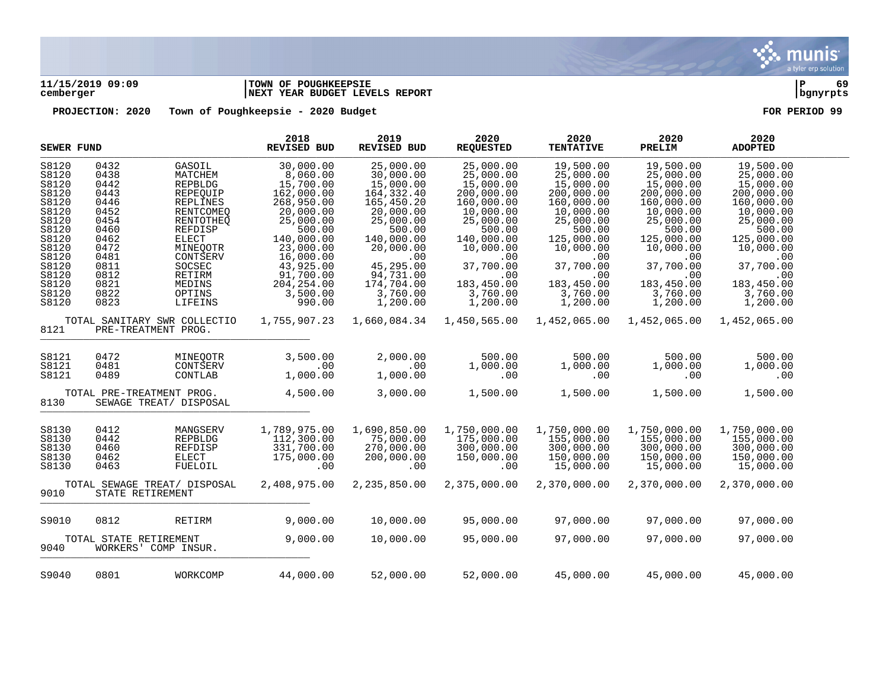**11/15/2019 09:09** | **TOWN OF POUGHKEEPSIE** | **NEXT YEAR BUDGET LEVELS REPORT**
**cemberger** | **bgnyrpts**

**PROJECTION: 2020 Town of Poughkeepsie - 2020 Budget** **FOR PERIOD 99**

| SEWER FUND | | | 2018 REVISED BUD | 2019 REVISED BUD | 2020 REQUESTED | 2020 TENTATIVE | 2020 PRELIM | 2020 ADOPTED |
|---|---|---|---|---|---|---|---|---|
| S8120 | 0432 | GASOIL | 30,000.00 | 25,000.00 | 25,000.00 | 19,500.00 | 19,500.00 | 19,500.00 |
| S8120 | 0438 | MATCHEM | 8,060.00 | 30,000.00 | 25,000.00 | 25,000.00 | 25,000.00 | 25,000.00 |
| S8120 | 0442 | REPBLDG | 15,700.00 | 15,000.00 | 15,000.00 | 15,000.00 | 15,000.00 | 15,000.00 |
| S8120 | 0443 | REPEQUIP | 162,000.00 | 164,332.40 | 200,000.00 | 200,000.00 | 200,000.00 | 200,000.00 |
| S8120 | 0446 | REPLINES | 268,950.00 | 165,450.20 | 160,000.00 | 160,000.00 | 160,000.00 | 160,000.00 |
| S8120 | 0452 | RENTCOMEQ | 20,000.00 | 20,000.00 | 10,000.00 | 10,000.00 | 10,000.00 | 10,000.00 |
| S8120 | 0454 | RENTOTHEQ | 25,000.00 | 25,000.00 | 25,000.00 | 25,000.00 | 25,000.00 | 25,000.00 |
| S8120 | 0460 | REFDISP | 500.00 | 500.00 | 500.00 | 500.00 | 500.00 | 500.00 |
| S8120 | 0462 | ELECT | 140,000.00 | 140,000.00 | 140,000.00 | 125,000.00 | 125,000.00 | 125,000.00 |
| S8120 | 0472 | MINEQOTR | 23,000.00 | 20,000.00 | 10,000.00 | 10,000.00 | 10,000.00 | 10,000.00 |
| S8120 | 0481 | CONTSERV | 16,000.00 | .00 | .00 | .00 | .00 | .00 |
| S8120 | 0811 | SOCSEC | 43,925.00 | 45,295.00 | 37,700.00 | 37,700.00 | 37,700.00 | 37,700.00 |
| S8120 | 0812 | RETIRM | 91,700.00 | 94,731.00 | .00 | .00 | .00 | .00 |
| S8120 | 0821 | MEDINS | 204,254.00 | 174,704.00 | 183,450.00 | 183,450.00 | 183,450.00 | 183,450.00 |
| S8120 | 0822 | OPTINS | 3,500.00 | 3,760.00 | 3,760.00 | 3,760.00 | 3,760.00 | 3,760.00 |
| S8120 | 0823 | LIFEINS | 990.00 | 1,200.00 | 1,200.00 | 1,200.00 | 1,200.00 | 1,200.00 |
| | TOTAL SANITARY SWR COLLECTIO | | 1,755,907.23 | 1,660,084.34 | 1,450,565.00 | 1,452,065.00 | 1,452,065.00 | 1,452,065.00 |
| 8121 | PRE-TREATMENT PROG. | | | | | | | |
| S8121 | 0472 | MINEQOTR | 3,500.00 | 2,000.00 | 500.00 | 500.00 | 500.00 | 500.00 |
| S8121 | 0481 | CONTSERV | .00 | .00 | 1,000.00 | 1,000.00 | 1,000.00 | 1,000.00 |
| S8121 | 0489 | CONTLAB | 1,000.00 | 1,000.00 | .00 | .00 | .00 | .00 |
| | TOTAL PRE-TREATMENT PROG. | | 4,500.00 | 3,000.00 | 1,500.00 | 1,500.00 | 1,500.00 | 1,500.00 |
| 8130 | SEWAGE TREAT/ DISPOSAL | | | | | | | |
| S8130 | 0412 | MANGSERV | 1,789,975.00 | 1,690,850.00 | 1,750,000.00 | 1,750,000.00 | 1,750,000.00 | 1,750,000.00 |
| S8130 | 0442 | REPBLDG | 112,300.00 | 75,000.00 | 175,000.00 | 155,000.00 | 155,000.00 | 155,000.00 |
| S8130 | 0460 | REFDISP | 331,700.00 | 270,000.00 | 300,000.00 | 300,000.00 | 300,000.00 | 300,000.00 |
| S8130 | 0462 | ELECT | 175,000.00 | 200,000.00 | 150,000.00 | 150,000.00 | 150,000.00 | 150,000.00 |
| S8130 | 0463 | FUELOIL | .00 | .00 | .00 | 15,000.00 | 15,000.00 | 15,000.00 |
| | TOTAL SEWAGE TREAT/ DISPOSAL | | 2,408,975.00 | 2,235,850.00 | 2,375,000.00 | 2,370,000.00 | 2,370,000.00 | 2,370,000.00 |
| 9010 | STATE RETIREMENT | | | | | | | |
| S9010 | 0812 | RETIRM | 9,000.00 | 10,000.00 | 95,000.00 | 97,000.00 | 97,000.00 | 97,000.00 |
| | TOTAL STATE RETIREMENT | | 9,000.00 | 10,000.00 | 95,000.00 | 97,000.00 | 97,000.00 | 97,000.00 |
| 9040 | WORKERS' COMP INSUR. | | | | | | | |
| S9040 | 0801 | WORKCOMP | 44,000.00 | 52,000.00 | 52,000.00 | 45,000.00 | 45,000.00 | 45,000.00 |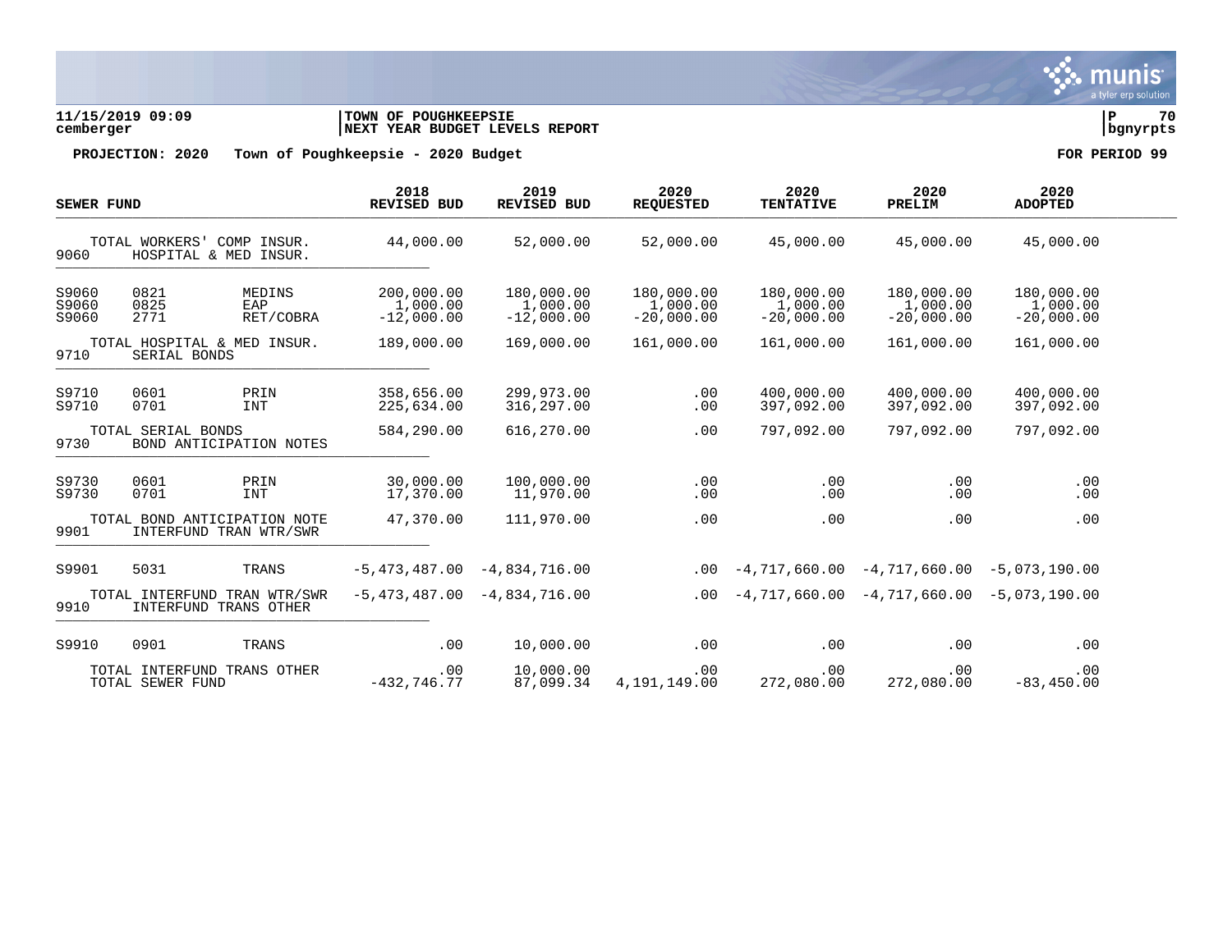**11/15/2019 09:09** | **TOWN OF POUGHKEEPSIE** | **P 70**
**cemberger** | **NEXT YEAR BUDGET LEVELS REPORT** | **bgnyrpts**

**PROJECTION: 2020 Town of Poughkeepsie - 2020 Budget** **FOR PERIOD 99**

| SEWER FUND | | | 2018 REVISED BUD | 2019 REVISED BUD | 2020 REQUESTED | 2020 TENTATIVE | 2020 PRELIM | 2020 ADOPTED |
|---|---|---|---|---|---|---|---|---|
| TOTAL WORKERS' COMP INSUR. | | | 44,000.00 | 52,000.00 | 52,000.00 | 45,000.00 | 45,000.00 | 45,000.00 |
| 9060 | HOSPITAL & MED INSUR. | | | | | | | |
| S9060 | 0821 | MEDINS | 200,000.00 | 180,000.00 | 180,000.00 | 180,000.00 | 180,000.00 | 180,000.00 |
| S9060 | 0825 | EAP | 1,000.00 | 1,000.00 | 1,000.00 | 1,000.00 | 1,000.00 | 1,000.00 |
| S9060 | 2771 | RET/COBRA | -12,000.00 | -12,000.00 | -20,000.00 | -20,000.00 | -20,000.00 | -20,000.00 |
| TOTAL HOSPITAL & MED INSUR. | | | 189,000.00 | 169,000.00 | 161,000.00 | 161,000.00 | 161,000.00 | 161,000.00 |
| 9710 | SERIAL BONDS | | | | | | | |
| S9710 | 0601 | PRIN | 358,656.00 | 299,973.00 | .00 | 400,000.00 | 400,000.00 | 400,000.00 |
| S9710 | 0701 | INT | 225,634.00 | 316,297.00 | .00 | 397,092.00 | 397,092.00 | 397,092.00 |
| TOTAL SERIAL BONDS | | | 584,290.00 | 616,270.00 | .00 | 797,092.00 | 797,092.00 | 797,092.00 |
| 9730 | BOND ANTICIPATION NOTES | | | | | | | |
| S9730 | 0601 | PRIN | 30,000.00 | 100,000.00 | .00 | .00 | .00 | .00 |
| S9730 | 0701 | INT | 17,370.00 | 11,970.00 | .00 | .00 | .00 | .00 |
| TOTAL BOND ANTICIPATION NOTE | | | 47,370.00 | 111,970.00 | .00 | .00 | .00 | .00 |
| 9901 | INTERFUND TRAN WTR/SWR | | | | | | | |
| S9901 | 5031 | TRANS | -5,473,487.00 | -4,834,716.00 | .00 | -4,717,660.00 | -4,717,660.00 | -5,073,190.00 |
| TOTAL INTERFUND TRAN WTR/SWR | | | -5,473,487.00 | -4,834,716.00 | .00 | -4,717,660.00 | -4,717,660.00 | -5,073,190.00 |
| 9910 | INTERFUND TRANS OTHER | | | | | | | |
| S9910 | 0901 | TRANS | .00 | 10,000.00 | .00 | .00 | .00 | .00 |
| TOTAL INTERFUND TRANS OTHER | | | .00 | 10,000.00 | .00 | .00 | .00 | .00 |
| TOTAL SEWER FUND | | | -432,746.77 | 87,099.34 | 4,191,149.00 | 272,080.00 | 272,080.00 | -83,450.00 |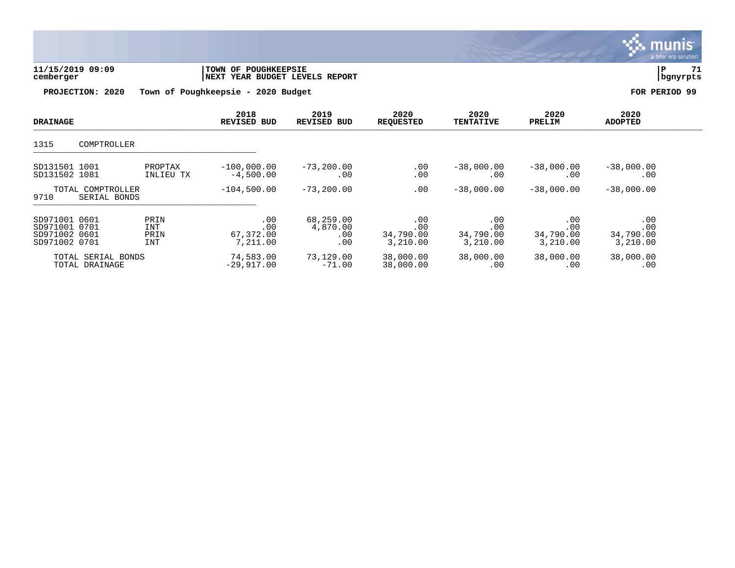**11/15/2019 09:09** | **TOWN OF POUGHKEEPSIE** | **P 71**
**cemberger** | **NEXT YEAR BUDGET LEVELS REPORT** | **bgnyrpts**

**PROJECTION: 2020 Town of Poughkeepsie - 2020 Budget** **FOR PERIOD 99**

| DRAINAGE | | 2018 REVISED BUD | 2019 REVISED BUD | 2020 REQUESTED | 2020 TENTATIVE | 2020 PRELIM | 2020 ADOPTED |
|---|---|---|---|---|---|---|---|
| 1315 COMPTROLLER | | | | | | | |
| SD131501 1001 | PROPTAX | -100,000.00 | -73,200.00 | .00 | -38,000.00 | -38,000.00 | -38,000.00 |
| SD131502 1081 | INLIEU TX | -4,500.00 | .00 | .00 | .00 | .00 | .00 |
| TOTAL COMPTROLLER | | -104,500.00 | -73,200.00 | .00 | -38,000.00 | -38,000.00 | -38,000.00 |
| 9710 SERIAL BONDS | | | | | | | |
| SD971001 0601 | PRIN | .00 | 68,259.00 | .00 | .00 | .00 | .00 |
| SD971001 0701 | INT | .00 | 4,870.00 | .00 | .00 | .00 | .00 |
| SD971002 0601 | PRIN | 67,372.00 | .00 | 34,790.00 | 34,790.00 | 34,790.00 | 34,790.00 |
| SD971002 0701 | INT | 7,211.00 | .00 | 3,210.00 | 3,210.00 | 3,210.00 | 3,210.00 |
| TOTAL SERIAL BONDS | | 74,583.00 | 73,129.00 | 38,000.00 | 38,000.00 | 38,000.00 | 38,000.00 |
| TOTAL DRAINAGE | | -29,917.00 | -71.00 | 38,000.00 | .00 | .00 | .00 |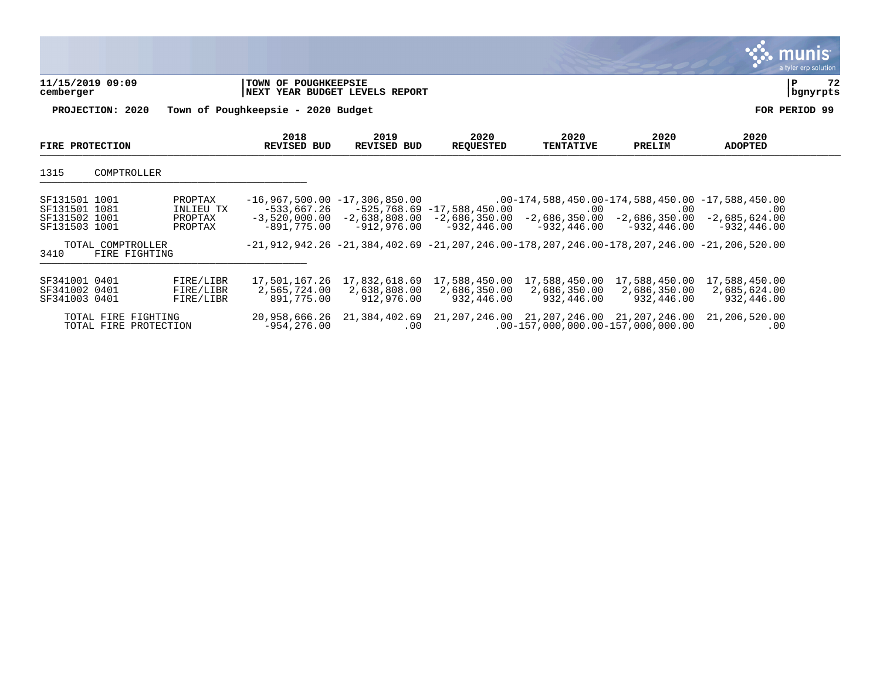**PROJECTION: 2020 Town of Poughkeepsie - 2020 Budget** — FOR PERIOD 99

| FIRE PROTECTION | | 2018 REVISED BUD | 2019 REVISED BUD | 2020 REQUESTED | 2020 TENTATIVE | 2020 PRELIM | 2020 ADOPTED |
|---|---|---|---|---|---|---|---|
| **1315 COMPTROLLER** | | | | | | | |
| SF131501 1001 | PROPTAX | -16,967,500.00 | -17,306,850.00 | .00 | -174,588,450.00 | -174,588,450.00 | -17,588,450.00 |
| SF131501 1081 | INLIEU TX | -533,667.26 | -525,768.69 | -17,588,450.00 | .00 | .00 | .00 |
| SF131502 1001 | PROPTAX | -3,520,000.00 | -2,638,808.00 | -2,686,350.00 | -2,686,350.00 | -2,686,350.00 | -2,685,624.00 |
| SF131503 1001 | PROPTAX | -891,775.00 | -912,976.00 | -932,446.00 | -932,446.00 | -932,446.00 | -932,446.00 |
| TOTAL COMPTROLLER | | -21,912,942.26 | -21,384,402.69 | -21,207,246.00 | -178,207,246.00 | -178,207,246.00 | -21,206,520.00 |
| **3410 FIRE FIGHTING** | | | | | | | |
| SF341001 0401 | FIRE/LIBR | 17,501,167.26 | 17,832,618.69 | 17,588,450.00 | 17,588,450.00 | 17,588,450.00 | 17,588,450.00 |
| SF341002 0401 | FIRE/LIBR | 2,565,724.00 | 2,638,808.00 | 2,686,350.00 | 2,686,350.00 | 2,686,350.00 | 2,685,624.00 |
| SF341003 0401 | FIRE/LIBR | 891,775.00 | 912,976.00 | 932,446.00 | 932,446.00 | 932,446.00 | 932,446.00 |
| TOTAL FIRE FIGHTING | | 20,958,666.26 | 21,384,402.69 | 21,207,246.00 | 21,207,246.00 | 21,207,246.00 | 21,206,520.00 |
| TOTAL FIRE PROTECTION | | -954,276.00 | .00 | .00 | -157,000,000.00 | -157,000,000.00 | .00 |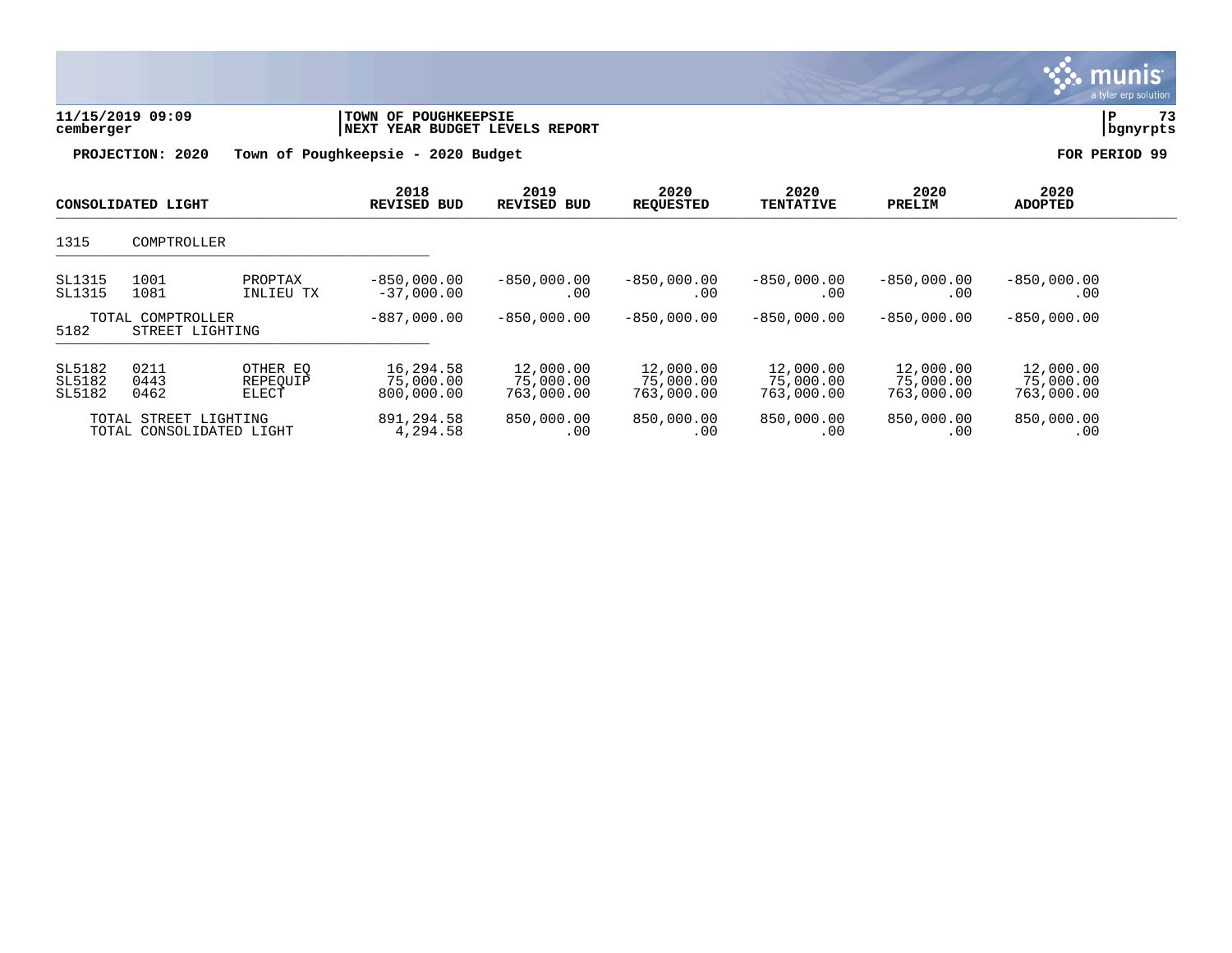11/15/2019 09:09 | TOWN OF POUGHKEEPSIE
cemberger | NEXT YEAR BUDGET LEVELS REPORT

**PROJECTION: 2020 Town of Poughkeepsie - 2020 Budget** **FOR PERIOD 99**

| CONSOLIDATED LIGHT | | | 2018 REVISED BUD | 2019 REVISED BUD | 2020 REQUESTED | 2020 TENTATIVE | 2020 PRELIM | 2020 ADOPTED |
|---|---|---|---|---|---|---|---|---|
| 1315 | COMPTROLLER | | | | | | | |
| SL1315 | 1001 | PROPTAX | -850,000.00 | -850,000.00 | -850,000.00 | -850,000.00 | -850,000.00 | -850,000.00 |
| SL1315 | 1081 | INLIEU TX | -37,000.00 | .00 | .00 | .00 | .00 | .00 |
| TOTAL COMPTROLLER | | | -887,000.00 | -850,000.00 | -850,000.00 | -850,000.00 | -850,000.00 | -850,000.00 |
| 5182 | STREET LIGHTING | | | | | | | |
| SL5182 | 0211 | OTHER EQ | 16,294.58 | 12,000.00 | 12,000.00 | 12,000.00 | 12,000.00 | 12,000.00 |
| SL5182 | 0443 | REPEQUIP | 75,000.00 | 75,000.00 | 75,000.00 | 75,000.00 | 75,000.00 | 75,000.00 |
| SL5182 | 0462 | ELECT | 800,000.00 | 763,000.00 | 763,000.00 | 763,000.00 | 763,000.00 | 763,000.00 |
| TOTAL STREET LIGHTING | | | 891,294.58 | 850,000.00 | 850,000.00 | 850,000.00 | 850,000.00 | 850,000.00 |
| TOTAL CONSOLIDATED LIGHT | | | 4,294.58 | .00 | .00 | .00 | .00 | .00 |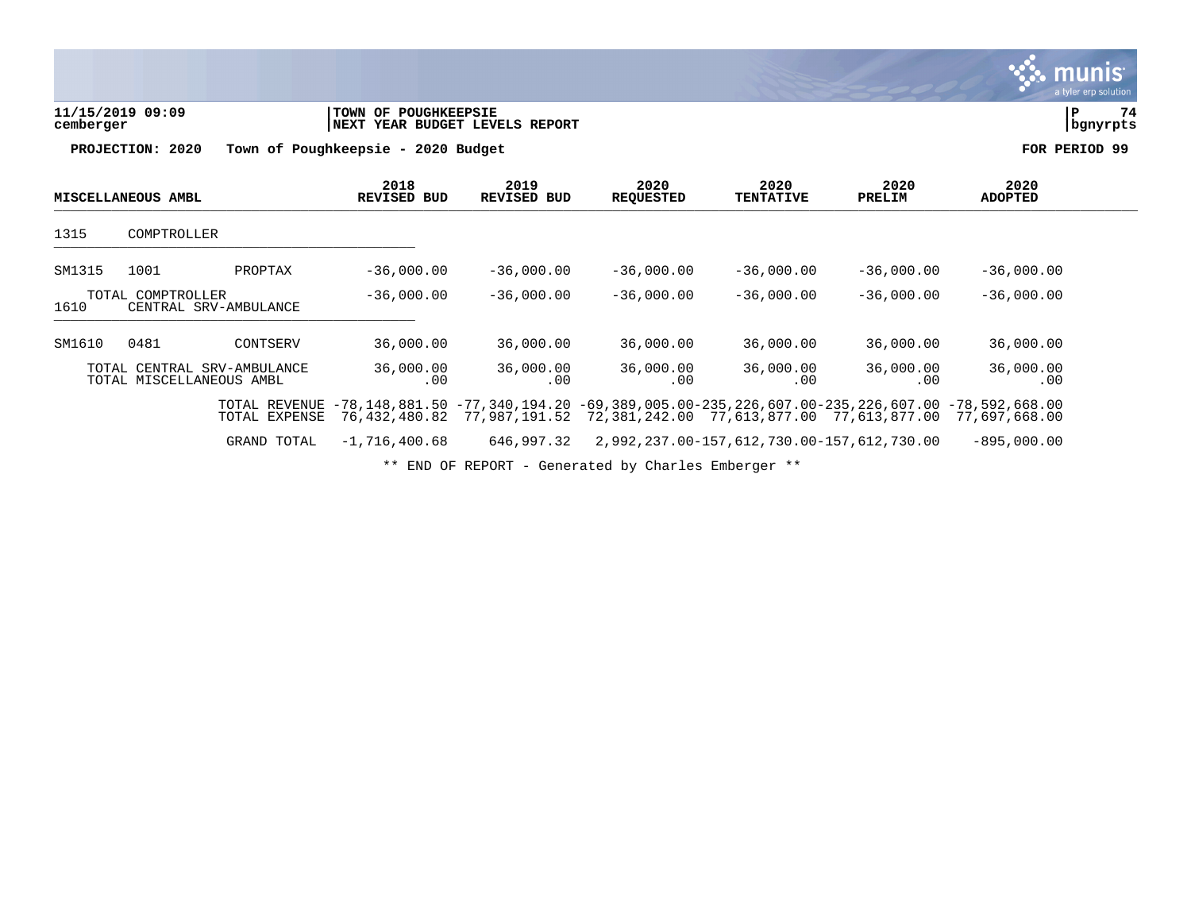11/15/2019 09:09 — TOWN OF POUGHKEEPSIE
cemberger — NEXT YEAR BUDGET LEVELS REPORT

**PROJECTION: 2020    Town of Poughkeepsie - 2020 Budget**    **FOR PERIOD 99**

| MISCELLANEOUS AMBL | | | 2018 REVISED BUD | 2019 REVISED BUD | 2020 REQUESTED | 2020 TENTATIVE | 2020 PRELIM | 2020 ADOPTED |
|---|---|---|---|---|---|---|---|---|
| 1315 | COMPTROLLER | | | | | | | |
| SM1315 | 1001 | PROPTAX | -36,000.00 | -36,000.00 | -36,000.00 | -36,000.00 | -36,000.00 | -36,000.00 |
| | TOTAL COMPTROLLER | | -36,000.00 | -36,000.00 | -36,000.00 | -36,000.00 | -36,000.00 | -36,000.00 |
| 1610 | CENTRAL SRV-AMBULANCE | | | | | | | |
| SM1610 | 0481 | CONTSERV | 36,000.00 | 36,000.00 | 36,000.00 | 36,000.00 | 36,000.00 | 36,000.00 |
| | TOTAL CENTRAL SRV-AMBULANCE | | 36,000.00 | 36,000.00 | 36,000.00 | 36,000.00 | 36,000.00 | 36,000.00 |
| | TOTAL MISCELLANEOUS AMBL | | .00 | .00 | .00 | .00 | .00 | .00 |
| | | TOTAL REVENUE | -78,148,881.50 | -77,340,194.20 | -69,389,005.00 | -235,226,607.00 | -235,226,607.00 | -78,592,668.00 |
| | | TOTAL EXPENSE | 76,432,480.82 | 77,987,191.52 | 72,381,242.00 | 77,613,877.00 | 77,613,877.00 | 77,697,668.00 |
| | | GRAND TOTAL | -1,716,400.68 | 646,997.32 | 2,992,237.00 | -157,612,730.00 | -157,612,730.00 | -895,000.00 |

** END OF REPORT - Generated by Charles Emberger **